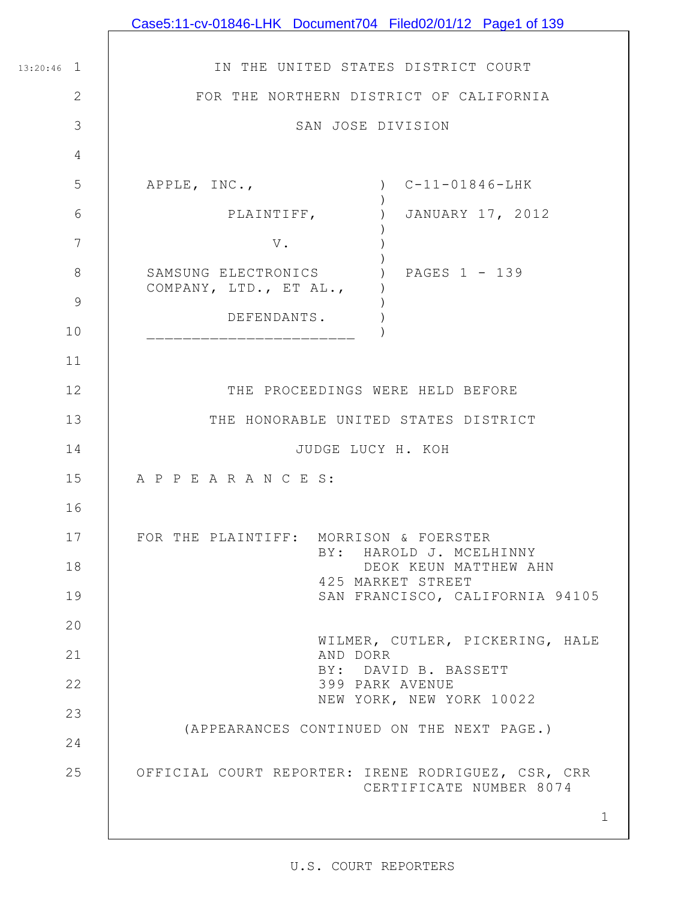IN THE UNITED STATES DISTRICT COURT

FOR THE NORTHERN DISTRICT OF CALIFORNIA

SAN JOSE DIVISION

| | | |
|---|---|---|
| APPLE, INC., | ) | C-11-01846-LHK |
| PLAINTIFF, | ) | JANUARY 17, 2012 |
| V. | ) | |
| SAMSUNG ELECTRONICS COMPANY, LTD., ET AL., | ) | PAGES 1 - 139 |
| DEFENDANTS. | ) | |

THE PROCEEDINGS WERE HELD BEFORE

THE HONORABLE UNITED STATES DISTRICT

JUDGE LUCY H. KOH

A P P E A R A N C E S:

FOR THE PLAINTIFF: MORRISON & FOERSTER
BY: HAROLD J. MCELHINNY
DEOK KEUN MATTHEW AHN
425 MARKET STREET
SAN FRANCISCO, CALIFORNIA 94105

WILMER, CUTLER, PICKERING, HALE AND DORR
BY: DAVID B. BASSETT
399 PARK AVENUE
NEW YORK, NEW YORK 10022

(APPEARANCES CONTINUED ON THE NEXT PAGE.)

OFFICIAL COURT REPORTER: IRENE RODRIGUEZ, CSR, CRR
CERTIFICATE NUMBER 8074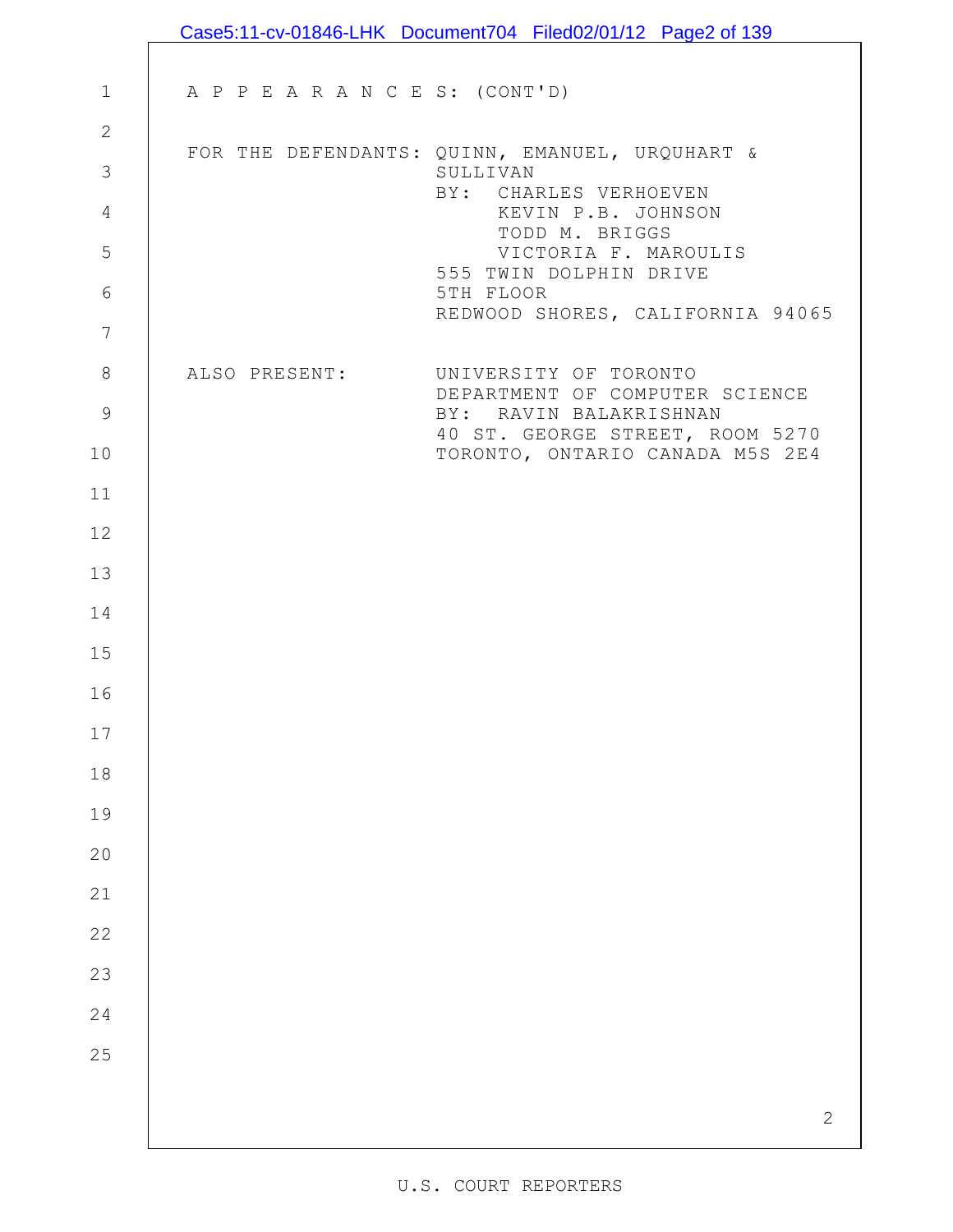A P P E A R A N C E S: (CONT'D)

FOR THE DEFENDANTS: QUINN, EMANUEL, URQUHART & SULLIVAN
BY: CHARLES VERHOEVEN
KEVIN P.B. JOHNSON
TODD M. BRIGGS
VICTORIA F. MAROULIS
555 TWIN DOLPHIN DRIVE
5TH FLOOR
REDWOOD SHORES, CALIFORNIA 94065

ALSO PRESENT: UNIVERSITY OF TORONTO
DEPARTMENT OF COMPUTER SCIENCE
BY: RAVIN BALAKRISHNAN
40 ST. GEORGE STREET, ROOM 5270
TORONTO, ONTARIO CANADA M5S 2E4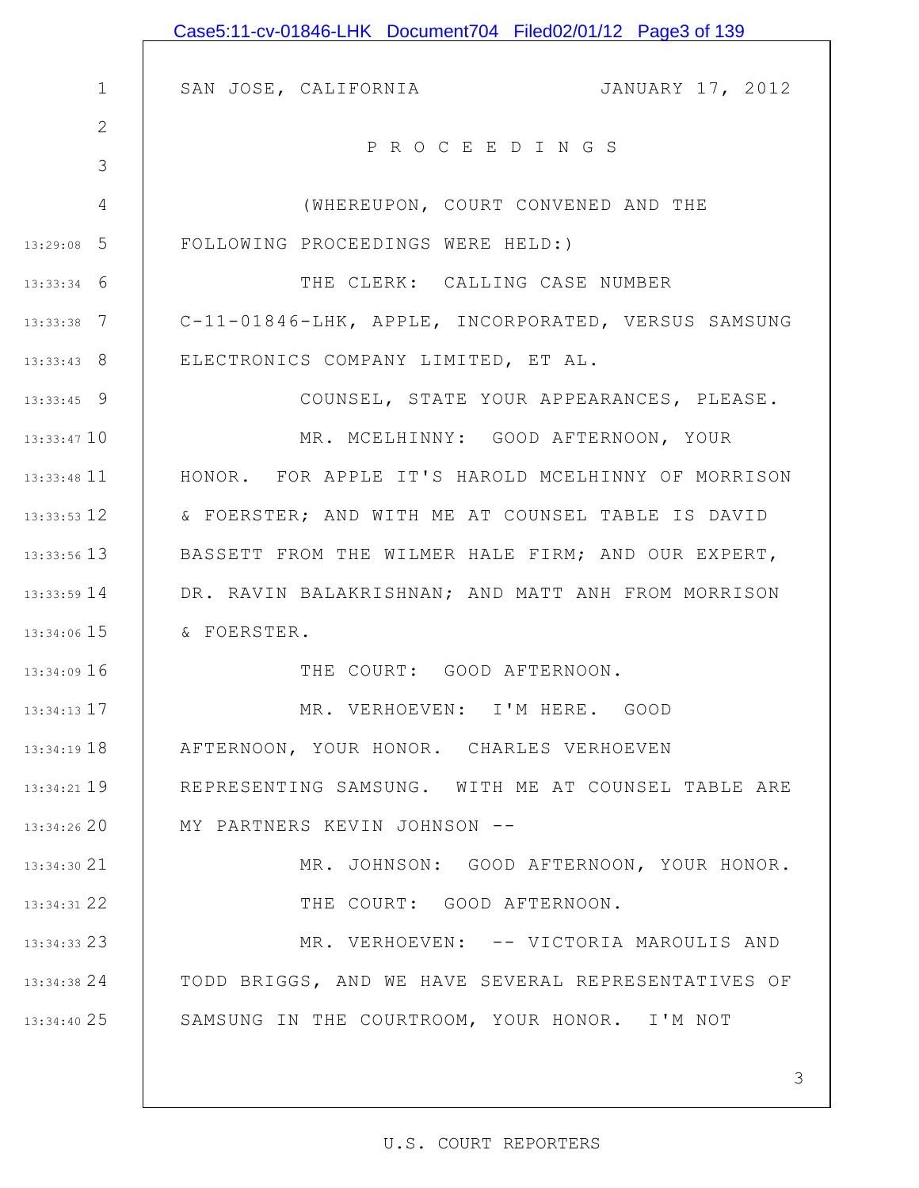SAN JOSE, CALIFORNIA JANUARY 17, 2012

P R O C E E D I N G S

(WHEREUPON, COURT CONVENED AND THE FOLLOWING PROCEEDINGS WERE HELD:)

THE CLERK: CALLING CASE NUMBER C-11-01846-LHK, APPLE, INCORPORATED, VERSUS SAMSUNG ELECTRONICS COMPANY LIMITED, ET AL.

COUNSEL, STATE YOUR APPEARANCES, PLEASE.

MR. MCELHINNY: GOOD AFTERNOON, YOUR HONOR. FOR APPLE IT'S HAROLD MCELHINNY OF MORRISON & FOERSTER; AND WITH ME AT COUNSEL TABLE IS DAVID BASSETT FROM THE WILMER HALE FIRM; AND OUR EXPERT, DR. RAVIN BALAKRISHNAN; AND MATT ANH FROM MORRISON & FOERSTER.

THE COURT: GOOD AFTERNOON.

MR. VERHOEVEN: I'M HERE. GOOD AFTERNOON, YOUR HONOR. CHARLES VERHOEVEN REPRESENTING SAMSUNG. WITH ME AT COUNSEL TABLE ARE MY PARTNERS KEVIN JOHNSON --

MR. JOHNSON: GOOD AFTERNOON, YOUR HONOR.

THE COURT: GOOD AFTERNOON.

MR. VERHOEVEN: -- VICTORIA MAROULIS AND TODD BRIGGS, AND WE HAVE SEVERAL REPRESENTATIVES OF SAMSUNG IN THE COURTROOM, YOUR HONOR. I'M NOT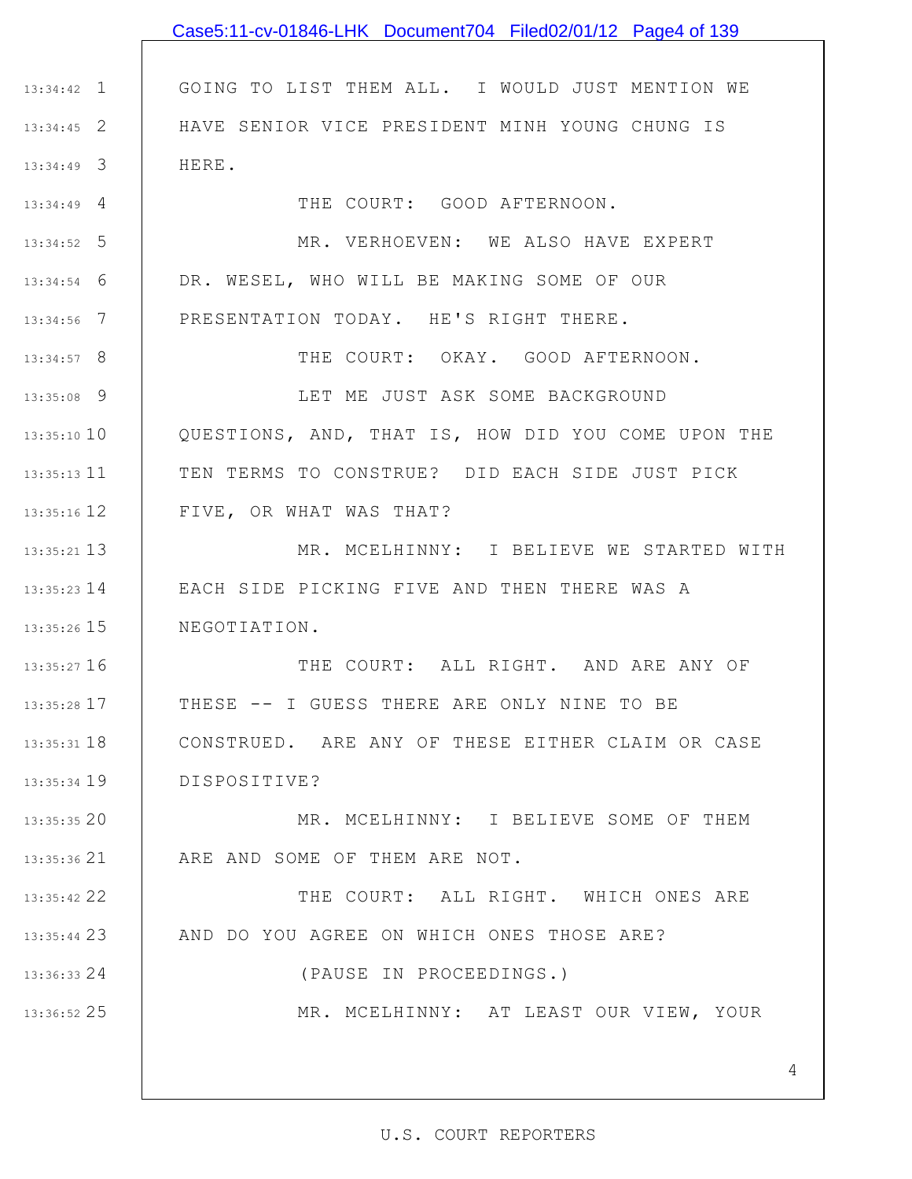GOING TO LIST THEM ALL. I WOULD JUST MENTION WE HAVE SENIOR VICE PRESIDENT MINH YOUNG CHUNG IS HERE.

THE COURT: GOOD AFTERNOON.

MR. VERHOEVEN: WE ALSO HAVE EXPERT DR. WESEL, WHO WILL BE MAKING SOME OF OUR PRESENTATION TODAY. HE'S RIGHT THERE.

THE COURT: OKAY. GOOD AFTERNOON.

LET ME JUST ASK SOME BACKGROUND QUESTIONS, AND, THAT IS, HOW DID YOU COME UPON THE TEN TERMS TO CONSTRUE? DID EACH SIDE JUST PICK FIVE, OR WHAT WAS THAT?

MR. MCELHINNY: I BELIEVE WE STARTED WITH EACH SIDE PICKING FIVE AND THEN THERE WAS A NEGOTIATION.

THE COURT: ALL RIGHT. AND ARE ANY OF THESE -- I GUESS THERE ARE ONLY NINE TO BE CONSTRUED. ARE ANY OF THESE EITHER CLAIM OR CASE DISPOSITIVE?

MR. MCELHINNY: I BELIEVE SOME OF THEM ARE AND SOME OF THEM ARE NOT.

THE COURT: ALL RIGHT. WHICH ONES ARE AND DO YOU AGREE ON WHICH ONES THOSE ARE?

(PAUSE IN PROCEEDINGS.)

MR. MCELHINNY: AT LEAST OUR VIEW, YOUR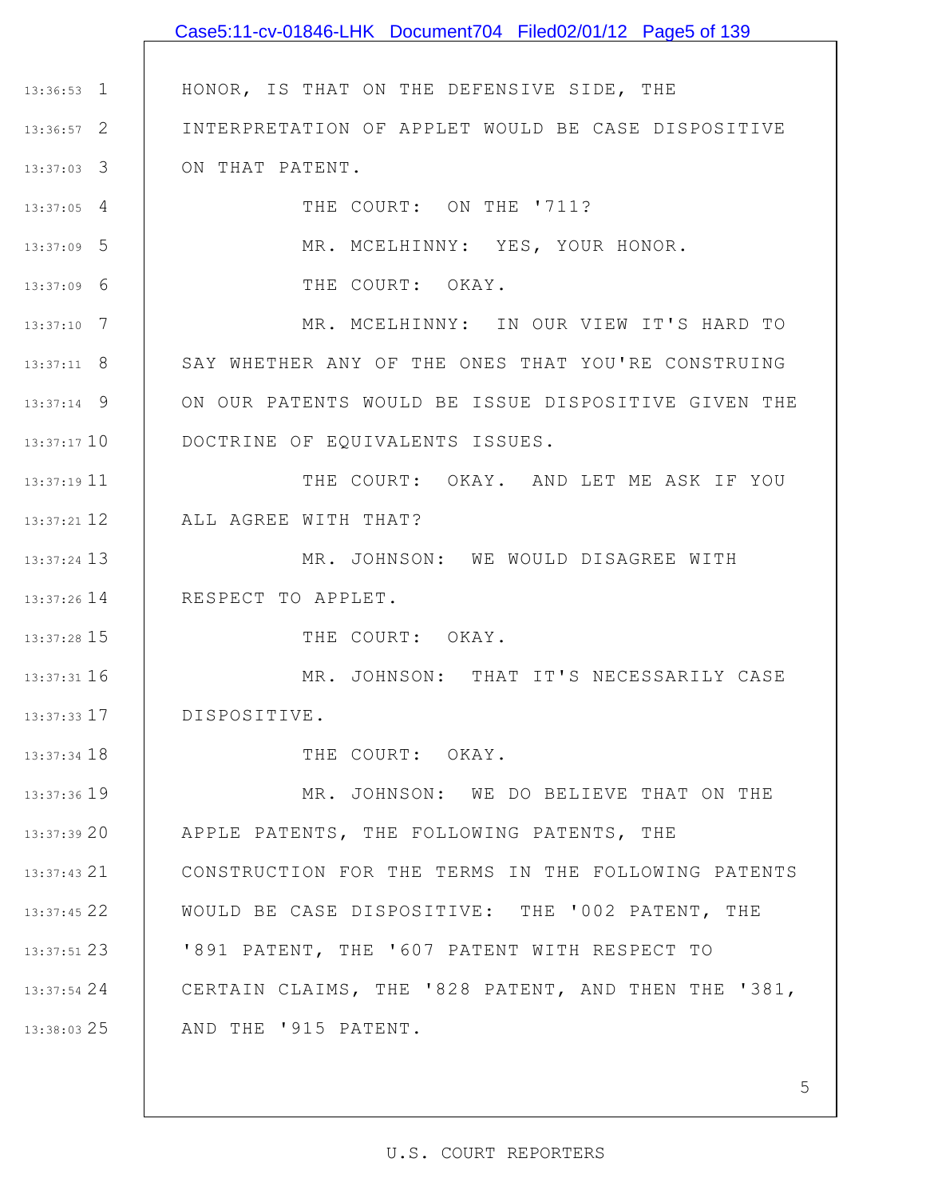HONOR, IS THAT ON THE DEFENSIVE SIDE, THE INTERPRETATION OF APPLET WOULD BE CASE DISPOSITIVE ON THAT PATENT.

THE COURT: ON THE '711?

MR. MCELHINNY: YES, YOUR HONOR.

THE COURT: OKAY.

MR. MCELHINNY: IN OUR VIEW IT'S HARD TO SAY WHETHER ANY OF THE ONES THAT YOU'RE CONSTRUING ON OUR PATENTS WOULD BE ISSUE DISPOSITIVE GIVEN THE DOCTRINE OF EQUIVALENTS ISSUES.

THE COURT: OKAY. AND LET ME ASK IF YOU ALL AGREE WITH THAT?

MR. JOHNSON: WE WOULD DISAGREE WITH RESPECT TO APPLET.

THE COURT: OKAY.

MR. JOHNSON: THAT IT'S NECESSARILY CASE DISPOSITIVE.

THE COURT: OKAY.

MR. JOHNSON: WE DO BELIEVE THAT ON THE APPLE PATENTS, THE FOLLOWING PATENTS, THE CONSTRUCTION FOR THE TERMS IN THE FOLLOWING PATENTS WOULD BE CASE DISPOSITIVE: THE '002 PATENT, THE '891 PATENT, THE '607 PATENT WITH RESPECT TO CERTAIN CLAIMS, THE '828 PATENT, AND THEN THE '381, AND THE '915 PATENT.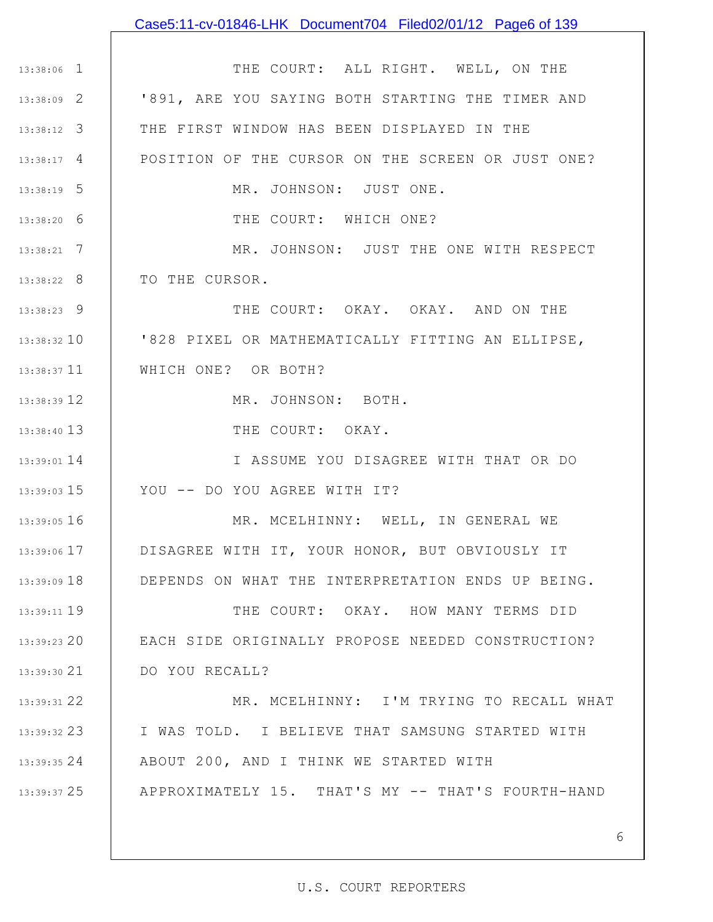THE COURT: ALL RIGHT. WELL, ON THE '891, ARE YOU SAYING BOTH STARTING THE TIMER AND THE FIRST WINDOW HAS BEEN DISPLAYED IN THE POSITION OF THE CURSOR ON THE SCREEN OR JUST ONE?

MR. JOHNSON: JUST ONE.

THE COURT: WHICH ONE?

MR. JOHNSON: JUST THE ONE WITH RESPECT TO THE CURSOR.

THE COURT: OKAY. OKAY. AND ON THE '828 PIXEL OR MATHEMATICALLY FITTING AN ELLIPSE, WHICH ONE? OR BOTH?

MR. JOHNSON: BOTH.

THE COURT: OKAY.

I ASSUME YOU DISAGREE WITH THAT OR DO YOU -- DO YOU AGREE WITH IT?

MR. MCELHINNY: WELL, IN GENERAL WE DISAGREE WITH IT, YOUR HONOR, BUT OBVIOUSLY IT DEPENDS ON WHAT THE INTERPRETATION ENDS UP BEING.

THE COURT: OKAY. HOW MANY TERMS DID EACH SIDE ORIGINALLY PROPOSE NEEDED CONSTRUCTION? DO YOU RECALL?

MR. MCELHINNY: I'M TRYING TO RECALL WHAT I WAS TOLD. I BELIEVE THAT SAMSUNG STARTED WITH ABOUT 200, AND I THINK WE STARTED WITH APPROXIMATELY 15. THAT'S MY -- THAT'S FOURTH-HAND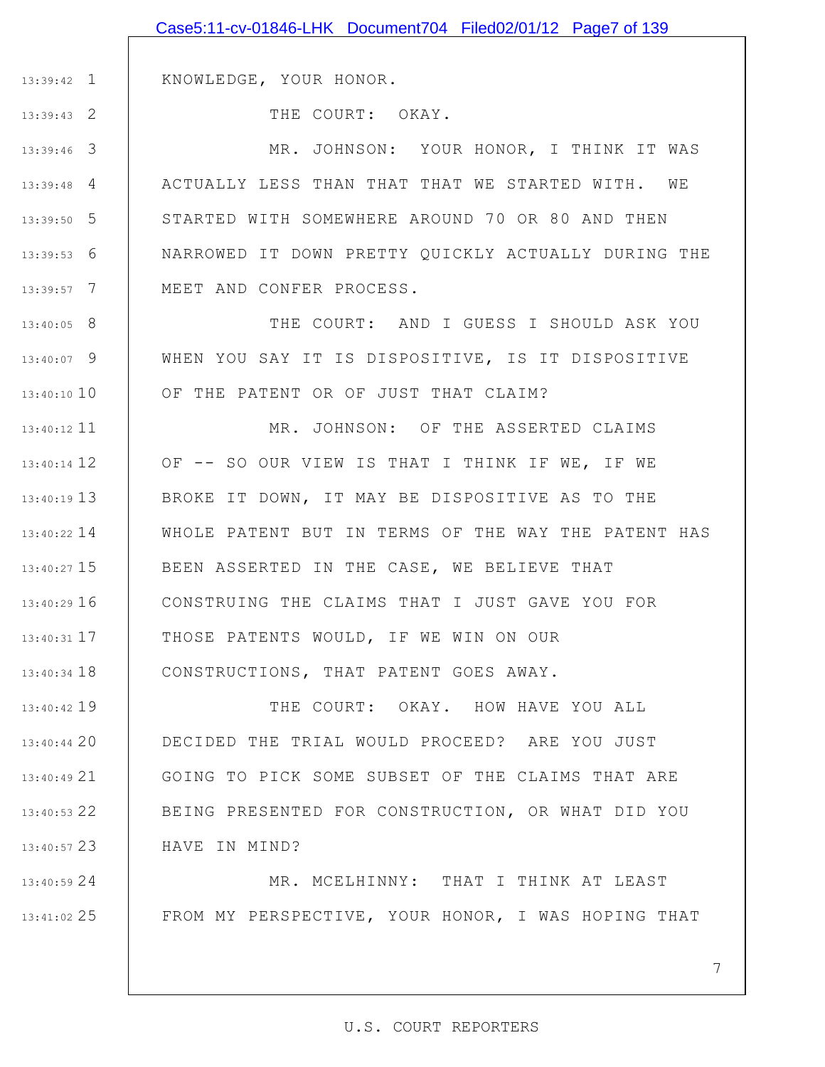KNOWLEDGE, YOUR HONOR.

THE COURT: OKAY.

MR. JOHNSON: YOUR HONOR, I THINK IT WAS ACTUALLY LESS THAN THAT THAT WE STARTED WITH. WE STARTED WITH SOMEWHERE AROUND 70 OR 80 AND THEN NARROWED IT DOWN PRETTY QUICKLY ACTUALLY DURING THE MEET AND CONFER PROCESS.

THE COURT: AND I GUESS I SHOULD ASK YOU WHEN YOU SAY IT IS DISPOSITIVE, IS IT DISPOSITIVE OF THE PATENT OR OF JUST THAT CLAIM?

MR. JOHNSON: OF THE ASSERTED CLAIMS OF -- SO OUR VIEW IS THAT I THINK IF WE, IF WE BROKE IT DOWN, IT MAY BE DISPOSITIVE AS TO THE WHOLE PATENT BUT IN TERMS OF THE WAY THE PATENT HAS BEEN ASSERTED IN THE CASE, WE BELIEVE THAT CONSTRUING THE CLAIMS THAT I JUST GAVE YOU FOR THOSE PATENTS WOULD, IF WE WIN ON OUR CONSTRUCTIONS, THAT PATENT GOES AWAY.

THE COURT: OKAY. HOW HAVE YOU ALL DECIDED THE TRIAL WOULD PROCEED? ARE YOU JUST GOING TO PICK SOME SUBSET OF THE CLAIMS THAT ARE BEING PRESENTED FOR CONSTRUCTION, OR WHAT DID YOU HAVE IN MIND?

MR. MCELHINNY: THAT I THINK AT LEAST FROM MY PERSPECTIVE, YOUR HONOR, I WAS HOPING THAT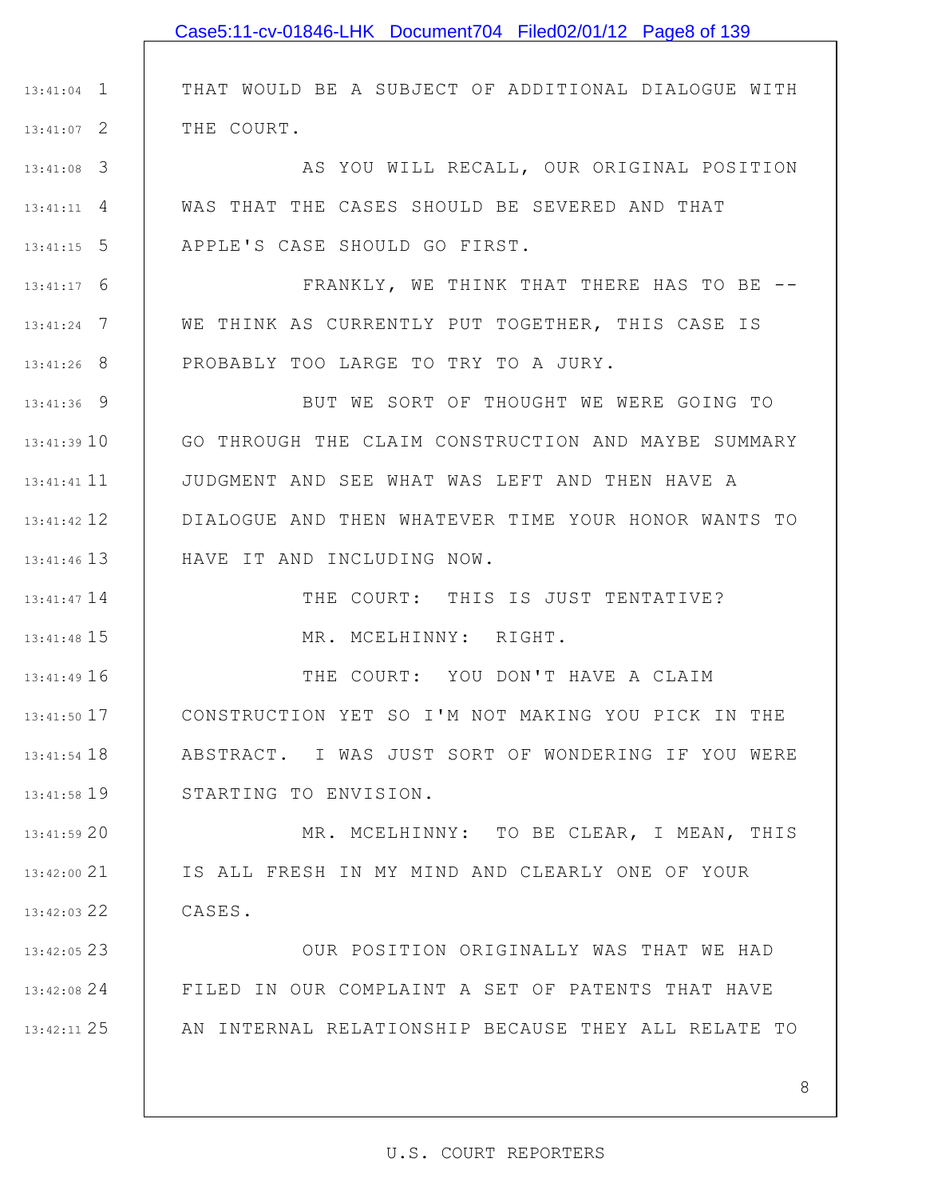THAT WOULD BE A SUBJECT OF ADDITIONAL DIALOGUE WITH THE COURT.

AS YOU WILL RECALL, OUR ORIGINAL POSITION WAS THAT THE CASES SHOULD BE SEVERED AND THAT APPLE'S CASE SHOULD GO FIRST.

FRANKLY, WE THINK THAT THERE HAS TO BE -- WE THINK AS CURRENTLY PUT TOGETHER, THIS CASE IS PROBABLY TOO LARGE TO TRY TO A JURY.

BUT WE SORT OF THOUGHT WE WERE GOING TO GO THROUGH THE CLAIM CONSTRUCTION AND MAYBE SUMMARY JUDGMENT AND SEE WHAT WAS LEFT AND THEN HAVE A DIALOGUE AND THEN WHATEVER TIME YOUR HONOR WANTS TO HAVE IT AND INCLUDING NOW.

THE COURT: THIS IS JUST TENTATIVE?

MR. MCELHINNY: RIGHT.

THE COURT: YOU DON'T HAVE A CLAIM CONSTRUCTION YET SO I'M NOT MAKING YOU PICK IN THE ABSTRACT. I WAS JUST SORT OF WONDERING IF YOU WERE STARTING TO ENVISION.

MR. MCELHINNY: TO BE CLEAR, I MEAN, THIS IS ALL FRESH IN MY MIND AND CLEARLY ONE OF YOUR CASES.

OUR POSITION ORIGINALLY WAS THAT WE HAD FILED IN OUR COMPLAINT A SET OF PATENTS THAT HAVE AN INTERNAL RELATIONSHIP BECAUSE THEY ALL RELATE TO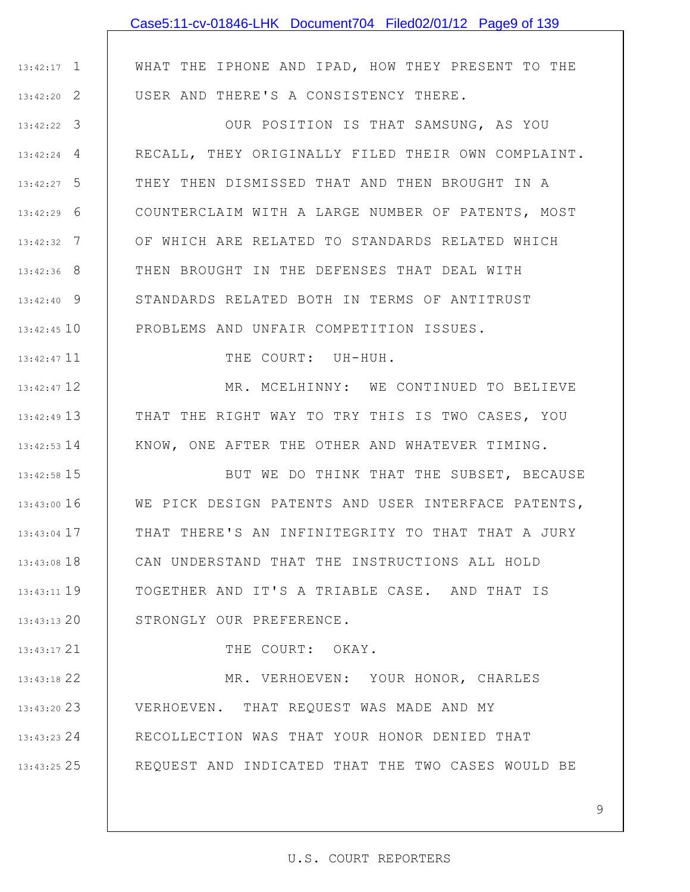WHAT THE IPHONE AND IPAD, HOW THEY PRESENT TO THE USER AND THERE'S A CONSISTENCY THERE.

OUR POSITION IS THAT SAMSUNG, AS YOU RECALL, THEY ORIGINALLY FILED THEIR OWN COMPLAINT. THEY THEN DISMISSED THAT AND THEN BROUGHT IN A COUNTERCLAIM WITH A LARGE NUMBER OF PATENTS, MOST OF WHICH ARE RELATED TO STANDARDS RELATED WHICH THEN BROUGHT IN THE DEFENSES THAT DEAL WITH STANDARDS RELATED BOTH IN TERMS OF ANTITRUST PROBLEMS AND UNFAIR COMPETITION ISSUES.

THE COURT: UH-HUH.

MR. MCELHINNY: WE CONTINUED TO BELIEVE THAT THE RIGHT WAY TO TRY THIS IS TWO CASES, YOU KNOW, ONE AFTER THE OTHER AND WHATEVER TIMING.

BUT WE DO THINK THAT THE SUBSET, BECAUSE WE PICK DESIGN PATENTS AND USER INTERFACE PATENTS, THAT THERE'S AN INFINITEGRITY TO THAT THAT A JURY CAN UNDERSTAND THAT THE INSTRUCTIONS ALL HOLD TOGETHER AND IT'S A TRIABLE CASE. AND THAT IS STRONGLY OUR PREFERENCE.

THE COURT: OKAY.

MR. VERHOEVEN: YOUR HONOR, CHARLES VERHOEVEN. THAT REQUEST WAS MADE AND MY RECOLLECTION WAS THAT YOUR HONOR DENIED THAT REQUEST AND INDICATED THAT THE TWO CASES WOULD BE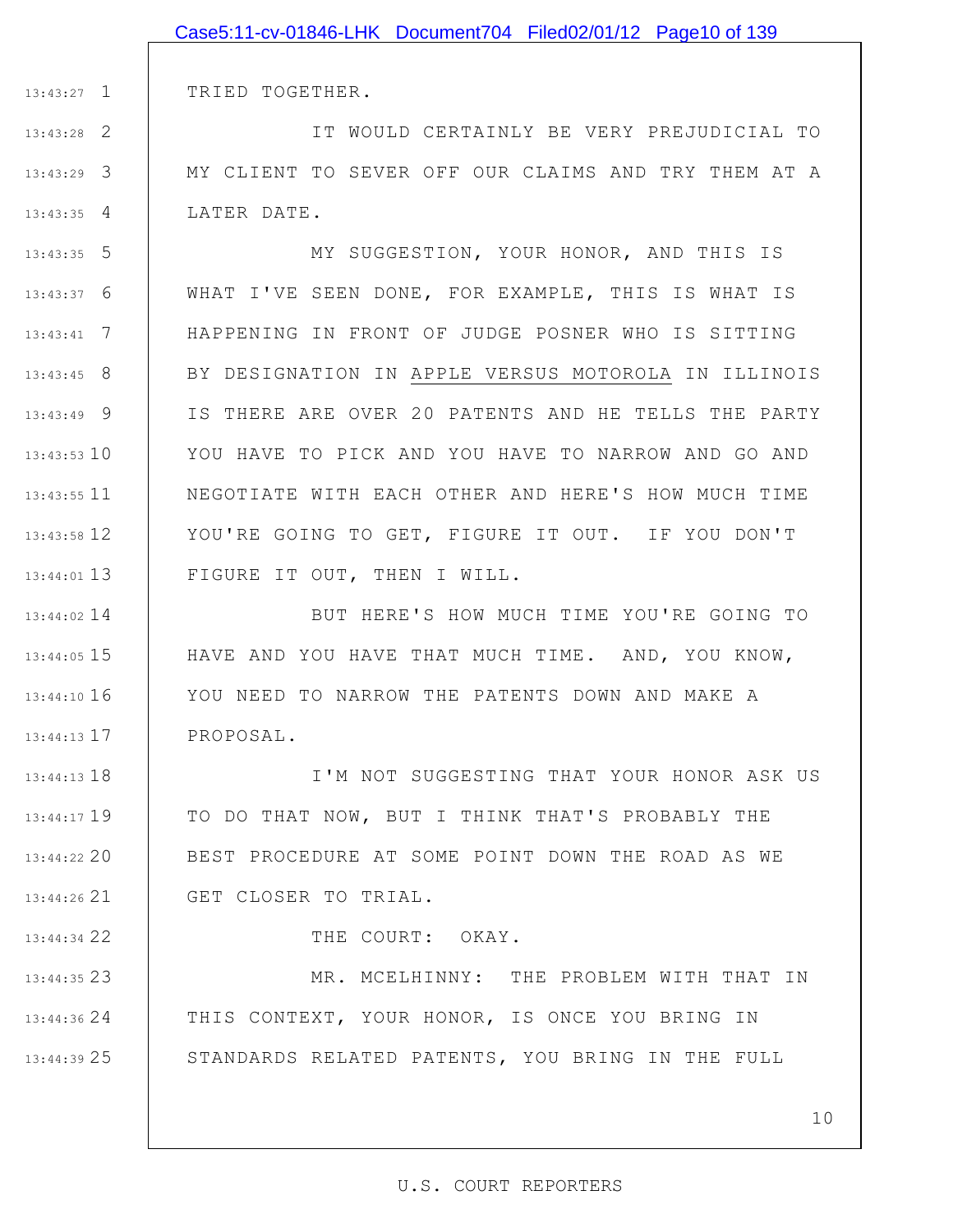TRIED TOGETHER.

IT WOULD CERTAINLY BE VERY PREJUDICIAL TO MY CLIENT TO SEVER OFF OUR CLAIMS AND TRY THEM AT A LATER DATE.

MY SUGGESTION, YOUR HONOR, AND THIS IS WHAT I'VE SEEN DONE, FOR EXAMPLE, THIS IS WHAT IS HAPPENING IN FRONT OF JUDGE POSNER WHO IS SITTING BY DESIGNATION IN APPLE VERSUS MOTOROLA IN ILLINOIS IS THERE ARE OVER 20 PATENTS AND HE TELLS THE PARTY YOU HAVE TO PICK AND YOU HAVE TO NARROW AND GO AND NEGOTIATE WITH EACH OTHER AND HERE'S HOW MUCH TIME YOU'RE GOING TO GET, FIGURE IT OUT. IF YOU DON'T FIGURE IT OUT, THEN I WILL.

BUT HERE'S HOW MUCH TIME YOU'RE GOING TO HAVE AND YOU HAVE THAT MUCH TIME. AND, YOU KNOW, YOU NEED TO NARROW THE PATENTS DOWN AND MAKE A PROPOSAL.

I'M NOT SUGGESTING THAT YOUR HONOR ASK US TO DO THAT NOW, BUT I THINK THAT'S PROBABLY THE BEST PROCEDURE AT SOME POINT DOWN THE ROAD AS WE GET CLOSER TO TRIAL.

THE COURT: OKAY.

MR. MCELHINNY: THE PROBLEM WITH THAT IN THIS CONTEXT, YOUR HONOR, IS ONCE YOU BRING IN STANDARDS RELATED PATENTS, YOU BRING IN THE FULL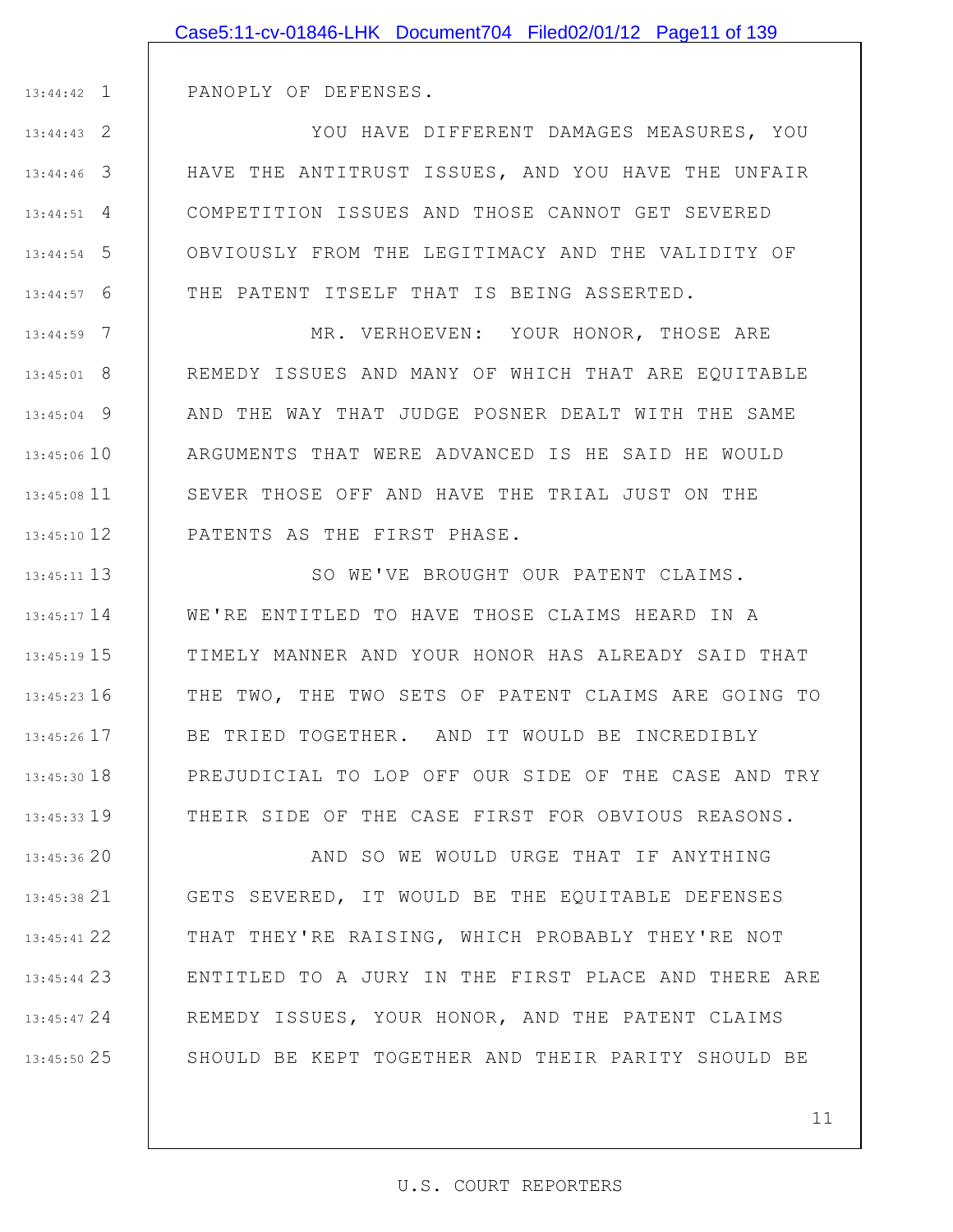PANOPLY OF DEFENSES.

YOU HAVE DIFFERENT DAMAGES MEASURES, YOU HAVE THE ANTITRUST ISSUES, AND YOU HAVE THE UNFAIR COMPETITION ISSUES AND THOSE CANNOT GET SEVERED OBVIOUSLY FROM THE LEGITIMACY AND THE VALIDITY OF THE PATENT ITSELF THAT IS BEING ASSERTED.

MR. VERHOEVEN: YOUR HONOR, THOSE ARE REMEDY ISSUES AND MANY OF WHICH THAT ARE EQUITABLE AND THE WAY THAT JUDGE POSNER DEALT WITH THE SAME ARGUMENTS THAT WERE ADVANCED IS HE SAID HE WOULD SEVER THOSE OFF AND HAVE THE TRIAL JUST ON THE PATENTS AS THE FIRST PHASE.

SO WE'VE BROUGHT OUR PATENT CLAIMS. WE'RE ENTITLED TO HAVE THOSE CLAIMS HEARD IN A TIMELY MANNER AND YOUR HONOR HAS ALREADY SAID THAT THE TWO, THE TWO SETS OF PATENT CLAIMS ARE GOING TO BE TRIED TOGETHER. AND IT WOULD BE INCREDIBLY PREJUDICIAL TO LOP OFF OUR SIDE OF THE CASE AND TRY THEIR SIDE OF THE CASE FIRST FOR OBVIOUS REASONS.

AND SO WE WOULD URGE THAT IF ANYTHING GETS SEVERED, IT WOULD BE THE EQUITABLE DEFENSES THAT THEY'RE RAISING, WHICH PROBABLY THEY'RE NOT ENTITLED TO A JURY IN THE FIRST PLACE AND THERE ARE REMEDY ISSUES, YOUR HONOR, AND THE PATENT CLAIMS SHOULD BE KEPT TOGETHER AND THEIR PARITY SHOULD BE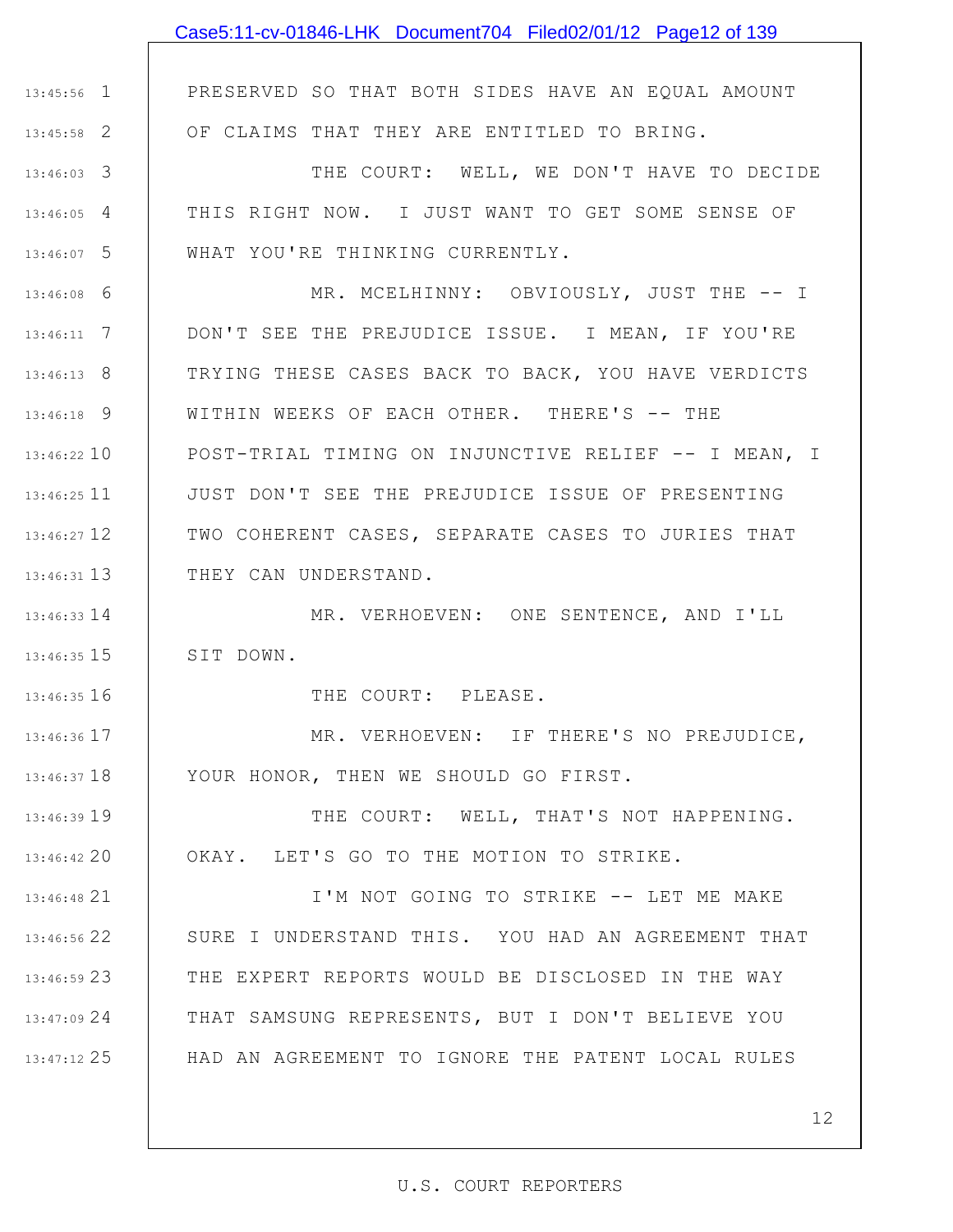PRESERVED SO THAT BOTH SIDES HAVE AN EQUAL AMOUNT OF CLAIMS THAT THEY ARE ENTITLED TO BRING.

THE COURT: WELL, WE DON'T HAVE TO DECIDE THIS RIGHT NOW. I JUST WANT TO GET SOME SENSE OF WHAT YOU'RE THINKING CURRENTLY.

MR. MCELHINNY: OBVIOUSLY, JUST THE -- I DON'T SEE THE PREJUDICE ISSUE. I MEAN, IF YOU'RE TRYING THESE CASES BACK TO BACK, YOU HAVE VERDICTS WITHIN WEEKS OF EACH OTHER. THERE'S -- THE POST-TRIAL TIMING ON INJUNCTIVE RELIEF -- I MEAN, I JUST DON'T SEE THE PREJUDICE ISSUE OF PRESENTING TWO COHERENT CASES, SEPARATE CASES TO JURIES THAT THEY CAN UNDERSTAND.

MR. VERHOEVEN: ONE SENTENCE, AND I'LL SIT DOWN.

THE COURT: PLEASE.

MR. VERHOEVEN: IF THERE'S NO PREJUDICE, YOUR HONOR, THEN WE SHOULD GO FIRST.

THE COURT: WELL, THAT'S NOT HAPPENING. OKAY. LET'S GO TO THE MOTION TO STRIKE.

I'M NOT GOING TO STRIKE -- LET ME MAKE SURE I UNDERSTAND THIS. YOU HAD AN AGREEMENT THAT THE EXPERT REPORTS WOULD BE DISCLOSED IN THE WAY THAT SAMSUNG REPRESENTS, BUT I DON'T BELIEVE YOU HAD AN AGREEMENT TO IGNORE THE PATENT LOCAL RULES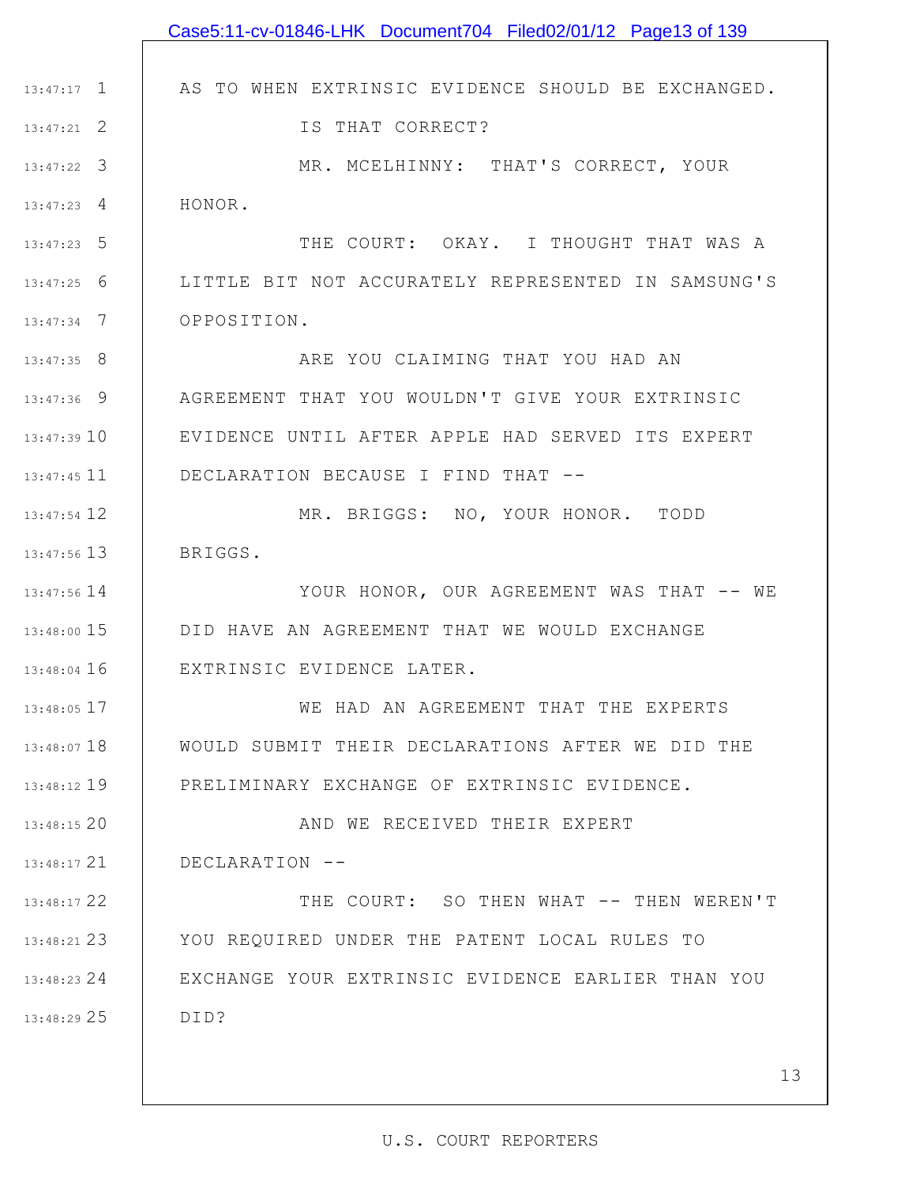AS TO WHEN EXTRINSIC EVIDENCE SHOULD BE EXCHANGED.

IS THAT CORRECT?

MR. MCELHINNY: THAT'S CORRECT, YOUR HONOR.

THE COURT: OKAY. I THOUGHT THAT WAS A LITTLE BIT NOT ACCURATELY REPRESENTED IN SAMSUNG'S OPPOSITION.

ARE YOU CLAIMING THAT YOU HAD AN AGREEMENT THAT YOU WOULDN'T GIVE YOUR EXTRINSIC EVIDENCE UNTIL AFTER APPLE HAD SERVED ITS EXPERT DECLARATION BECAUSE I FIND THAT --

MR. BRIGGS: NO, YOUR HONOR. TODD BRIGGS.

YOUR HONOR, OUR AGREEMENT WAS THAT -- WE DID HAVE AN AGREEMENT THAT WE WOULD EXCHANGE EXTRINSIC EVIDENCE LATER.

WE HAD AN AGREEMENT THAT THE EXPERTS WOULD SUBMIT THEIR DECLARATIONS AFTER WE DID THE PRELIMINARY EXCHANGE OF EXTRINSIC EVIDENCE.

AND WE RECEIVED THEIR EXPERT DECLARATION --

THE COURT: SO THEN WHAT -- THEN WEREN'T YOU REQUIRED UNDER THE PATENT LOCAL RULES TO EXCHANGE YOUR EXTRINSIC EVIDENCE EARLIER THAN YOU DID?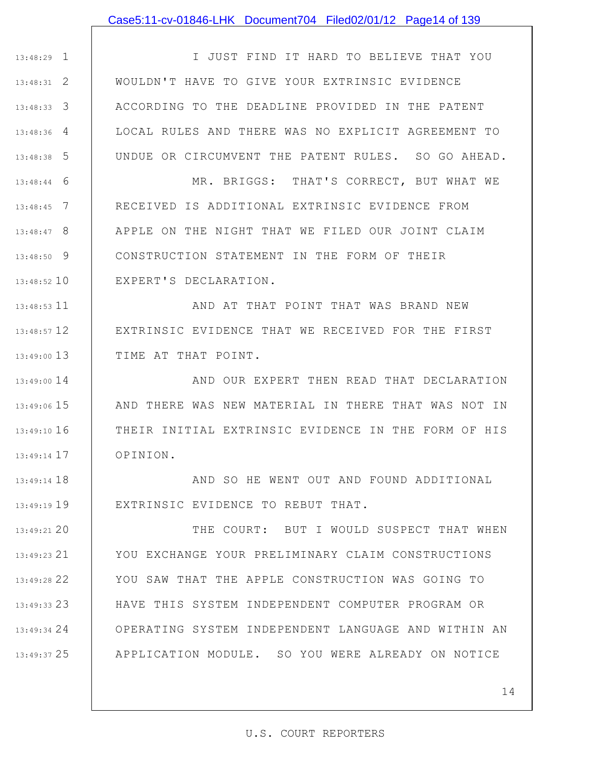I JUST FIND IT HARD TO BELIEVE THAT YOU WOULDN'T HAVE TO GIVE YOUR EXTRINSIC EVIDENCE ACCORDING TO THE DEADLINE PROVIDED IN THE PATENT LOCAL RULES AND THERE WAS NO EXPLICIT AGREEMENT TO UNDUE OR CIRCUMVENT THE PATENT RULES. SO GO AHEAD.

MR. BRIGGS: THAT'S CORRECT, BUT WHAT WE RECEIVED IS ADDITIONAL EXTRINSIC EVIDENCE FROM APPLE ON THE NIGHT THAT WE FILED OUR JOINT CLAIM CONSTRUCTION STATEMENT IN THE FORM OF THEIR EXPERT'S DECLARATION.

AND AT THAT POINT THAT WAS BRAND NEW EXTRINSIC EVIDENCE THAT WE RECEIVED FOR THE FIRST TIME AT THAT POINT.

AND OUR EXPERT THEN READ THAT DECLARATION AND THERE WAS NEW MATERIAL IN THERE THAT WAS NOT IN THEIR INITIAL EXTRINSIC EVIDENCE IN THE FORM OF HIS OPINION.

AND SO HE WENT OUT AND FOUND ADDITIONAL EXTRINSIC EVIDENCE TO REBUT THAT.

THE COURT: BUT I WOULD SUSPECT THAT WHEN YOU EXCHANGE YOUR PRELIMINARY CLAIM CONSTRUCTIONS YOU SAW THAT THE APPLE CONSTRUCTION WAS GOING TO HAVE THIS SYSTEM INDEPENDENT COMPUTER PROGRAM OR OPERATING SYSTEM INDEPENDENT LANGUAGE AND WITHIN AN APPLICATION MODULE. SO YOU WERE ALREADY ON NOTICE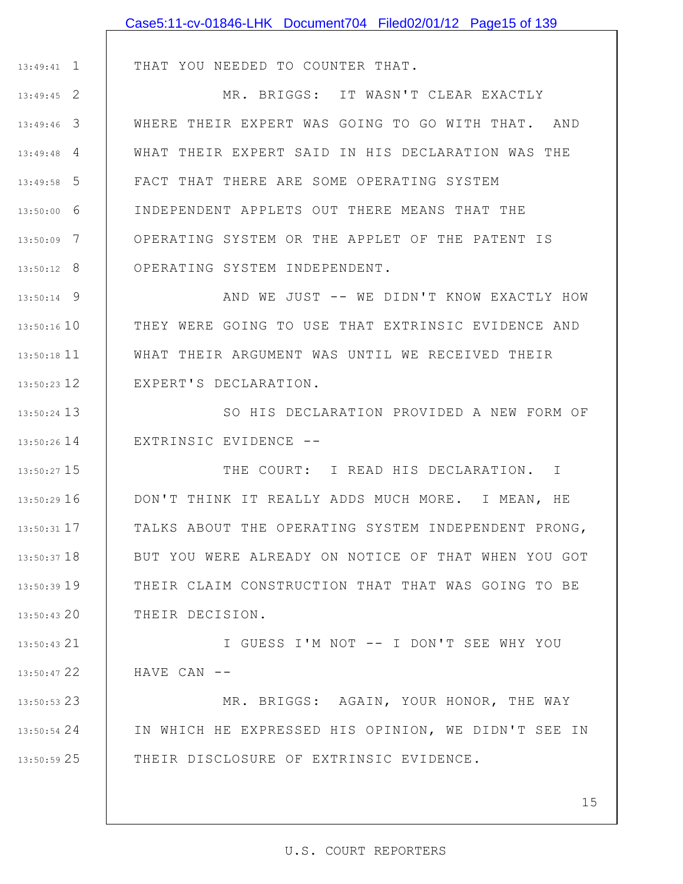THAT YOU NEEDED TO COUNTER THAT.

MR. BRIGGS: IT WASN'T CLEAR EXACTLY WHERE THEIR EXPERT WAS GOING TO GO WITH THAT. AND WHAT THEIR EXPERT SAID IN HIS DECLARATION WAS THE FACT THAT THERE ARE SOME OPERATING SYSTEM INDEPENDENT APPLETS OUT THERE MEANS THAT THE OPERATING SYSTEM OR THE APPLET OF THE PATENT IS OPERATING SYSTEM INDEPENDENT.

AND WE JUST -- WE DIDN'T KNOW EXACTLY HOW THEY WERE GOING TO USE THAT EXTRINSIC EVIDENCE AND WHAT THEIR ARGUMENT WAS UNTIL WE RECEIVED THEIR EXPERT'S DECLARATION.

SO HIS DECLARATION PROVIDED A NEW FORM OF EXTRINSIC EVIDENCE --

THE COURT: I READ HIS DECLARATION. I DON'T THINK IT REALLY ADDS MUCH MORE. I MEAN, HE TALKS ABOUT THE OPERATING SYSTEM INDEPENDENT PRONG, BUT YOU WERE ALREADY ON NOTICE OF THAT WHEN YOU GOT THEIR CLAIM CONSTRUCTION THAT THAT WAS GOING TO BE THEIR DECISION.

I GUESS I'M NOT -- I DON'T SEE WHY YOU HAVE CAN --

MR. BRIGGS: AGAIN, YOUR HONOR, THE WAY IN WHICH HE EXPRESSED HIS OPINION, WE DIDN'T SEE IN THEIR DISCLOSURE OF EXTRINSIC EVIDENCE.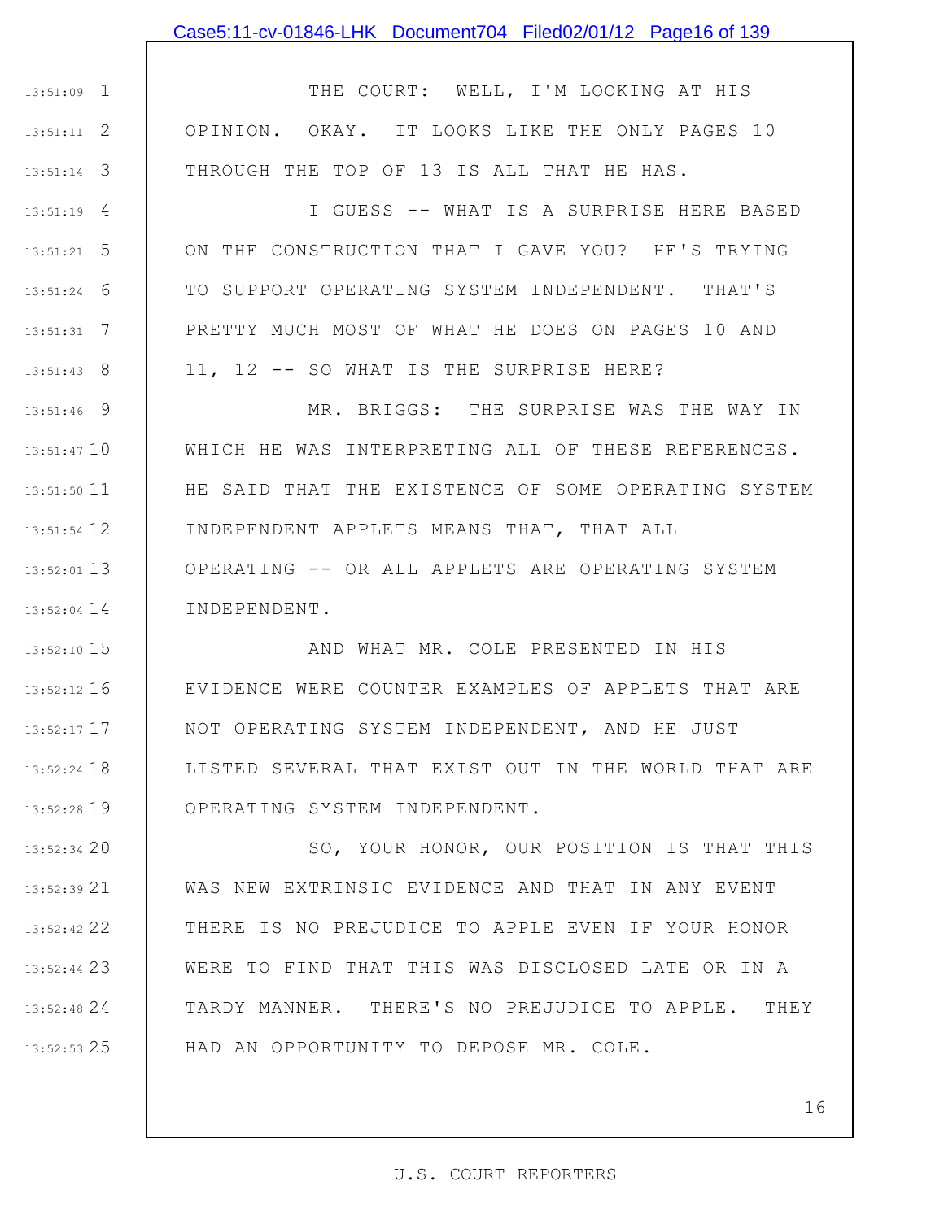THE COURT: WELL, I'M LOOKING AT HIS OPINION. OKAY. IT LOOKS LIKE THE ONLY PAGES 10 THROUGH THE TOP OF 13 IS ALL THAT HE HAS.

I GUESS -- WHAT IS A SURPRISE HERE BASED ON THE CONSTRUCTION THAT I GAVE YOU? HE'S TRYING TO SUPPORT OPERATING SYSTEM INDEPENDENT. THAT'S PRETTY MUCH MOST OF WHAT HE DOES ON PAGES 10 AND 11, 12 -- SO WHAT IS THE SURPRISE HERE?

MR. BRIGGS: THE SURPRISE WAS THE WAY IN WHICH HE WAS INTERPRETING ALL OF THESE REFERENCES. HE SAID THAT THE EXISTENCE OF SOME OPERATING SYSTEM INDEPENDENT APPLETS MEANS THAT, THAT ALL OPERATING -- OR ALL APPLETS ARE OPERATING SYSTEM INDEPENDENT.

AND WHAT MR. COLE PRESENTED IN HIS EVIDENCE WERE COUNTER EXAMPLES OF APPLETS THAT ARE NOT OPERATING SYSTEM INDEPENDENT, AND HE JUST LISTED SEVERAL THAT EXIST OUT IN THE WORLD THAT ARE OPERATING SYSTEM INDEPENDENT.

SO, YOUR HONOR, OUR POSITION IS THAT THIS WAS NEW EXTRINSIC EVIDENCE AND THAT IN ANY EVENT THERE IS NO PREJUDICE TO APPLE EVEN IF YOUR HONOR WERE TO FIND THAT THIS WAS DISCLOSED LATE OR IN A TARDY MANNER. THERE'S NO PREJUDICE TO APPLE. THEY HAD AN OPPORTUNITY TO DEPOSE MR. COLE.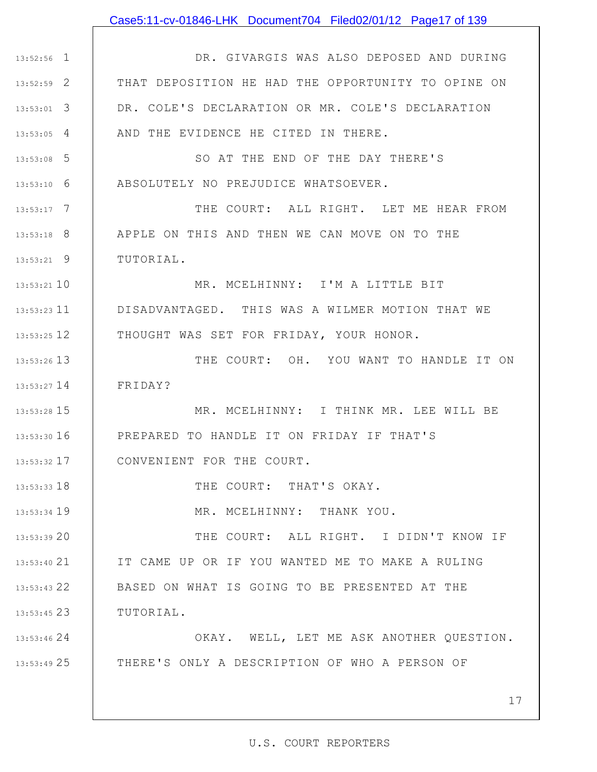DR. GIVARGIS WAS ALSO DEPOSED AND DURING THAT DEPOSITION HE HAD THE OPPORTUNITY TO OPINE ON DR. COLE'S DECLARATION OR MR. COLE'S DECLARATION AND THE EVIDENCE HE CITED IN THERE.

SO AT THE END OF THE DAY THERE'S ABSOLUTELY NO PREJUDICE WHATSOEVER.

THE COURT: ALL RIGHT. LET ME HEAR FROM APPLE ON THIS AND THEN WE CAN MOVE ON TO THE TUTORIAL.

MR. MCELHINNY: I'M A LITTLE BIT DISADVANTAGED. THIS WAS A WILMER MOTION THAT WE THOUGHT WAS SET FOR FRIDAY, YOUR HONOR.

THE COURT: OH. YOU WANT TO HANDLE IT ON FRIDAY?

MR. MCELHINNY: I THINK MR. LEE WILL BE PREPARED TO HANDLE IT ON FRIDAY IF THAT'S CONVENIENT FOR THE COURT.

THE COURT: THAT'S OKAY.

MR. MCELHINNY: THANK YOU.

THE COURT: ALL RIGHT. I DIDN'T KNOW IF IT CAME UP OR IF YOU WANTED ME TO MAKE A RULING BASED ON WHAT IS GOING TO BE PRESENTED AT THE TUTORIAL.

OKAY. WELL, LET ME ASK ANOTHER QUESTION. THERE'S ONLY A DESCRIPTION OF WHO A PERSON OF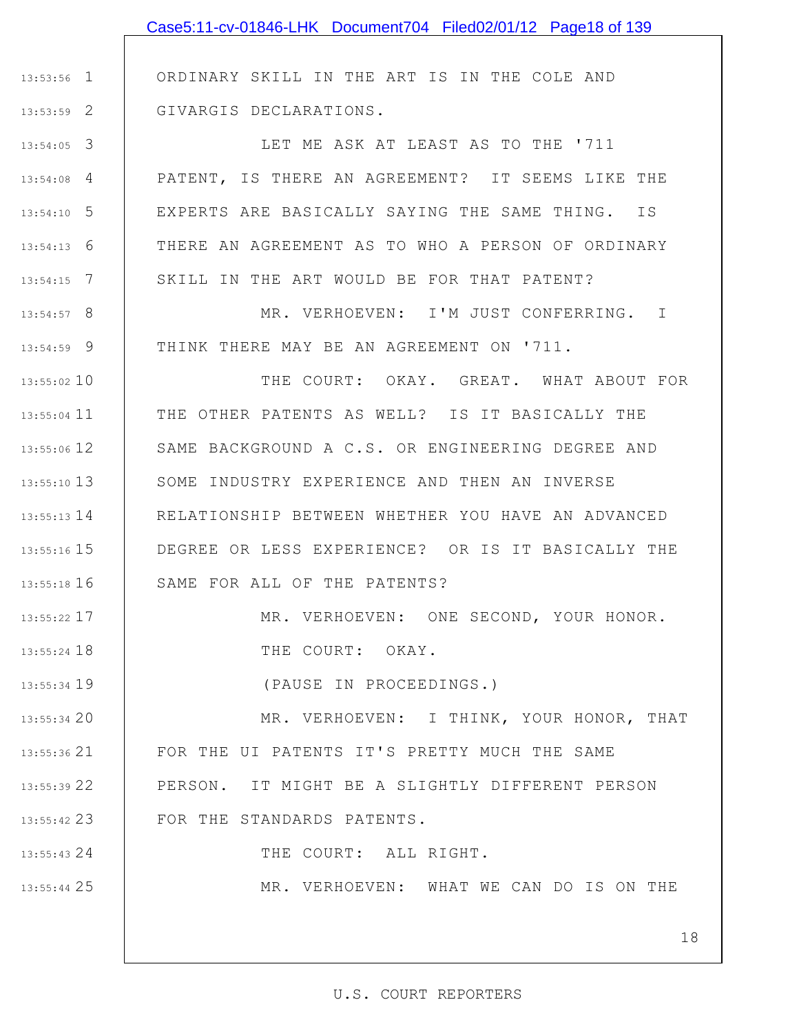ORDINARY SKILL IN THE ART IS IN THE COLE AND GIVARGIS DECLARATIONS.

LET ME ASK AT LEAST AS TO THE '711 PATENT, IS THERE AN AGREEMENT? IT SEEMS LIKE THE EXPERTS ARE BASICALLY SAYING THE SAME THING. IS THERE AN AGREEMENT AS TO WHO A PERSON OF ORDINARY SKILL IN THE ART WOULD BE FOR THAT PATENT?

MR. VERHOEVEN: I'M JUST CONFERRING. I THINK THERE MAY BE AN AGREEMENT ON '711.

THE COURT: OKAY. GREAT. WHAT ABOUT FOR THE OTHER PATENTS AS WELL? IS IT BASICALLY THE SAME BACKGROUND A C.S. OR ENGINEERING DEGREE AND SOME INDUSTRY EXPERIENCE AND THEN AN INVERSE RELATIONSHIP BETWEEN WHETHER YOU HAVE AN ADVANCED DEGREE OR LESS EXPERIENCE? OR IS IT BASICALLY THE SAME FOR ALL OF THE PATENTS?

MR. VERHOEVEN: ONE SECOND, YOUR HONOR.

THE COURT: OKAY.

(PAUSE IN PROCEEDINGS.)

MR. VERHOEVEN: I THINK, YOUR HONOR, THAT FOR THE UI PATENTS IT'S PRETTY MUCH THE SAME PERSON. IT MIGHT BE A SLIGHTLY DIFFERENT PERSON FOR THE STANDARDS PATENTS.

THE COURT: ALL RIGHT.

MR. VERHOEVEN: WHAT WE CAN DO IS ON THE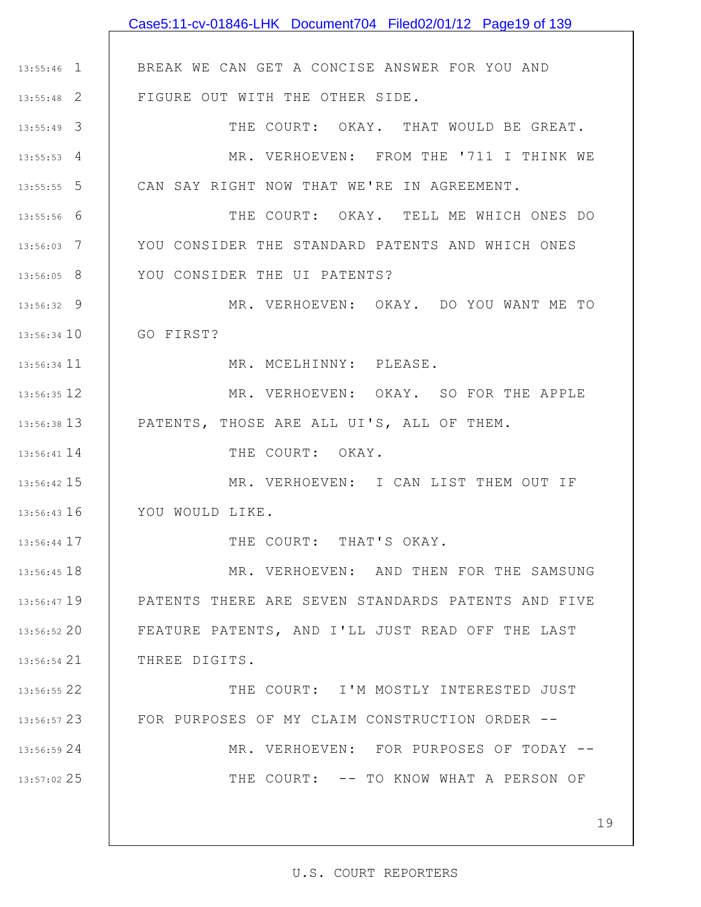BREAK WE CAN GET A CONCISE ANSWER FOR YOU AND FIGURE OUT WITH THE OTHER SIDE.

THE COURT: OKAY. THAT WOULD BE GREAT.

MR. VERHOEVEN: FROM THE '711 I THINK WE CAN SAY RIGHT NOW THAT WE'RE IN AGREEMENT.

THE COURT: OKAY. TELL ME WHICH ONES DO YOU CONSIDER THE STANDARD PATENTS AND WHICH ONES YOU CONSIDER THE UI PATENTS?

MR. VERHOEVEN: OKAY. DO YOU WANT ME TO GO FIRST?

MR. MCELHINNY: PLEASE.

MR. VERHOEVEN: OKAY. SO FOR THE APPLE PATENTS, THOSE ARE ALL UI'S, ALL OF THEM.

THE COURT: OKAY.

MR. VERHOEVEN: I CAN LIST THEM OUT IF YOU WOULD LIKE.

THE COURT: THAT'S OKAY.

MR. VERHOEVEN: AND THEN FOR THE SAMSUNG PATENTS THERE ARE SEVEN STANDARDS PATENTS AND FIVE FEATURE PATENTS, AND I'LL JUST READ OFF THE LAST THREE DIGITS.

THE COURT: I'M MOSTLY INTERESTED JUST FOR PURPOSES OF MY CLAIM CONSTRUCTION ORDER --

MR. VERHOEVEN: FOR PURPOSES OF TODAY --

THE COURT: -- TO KNOW WHAT A PERSON OF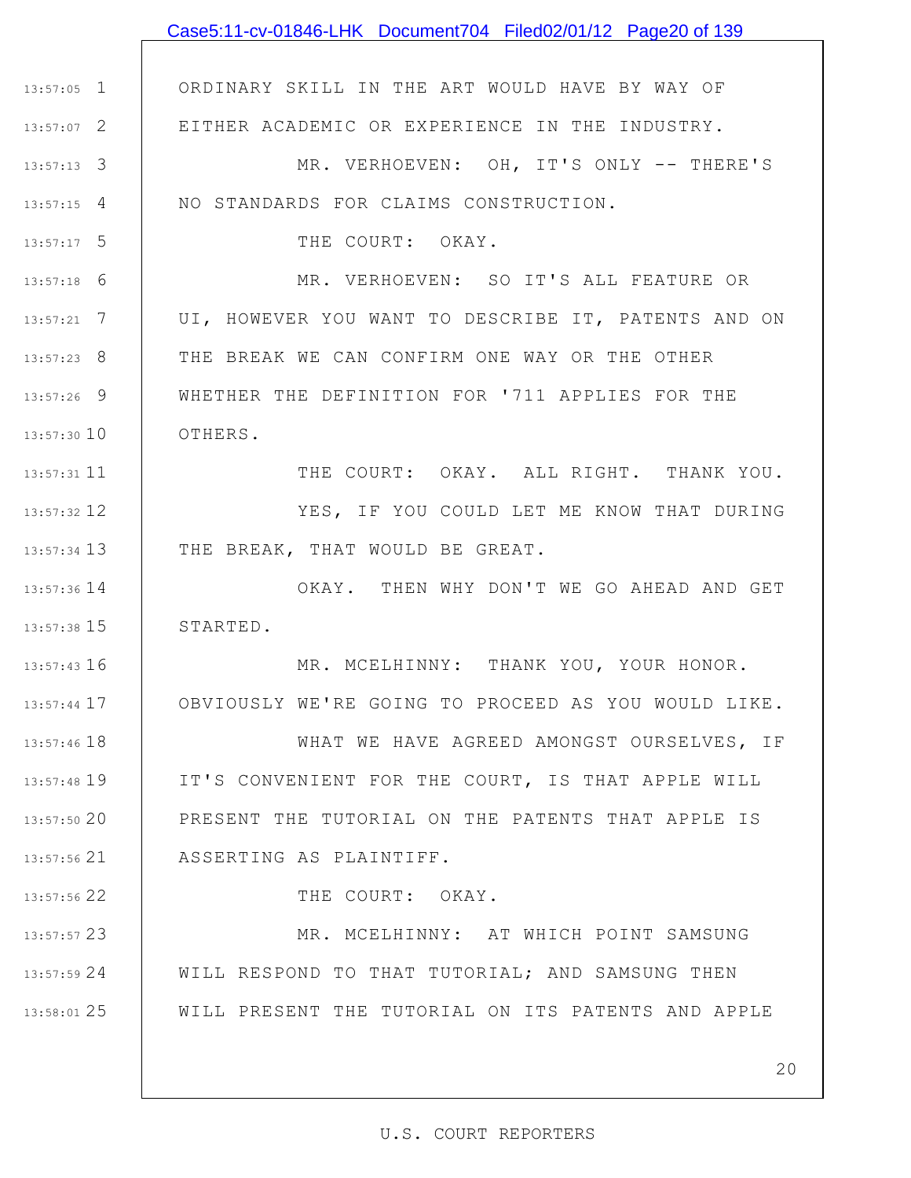ORDINARY SKILL IN THE ART WOULD HAVE BY WAY OF EITHER ACADEMIC OR EXPERIENCE IN THE INDUSTRY.

MR. VERHOEVEN: OH, IT'S ONLY -- THERE'S NO STANDARDS FOR CLAIMS CONSTRUCTION.

THE COURT: OKAY.

MR. VERHOEVEN: SO IT'S ALL FEATURE OR UI, HOWEVER YOU WANT TO DESCRIBE IT, PATENTS AND ON THE BREAK WE CAN CONFIRM ONE WAY OR THE OTHER WHETHER THE DEFINITION FOR '711 APPLIES FOR THE OTHERS.

THE COURT: OKAY. ALL RIGHT. THANK YOU.

YES, IF YOU COULD LET ME KNOW THAT DURING THE BREAK, THAT WOULD BE GREAT.

OKAY. THEN WHY DON'T WE GO AHEAD AND GET STARTED.

MR. MCELHINNY: THANK YOU, YOUR HONOR. OBVIOUSLY WE'RE GOING TO PROCEED AS YOU WOULD LIKE.

WHAT WE HAVE AGREED AMONGST OURSELVES, IF IT'S CONVENIENT FOR THE COURT, IS THAT APPLE WILL PRESENT THE TUTORIAL ON THE PATENTS THAT APPLE IS ASSERTING AS PLAINTIFF.

THE COURT: OKAY.

MR. MCELHINNY: AT WHICH POINT SAMSUNG WILL RESPOND TO THAT TUTORIAL; AND SAMSUNG THEN WILL PRESENT THE TUTORIAL ON ITS PATENTS AND APPLE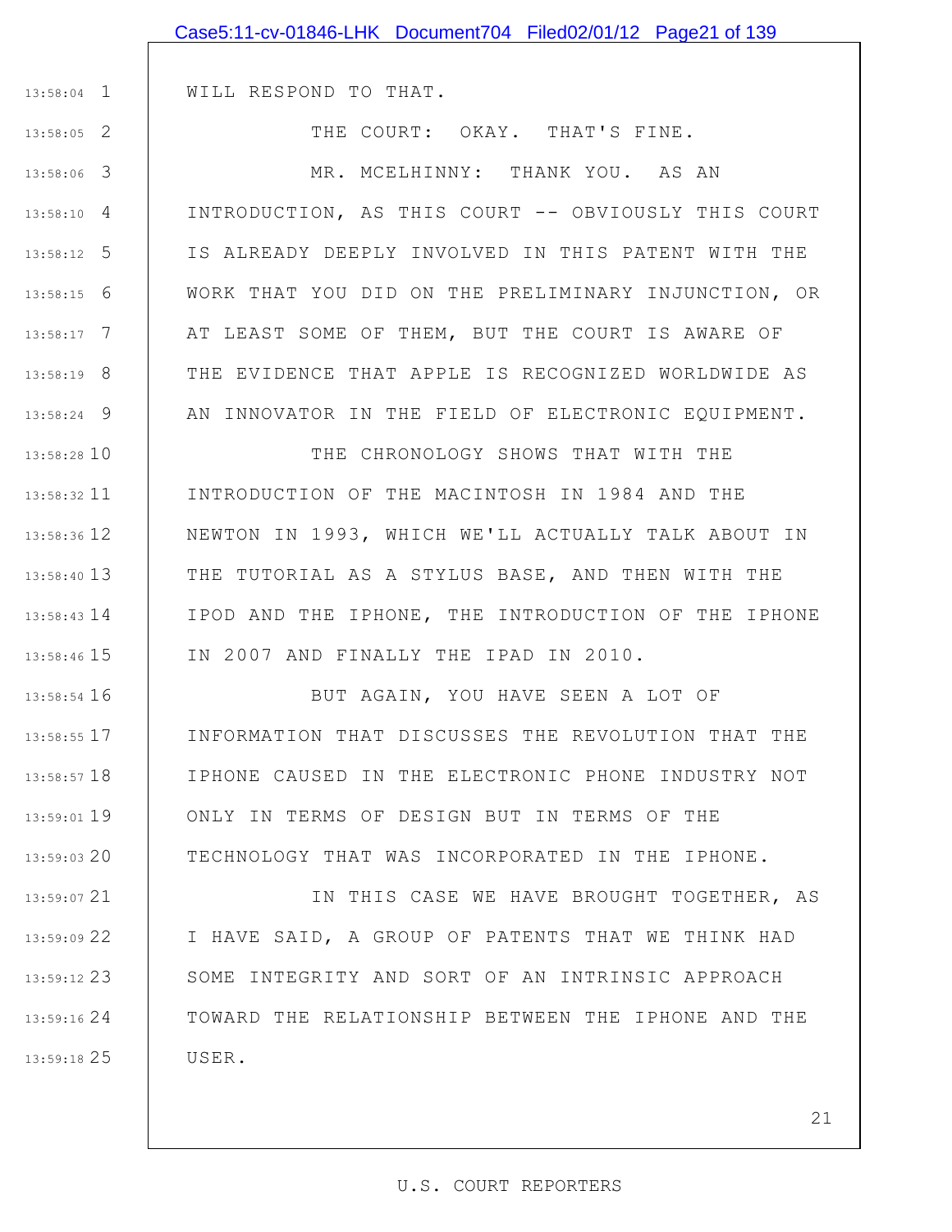WILL RESPOND TO THAT.

THE COURT: OKAY. THAT'S FINE.

MR. MCELHINNY: THANK YOU. AS AN INTRODUCTION, AS THIS COURT -- OBVIOUSLY THIS COURT IS ALREADY DEEPLY INVOLVED IN THIS PATENT WITH THE WORK THAT YOU DID ON THE PRELIMINARY INJUNCTION, OR AT LEAST SOME OF THEM, BUT THE COURT IS AWARE OF THE EVIDENCE THAT APPLE IS RECOGNIZED WORLDWIDE AS AN INNOVATOR IN THE FIELD OF ELECTRONIC EQUIPMENT.

THE CHRONOLOGY SHOWS THAT WITH THE INTRODUCTION OF THE MACINTOSH IN 1984 AND THE NEWTON IN 1993, WHICH WE'LL ACTUALLY TALK ABOUT IN THE TUTORIAL AS A STYLUS BASE, AND THEN WITH THE IPOD AND THE IPHONE, THE INTRODUCTION OF THE IPHONE IN 2007 AND FINALLY THE IPAD IN 2010.

BUT AGAIN, YOU HAVE SEEN A LOT OF INFORMATION THAT DISCUSSES THE REVOLUTION THAT THE IPHONE CAUSED IN THE ELECTRONIC PHONE INDUSTRY NOT ONLY IN TERMS OF DESIGN BUT IN TERMS OF THE TECHNOLOGY THAT WAS INCORPORATED IN THE IPHONE.

IN THIS CASE WE HAVE BROUGHT TOGETHER, AS I HAVE SAID, A GROUP OF PATENTS THAT WE THINK HAD SOME INTEGRITY AND SORT OF AN INTRINSIC APPROACH TOWARD THE RELATIONSHIP BETWEEN THE IPHONE AND THE USER.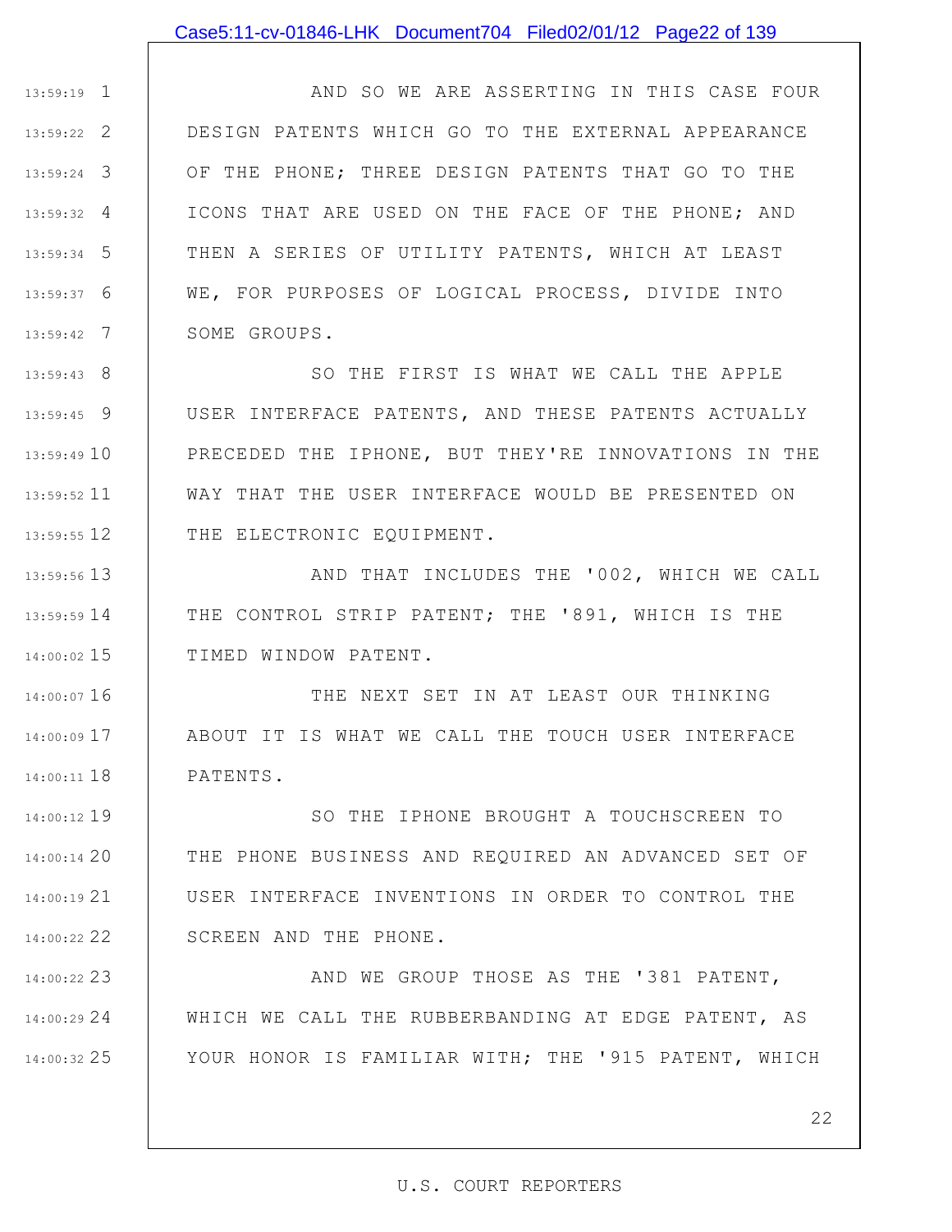AND SO WE ARE ASSERTING IN THIS CASE FOUR DESIGN PATENTS WHICH GO TO THE EXTERNAL APPEARANCE OF THE PHONE; THREE DESIGN PATENTS THAT GO TO THE ICONS THAT ARE USED ON THE FACE OF THE PHONE; AND THEN A SERIES OF UTILITY PATENTS, WHICH AT LEAST WE, FOR PURPOSES OF LOGICAL PROCESS, DIVIDE INTO SOME GROUPS.

SO THE FIRST IS WHAT WE CALL THE APPLE USER INTERFACE PATENTS, AND THESE PATENTS ACTUALLY PRECEDED THE IPHONE, BUT THEY'RE INNOVATIONS IN THE WAY THAT THE USER INTERFACE WOULD BE PRESENTED ON THE ELECTRONIC EQUIPMENT.

AND THAT INCLUDES THE '002, WHICH WE CALL THE CONTROL STRIP PATENT; THE '891, WHICH IS THE TIMED WINDOW PATENT.

THE NEXT SET IN AT LEAST OUR THINKING ABOUT IT IS WHAT WE CALL THE TOUCH USER INTERFACE PATENTS.

SO THE IPHONE BROUGHT A TOUCHSCREEN TO THE PHONE BUSINESS AND REQUIRED AN ADVANCED SET OF USER INTERFACE INVENTIONS IN ORDER TO CONTROL THE SCREEN AND THE PHONE.

AND WE GROUP THOSE AS THE '381 PATENT, WHICH WE CALL THE RUBBERBANDING AT EDGE PATENT, AS YOUR HONOR IS FAMILIAR WITH; THE '915 PATENT, WHICH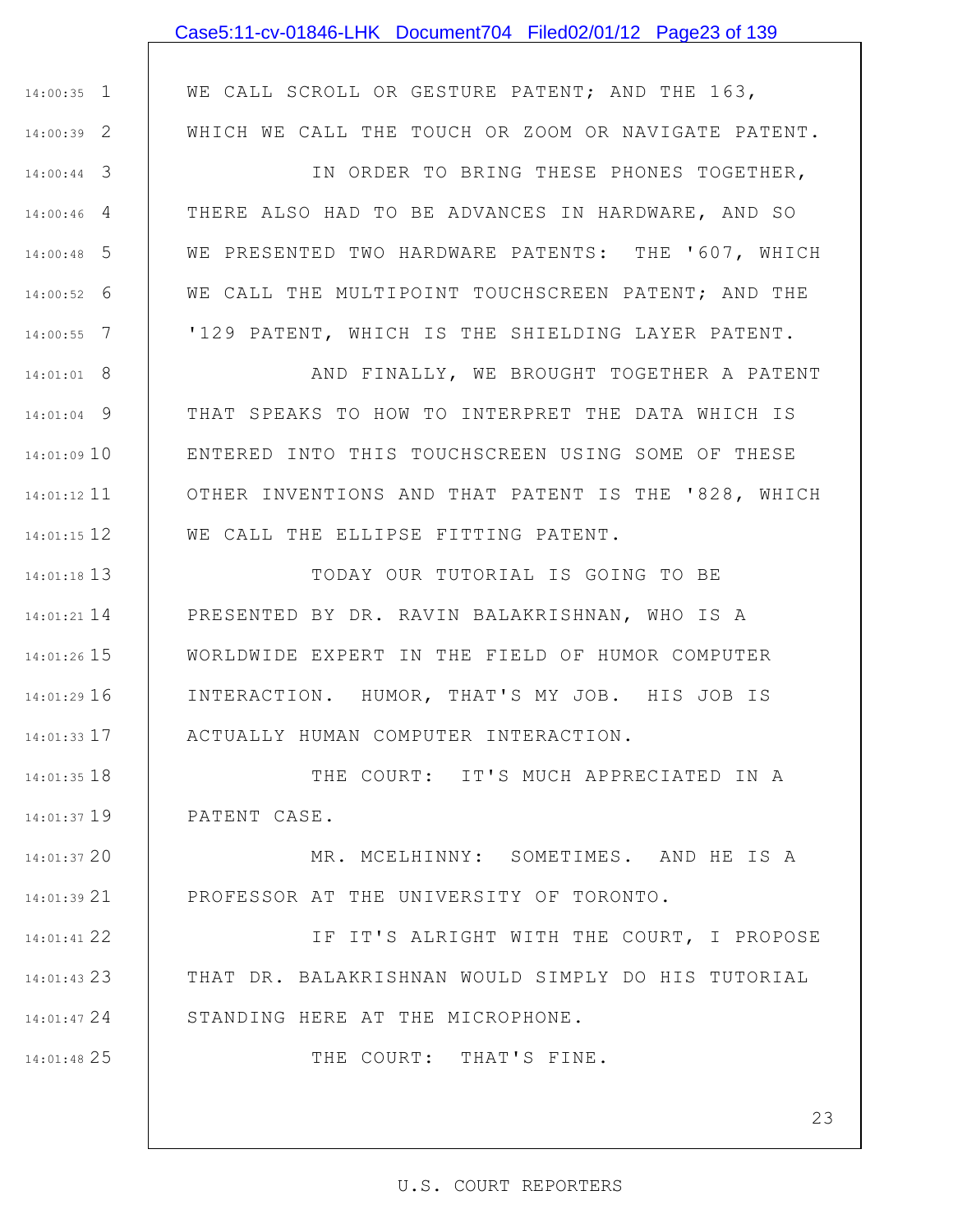WE CALL SCROLL OR GESTURE PATENT; AND THE 163, WHICH WE CALL THE TOUCH OR ZOOM OR NAVIGATE PATENT.

IN ORDER TO BRING THESE PHONES TOGETHER, THERE ALSO HAD TO BE ADVANCES IN HARDWARE, AND SO WE PRESENTED TWO HARDWARE PATENTS: THE '607, WHICH WE CALL THE MULTIPOINT TOUCHSCREEN PATENT; AND THE '129 PATENT, WHICH IS THE SHIELDING LAYER PATENT.

AND FINALLY, WE BROUGHT TOGETHER A PATENT THAT SPEAKS TO HOW TO INTERPRET THE DATA WHICH IS ENTERED INTO THIS TOUCHSCREEN USING SOME OF THESE OTHER INVENTIONS AND THAT PATENT IS THE '828, WHICH WE CALL THE ELLIPSE FITTING PATENT.

TODAY OUR TUTORIAL IS GOING TO BE PRESENTED BY DR. RAVIN BALAKRISHNAN, WHO IS A WORLDWIDE EXPERT IN THE FIELD OF HUMOR COMPUTER INTERACTION. HUMOR, THAT'S MY JOB. HIS JOB IS ACTUALLY HUMAN COMPUTER INTERACTION.

THE COURT: IT'S MUCH APPRECIATED IN A PATENT CASE.

MR. MCELHINNY: SOMETIMES. AND HE IS A PROFESSOR AT THE UNIVERSITY OF TORONTO.

IF IT'S ALRIGHT WITH THE COURT, I PROPOSE THAT DR. BALAKRISHNAN WOULD SIMPLY DO HIS TUTORIAL STANDING HERE AT THE MICROPHONE.

THE COURT: THAT'S FINE.

U.S. COURT REPORTERS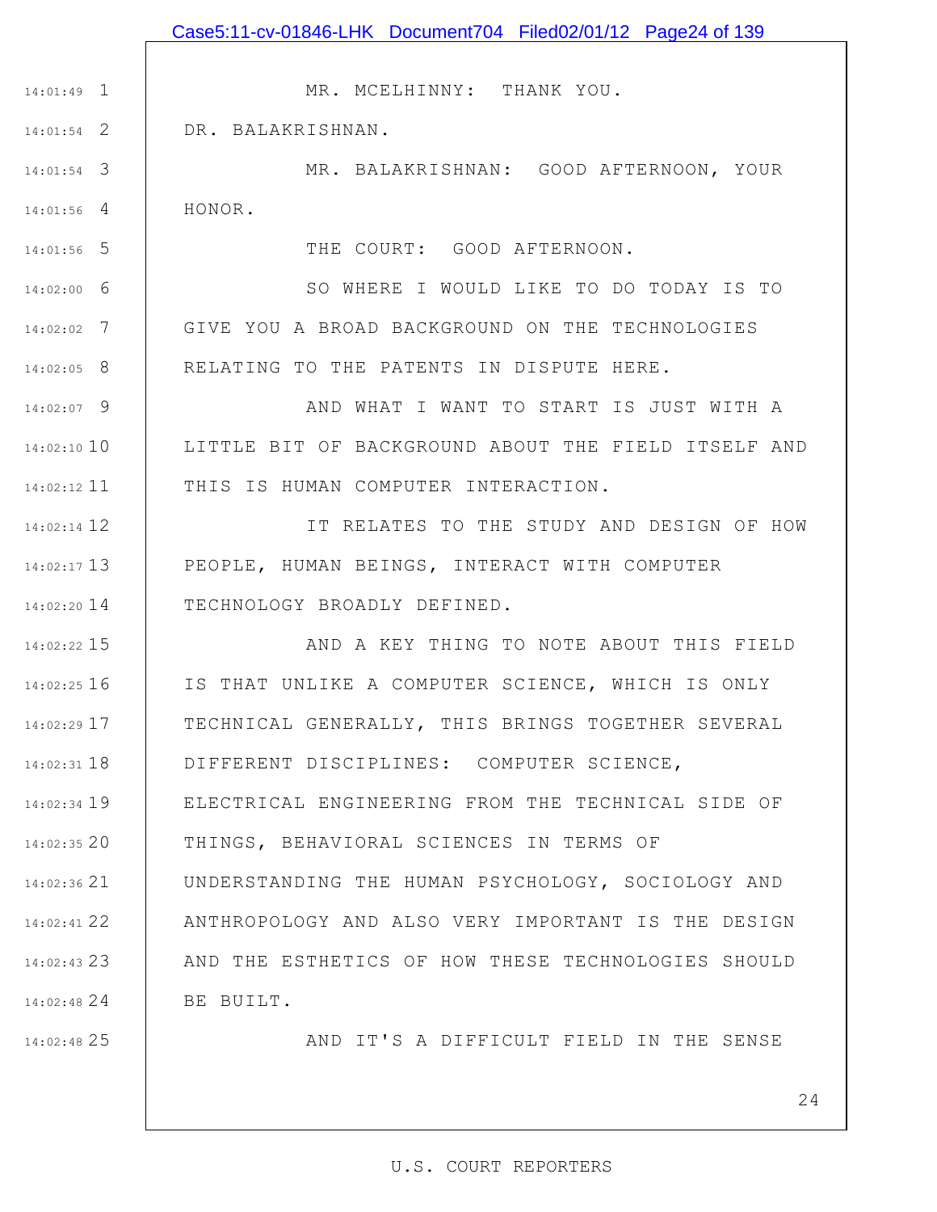MR. MCELHINNY: THANK YOU.

DR. BALAKRISHNAN.

MR. BALAKRISHNAN: GOOD AFTERNOON, YOUR HONOR.

THE COURT: GOOD AFTERNOON.

SO WHERE I WOULD LIKE TO DO TODAY IS TO GIVE YOU A BROAD BACKGROUND ON THE TECHNOLOGIES RELATING TO THE PATENTS IN DISPUTE HERE.

AND WHAT I WANT TO START IS JUST WITH A LITTLE BIT OF BACKGROUND ABOUT THE FIELD ITSELF AND THIS IS HUMAN COMPUTER INTERACTION.

IT RELATES TO THE STUDY AND DESIGN OF HOW PEOPLE, HUMAN BEINGS, INTERACT WITH COMPUTER TECHNOLOGY BROADLY DEFINED.

AND A KEY THING TO NOTE ABOUT THIS FIELD IS THAT UNLIKE A COMPUTER SCIENCE, WHICH IS ONLY TECHNICAL GENERALLY, THIS BRINGS TOGETHER SEVERAL DIFFERENT DISCIPLINES: COMPUTER SCIENCE, ELECTRICAL ENGINEERING FROM THE TECHNICAL SIDE OF THINGS, BEHAVIORAL SCIENCES IN TERMS OF UNDERSTANDING THE HUMAN PSYCHOLOGY, SOCIOLOGY AND ANTHROPOLOGY AND ALSO VERY IMPORTANT IS THE DESIGN AND THE ESTHETICS OF HOW THESE TECHNOLOGIES SHOULD BE BUILT.

AND IT'S A DIFFICULT FIELD IN THE SENSE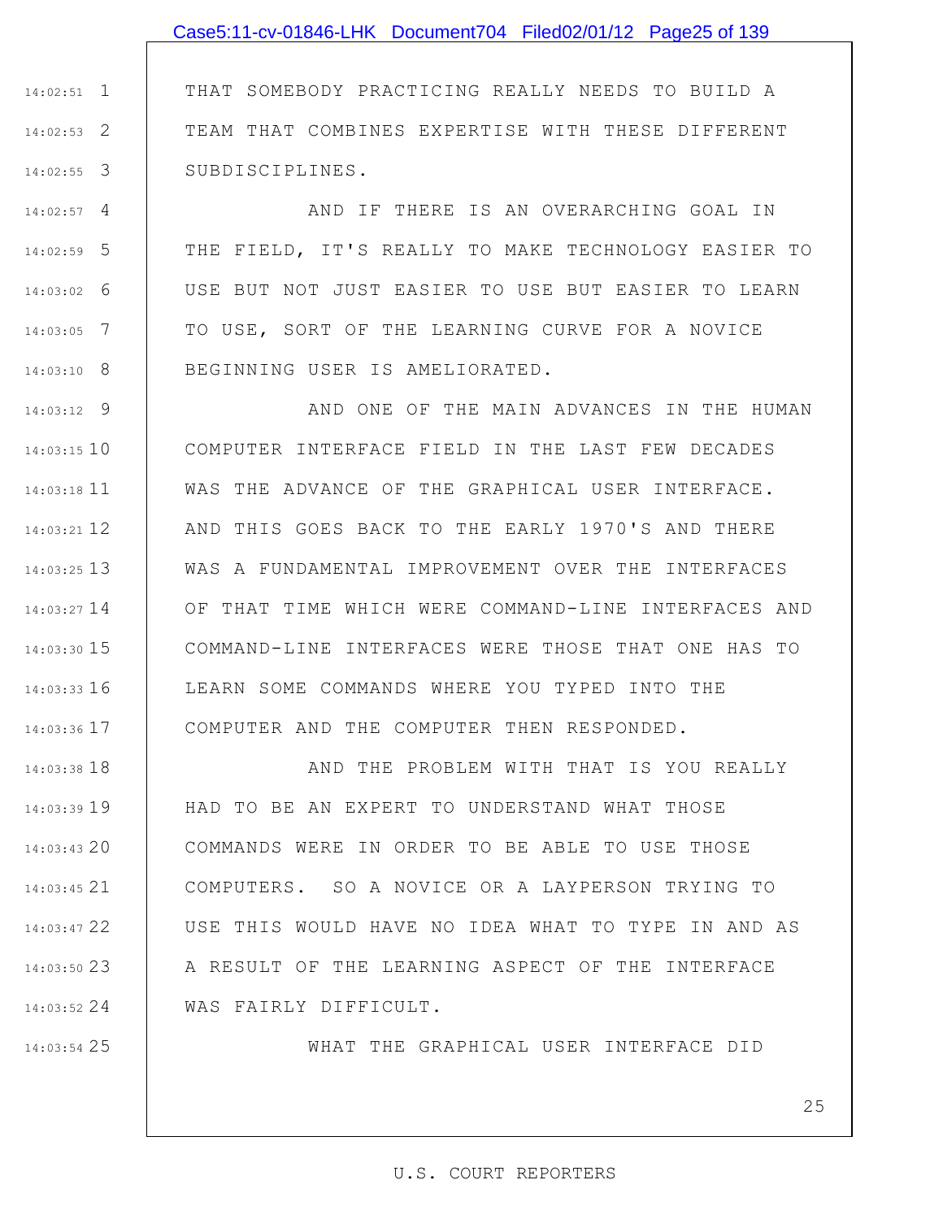THAT SOMEBODY PRACTICING REALLY NEEDS TO BUILD A TEAM THAT COMBINES EXPERTISE WITH THESE DIFFERENT SUBDISCIPLINES.

AND IF THERE IS AN OVERARCHING GOAL IN THE FIELD, IT'S REALLY TO MAKE TECHNOLOGY EASIER TO USE BUT NOT JUST EASIER TO USE BUT EASIER TO LEARN TO USE, SORT OF THE LEARNING CURVE FOR A NOVICE BEGINNING USER IS AMELIORATED.

AND ONE OF THE MAIN ADVANCES IN THE HUMAN COMPUTER INTERFACE FIELD IN THE LAST FEW DECADES WAS THE ADVANCE OF THE GRAPHICAL USER INTERFACE. AND THIS GOES BACK TO THE EARLY 1970'S AND THERE WAS A FUNDAMENTAL IMPROVEMENT OVER THE INTERFACES OF THAT TIME WHICH WERE COMMAND-LINE INTERFACES AND COMMAND-LINE INTERFACES WERE THOSE THAT ONE HAS TO LEARN SOME COMMANDS WHERE YOU TYPED INTO THE COMPUTER AND THE COMPUTER THEN RESPONDED.

AND THE PROBLEM WITH THAT IS YOU REALLY HAD TO BE AN EXPERT TO UNDERSTAND WHAT THOSE COMMANDS WERE IN ORDER TO BE ABLE TO USE THOSE COMPUTERS. SO A NOVICE OR A LAYPERSON TRYING TO USE THIS WOULD HAVE NO IDEA WHAT TO TYPE IN AND AS A RESULT OF THE LEARNING ASPECT OF THE INTERFACE WAS FAIRLY DIFFICULT.

WHAT THE GRAPHICAL USER INTERFACE DID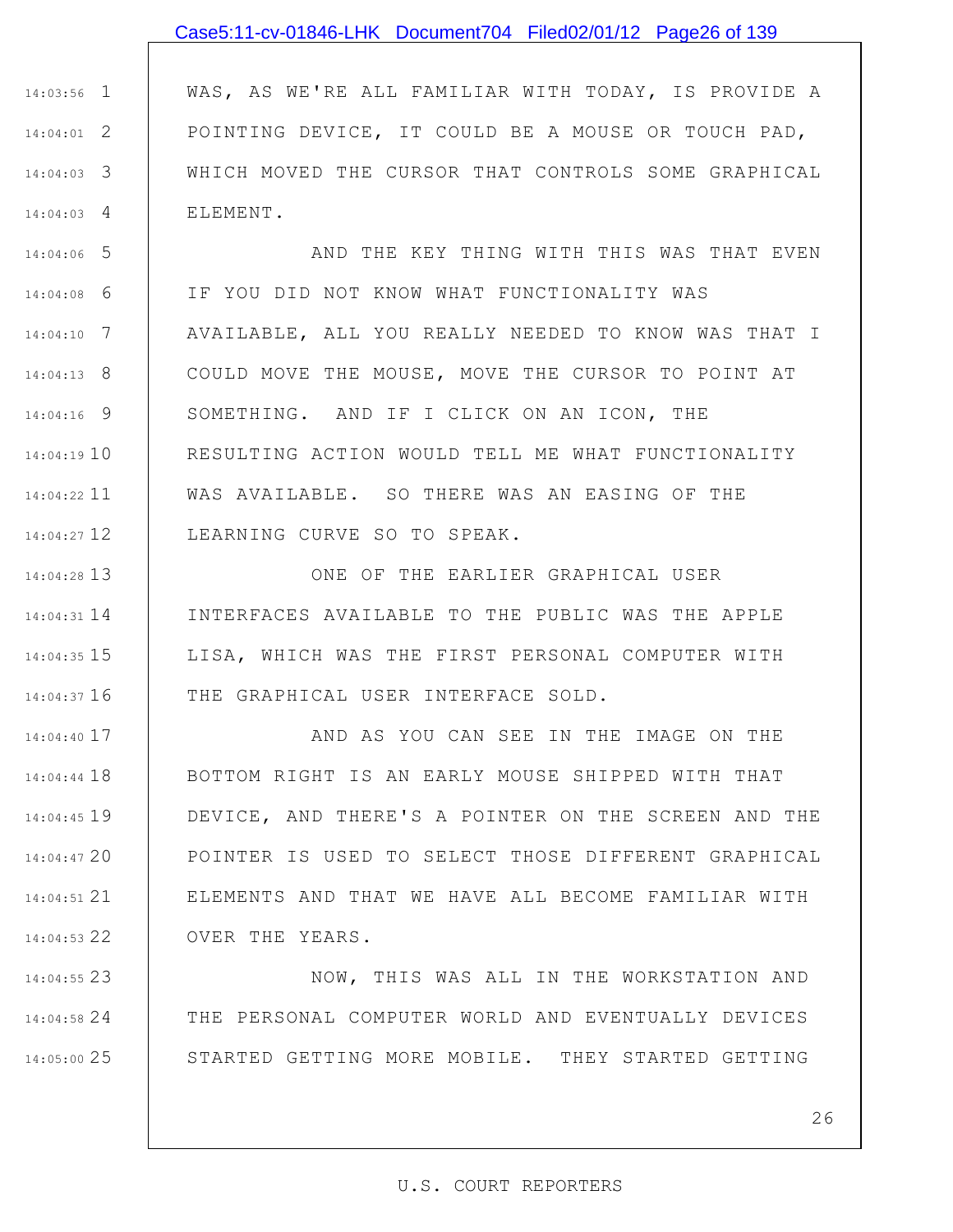WAS, AS WE'RE ALL FAMILIAR WITH TODAY, IS PROVIDE A POINTING DEVICE, IT COULD BE A MOUSE OR TOUCH PAD, WHICH MOVED THE CURSOR THAT CONTROLS SOME GRAPHICAL ELEMENT.

AND THE KEY THING WITH THIS WAS THAT EVEN IF YOU DID NOT KNOW WHAT FUNCTIONALITY WAS AVAILABLE, ALL YOU REALLY NEEDED TO KNOW WAS THAT I COULD MOVE THE MOUSE, MOVE THE CURSOR TO POINT AT SOMETHING. AND IF I CLICK ON AN ICON, THE RESULTING ACTION WOULD TELL ME WHAT FUNCTIONALITY WAS AVAILABLE. SO THERE WAS AN EASING OF THE LEARNING CURVE SO TO SPEAK.

ONE OF THE EARLIER GRAPHICAL USER INTERFACES AVAILABLE TO THE PUBLIC WAS THE APPLE LISA, WHICH WAS THE FIRST PERSONAL COMPUTER WITH THE GRAPHICAL USER INTERFACE SOLD.

AND AS YOU CAN SEE IN THE IMAGE ON THE BOTTOM RIGHT IS AN EARLY MOUSE SHIPPED WITH THAT DEVICE, AND THERE'S A POINTER ON THE SCREEN AND THE POINTER IS USED TO SELECT THOSE DIFFERENT GRAPHICAL ELEMENTS AND THAT WE HAVE ALL BECOME FAMILIAR WITH OVER THE YEARS.

NOW, THIS WAS ALL IN THE WORKSTATION AND THE PERSONAL COMPUTER WORLD AND EVENTUALLY DEVICES STARTED GETTING MORE MOBILE. THEY STARTED GETTING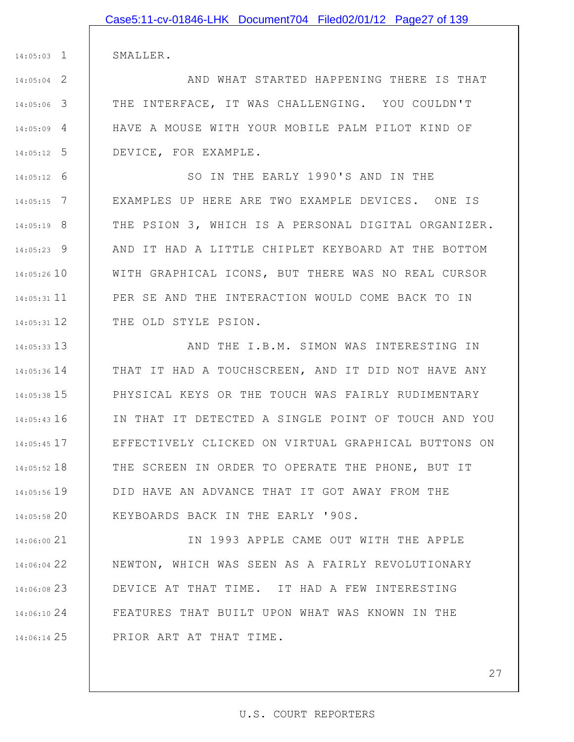SMALLER.

AND WHAT STARTED HAPPENING THERE IS THAT THE INTERFACE, IT WAS CHALLENGING. YOU COULDN'T HAVE A MOUSE WITH YOUR MOBILE PALM PILOT KIND OF DEVICE, FOR EXAMPLE.

SO IN THE EARLY 1990'S AND IN THE EXAMPLES UP HERE ARE TWO EXAMPLE DEVICES. ONE IS THE PSION 3, WHICH IS A PERSONAL DIGITAL ORGANIZER. AND IT HAD A LITTLE CHIPLET KEYBOARD AT THE BOTTOM WITH GRAPHICAL ICONS, BUT THERE WAS NO REAL CURSOR PER SE AND THE INTERACTION WOULD COME BACK TO IN THE OLD STYLE PSION.

AND THE I.B.M. SIMON WAS INTERESTING IN THAT IT HAD A TOUCHSCREEN, AND IT DID NOT HAVE ANY PHYSICAL KEYS OR THE TOUCH WAS FAIRLY RUDIMENTARY IN THAT IT DETECTED A SINGLE POINT OF TOUCH AND YOU EFFECTIVELY CLICKED ON VIRTUAL GRAPHICAL BUTTONS ON THE SCREEN IN ORDER TO OPERATE THE PHONE, BUT IT DID HAVE AN ADVANCE THAT IT GOT AWAY FROM THE KEYBOARDS BACK IN THE EARLY '90S.

IN 1993 APPLE CAME OUT WITH THE APPLE NEWTON, WHICH WAS SEEN AS A FAIRLY REVOLUTIONARY DEVICE AT THAT TIME. IT HAD A FEW INTERESTING FEATURES THAT BUILT UPON WHAT WAS KNOWN IN THE PRIOR ART AT THAT TIME.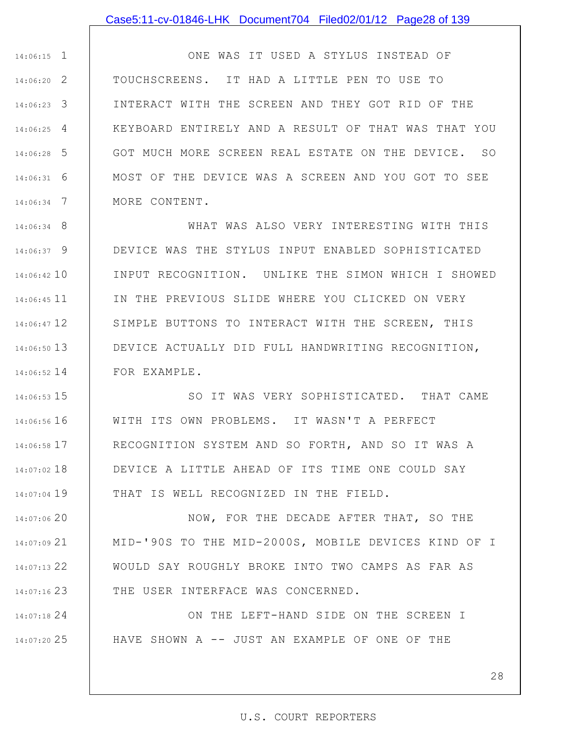ONE WAS IT USED A STYLUS INSTEAD OF TOUCHSCREENS. IT HAD A LITTLE PEN TO USE TO INTERACT WITH THE SCREEN AND THEY GOT RID OF THE KEYBOARD ENTIRELY AND A RESULT OF THAT WAS THAT YOU GOT MUCH MORE SCREEN REAL ESTATE ON THE DEVICE. SO MOST OF THE DEVICE WAS A SCREEN AND YOU GOT TO SEE MORE CONTENT.

WHAT WAS ALSO VERY INTERESTING WITH THIS DEVICE WAS THE STYLUS INPUT ENABLED SOPHISTICATED INPUT RECOGNITION. UNLIKE THE SIMON WHICH I SHOWED IN THE PREVIOUS SLIDE WHERE YOU CLICKED ON VERY SIMPLE BUTTONS TO INTERACT WITH THE SCREEN, THIS DEVICE ACTUALLY DID FULL HANDWRITING RECOGNITION, FOR EXAMPLE.

SO IT WAS VERY SOPHISTICATED. THAT CAME WITH ITS OWN PROBLEMS. IT WASN'T A PERFECT RECOGNITION SYSTEM AND SO FORTH, AND SO IT WAS A DEVICE A LITTLE AHEAD OF ITS TIME ONE COULD SAY THAT IS WELL RECOGNIZED IN THE FIELD.

NOW, FOR THE DECADE AFTER THAT, SO THE MID-'90S TO THE MID-2000S, MOBILE DEVICES KIND OF I WOULD SAY ROUGHLY BROKE INTO TWO CAMPS AS FAR AS THE USER INTERFACE WAS CONCERNED.

ON THE LEFT-HAND SIDE ON THE SCREEN I HAVE SHOWN A -- JUST AN EXAMPLE OF ONE OF THE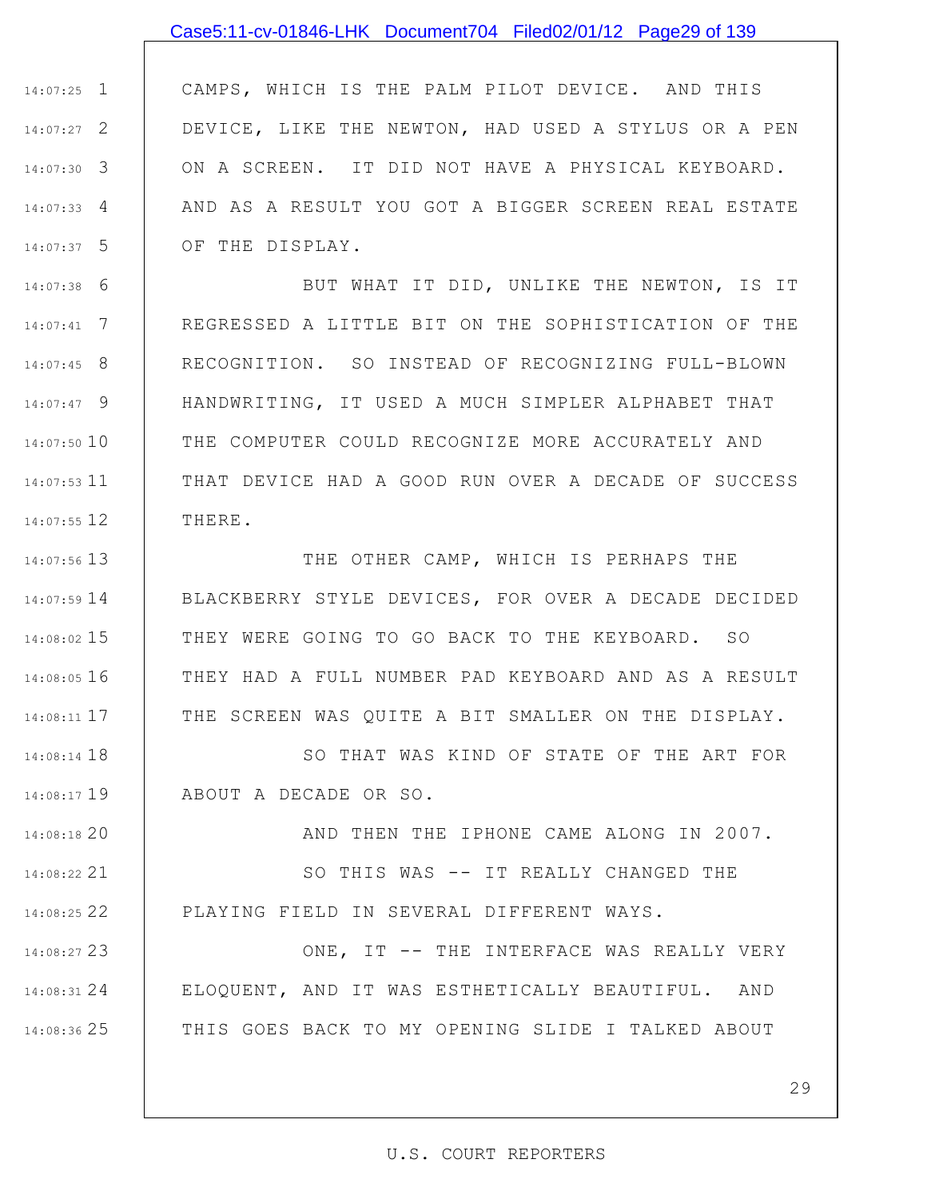CAMPS, WHICH IS THE PALM PILOT DEVICE. AND THIS DEVICE, LIKE THE NEWTON, HAD USED A STYLUS OR A PEN ON A SCREEN. IT DID NOT HAVE A PHYSICAL KEYBOARD. AND AS A RESULT YOU GOT A BIGGER SCREEN REAL ESTATE OF THE DISPLAY.

BUT WHAT IT DID, UNLIKE THE NEWTON, IS IT REGRESSED A LITTLE BIT ON THE SOPHISTICATION OF THE RECOGNITION. SO INSTEAD OF RECOGNIZING FULL-BLOWN HANDWRITING, IT USED A MUCH SIMPLER ALPHABET THAT THE COMPUTER COULD RECOGNIZE MORE ACCURATELY AND THAT DEVICE HAD A GOOD RUN OVER A DECADE OF SUCCESS THERE.

THE OTHER CAMP, WHICH IS PERHAPS THE BLACKBERRY STYLE DEVICES, FOR OVER A DECADE DECIDED THEY WERE GOING TO GO BACK TO THE KEYBOARD. SO THEY HAD A FULL NUMBER PAD KEYBOARD AND AS A RESULT THE SCREEN WAS QUITE A BIT SMALLER ON THE DISPLAY.

SO THAT WAS KIND OF STATE OF THE ART FOR ABOUT A DECADE OR SO.

AND THEN THE IPHONE CAME ALONG IN 2007.

SO THIS WAS -- IT REALLY CHANGED THE PLAYING FIELD IN SEVERAL DIFFERENT WAYS.

ONE, IT -- THE INTERFACE WAS REALLY VERY ELOQUENT, AND IT WAS ESTHETICALLY BEAUTIFUL. AND THIS GOES BACK TO MY OPENING SLIDE I TALKED ABOUT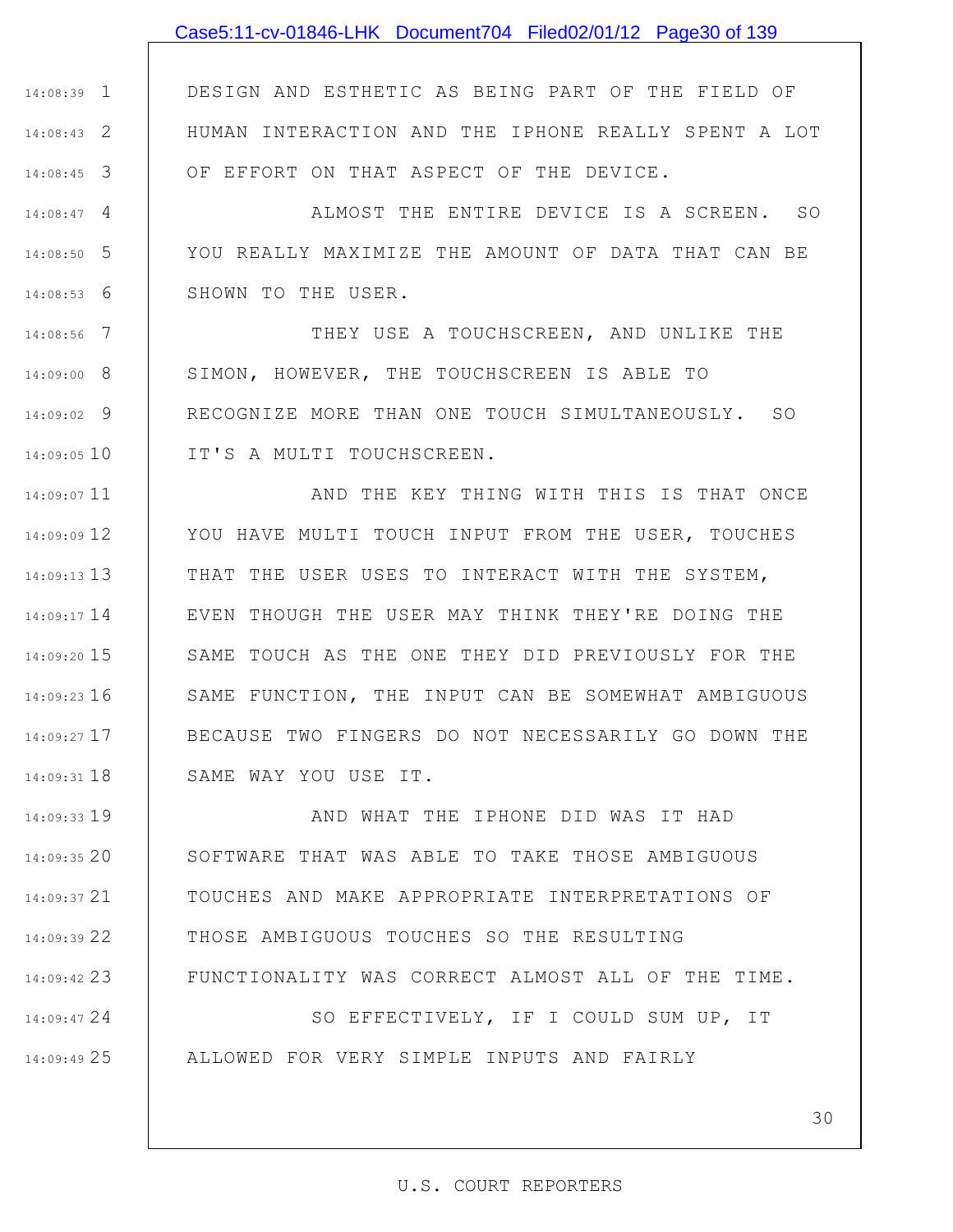DESIGN AND ESTHETIC AS BEING PART OF THE FIELD OF HUMAN INTERACTION AND THE IPHONE REALLY SPENT A LOT OF EFFORT ON THAT ASPECT OF THE DEVICE.

ALMOST THE ENTIRE DEVICE IS A SCREEN. SO YOU REALLY MAXIMIZE THE AMOUNT OF DATA THAT CAN BE SHOWN TO THE USER.

THEY USE A TOUCHSCREEN, AND UNLIKE THE SIMON, HOWEVER, THE TOUCHSCREEN IS ABLE TO RECOGNIZE MORE THAN ONE TOUCH SIMULTANEOUSLY. SO IT'S A MULTI TOUCHSCREEN.

AND THE KEY THING WITH THIS IS THAT ONCE YOU HAVE MULTI TOUCH INPUT FROM THE USER, TOUCHES THAT THE USER USES TO INTERACT WITH THE SYSTEM, EVEN THOUGH THE USER MAY THINK THEY'RE DOING THE SAME TOUCH AS THE ONE THEY DID PREVIOUSLY FOR THE SAME FUNCTION, THE INPUT CAN BE SOMEWHAT AMBIGUOUS BECAUSE TWO FINGERS DO NOT NECESSARILY GO DOWN THE SAME WAY YOU USE IT.

AND WHAT THE IPHONE DID WAS IT HAD SOFTWARE THAT WAS ABLE TO TAKE THOSE AMBIGUOUS TOUCHES AND MAKE APPROPRIATE INTERPRETATIONS OF THOSE AMBIGUOUS TOUCHES SO THE RESULTING FUNCTIONALITY WAS CORRECT ALMOST ALL OF THE TIME.

SO EFFECTIVELY, IF I COULD SUM UP, IT ALLOWED FOR VERY SIMPLE INPUTS AND FAIRLY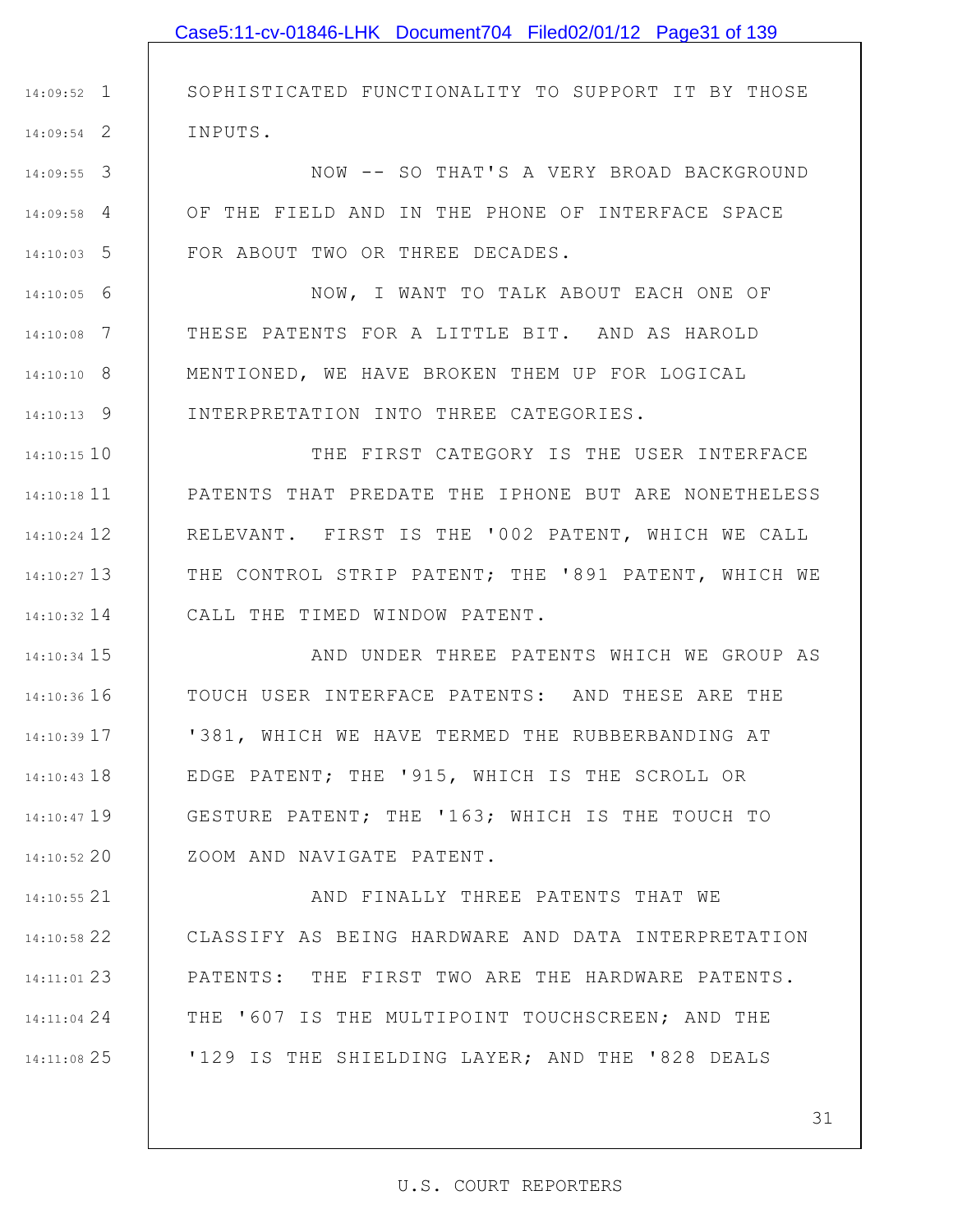SOPHISTICATED FUNCTIONALITY TO SUPPORT IT BY THOSE INPUTS.

NOW -- SO THAT'S A VERY BROAD BACKGROUND OF THE FIELD AND IN THE PHONE OF INTERFACE SPACE FOR ABOUT TWO OR THREE DECADES.

NOW, I WANT TO TALK ABOUT EACH ONE OF THESE PATENTS FOR A LITTLE BIT. AND AS HAROLD MENTIONED, WE HAVE BROKEN THEM UP FOR LOGICAL INTERPRETATION INTO THREE CATEGORIES.

THE FIRST CATEGORY IS THE USER INTERFACE PATENTS THAT PREDATE THE IPHONE BUT ARE NONETHELESS RELEVANT. FIRST IS THE '002 PATENT, WHICH WE CALL THE CONTROL STRIP PATENT; THE '891 PATENT, WHICH WE CALL THE TIMED WINDOW PATENT.

AND UNDER THREE PATENTS WHICH WE GROUP AS TOUCH USER INTERFACE PATENTS: AND THESE ARE THE '381, WHICH WE HAVE TERMED THE RUBBERBANDING AT EDGE PATENT; THE '915, WHICH IS THE SCROLL OR GESTURE PATENT; THE '163; WHICH IS THE TOUCH TO ZOOM AND NAVIGATE PATENT.

AND FINALLY THREE PATENTS THAT WE CLASSIFY AS BEING HARDWARE AND DATA INTERPRETATION PATENTS: THE FIRST TWO ARE THE HARDWARE PATENTS. THE '607 IS THE MULTIPOINT TOUCHSCREEN; AND THE '129 IS THE SHIELDING LAYER; AND THE '828 DEALS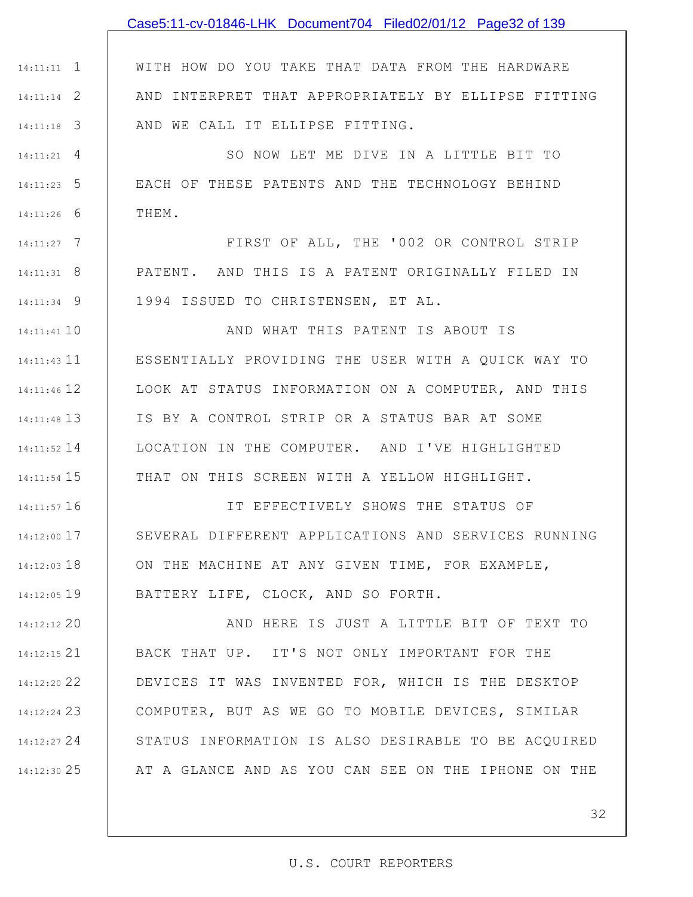WITH HOW DO YOU TAKE THAT DATA FROM THE HARDWARE AND INTERPRET THAT APPROPRIATELY BY ELLIPSE FITTING AND WE CALL IT ELLIPSE FITTING.

SO NOW LET ME DIVE IN A LITTLE BIT TO EACH OF THESE PATENTS AND THE TECHNOLOGY BEHIND THEM.

FIRST OF ALL, THE '002 OR CONTROL STRIP PATENT. AND THIS IS A PATENT ORIGINALLY FILED IN 1994 ISSUED TO CHRISTENSEN, ET AL.

AND WHAT THIS PATENT IS ABOUT IS ESSENTIALLY PROVIDING THE USER WITH A QUICK WAY TO LOOK AT STATUS INFORMATION ON A COMPUTER, AND THIS IS BY A CONTROL STRIP OR A STATUS BAR AT SOME LOCATION IN THE COMPUTER. AND I'VE HIGHLIGHTED THAT ON THIS SCREEN WITH A YELLOW HIGHLIGHT.

IT EFFECTIVELY SHOWS THE STATUS OF SEVERAL DIFFERENT APPLICATIONS AND SERVICES RUNNING ON THE MACHINE AT ANY GIVEN TIME, FOR EXAMPLE, BATTERY LIFE, CLOCK, AND SO FORTH.

AND HERE IS JUST A LITTLE BIT OF TEXT TO BACK THAT UP. IT'S NOT ONLY IMPORTANT FOR THE DEVICES IT WAS INVENTED FOR, WHICH IS THE DESKTOP COMPUTER, BUT AS WE GO TO MOBILE DEVICES, SIMILAR STATUS INFORMATION IS ALSO DESIRABLE TO BE ACQUIRED AT A GLANCE AND AS YOU CAN SEE ON THE IPHONE ON THE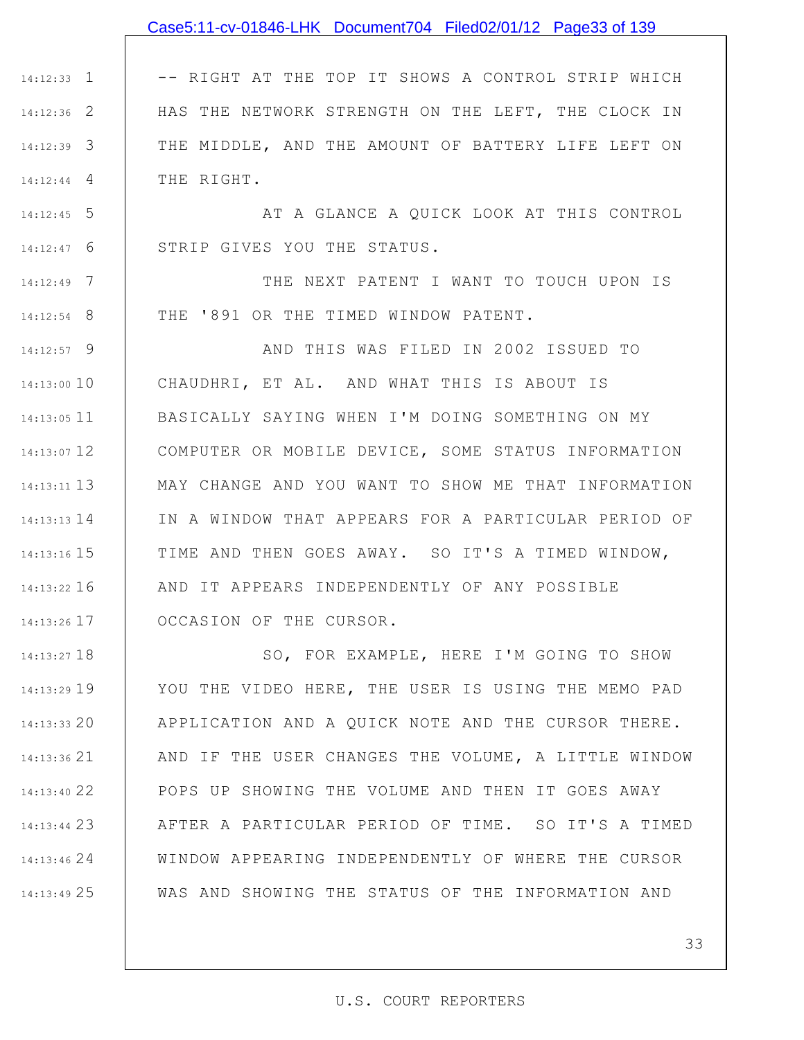-- RIGHT AT THE TOP IT SHOWS A CONTROL STRIP WHICH HAS THE NETWORK STRENGTH ON THE LEFT, THE CLOCK IN THE MIDDLE, AND THE AMOUNT OF BATTERY LIFE LEFT ON THE RIGHT.

AT A GLANCE A QUICK LOOK AT THIS CONTROL STRIP GIVES YOU THE STATUS.

THE NEXT PATENT I WANT TO TOUCH UPON IS THE '891 OR THE TIMED WINDOW PATENT.

AND THIS WAS FILED IN 2002 ISSUED TO CHAUDHRI, ET AL. AND WHAT THIS IS ABOUT IS BASICALLY SAYING WHEN I'M DOING SOMETHING ON MY COMPUTER OR MOBILE DEVICE, SOME STATUS INFORMATION MAY CHANGE AND YOU WANT TO SHOW ME THAT INFORMATION IN A WINDOW THAT APPEARS FOR A PARTICULAR PERIOD OF TIME AND THEN GOES AWAY. SO IT'S A TIMED WINDOW, AND IT APPEARS INDEPENDENTLY OF ANY POSSIBLE OCCASION OF THE CURSOR.

SO, FOR EXAMPLE, HERE I'M GOING TO SHOW YOU THE VIDEO HERE, THE USER IS USING THE MEMO PAD APPLICATION AND A QUICK NOTE AND THE CURSOR THERE. AND IF THE USER CHANGES THE VOLUME, A LITTLE WINDOW POPS UP SHOWING THE VOLUME AND THEN IT GOES AWAY AFTER A PARTICULAR PERIOD OF TIME. SO IT'S A TIMED WINDOW APPEARING INDEPENDENTLY OF WHERE THE CURSOR WAS AND SHOWING THE STATUS OF THE INFORMATION AND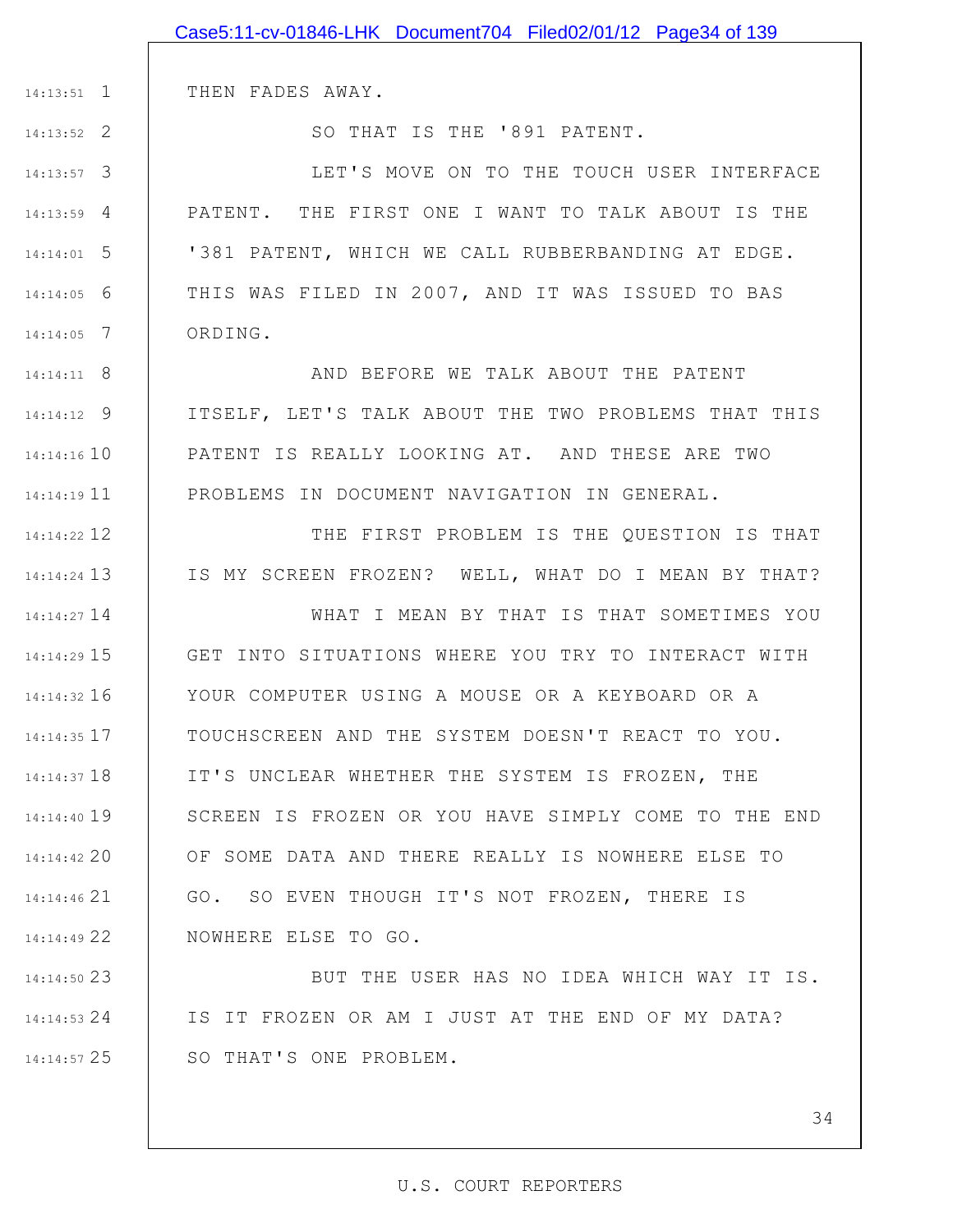THEN FADES AWAY.

SO THAT IS THE '891 PATENT.

LET'S MOVE ON TO THE TOUCH USER INTERFACE PATENT. THE FIRST ONE I WANT TO TALK ABOUT IS THE '381 PATENT, WHICH WE CALL RUBBERBANDING AT EDGE. THIS WAS FILED IN 2007, AND IT WAS ISSUED TO BAS ORDING.

AND BEFORE WE TALK ABOUT THE PATENT ITSELF, LET'S TALK ABOUT THE TWO PROBLEMS THAT THIS PATENT IS REALLY LOOKING AT. AND THESE ARE TWO PROBLEMS IN DOCUMENT NAVIGATION IN GENERAL.

THE FIRST PROBLEM IS THE QUESTION IS THAT IS MY SCREEN FROZEN? WELL, WHAT DO I MEAN BY THAT?

WHAT I MEAN BY THAT IS THAT SOMETIMES YOU GET INTO SITUATIONS WHERE YOU TRY TO INTERACT WITH YOUR COMPUTER USING A MOUSE OR A KEYBOARD OR A TOUCHSCREEN AND THE SYSTEM DOESN'T REACT TO YOU. IT'S UNCLEAR WHETHER THE SYSTEM IS FROZEN, THE SCREEN IS FROZEN OR YOU HAVE SIMPLY COME TO THE END OF SOME DATA AND THERE REALLY IS NOWHERE ELSE TO GO. SO EVEN THOUGH IT'S NOT FROZEN, THERE IS NOWHERE ELSE TO GO.

BUT THE USER HAS NO IDEA WHICH WAY IT IS. IS IT FROZEN OR AM I JUST AT THE END OF MY DATA? SO THAT'S ONE PROBLEM.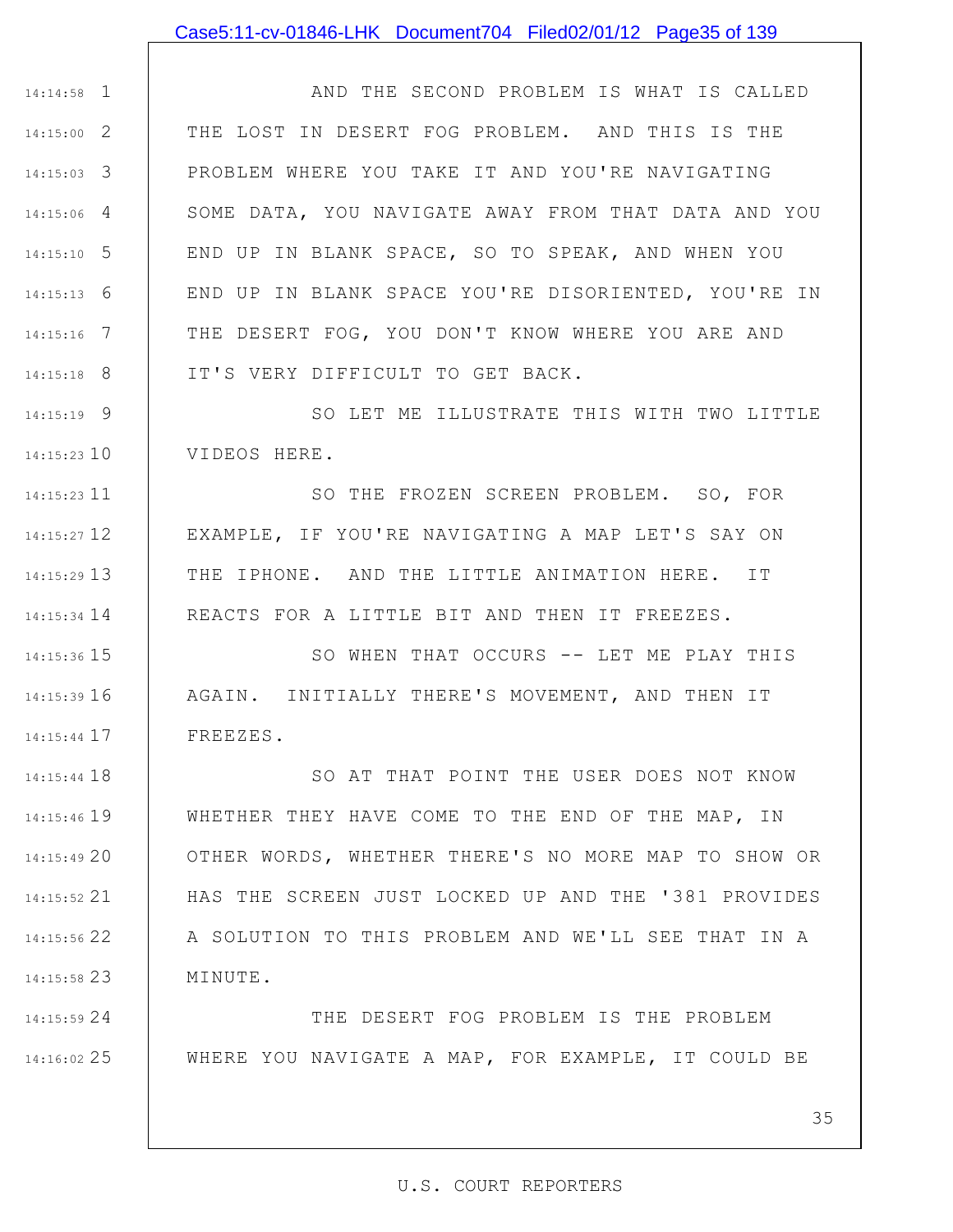AND THE SECOND PROBLEM IS WHAT IS CALLED THE LOST IN DESERT FOG PROBLEM. AND THIS IS THE PROBLEM WHERE YOU TAKE IT AND YOU'RE NAVIGATING SOME DATA, YOU NAVIGATE AWAY FROM THAT DATA AND YOU END UP IN BLANK SPACE, SO TO SPEAK, AND WHEN YOU END UP IN BLANK SPACE YOU'RE DISORIENTED, YOU'RE IN THE DESERT FOG, YOU DON'T KNOW WHERE YOU ARE AND IT'S VERY DIFFICULT TO GET BACK.

SO LET ME ILLUSTRATE THIS WITH TWO LITTLE VIDEOS HERE.

SO THE FROZEN SCREEN PROBLEM. SO, FOR EXAMPLE, IF YOU'RE NAVIGATING A MAP LET'S SAY ON THE IPHONE. AND THE LITTLE ANIMATION HERE. IT REACTS FOR A LITTLE BIT AND THEN IT FREEZES.

SO WHEN THAT OCCURS -- LET ME PLAY THIS AGAIN. INITIALLY THERE'S MOVEMENT, AND THEN IT FREEZES.

SO AT THAT POINT THE USER DOES NOT KNOW WHETHER THEY HAVE COME TO THE END OF THE MAP, IN OTHER WORDS, WHETHER THERE'S NO MORE MAP TO SHOW OR HAS THE SCREEN JUST LOCKED UP AND THE '381 PROVIDES A SOLUTION TO THIS PROBLEM AND WE'LL SEE THAT IN A MINUTE.

THE DESERT FOG PROBLEM IS THE PROBLEM WHERE YOU NAVIGATE A MAP, FOR EXAMPLE, IT COULD BE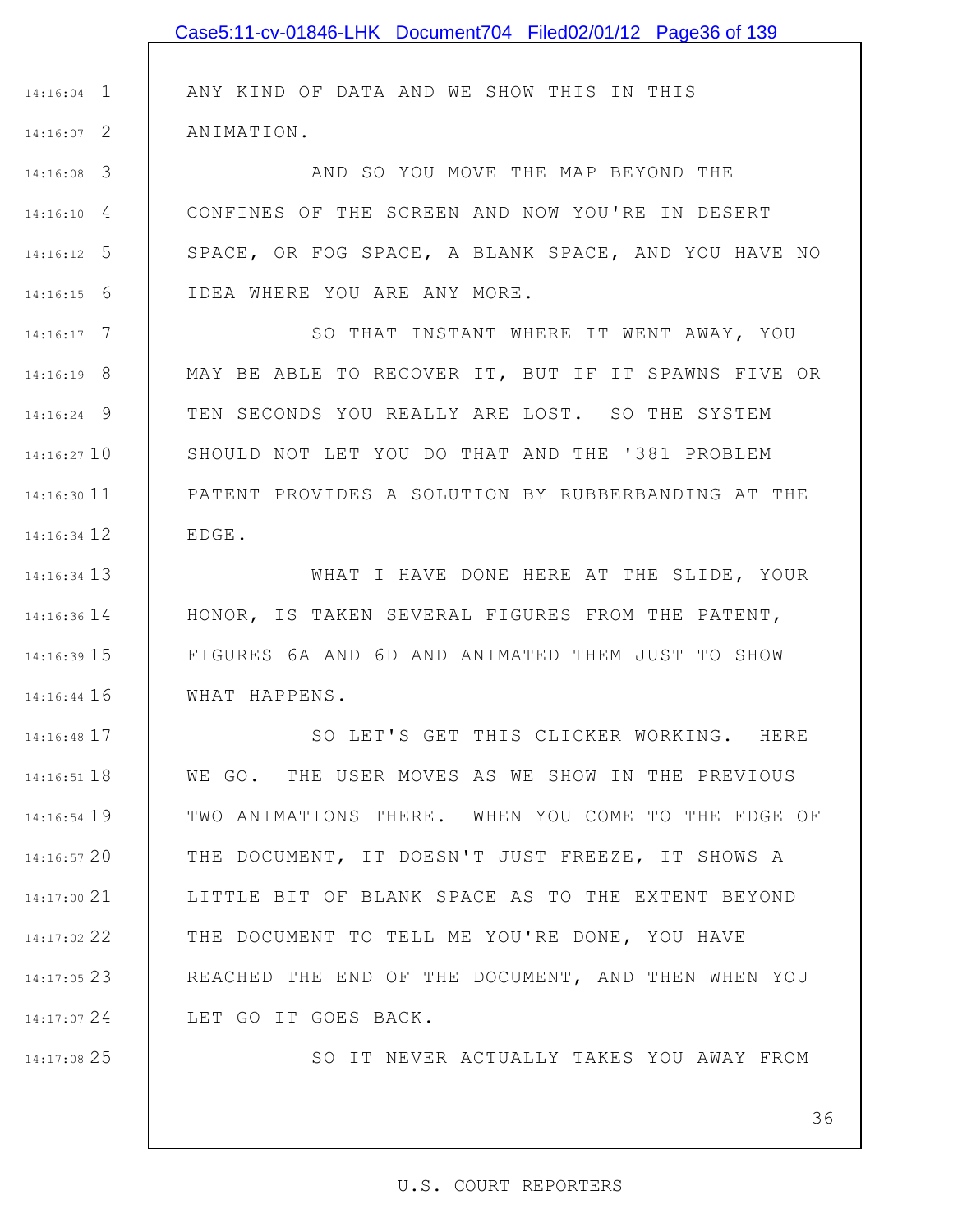ANY KIND OF DATA AND WE SHOW THIS IN THIS ANIMATION.

AND SO YOU MOVE THE MAP BEYOND THE CONFINES OF THE SCREEN AND NOW YOU'RE IN DESERT SPACE, OR FOG SPACE, A BLANK SPACE, AND YOU HAVE NO IDEA WHERE YOU ARE ANY MORE.

SO THAT INSTANT WHERE IT WENT AWAY, YOU MAY BE ABLE TO RECOVER IT, BUT IF IT SPAWNS FIVE OR TEN SECONDS YOU REALLY ARE LOST. SO THE SYSTEM SHOULD NOT LET YOU DO THAT AND THE '381 PROBLEM PATENT PROVIDES A SOLUTION BY RUBBERBANDING AT THE EDGE.

WHAT I HAVE DONE HERE AT THE SLIDE, YOUR HONOR, IS TAKEN SEVERAL FIGURES FROM THE PATENT, FIGURES 6A AND 6D AND ANIMATED THEM JUST TO SHOW WHAT HAPPENS.

SO LET'S GET THIS CLICKER WORKING. HERE WE GO. THE USER MOVES AS WE SHOW IN THE PREVIOUS TWO ANIMATIONS THERE. WHEN YOU COME TO THE EDGE OF THE DOCUMENT, IT DOESN'T JUST FREEZE, IT SHOWS A LITTLE BIT OF BLANK SPACE AS TO THE EXTENT BEYOND THE DOCUMENT TO TELL ME YOU'RE DONE, YOU HAVE REACHED THE END OF THE DOCUMENT, AND THEN WHEN YOU LET GO IT GOES BACK.

SO IT NEVER ACTUALLY TAKES YOU AWAY FROM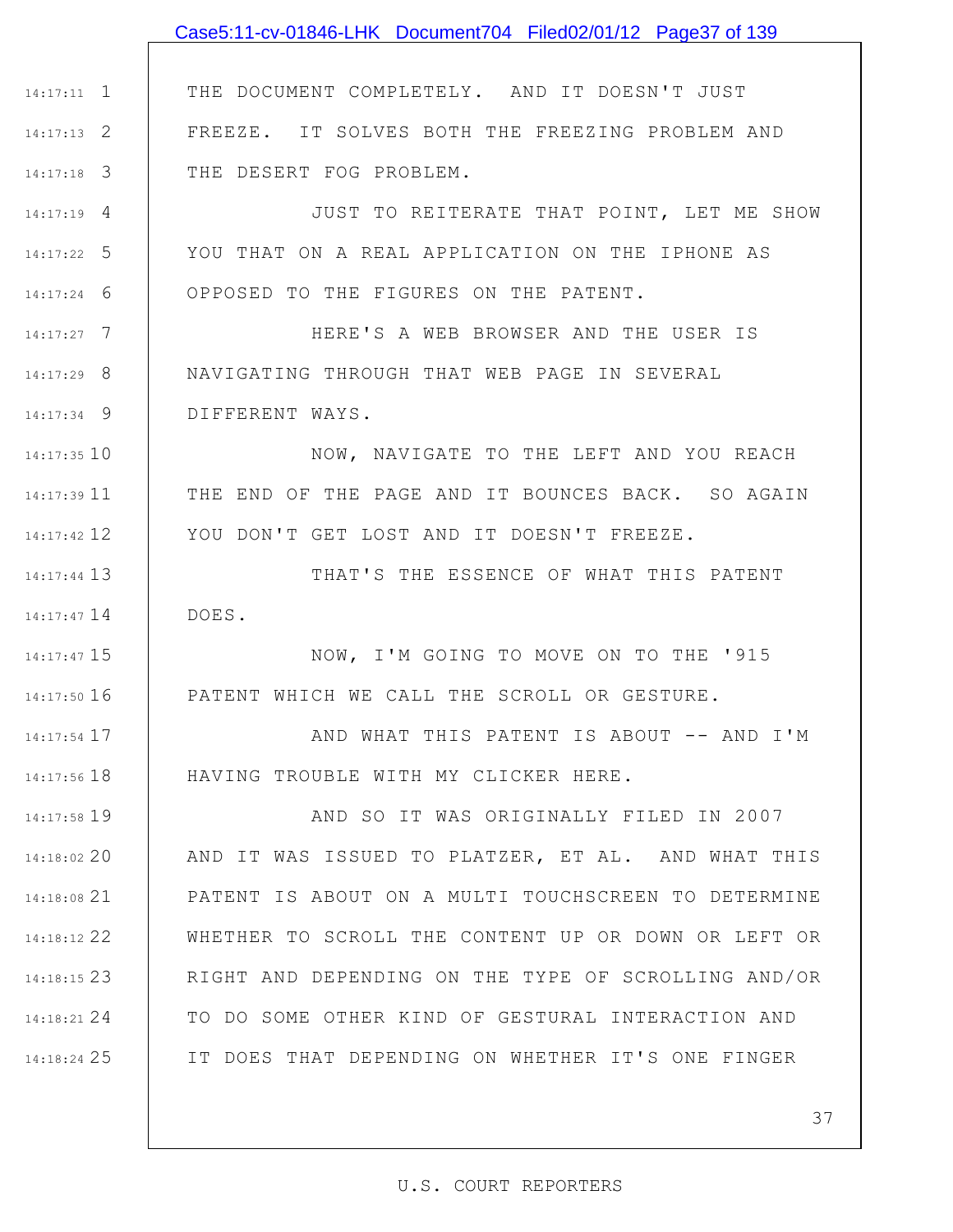THE DOCUMENT COMPLETELY. AND IT DOESN'T JUST FREEZE. IT SOLVES BOTH THE FREEZING PROBLEM AND THE DESERT FOG PROBLEM.

JUST TO REITERATE THAT POINT, LET ME SHOW YOU THAT ON A REAL APPLICATION ON THE IPHONE AS OPPOSED TO THE FIGURES ON THE PATENT.

HERE'S A WEB BROWSER AND THE USER IS NAVIGATING THROUGH THAT WEB PAGE IN SEVERAL DIFFERENT WAYS.

NOW, NAVIGATE TO THE LEFT AND YOU REACH THE END OF THE PAGE AND IT BOUNCES BACK. SO AGAIN YOU DON'T GET LOST AND IT DOESN'T FREEZE.

THAT'S THE ESSENCE OF WHAT THIS PATENT DOES.

NOW, I'M GOING TO MOVE ON TO THE '915 PATENT WHICH WE CALL THE SCROLL OR GESTURE.

AND WHAT THIS PATENT IS ABOUT -- AND I'M HAVING TROUBLE WITH MY CLICKER HERE.

AND SO IT WAS ORIGINALLY FILED IN 2007 AND IT WAS ISSUED TO PLATZER, ET AL. AND WHAT THIS PATENT IS ABOUT ON A MULTI TOUCHSCREEN TO DETERMINE WHETHER TO SCROLL THE CONTENT UP OR DOWN OR LEFT OR RIGHT AND DEPENDING ON THE TYPE OF SCROLLING AND/OR TO DO SOME OTHER KIND OF GESTURAL INTERACTION AND IT DOES THAT DEPENDING ON WHETHER IT'S ONE FINGER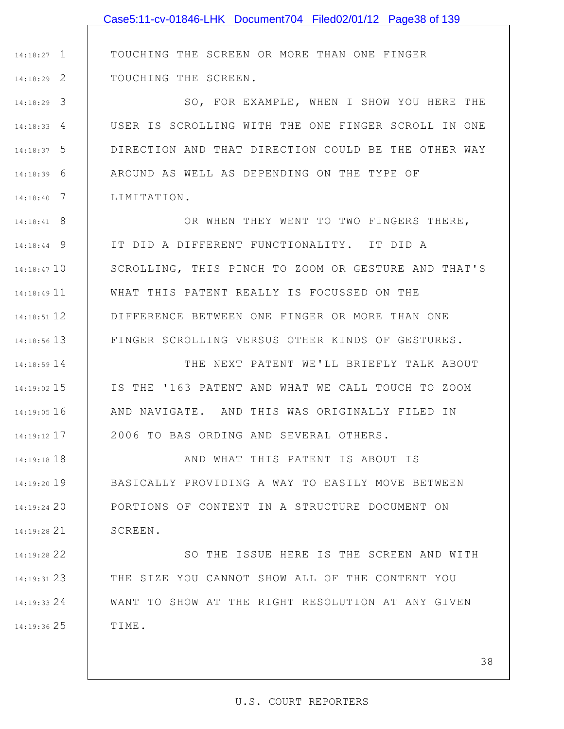TOUCHING THE SCREEN OR MORE THAN ONE FINGER TOUCHING THE SCREEN.

SO, FOR EXAMPLE, WHEN I SHOW YOU HERE THE USER IS SCROLLING WITH THE ONE FINGER SCROLL IN ONE DIRECTION AND THAT DIRECTION COULD BE THE OTHER WAY AROUND AS WELL AS DEPENDING ON THE TYPE OF LIMITATION.

OR WHEN THEY WENT TO TWO FINGERS THERE, IT DID A DIFFERENT FUNCTIONALITY. IT DID A SCROLLING, THIS PINCH TO ZOOM OR GESTURE AND THAT'S WHAT THIS PATENT REALLY IS FOCUSSED ON THE DIFFERENCE BETWEEN ONE FINGER OR MORE THAN ONE FINGER SCROLLING VERSUS OTHER KINDS OF GESTURES.

THE NEXT PATENT WE'LL BRIEFLY TALK ABOUT IS THE '163 PATENT AND WHAT WE CALL TOUCH TO ZOOM AND NAVIGATE. AND THIS WAS ORIGINALLY FILED IN 2006 TO BAS ORDING AND SEVERAL OTHERS.

AND WHAT THIS PATENT IS ABOUT IS BASICALLY PROVIDING A WAY TO EASILY MOVE BETWEEN PORTIONS OF CONTENT IN A STRUCTURE DOCUMENT ON SCREEN.

SO THE ISSUE HERE IS THE SCREEN AND WITH THE SIZE YOU CANNOT SHOW ALL OF THE CONTENT YOU WANT TO SHOW AT THE RIGHT RESOLUTION AT ANY GIVEN TIME.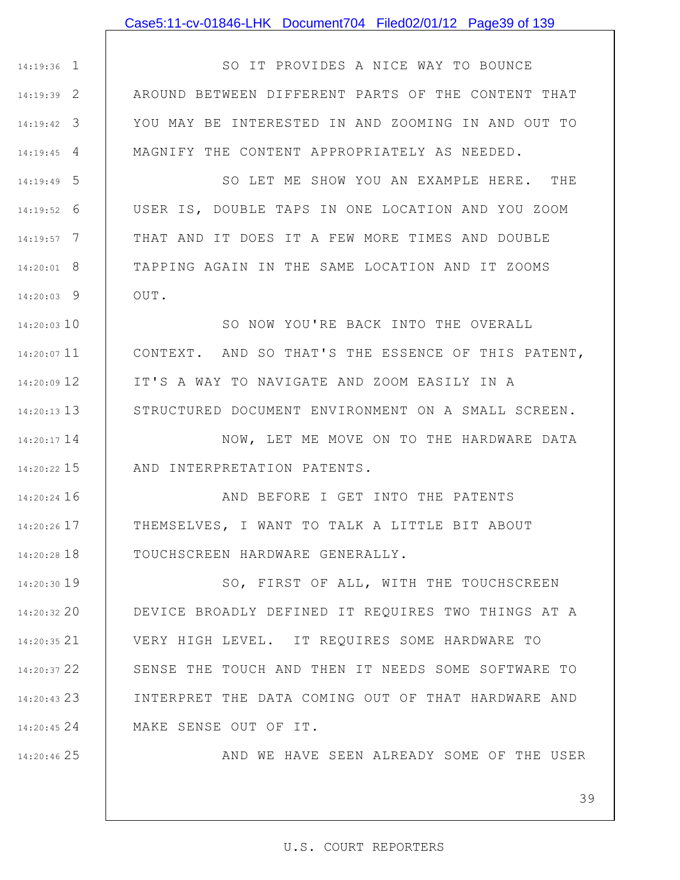SO IT PROVIDES A NICE WAY TO BOUNCE AROUND BETWEEN DIFFERENT PARTS OF THE CONTENT THAT YOU MAY BE INTERESTED IN AND ZOOMING IN AND OUT TO MAGNIFY THE CONTENT APPROPRIATELY AS NEEDED.

SO LET ME SHOW YOU AN EXAMPLE HERE. THE USER IS, DOUBLE TAPS IN ONE LOCATION AND YOU ZOOM THAT AND IT DOES IT A FEW MORE TIMES AND DOUBLE TAPPING AGAIN IN THE SAME LOCATION AND IT ZOOMS OUT.

SO NOW YOU'RE BACK INTO THE OVERALL CONTEXT. AND SO THAT'S THE ESSENCE OF THIS PATENT, IT'S A WAY TO NAVIGATE AND ZOOM EASILY IN A STRUCTURED DOCUMENT ENVIRONMENT ON A SMALL SCREEN.

NOW, LET ME MOVE ON TO THE HARDWARE DATA AND INTERPRETATION PATENTS.

AND BEFORE I GET INTO THE PATENTS THEMSELVES, I WANT TO TALK A LITTLE BIT ABOUT TOUCHSCREEN HARDWARE GENERALLY.

SO, FIRST OF ALL, WITH THE TOUCHSCREEN DEVICE BROADLY DEFINED IT REQUIRES TWO THINGS AT A VERY HIGH LEVEL. IT REQUIRES SOME HARDWARE TO SENSE THE TOUCH AND THEN IT NEEDS SOME SOFTWARE TO INTERPRET THE DATA COMING OUT OF THAT HARDWARE AND MAKE SENSE OUT OF IT.

AND WE HAVE SEEN ALREADY SOME OF THE USER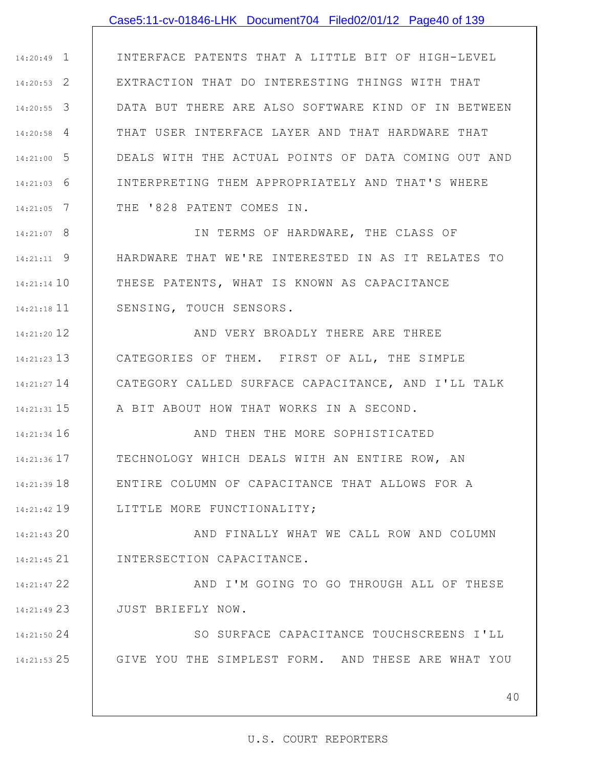INTERFACE PATENTS THAT A LITTLE BIT OF HIGH-LEVEL EXTRACTION THAT DO INTERESTING THINGS WITH THAT DATA BUT THERE ARE ALSO SOFTWARE KIND OF IN BETWEEN THAT USER INTERFACE LAYER AND THAT HARDWARE THAT DEALS WITH THE ACTUAL POINTS OF DATA COMING OUT AND INTERPRETING THEM APPROPRIATELY AND THAT'S WHERE THE '828 PATENT COMES IN.

IN TERMS OF HARDWARE, THE CLASS OF HARDWARE THAT WE'RE INTERESTED IN AS IT RELATES TO THESE PATENTS, WHAT IS KNOWN AS CAPACITANCE SENSING, TOUCH SENSORS.

AND VERY BROADLY THERE ARE THREE CATEGORIES OF THEM. FIRST OF ALL, THE SIMPLE CATEGORY CALLED SURFACE CAPACITANCE, AND I'LL TALK A BIT ABOUT HOW THAT WORKS IN A SECOND.

AND THEN THE MORE SOPHISTICATED TECHNOLOGY WHICH DEALS WITH AN ENTIRE ROW, AN ENTIRE COLUMN OF CAPACITANCE THAT ALLOWS FOR A LITTLE MORE FUNCTIONALITY;

AND FINALLY WHAT WE CALL ROW AND COLUMN INTERSECTION CAPACITANCE.

AND I'M GOING TO GO THROUGH ALL OF THESE JUST BRIEFLY NOW.

SO SURFACE CAPACITANCE TOUCHSCREENS I'LL GIVE YOU THE SIMPLEST FORM. AND THESE ARE WHAT YOU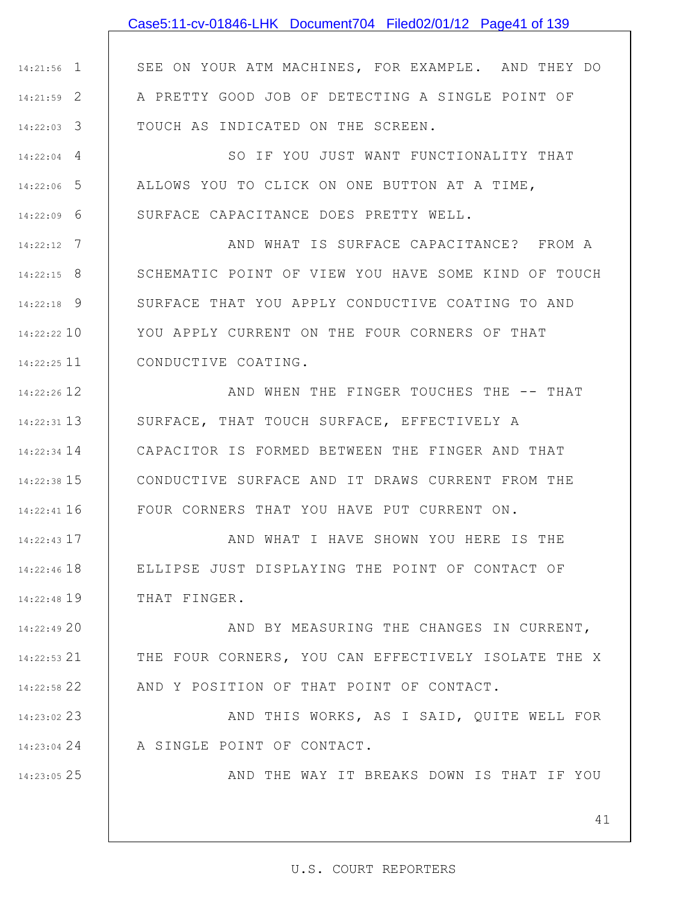SEE ON YOUR ATM MACHINES, FOR EXAMPLE. AND THEY DO A PRETTY GOOD JOB OF DETECTING A SINGLE POINT OF TOUCH AS INDICATED ON THE SCREEN.

SO IF YOU JUST WANT FUNCTIONALITY THAT ALLOWS YOU TO CLICK ON ONE BUTTON AT A TIME, SURFACE CAPACITANCE DOES PRETTY WELL.

AND WHAT IS SURFACE CAPACITANCE? FROM A SCHEMATIC POINT OF VIEW YOU HAVE SOME KIND OF TOUCH SURFACE THAT YOU APPLY CONDUCTIVE COATING TO AND YOU APPLY CURRENT ON THE FOUR CORNERS OF THAT CONDUCTIVE COATING.

AND WHEN THE FINGER TOUCHES THE -- THAT SURFACE, THAT TOUCH SURFACE, EFFECTIVELY A CAPACITOR IS FORMED BETWEEN THE FINGER AND THAT CONDUCTIVE SURFACE AND IT DRAWS CURRENT FROM THE FOUR CORNERS THAT YOU HAVE PUT CURRENT ON.

AND WHAT I HAVE SHOWN YOU HERE IS THE ELLIPSE JUST DISPLAYING THE POINT OF CONTACT OF THAT FINGER.

AND BY MEASURING THE CHANGES IN CURRENT, THE FOUR CORNERS, YOU CAN EFFECTIVELY ISOLATE THE X AND Y POSITION OF THAT POINT OF CONTACT.

AND THIS WORKS, AS I SAID, QUITE WELL FOR A SINGLE POINT OF CONTACT.

AND THE WAY IT BREAKS DOWN IS THAT IF YOU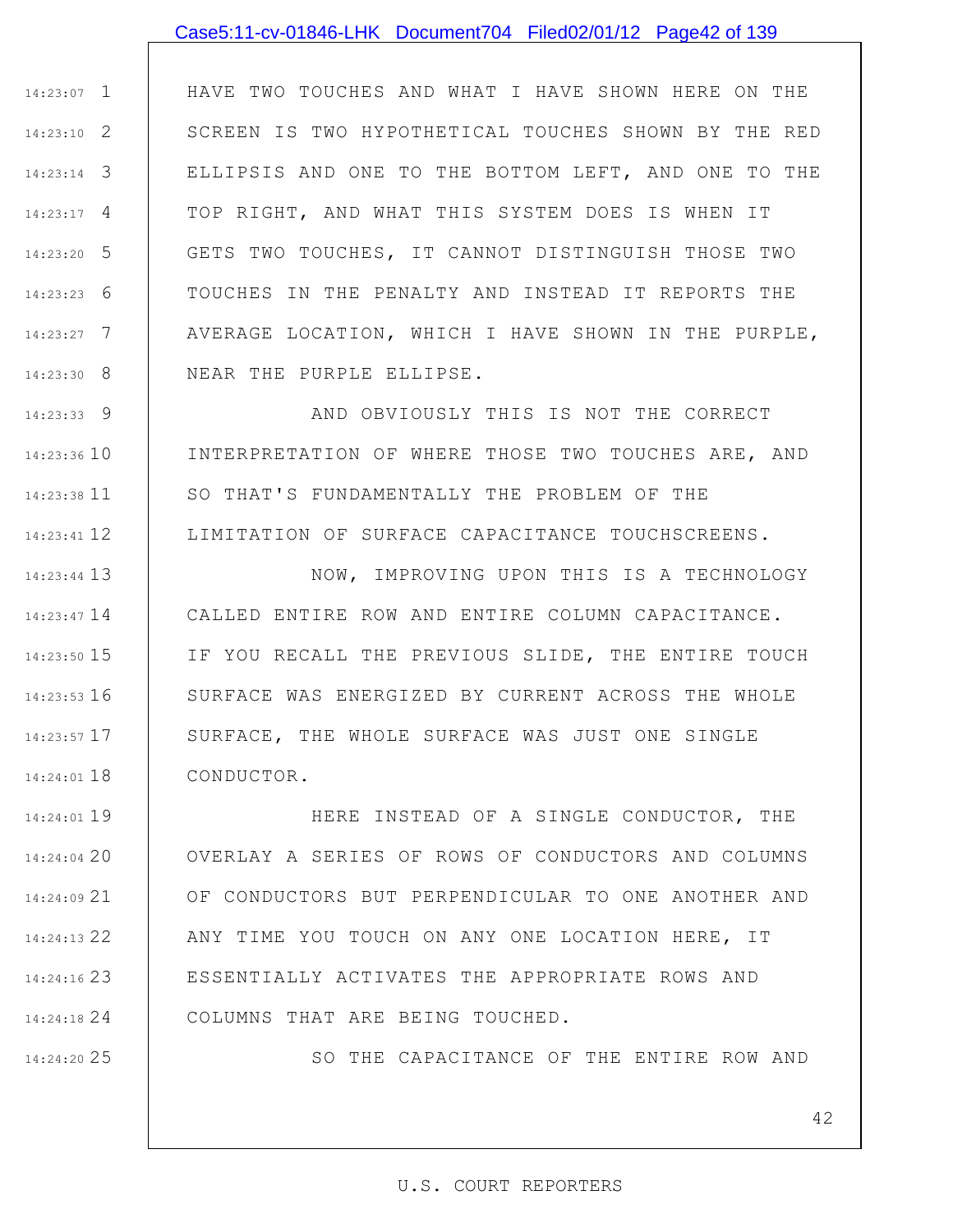HAVE TWO TOUCHES AND WHAT I HAVE SHOWN HERE ON THE SCREEN IS TWO HYPOTHETICAL TOUCHES SHOWN BY THE RED ELLIPSIS AND ONE TO THE BOTTOM LEFT, AND ONE TO THE TOP RIGHT, AND WHAT THIS SYSTEM DOES IS WHEN IT GETS TWO TOUCHES, IT CANNOT DISTINGUISH THOSE TWO TOUCHES IN THE PENALTY AND INSTEAD IT REPORTS THE AVERAGE LOCATION, WHICH I HAVE SHOWN IN THE PURPLE, NEAR THE PURPLE ELLIPSE.

AND OBVIOUSLY THIS IS NOT THE CORRECT INTERPRETATION OF WHERE THOSE TWO TOUCHES ARE, AND SO THAT'S FUNDAMENTALLY THE PROBLEM OF THE LIMITATION OF SURFACE CAPACITANCE TOUCHSCREENS.

NOW, IMPROVING UPON THIS IS A TECHNOLOGY CALLED ENTIRE ROW AND ENTIRE COLUMN CAPACITANCE. IF YOU RECALL THE PREVIOUS SLIDE, THE ENTIRE TOUCH SURFACE WAS ENERGIZED BY CURRENT ACROSS THE WHOLE SURFACE, THE WHOLE SURFACE WAS JUST ONE SINGLE CONDUCTOR.

HERE INSTEAD OF A SINGLE CONDUCTOR, THE OVERLAY A SERIES OF ROWS OF CONDUCTORS AND COLUMNS OF CONDUCTORS BUT PERPENDICULAR TO ONE ANOTHER AND ANY TIME YOU TOUCH ON ANY ONE LOCATION HERE, IT ESSENTIALLY ACTIVATES THE APPROPRIATE ROWS AND COLUMNS THAT ARE BEING TOUCHED.

SO THE CAPACITANCE OF THE ENTIRE ROW AND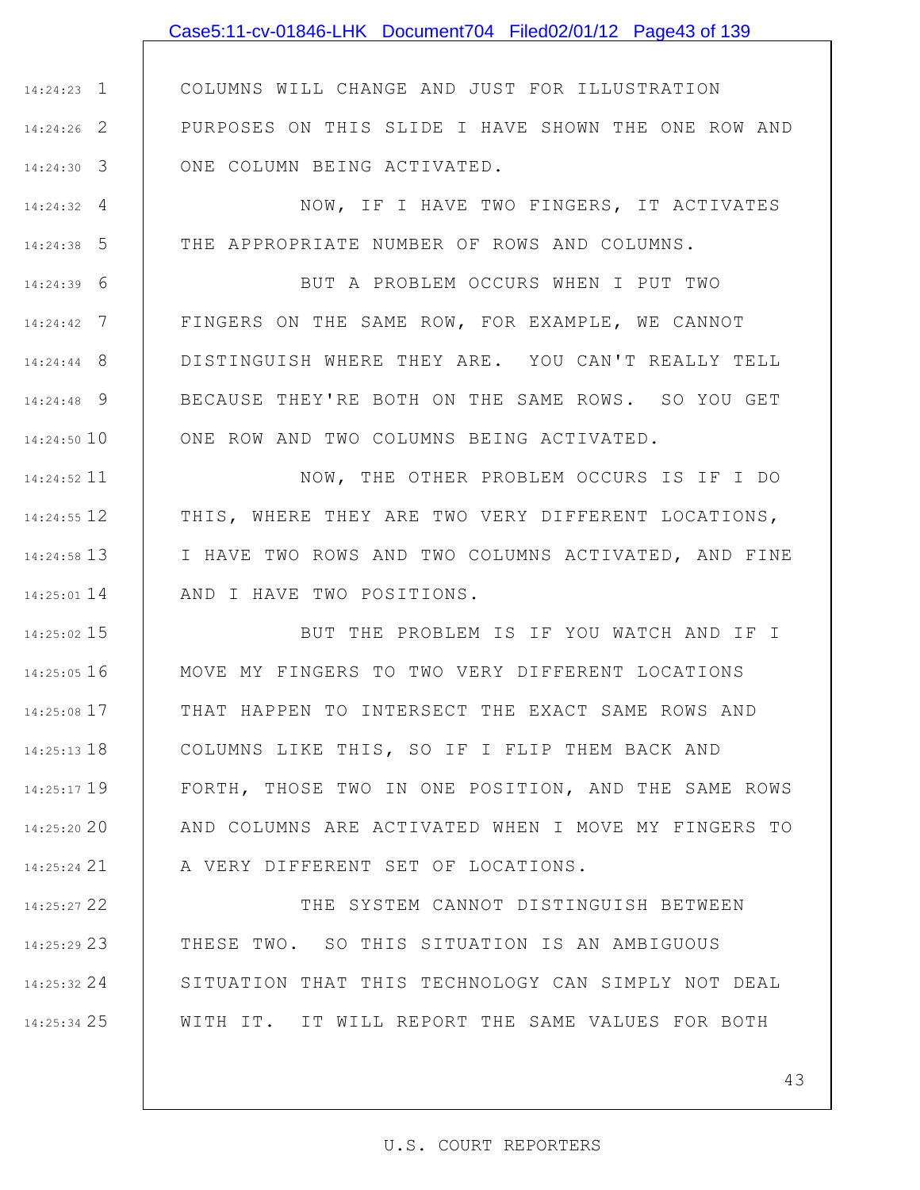COLUMNS WILL CHANGE AND JUST FOR ILLUSTRATION PURPOSES ON THIS SLIDE I HAVE SHOWN THE ONE ROW AND ONE COLUMN BEING ACTIVATED.

NOW, IF I HAVE TWO FINGERS, IT ACTIVATES THE APPROPRIATE NUMBER OF ROWS AND COLUMNS.

BUT A PROBLEM OCCURS WHEN I PUT TWO FINGERS ON THE SAME ROW, FOR EXAMPLE, WE CANNOT DISTINGUISH WHERE THEY ARE. YOU CAN'T REALLY TELL BECAUSE THEY'RE BOTH ON THE SAME ROWS. SO YOU GET ONE ROW AND TWO COLUMNS BEING ACTIVATED.

NOW, THE OTHER PROBLEM OCCURS IS IF I DO THIS, WHERE THEY ARE TWO VERY DIFFERENT LOCATIONS, I HAVE TWO ROWS AND TWO COLUMNS ACTIVATED, AND FINE AND I HAVE TWO POSITIONS.

BUT THE PROBLEM IS IF YOU WATCH AND IF I MOVE MY FINGERS TO TWO VERY DIFFERENT LOCATIONS THAT HAPPEN TO INTERSECT THE EXACT SAME ROWS AND COLUMNS LIKE THIS, SO IF I FLIP THEM BACK AND FORTH, THOSE TWO IN ONE POSITION, AND THE SAME ROWS AND COLUMNS ARE ACTIVATED WHEN I MOVE MY FINGERS TO A VERY DIFFERENT SET OF LOCATIONS.

THE SYSTEM CANNOT DISTINGUISH BETWEEN THESE TWO. SO THIS SITUATION IS AN AMBIGUOUS SITUATION THAT THIS TECHNOLOGY CAN SIMPLY NOT DEAL WITH IT. IT WILL REPORT THE SAME VALUES FOR BOTH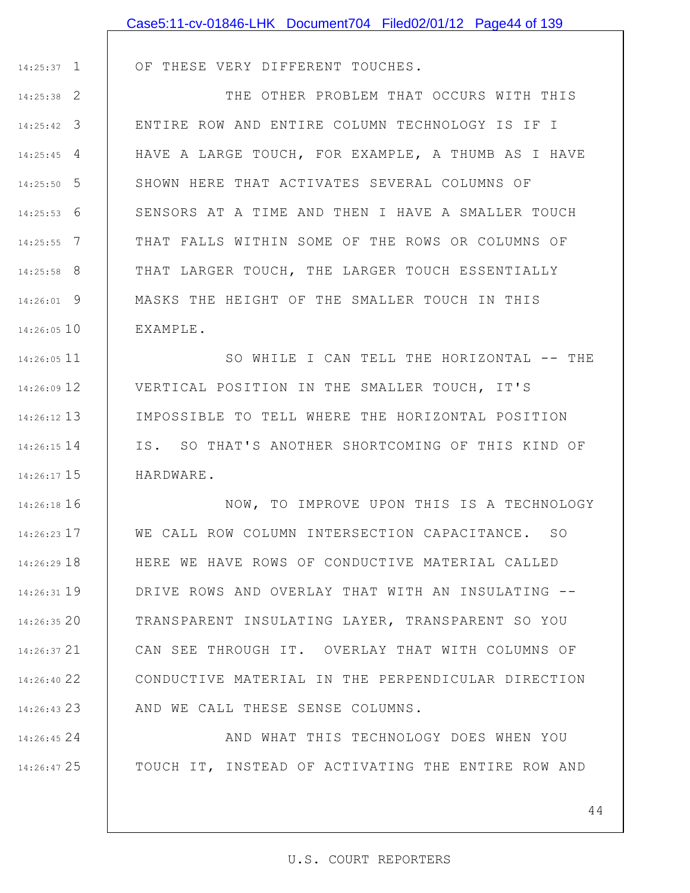OF THESE VERY DIFFERENT TOUCHES.

THE OTHER PROBLEM THAT OCCURS WITH THIS ENTIRE ROW AND ENTIRE COLUMN TECHNOLOGY IS IF I HAVE A LARGE TOUCH, FOR EXAMPLE, A THUMB AS I HAVE SHOWN HERE THAT ACTIVATES SEVERAL COLUMNS OF SENSORS AT A TIME AND THEN I HAVE A SMALLER TOUCH THAT FALLS WITHIN SOME OF THE ROWS OR COLUMNS OF THAT LARGER TOUCH, THE LARGER TOUCH ESSENTIALLY MASKS THE HEIGHT OF THE SMALLER TOUCH IN THIS EXAMPLE.

SO WHILE I CAN TELL THE HORIZONTAL -- THE VERTICAL POSITION IN THE SMALLER TOUCH, IT'S IMPOSSIBLE TO TELL WHERE THE HORIZONTAL POSITION IS. SO THAT'S ANOTHER SHORTCOMING OF THIS KIND OF HARDWARE.

NOW, TO IMPROVE UPON THIS IS A TECHNOLOGY WE CALL ROW COLUMN INTERSECTION CAPACITANCE. SO HERE WE HAVE ROWS OF CONDUCTIVE MATERIAL CALLED DRIVE ROWS AND OVERLAY THAT WITH AN INSULATING -- TRANSPARENT INSULATING LAYER, TRANSPARENT SO YOU CAN SEE THROUGH IT. OVERLAY THAT WITH COLUMNS OF CONDUCTIVE MATERIAL IN THE PERPENDICULAR DIRECTION AND WE CALL THESE SENSE COLUMNS.

AND WHAT THIS TECHNOLOGY DOES WHEN YOU TOUCH IT, INSTEAD OF ACTIVATING THE ENTIRE ROW AND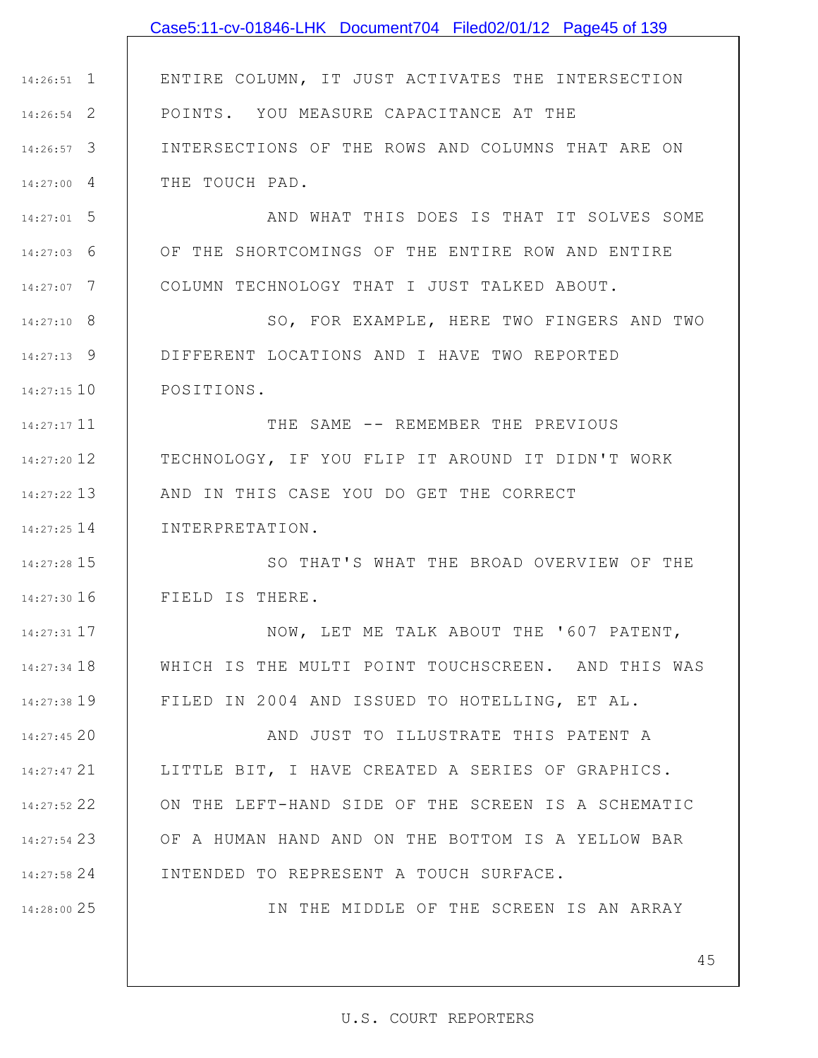ENTIRE COLUMN, IT JUST ACTIVATES THE INTERSECTION POINTS. YOU MEASURE CAPACITANCE AT THE INTERSECTIONS OF THE ROWS AND COLUMNS THAT ARE ON THE TOUCH PAD.

AND WHAT THIS DOES IS THAT IT SOLVES SOME OF THE SHORTCOMINGS OF THE ENTIRE ROW AND ENTIRE COLUMN TECHNOLOGY THAT I JUST TALKED ABOUT.

SO, FOR EXAMPLE, HERE TWO FINGERS AND TWO DIFFERENT LOCATIONS AND I HAVE TWO REPORTED POSITIONS.

THE SAME -- REMEMBER THE PREVIOUS TECHNOLOGY, IF YOU FLIP IT AROUND IT DIDN'T WORK AND IN THIS CASE YOU DO GET THE CORRECT INTERPRETATION.

SO THAT'S WHAT THE BROAD OVERVIEW OF THE FIELD IS THERE.

NOW, LET ME TALK ABOUT THE '607 PATENT, WHICH IS THE MULTI POINT TOUCHSCREEN. AND THIS WAS FILED IN 2004 AND ISSUED TO HOTELLING, ET AL.

AND JUST TO ILLUSTRATE THIS PATENT A LITTLE BIT, I HAVE CREATED A SERIES OF GRAPHICS. ON THE LEFT-HAND SIDE OF THE SCREEN IS A SCHEMATIC OF A HUMAN HAND AND ON THE BOTTOM IS A YELLOW BAR INTENDED TO REPRESENT A TOUCH SURFACE.

IN THE MIDDLE OF THE SCREEN IS AN ARRAY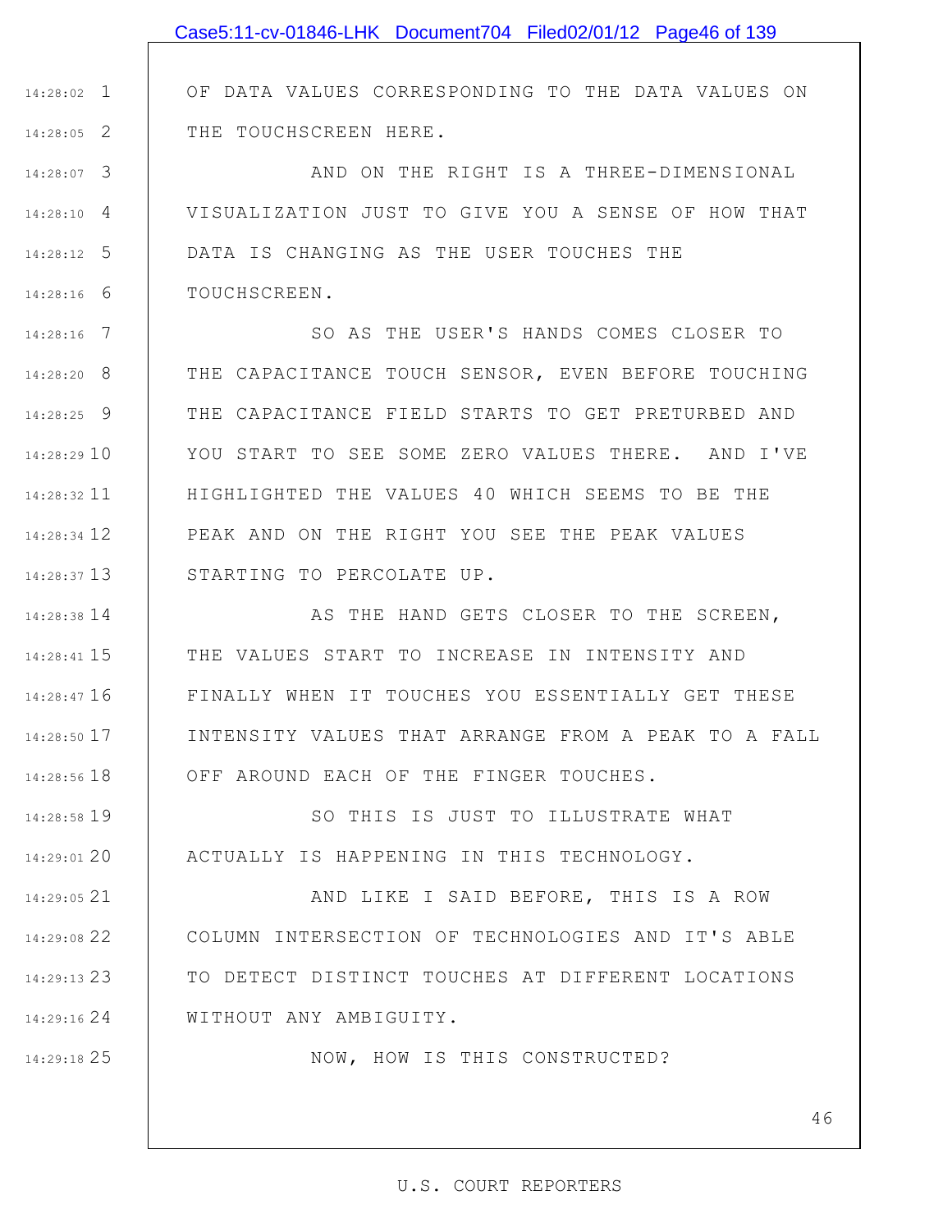OF DATA VALUES CORRESPONDING TO THE DATA VALUES ON THE TOUCHSCREEN HERE.

AND ON THE RIGHT IS A THREE-DIMENSIONAL VISUALIZATION JUST TO GIVE YOU A SENSE OF HOW THAT DATA IS CHANGING AS THE USER TOUCHES THE TOUCHSCREEN.

SO AS THE USER'S HANDS COMES CLOSER TO THE CAPACITANCE TOUCH SENSOR, EVEN BEFORE TOUCHING THE CAPACITANCE FIELD STARTS TO GET PRETURBED AND YOU START TO SEE SOME ZERO VALUES THERE. AND I'VE HIGHLIGHTED THE VALUES 40 WHICH SEEMS TO BE THE PEAK AND ON THE RIGHT YOU SEE THE PEAK VALUES STARTING TO PERCOLATE UP.

AS THE HAND GETS CLOSER TO THE SCREEN, THE VALUES START TO INCREASE IN INTENSITY AND FINALLY WHEN IT TOUCHES YOU ESSENTIALLY GET THESE INTENSITY VALUES THAT ARRANGE FROM A PEAK TO A FALL OFF AROUND EACH OF THE FINGER TOUCHES.

SO THIS IS JUST TO ILLUSTRATE WHAT ACTUALLY IS HAPPENING IN THIS TECHNOLOGY.

AND LIKE I SAID BEFORE, THIS IS A ROW COLUMN INTERSECTION OF TECHNOLOGIES AND IT'S ABLE TO DETECT DISTINCT TOUCHES AT DIFFERENT LOCATIONS WITHOUT ANY AMBIGUITY.

NOW, HOW IS THIS CONSTRUCTED?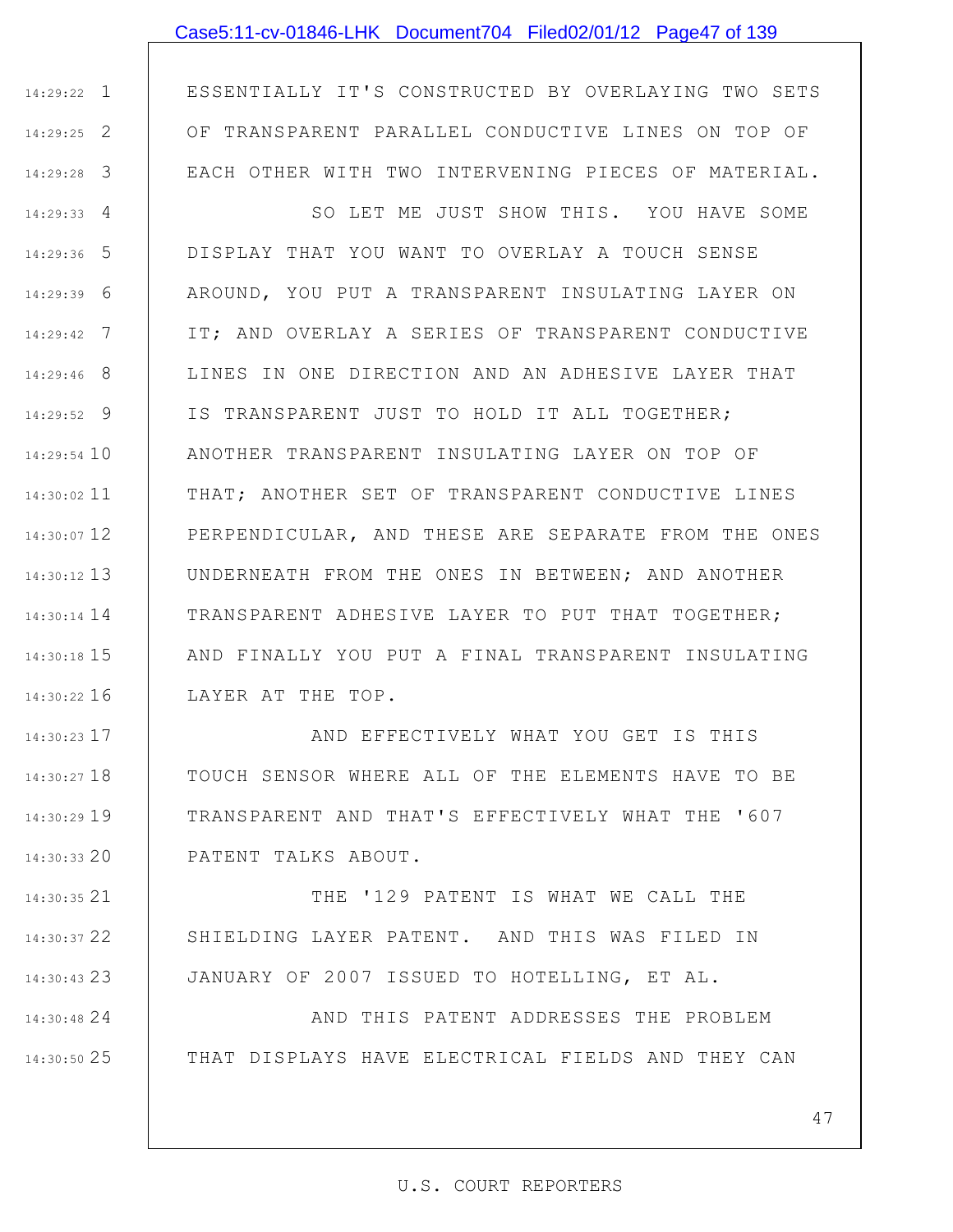ESSENTIALLY IT'S CONSTRUCTED BY OVERLAYING TWO SETS OF TRANSPARENT PARALLEL CONDUCTIVE LINES ON TOP OF EACH OTHER WITH TWO INTERVENING PIECES OF MATERIAL.

SO LET ME JUST SHOW THIS. YOU HAVE SOME DISPLAY THAT YOU WANT TO OVERLAY A TOUCH SENSE AROUND, YOU PUT A TRANSPARENT INSULATING LAYER ON IT; AND OVERLAY A SERIES OF TRANSPARENT CONDUCTIVE LINES IN ONE DIRECTION AND AN ADHESIVE LAYER THAT IS TRANSPARENT JUST TO HOLD IT ALL TOGETHER; ANOTHER TRANSPARENT INSULATING LAYER ON TOP OF THAT; ANOTHER SET OF TRANSPARENT CONDUCTIVE LINES PERPENDICULAR, AND THESE ARE SEPARATE FROM THE ONES UNDERNEATH FROM THE ONES IN BETWEEN; AND ANOTHER TRANSPARENT ADHESIVE LAYER TO PUT THAT TOGETHER; AND FINALLY YOU PUT A FINAL TRANSPARENT INSULATING LAYER AT THE TOP.

AND EFFECTIVELY WHAT YOU GET IS THIS TOUCH SENSOR WHERE ALL OF THE ELEMENTS HAVE TO BE TRANSPARENT AND THAT'S EFFECTIVELY WHAT THE '607 PATENT TALKS ABOUT.

THE '129 PATENT IS WHAT WE CALL THE SHIELDING LAYER PATENT. AND THIS WAS FILED IN JANUARY OF 2007 ISSUED TO HOTELLING, ET AL.

AND THIS PATENT ADDRESSES THE PROBLEM THAT DISPLAYS HAVE ELECTRICAL FIELDS AND THEY CAN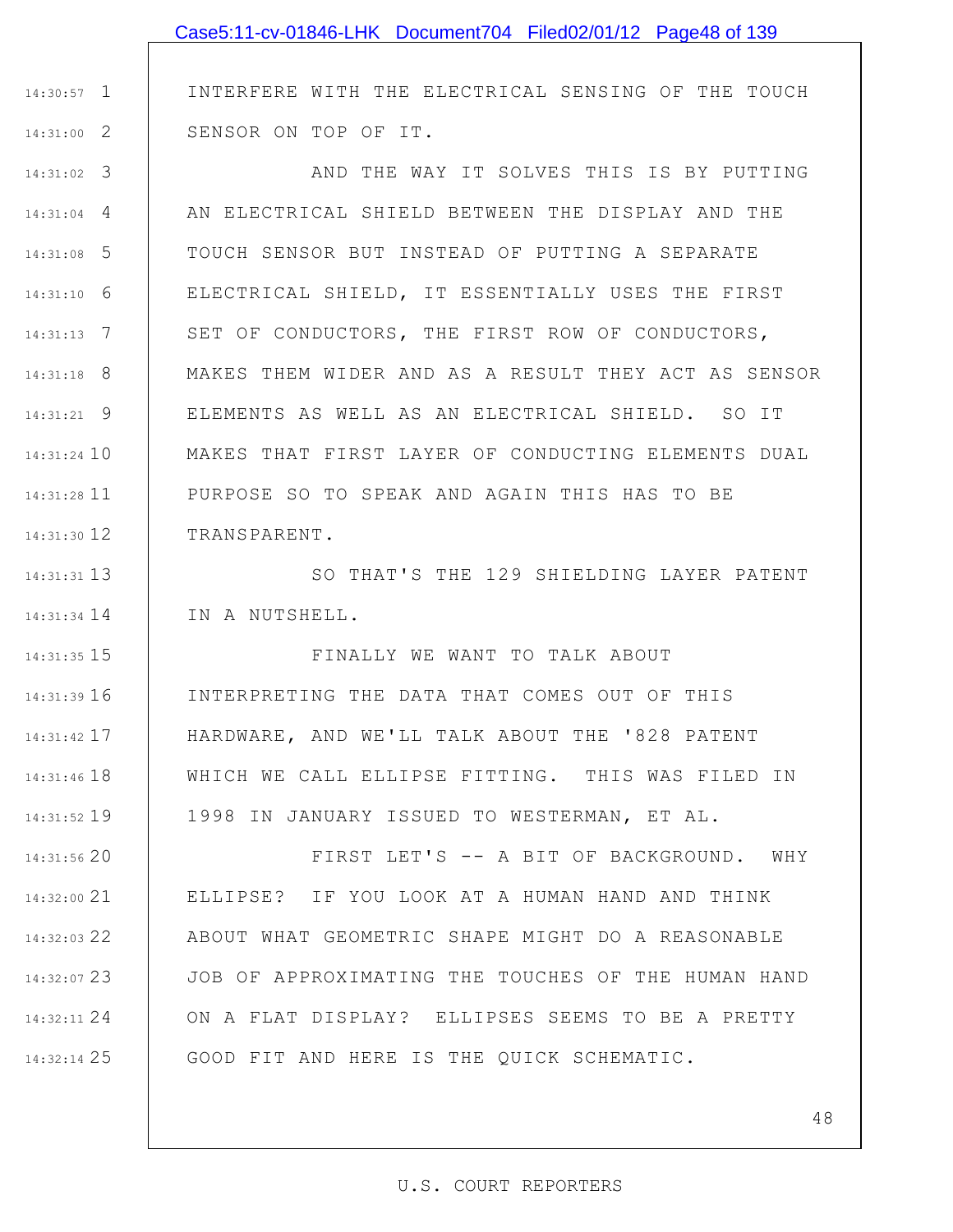INTERFERE WITH THE ELECTRICAL SENSING OF THE TOUCH SENSOR ON TOP OF IT.

AND THE WAY IT SOLVES THIS IS BY PUTTING AN ELECTRICAL SHIELD BETWEEN THE DISPLAY AND THE TOUCH SENSOR BUT INSTEAD OF PUTTING A SEPARATE ELECTRICAL SHIELD, IT ESSENTIALLY USES THE FIRST SET OF CONDUCTORS, THE FIRST ROW OF CONDUCTORS, MAKES THEM WIDER AND AS A RESULT THEY ACT AS SENSOR ELEMENTS AS WELL AS AN ELECTRICAL SHIELD. SO IT MAKES THAT FIRST LAYER OF CONDUCTING ELEMENTS DUAL PURPOSE SO TO SPEAK AND AGAIN THIS HAS TO BE TRANSPARENT.

SO THAT'S THE 129 SHIELDING LAYER PATENT IN A NUTSHELL.

FINALLY WE WANT TO TALK ABOUT INTERPRETING THE DATA THAT COMES OUT OF THIS HARDWARE, AND WE'LL TALK ABOUT THE '828 PATENT WHICH WE CALL ELLIPSE FITTING. THIS WAS FILED IN 1998 IN JANUARY ISSUED TO WESTERMAN, ET AL.

FIRST LET'S -- A BIT OF BACKGROUND. WHY ELLIPSE? IF YOU LOOK AT A HUMAN HAND AND THINK ABOUT WHAT GEOMETRIC SHAPE MIGHT DO A REASONABLE JOB OF APPROXIMATING THE TOUCHES OF THE HUMAN HAND ON A FLAT DISPLAY? ELLIPSES SEEMS TO BE A PRETTY GOOD FIT AND HERE IS THE QUICK SCHEMATIC.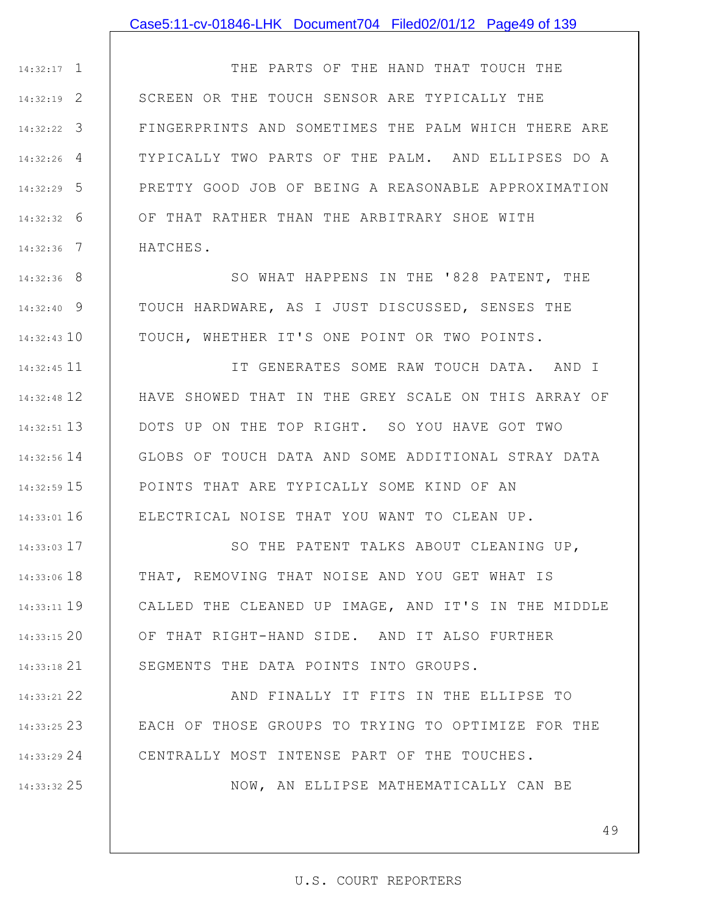THE PARTS OF THE HAND THAT TOUCH THE SCREEN OR THE TOUCH SENSOR ARE TYPICALLY THE FINGERPRINTS AND SOMETIMES THE PALM WHICH THERE ARE TYPICALLY TWO PARTS OF THE PALM. AND ELLIPSES DO A PRETTY GOOD JOB OF BEING A REASONABLE APPROXIMATION OF THAT RATHER THAN THE ARBITRARY SHOE WITH HATCHES.

SO WHAT HAPPENS IN THE '828 PATENT, THE TOUCH HARDWARE, AS I JUST DISCUSSED, SENSES THE TOUCH, WHETHER IT'S ONE POINT OR TWO POINTS.

IT GENERATES SOME RAW TOUCH DATA. AND I HAVE SHOWED THAT IN THE GREY SCALE ON THIS ARRAY OF DOTS UP ON THE TOP RIGHT. SO YOU HAVE GOT TWO GLOBS OF TOUCH DATA AND SOME ADDITIONAL STRAY DATA POINTS THAT ARE TYPICALLY SOME KIND OF AN ELECTRICAL NOISE THAT YOU WANT TO CLEAN UP.

SO THE PATENT TALKS ABOUT CLEANING UP, THAT, REMOVING THAT NOISE AND YOU GET WHAT IS CALLED THE CLEANED UP IMAGE, AND IT'S IN THE MIDDLE OF THAT RIGHT-HAND SIDE. AND IT ALSO FURTHER SEGMENTS THE DATA POINTS INTO GROUPS.

AND FINALLY IT FITS IN THE ELLIPSE TO EACH OF THOSE GROUPS TO TRYING TO OPTIMIZE FOR THE CENTRALLY MOST INTENSE PART OF THE TOUCHES.

NOW, AN ELLIPSE MATHEMATICALLY CAN BE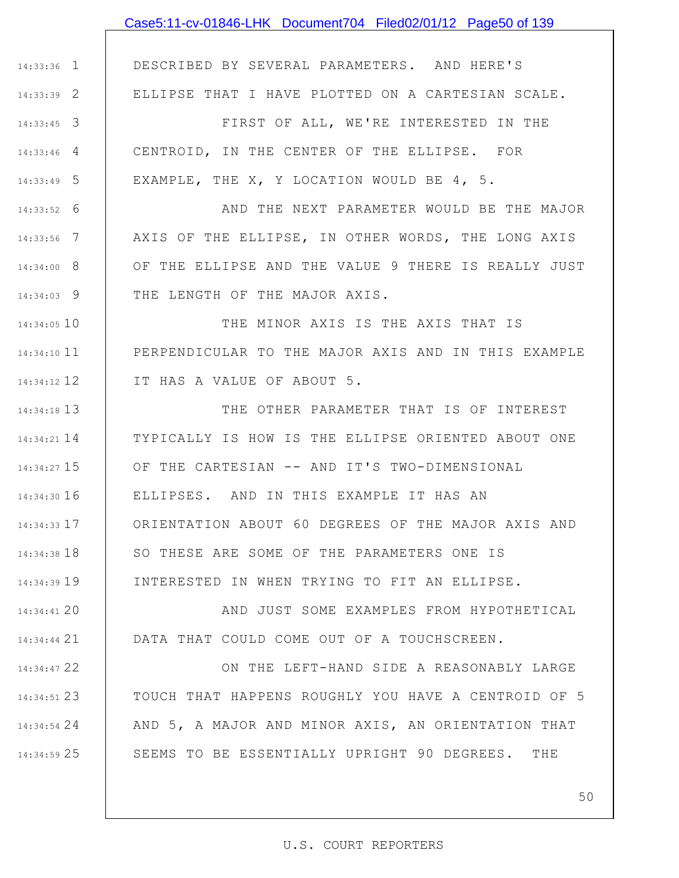DESCRIBED BY SEVERAL PARAMETERS. AND HERE'S ELLIPSE THAT I HAVE PLOTTED ON A CARTESIAN SCALE.

FIRST OF ALL, WE'RE INTERESTED IN THE CENTROID, IN THE CENTER OF THE ELLIPSE. FOR EXAMPLE, THE X, Y LOCATION WOULD BE 4, 5.

AND THE NEXT PARAMETER WOULD BE THE MAJOR AXIS OF THE ELLIPSE, IN OTHER WORDS, THE LONG AXIS OF THE ELLIPSE AND THE VALUE 9 THERE IS REALLY JUST THE LENGTH OF THE MAJOR AXIS.

THE MINOR AXIS IS THE AXIS THAT IS PERPENDICULAR TO THE MAJOR AXIS AND IN THIS EXAMPLE IT HAS A VALUE OF ABOUT 5.

THE OTHER PARAMETER THAT IS OF INTEREST TYPICALLY IS HOW IS THE ELLIPSE ORIENTED ABOUT ONE OF THE CARTESIAN -- AND IT'S TWO-DIMENSIONAL ELLIPSES. AND IN THIS EXAMPLE IT HAS AN ORIENTATION ABOUT 60 DEGREES OF THE MAJOR AXIS AND SO THESE ARE SOME OF THE PARAMETERS ONE IS INTERESTED IN WHEN TRYING TO FIT AN ELLIPSE.

AND JUST SOME EXAMPLES FROM HYPOTHETICAL DATA THAT COULD COME OUT OF A TOUCHSCREEN.

ON THE LEFT-HAND SIDE A REASONABLY LARGE TOUCH THAT HAPPENS ROUGHLY YOU HAVE A CENTROID OF 5 AND 5, A MAJOR AND MINOR AXIS, AN ORIENTATION THAT SEEMS TO BE ESSENTIALLY UPRIGHT 90 DEGREES. THE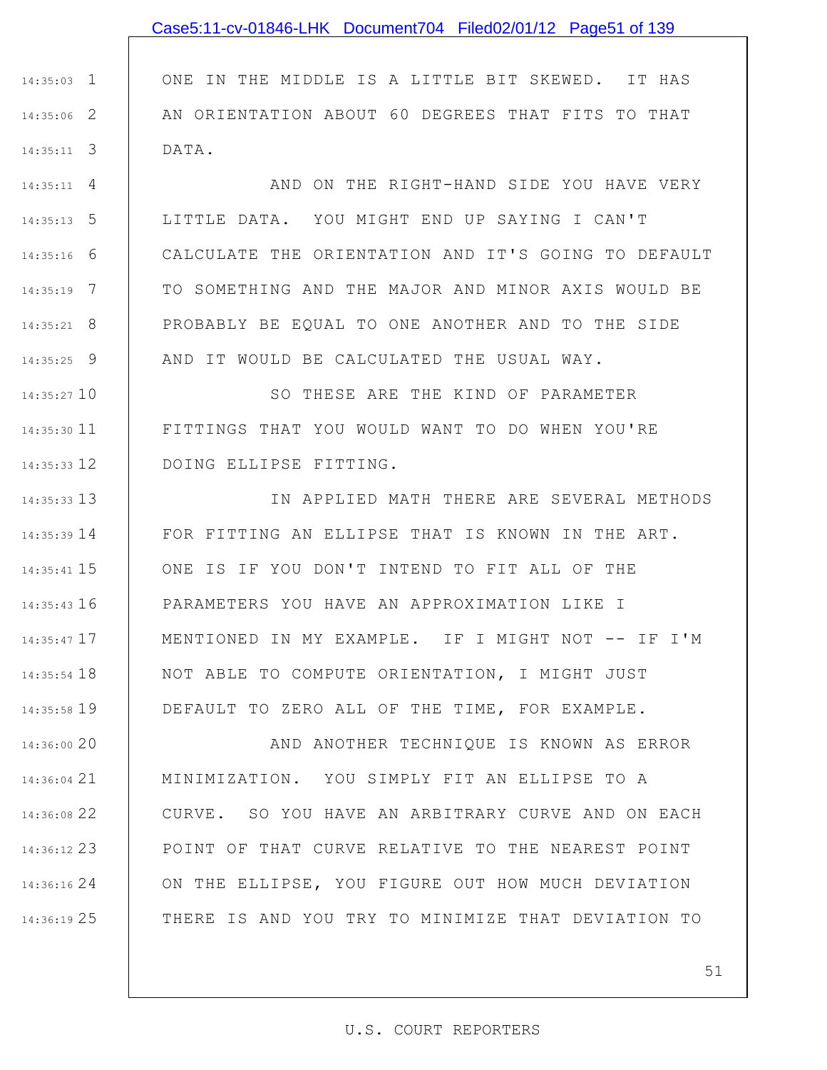ONE IN THE MIDDLE IS A LITTLE BIT SKEWED. IT HAS AN ORIENTATION ABOUT 60 DEGREES THAT FITS TO THAT DATA.

AND ON THE RIGHT-HAND SIDE YOU HAVE VERY LITTLE DATA. YOU MIGHT END UP SAYING I CAN'T CALCULATE THE ORIENTATION AND IT'S GOING TO DEFAULT TO SOMETHING AND THE MAJOR AND MINOR AXIS WOULD BE PROBABLY BE EQUAL TO ONE ANOTHER AND TO THE SIDE AND IT WOULD BE CALCULATED THE USUAL WAY.

SO THESE ARE THE KIND OF PARAMETER FITTINGS THAT YOU WOULD WANT TO DO WHEN YOU'RE DOING ELLIPSE FITTING.

IN APPLIED MATH THERE ARE SEVERAL METHODS FOR FITTING AN ELLIPSE THAT IS KNOWN IN THE ART. ONE IS IF YOU DON'T INTEND TO FIT ALL OF THE PARAMETERS YOU HAVE AN APPROXIMATION LIKE I MENTIONED IN MY EXAMPLE. IF I MIGHT NOT -- IF I'M NOT ABLE TO COMPUTE ORIENTATION, I MIGHT JUST DEFAULT TO ZERO ALL OF THE TIME, FOR EXAMPLE.

AND ANOTHER TECHNIQUE IS KNOWN AS ERROR MINIMIZATION. YOU SIMPLY FIT AN ELLIPSE TO A CURVE. SO YOU HAVE AN ARBITRARY CURVE AND ON EACH POINT OF THAT CURVE RELATIVE TO THE NEAREST POINT ON THE ELLIPSE, YOU FIGURE OUT HOW MUCH DEVIATION THERE IS AND YOU TRY TO MINIMIZE THAT DEVIATION TO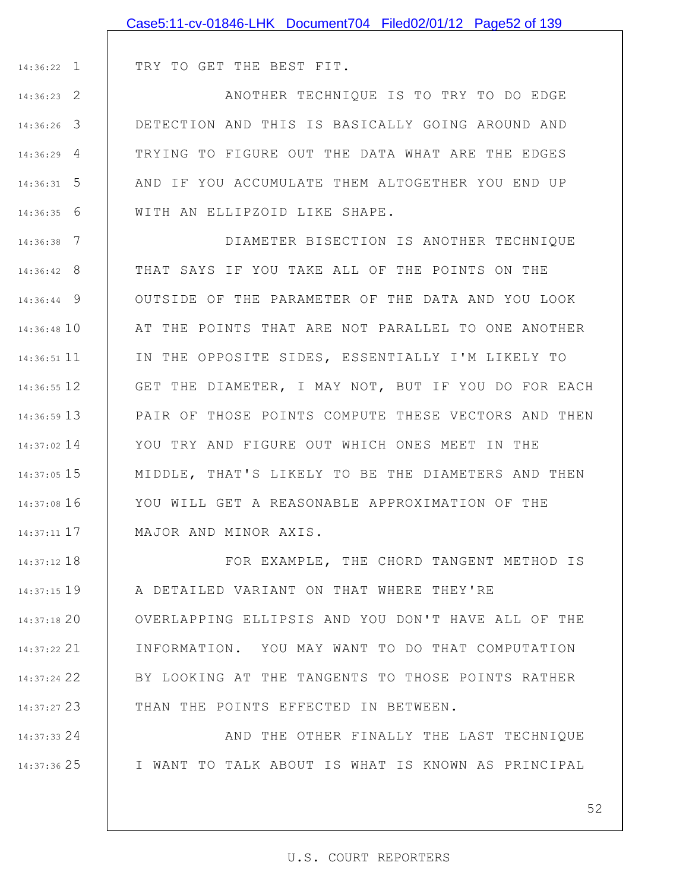TRY TO GET THE BEST FIT.

ANOTHER TECHNIQUE IS TO TRY TO DO EDGE DETECTION AND THIS IS BASICALLY GOING AROUND AND TRYING TO FIGURE OUT THE DATA WHAT ARE THE EDGES AND IF YOU ACCUMULATE THEM ALTOGETHER YOU END UP WITH AN ELLIPZOID LIKE SHAPE.

DIAMETER BISECTION IS ANOTHER TECHNIQUE THAT SAYS IF YOU TAKE ALL OF THE POINTS ON THE OUTSIDE OF THE PARAMETER OF THE DATA AND YOU LOOK AT THE POINTS THAT ARE NOT PARALLEL TO ONE ANOTHER IN THE OPPOSITE SIDES, ESSENTIALLY I'M LIKELY TO GET THE DIAMETER, I MAY NOT, BUT IF YOU DO FOR EACH PAIR OF THOSE POINTS COMPUTE THESE VECTORS AND THEN YOU TRY AND FIGURE OUT WHICH ONES MEET IN THE MIDDLE, THAT'S LIKELY TO BE THE DIAMETERS AND THEN YOU WILL GET A REASONABLE APPROXIMATION OF THE MAJOR AND MINOR AXIS.

FOR EXAMPLE, THE CHORD TANGENT METHOD IS A DETAILED VARIANT ON THAT WHERE THEY'RE OVERLAPPING ELLIPSIS AND YOU DON'T HAVE ALL OF THE INFORMATION. YOU MAY WANT TO DO THAT COMPUTATION BY LOOKING AT THE TANGENTS TO THOSE POINTS RATHER THAN THE POINTS EFFECTED IN BETWEEN.

AND THE OTHER FINALLY THE LAST TECHNIQUE I WANT TO TALK ABOUT IS WHAT IS KNOWN AS PRINCIPAL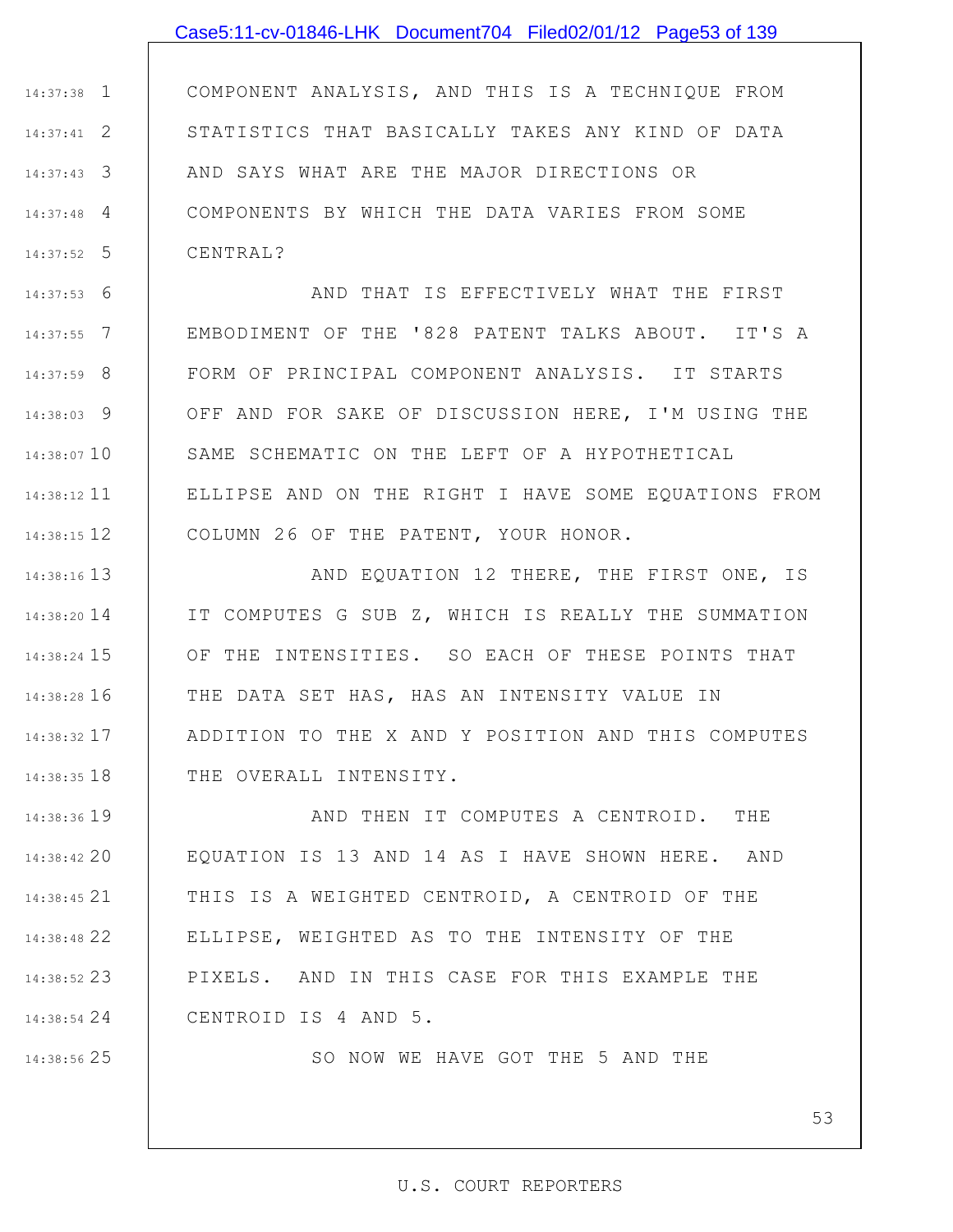COMPONENT ANALYSIS, AND THIS IS A TECHNIQUE FROM STATISTICS THAT BASICALLY TAKES ANY KIND OF DATA AND SAYS WHAT ARE THE MAJOR DIRECTIONS OR COMPONENTS BY WHICH THE DATA VARIES FROM SOME CENTRAL?

AND THAT IS EFFECTIVELY WHAT THE FIRST EMBODIMENT OF THE '828 PATENT TALKS ABOUT. IT'S A FORM OF PRINCIPAL COMPONENT ANALYSIS. IT STARTS OFF AND FOR SAKE OF DISCUSSION HERE, I'M USING THE SAME SCHEMATIC ON THE LEFT OF A HYPOTHETICAL ELLIPSE AND ON THE RIGHT I HAVE SOME EQUATIONS FROM COLUMN 26 OF THE PATENT, YOUR HONOR.

AND EQUATION 12 THERE, THE FIRST ONE, IS IT COMPUTES G SUB Z, WHICH IS REALLY THE SUMMATION OF THE INTENSITIES. SO EACH OF THESE POINTS THAT THE DATA SET HAS, HAS AN INTENSITY VALUE IN ADDITION TO THE X AND Y POSITION AND THIS COMPUTES THE OVERALL INTENSITY.

AND THEN IT COMPUTES A CENTROID. THE EQUATION IS 13 AND 14 AS I HAVE SHOWN HERE. AND THIS IS A WEIGHTED CENTROID, A CENTROID OF THE ELLIPSE, WEIGHTED AS TO THE INTENSITY OF THE PIXELS. AND IN THIS CASE FOR THIS EXAMPLE THE CENTROID IS 4 AND 5.

SO NOW WE HAVE GOT THE 5 AND THE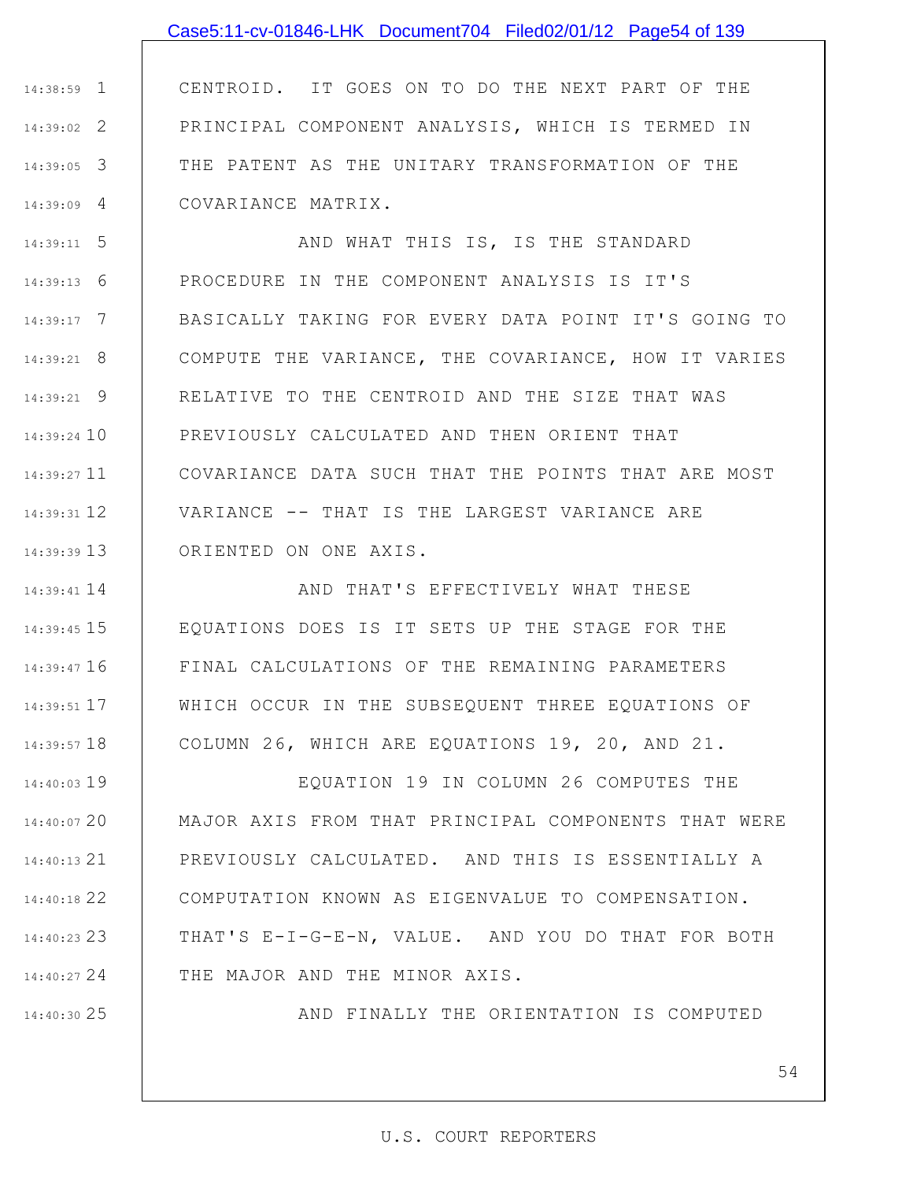CENTROID. IT GOES ON TO DO THE NEXT PART OF THE PRINCIPAL COMPONENT ANALYSIS, WHICH IS TERMED IN THE PATENT AS THE UNITARY TRANSFORMATION OF THE COVARIANCE MATRIX.

AND WHAT THIS IS, IS THE STANDARD PROCEDURE IN THE COMPONENT ANALYSIS IS IT'S BASICALLY TAKING FOR EVERY DATA POINT IT'S GOING TO COMPUTE THE VARIANCE, THE COVARIANCE, HOW IT VARIES RELATIVE TO THE CENTROID AND THE SIZE THAT WAS PREVIOUSLY CALCULATED AND THEN ORIENT THAT COVARIANCE DATA SUCH THAT THE POINTS THAT ARE MOST VARIANCE -- THAT IS THE LARGEST VARIANCE ARE ORIENTED ON ONE AXIS.

AND THAT'S EFFECTIVELY WHAT THESE EQUATIONS DOES IS IT SETS UP THE STAGE FOR THE FINAL CALCULATIONS OF THE REMAINING PARAMETERS WHICH OCCUR IN THE SUBSEQUENT THREE EQUATIONS OF COLUMN 26, WHICH ARE EQUATIONS 19, 20, AND 21.

EQUATION 19 IN COLUMN 26 COMPUTES THE MAJOR AXIS FROM THAT PRINCIPAL COMPONENTS THAT WERE PREVIOUSLY CALCULATED. AND THIS IS ESSENTIALLY A COMPUTATION KNOWN AS EIGENVALUE TO COMPENSATION. THAT'S E-I-G-E-N, VALUE. AND YOU DO THAT FOR BOTH THE MAJOR AND THE MINOR AXIS.

AND FINALLY THE ORIENTATION IS COMPUTED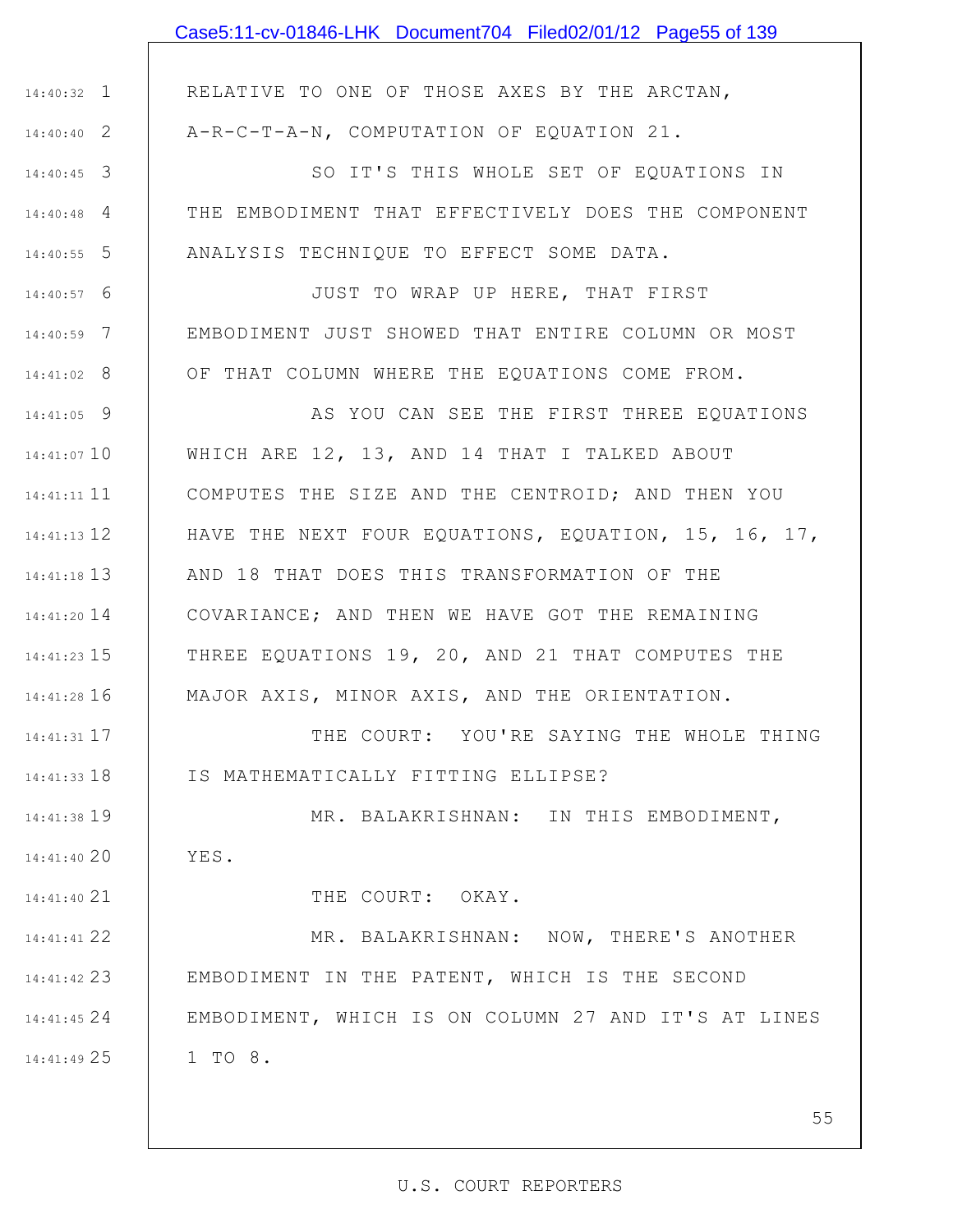RELATIVE TO ONE OF THOSE AXES BY THE ARCTAN, A-R-C-T-A-N, COMPUTATION OF EQUATION 21.

SO IT'S THIS WHOLE SET OF EQUATIONS IN THE EMBODIMENT THAT EFFECTIVELY DOES THE COMPONENT ANALYSIS TECHNIQUE TO EFFECT SOME DATA.

JUST TO WRAP UP HERE, THAT FIRST EMBODIMENT JUST SHOWED THAT ENTIRE COLUMN OR MOST OF THAT COLUMN WHERE THE EQUATIONS COME FROM.

AS YOU CAN SEE THE FIRST THREE EQUATIONS WHICH ARE 12, 13, AND 14 THAT I TALKED ABOUT COMPUTES THE SIZE AND THE CENTROID; AND THEN YOU HAVE THE NEXT FOUR EQUATIONS, EQUATION, 15, 16, 17, AND 18 THAT DOES THIS TRANSFORMATION OF THE COVARIANCE; AND THEN WE HAVE GOT THE REMAINING THREE EQUATIONS 19, 20, AND 21 THAT COMPUTES THE MAJOR AXIS, MINOR AXIS, AND THE ORIENTATION.

THE COURT: YOU'RE SAYING THE WHOLE THING IS MATHEMATICALLY FITTING ELLIPSE?

MR. BALAKRISHNAN: IN THIS EMBODIMENT, YES.

THE COURT: OKAY.

MR. BALAKRISHNAN: NOW, THERE'S ANOTHER EMBODIMENT IN THE PATENT, WHICH IS THE SECOND EMBODIMENT, WHICH IS ON COLUMN 27 AND IT'S AT LINES 1 TO 8.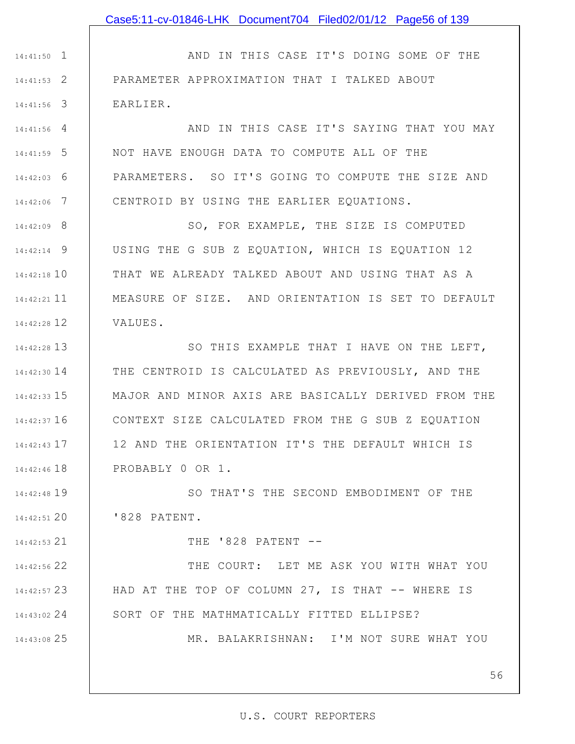AND IN THIS CASE IT'S DOING SOME OF THE PARAMETER APPROXIMATION THAT I TALKED ABOUT EARLIER.

AND IN THIS CASE IT'S SAYING THAT YOU MAY NOT HAVE ENOUGH DATA TO COMPUTE ALL OF THE PARAMETERS. SO IT'S GOING TO COMPUTE THE SIZE AND CENTROID BY USING THE EARLIER EQUATIONS.

SO, FOR EXAMPLE, THE SIZE IS COMPUTED USING THE G SUB Z EQUATION, WHICH IS EQUATION 12 THAT WE ALREADY TALKED ABOUT AND USING THAT AS A MEASURE OF SIZE. AND ORIENTATION IS SET TO DEFAULT VALUES.

SO THIS EXAMPLE THAT I HAVE ON THE LEFT, THE CENTROID IS CALCULATED AS PREVIOUSLY, AND THE MAJOR AND MINOR AXIS ARE BASICALLY DERIVED FROM THE CONTEXT SIZE CALCULATED FROM THE G SUB Z EQUATION 12 AND THE ORIENTATION IT'S THE DEFAULT WHICH IS PROBABLY 0 OR 1.

SO THAT'S THE SECOND EMBODIMENT OF THE '828 PATENT.

THE '828 PATENT --

THE COURT: LET ME ASK YOU WITH WHAT YOU HAD AT THE TOP OF COLUMN 27, IS THAT -- WHERE IS SORT OF THE MATHMATICALLY FITTED ELLIPSE?

MR. BALAKRISHNAN: I'M NOT SURE WHAT YOU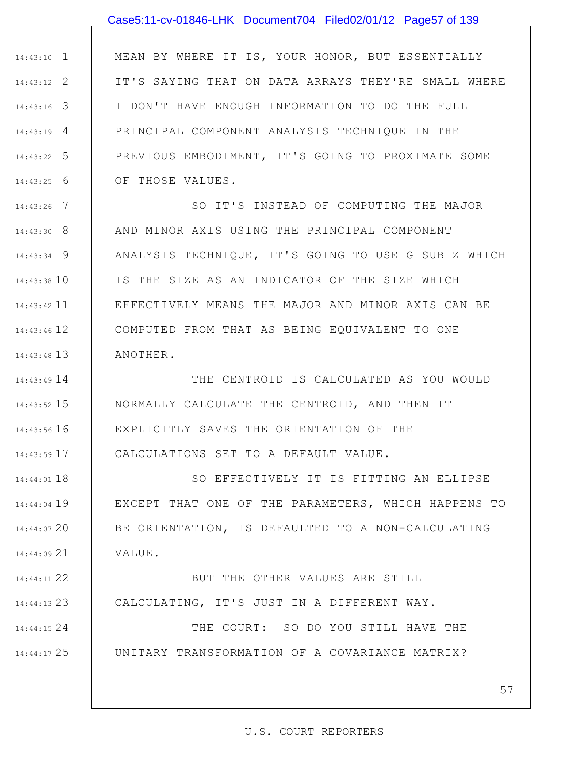MEAN BY WHERE IT IS, YOUR HONOR, BUT ESSENTIALLY IT'S SAYING THAT ON DATA ARRAYS THEY'RE SMALL WHERE I DON'T HAVE ENOUGH INFORMATION TO DO THE FULL PRINCIPAL COMPONENT ANALYSIS TECHNIQUE IN THE PREVIOUS EMBODIMENT, IT'S GOING TO PROXIMATE SOME OF THOSE VALUES.

SO IT'S INSTEAD OF COMPUTING THE MAJOR AND MINOR AXIS USING THE PRINCIPAL COMPONENT ANALYSIS TECHNIQUE, IT'S GOING TO USE G SUB Z WHICH IS THE SIZE AS AN INDICATOR OF THE SIZE WHICH EFFECTIVELY MEANS THE MAJOR AND MINOR AXIS CAN BE COMPUTED FROM THAT AS BEING EQUIVALENT TO ONE ANOTHER.

THE CENTROID IS CALCULATED AS YOU WOULD NORMALLY CALCULATE THE CENTROID, AND THEN IT EXPLICITLY SAVES THE ORIENTATION OF THE CALCULATIONS SET TO A DEFAULT VALUE.

SO EFFECTIVELY IT IS FITTING AN ELLIPSE EXCEPT THAT ONE OF THE PARAMETERS, WHICH HAPPENS TO BE ORIENTATION, IS DEFAULTED TO A NON-CALCULATING VALUE.

BUT THE OTHER VALUES ARE STILL CALCULATING, IT'S JUST IN A DIFFERENT WAY.

THE COURT: SO DO YOU STILL HAVE THE UNITARY TRANSFORMATION OF A COVARIANCE MATRIX?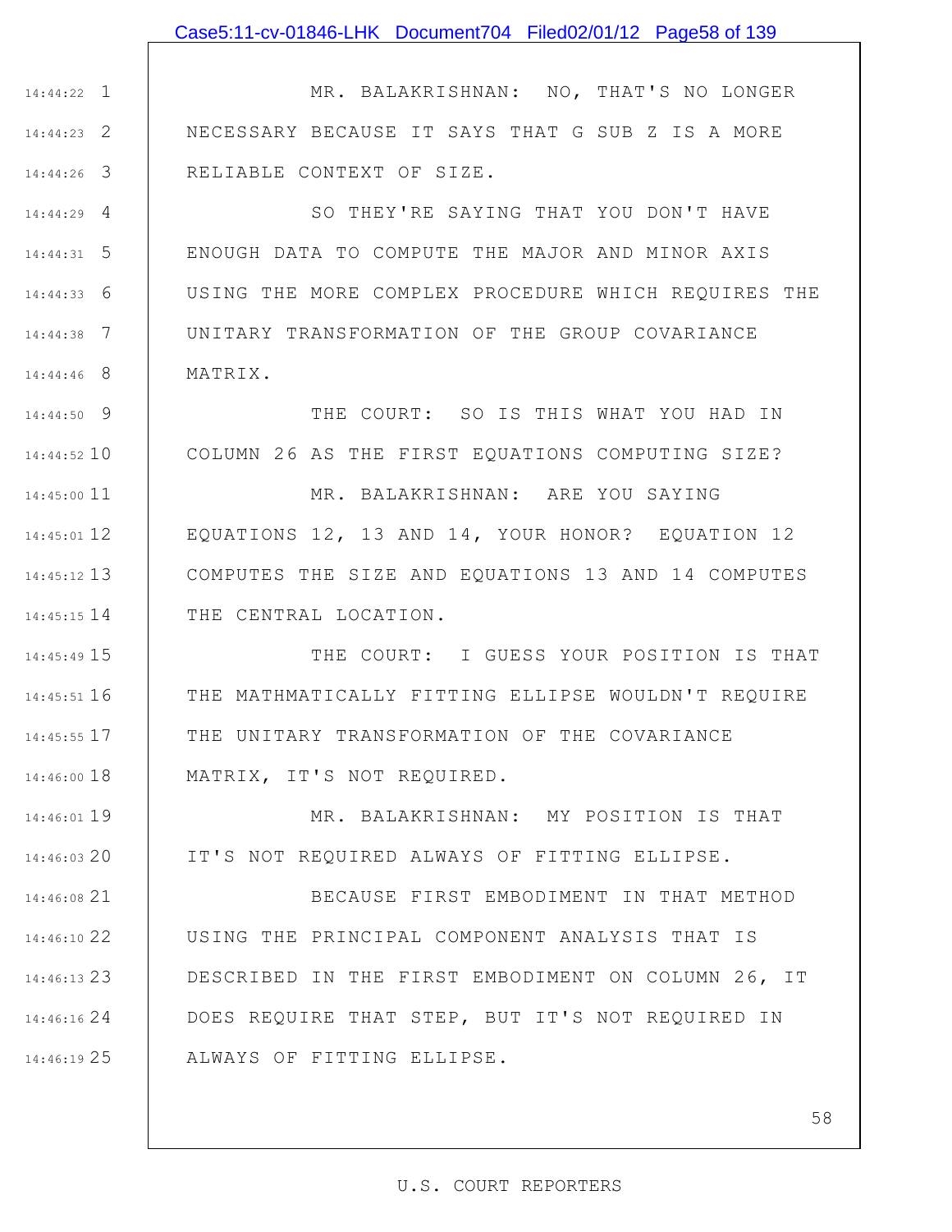MR. BALAKRISHNAN: NO, THAT'S NO LONGER NECESSARY BECAUSE IT SAYS THAT G SUB Z IS A MORE RELIABLE CONTEXT OF SIZE.

SO THEY'RE SAYING THAT YOU DON'T HAVE ENOUGH DATA TO COMPUTE THE MAJOR AND MINOR AXIS USING THE MORE COMPLEX PROCEDURE WHICH REQUIRES THE UNITARY TRANSFORMATION OF THE GROUP COVARIANCE MATRIX.

THE COURT: SO IS THIS WHAT YOU HAD IN COLUMN 26 AS THE FIRST EQUATIONS COMPUTING SIZE?

MR. BALAKRISHNAN: ARE YOU SAYING EQUATIONS 12, 13 AND 14, YOUR HONOR? EQUATION 12 COMPUTES THE SIZE AND EQUATIONS 13 AND 14 COMPUTES THE CENTRAL LOCATION.

THE COURT: I GUESS YOUR POSITION IS THAT THE MATHMATICALLY FITTING ELLIPSE WOULDN'T REQUIRE THE UNITARY TRANSFORMATION OF THE COVARIANCE MATRIX, IT'S NOT REQUIRED.

MR. BALAKRISHNAN: MY POSITION IS THAT IT'S NOT REQUIRED ALWAYS OF FITTING ELLIPSE.

BECAUSE FIRST EMBODIMENT IN THAT METHOD USING THE PRINCIPAL COMPONENT ANALYSIS THAT IS DESCRIBED IN THE FIRST EMBODIMENT ON COLUMN 26, IT DOES REQUIRE THAT STEP, BUT IT'S NOT REQUIRED IN ALWAYS OF FITTING ELLIPSE.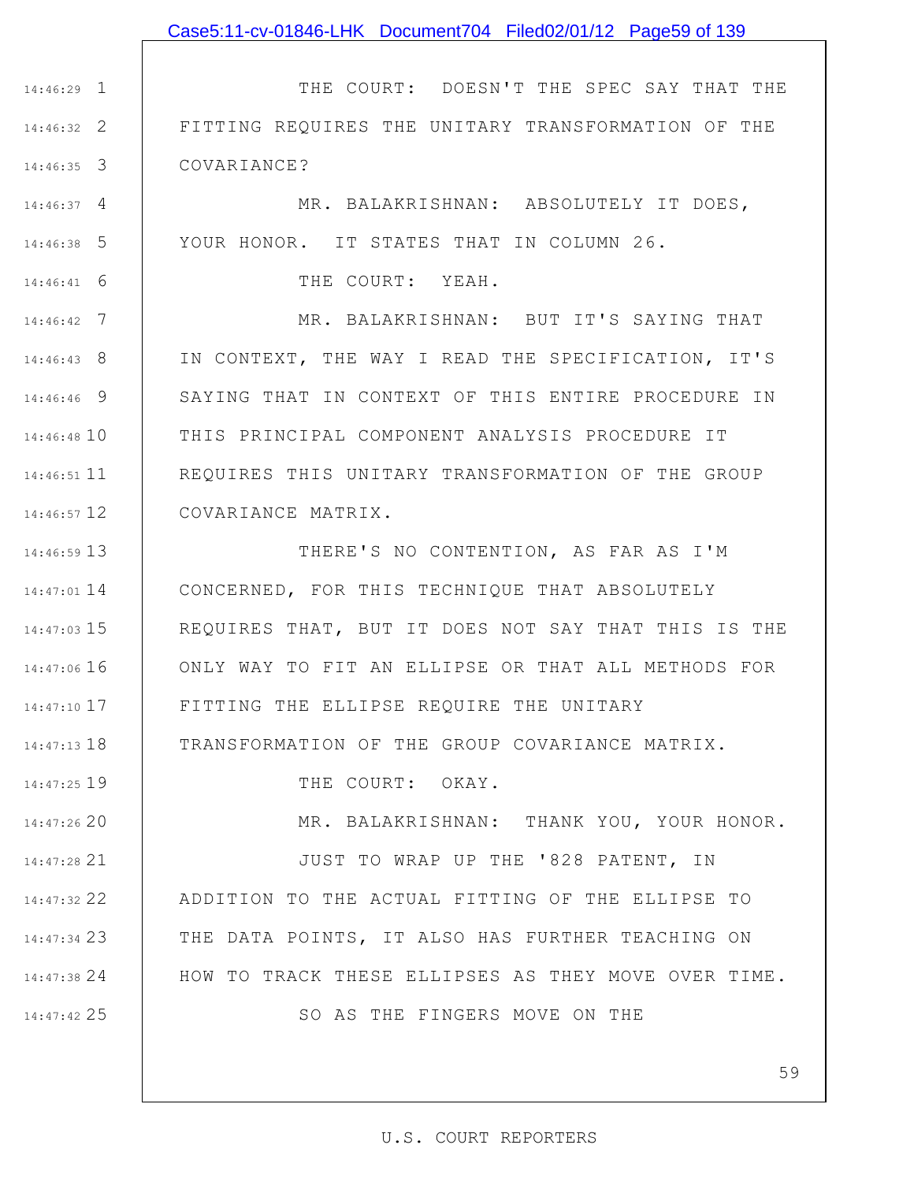THE COURT: DOESN'T THE SPEC SAY THAT THE FITTING REQUIRES THE UNITARY TRANSFORMATION OF THE COVARIANCE?

MR. BALAKRISHNAN: ABSOLUTELY IT DOES, YOUR HONOR. IT STATES THAT IN COLUMN 26.

THE COURT: YEAH.

MR. BALAKRISHNAN: BUT IT'S SAYING THAT IN CONTEXT, THE WAY I READ THE SPECIFICATION, IT'S SAYING THAT IN CONTEXT OF THIS ENTIRE PROCEDURE IN THIS PRINCIPAL COMPONENT ANALYSIS PROCEDURE IT REQUIRES THIS UNITARY TRANSFORMATION OF THE GROUP COVARIANCE MATRIX.

THERE'S NO CONTENTION, AS FAR AS I'M CONCERNED, FOR THIS TECHNIQUE THAT ABSOLUTELY REQUIRES THAT, BUT IT DOES NOT SAY THAT THIS IS THE ONLY WAY TO FIT AN ELLIPSE OR THAT ALL METHODS FOR FITTING THE ELLIPSE REQUIRE THE UNITARY TRANSFORMATION OF THE GROUP COVARIANCE MATRIX.

THE COURT: OKAY.

MR. BALAKRISHNAN: THANK YOU, YOUR HONOR.

JUST TO WRAP UP THE '828 PATENT, IN ADDITION TO THE ACTUAL FITTING OF THE ELLIPSE TO THE DATA POINTS, IT ALSO HAS FURTHER TEACHING ON HOW TO TRACK THESE ELLIPSES AS THEY MOVE OVER TIME.

SO AS THE FINGERS MOVE ON THE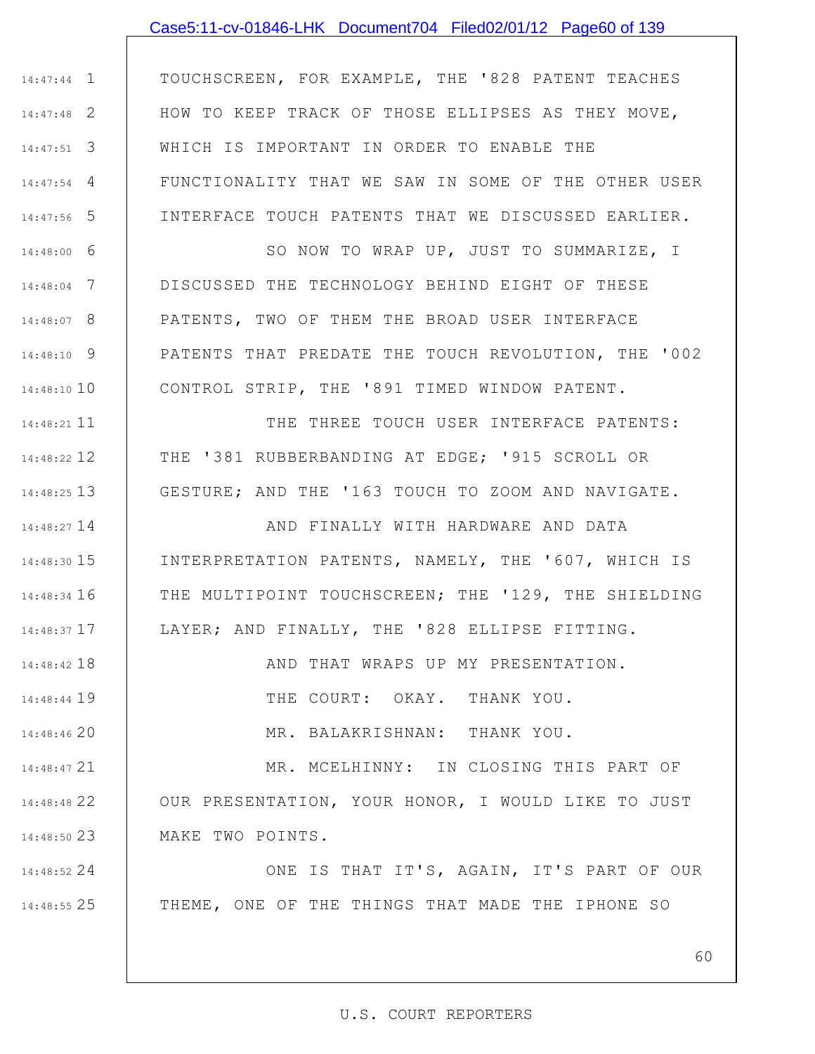TOUCHSCREEN, FOR EXAMPLE, THE '828 PATENT TEACHES HOW TO KEEP TRACK OF THOSE ELLIPSES AS THEY MOVE, WHICH IS IMPORTANT IN ORDER TO ENABLE THE FUNCTIONALITY THAT WE SAW IN SOME OF THE OTHER USER INTERFACE TOUCH PATENTS THAT WE DISCUSSED EARLIER.

SO NOW TO WRAP UP, JUST TO SUMMARIZE, I DISCUSSED THE TECHNOLOGY BEHIND EIGHT OF THESE PATENTS, TWO OF THEM THE BROAD USER INTERFACE PATENTS THAT PREDATE THE TOUCH REVOLUTION, THE '002 CONTROL STRIP, THE '891 TIMED WINDOW PATENT.

THE THREE TOUCH USER INTERFACE PATENTS: THE '381 RUBBERBANDING AT EDGE; '915 SCROLL OR GESTURE; AND THE '163 TOUCH TO ZOOM AND NAVIGATE.

AND FINALLY WITH HARDWARE AND DATA INTERPRETATION PATENTS, NAMELY, THE '607, WHICH IS THE MULTIPOINT TOUCHSCREEN; THE '129, THE SHIELDING LAYER; AND FINALLY, THE '828 ELLIPSE FITTING.

AND THAT WRAPS UP MY PRESENTATION.

THE COURT: OKAY. THANK YOU.

MR. BALAKRISHNAN: THANK YOU.

MR. MCELHINNY: IN CLOSING THIS PART OF OUR PRESENTATION, YOUR HONOR, I WOULD LIKE TO JUST MAKE TWO POINTS.

ONE IS THAT IT'S, AGAIN, IT'S PART OF OUR THEME, ONE OF THE THINGS THAT MADE THE IPHONE SO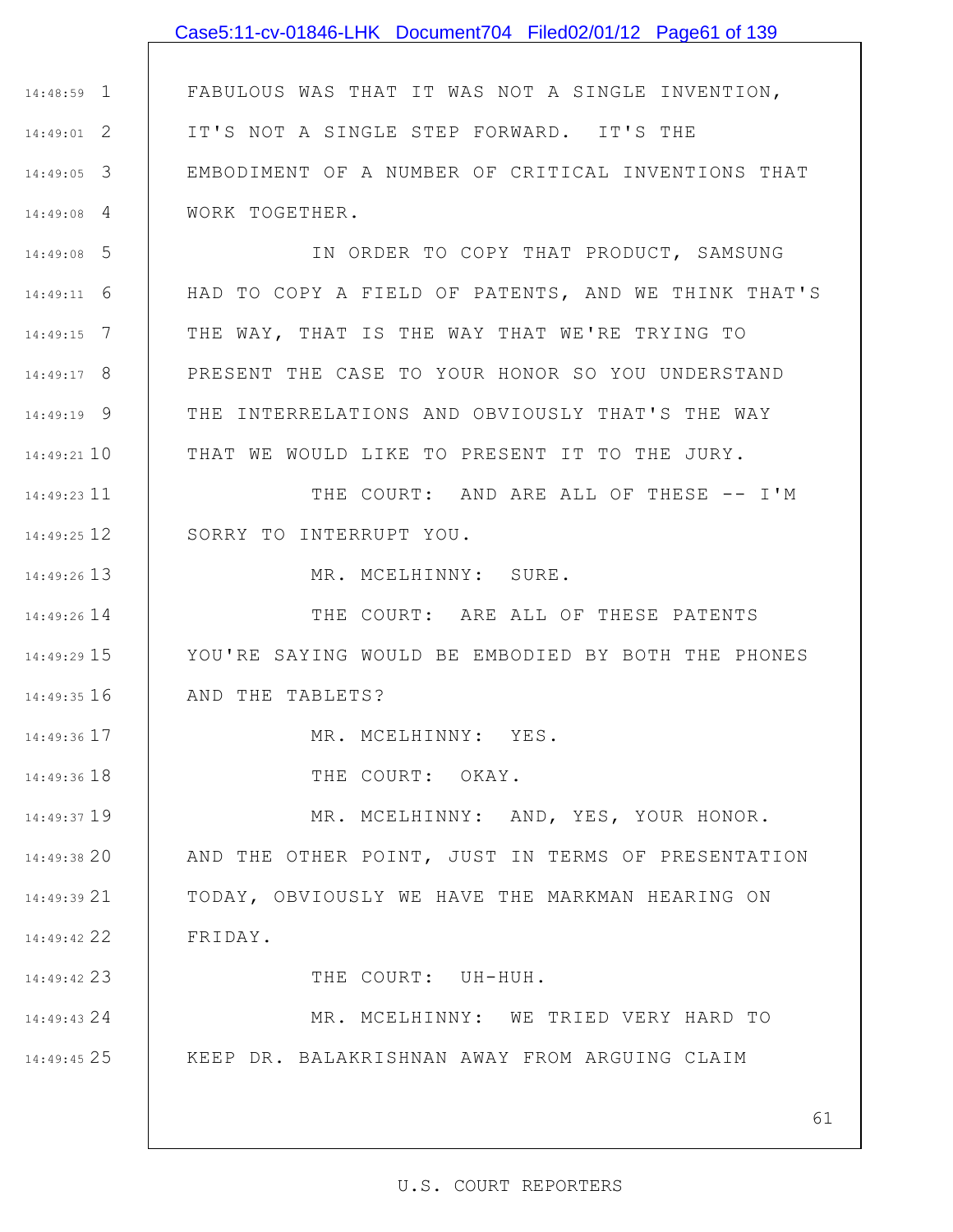FABULOUS WAS THAT IT WAS NOT A SINGLE INVENTION, IT'S NOT A SINGLE STEP FORWARD. IT'S THE EMBODIMENT OF A NUMBER OF CRITICAL INVENTIONS THAT WORK TOGETHER.

IN ORDER TO COPY THAT PRODUCT, SAMSUNG HAD TO COPY A FIELD OF PATENTS, AND WE THINK THAT'S THE WAY, THAT IS THE WAY THAT WE'RE TRYING TO PRESENT THE CASE TO YOUR HONOR SO YOU UNDERSTAND THE INTERRELATIONS AND OBVIOUSLY THAT'S THE WAY THAT WE WOULD LIKE TO PRESENT IT TO THE JURY.

THE COURT: AND ARE ALL OF THESE -- I'M SORRY TO INTERRUPT YOU.

MR. MCELHINNY: SURE.

THE COURT: ARE ALL OF THESE PATENTS YOU'RE SAYING WOULD BE EMBODIED BY BOTH THE PHONES AND THE TABLETS?

MR. MCELHINNY: YES.

THE COURT: OKAY.

MR. MCELHINNY: AND, YES, YOUR HONOR. AND THE OTHER POINT, JUST IN TERMS OF PRESENTATION TODAY, OBVIOUSLY WE HAVE THE MARKMAN HEARING ON FRIDAY.

THE COURT: UH-HUH.

MR. MCELHINNY: WE TRIED VERY HARD TO KEEP DR. BALAKRISHNAN AWAY FROM ARGUING CLAIM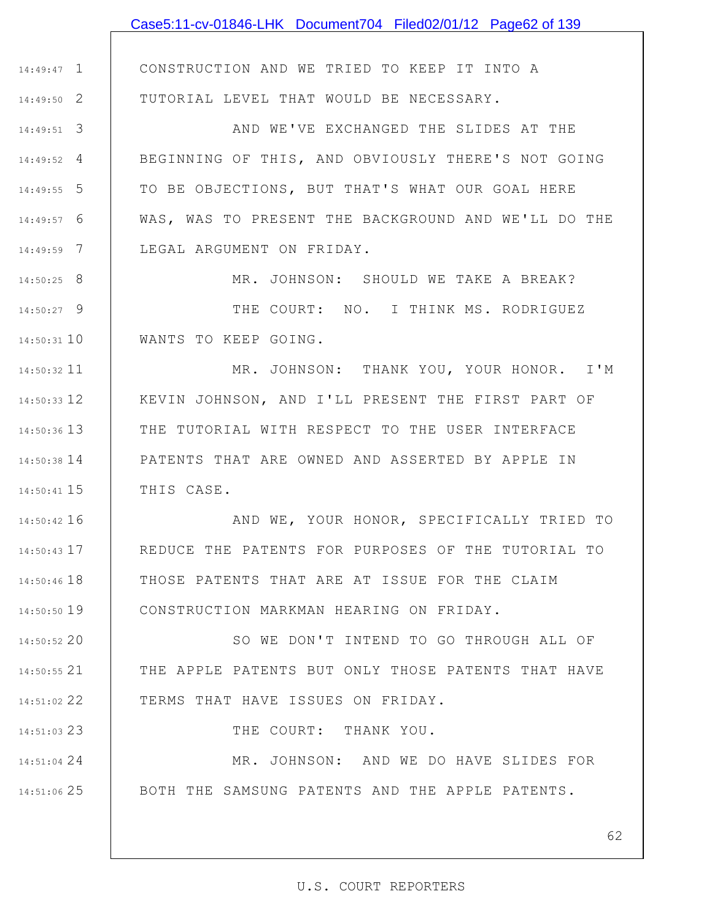CONSTRUCTION AND WE TRIED TO KEEP IT INTO A TUTORIAL LEVEL THAT WOULD BE NECESSARY.

AND WE'VE EXCHANGED THE SLIDES AT THE BEGINNING OF THIS, AND OBVIOUSLY THERE'S NOT GOING TO BE OBJECTIONS, BUT THAT'S WHAT OUR GOAL HERE WAS, WAS TO PRESENT THE BACKGROUND AND WE'LL DO THE LEGAL ARGUMENT ON FRIDAY.

MR. JOHNSON: SHOULD WE TAKE A BREAK?

THE COURT: NO. I THINK MS. RODRIGUEZ WANTS TO KEEP GOING.

MR. JOHNSON: THANK YOU, YOUR HONOR. I'M KEVIN JOHNSON, AND I'LL PRESENT THE FIRST PART OF THE TUTORIAL WITH RESPECT TO THE USER INTERFACE PATENTS THAT ARE OWNED AND ASSERTED BY APPLE IN THIS CASE.

AND WE, YOUR HONOR, SPECIFICALLY TRIED TO REDUCE THE PATENTS FOR PURPOSES OF THE TUTORIAL TO THOSE PATENTS THAT ARE AT ISSUE FOR THE CLAIM CONSTRUCTION MARKMAN HEARING ON FRIDAY.

SO WE DON'T INTEND TO GO THROUGH ALL OF THE APPLE PATENTS BUT ONLY THOSE PATENTS THAT HAVE TERMS THAT HAVE ISSUES ON FRIDAY.

THE COURT: THANK YOU.

MR. JOHNSON: AND WE DO HAVE SLIDES FOR BOTH THE SAMSUNG PATENTS AND THE APPLE PATENTS.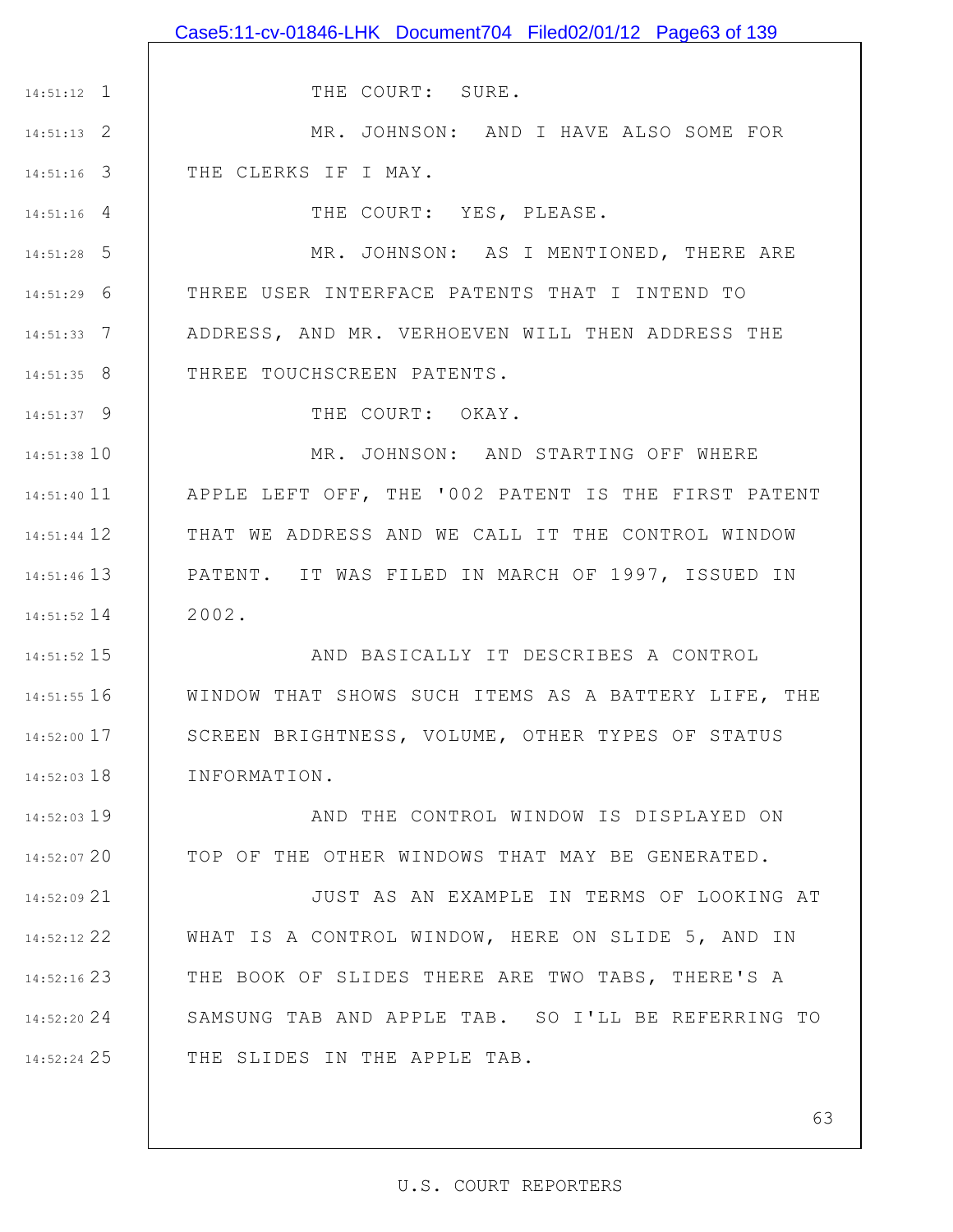THE COURT: SURE.

MR. JOHNSON: AND I HAVE ALSO SOME FOR THE CLERKS IF I MAY.

THE COURT: YES, PLEASE.

MR. JOHNSON: AS I MENTIONED, THERE ARE THREE USER INTERFACE PATENTS THAT I INTEND TO ADDRESS, AND MR. VERHOEVEN WILL THEN ADDRESS THE THREE TOUCHSCREEN PATENTS.

THE COURT: OKAY.

MR. JOHNSON: AND STARTING OFF WHERE APPLE LEFT OFF, THE '002 PATENT IS THE FIRST PATENT THAT WE ADDRESS AND WE CALL IT THE CONTROL WINDOW PATENT. IT WAS FILED IN MARCH OF 1997, ISSUED IN 2002.

AND BASICALLY IT DESCRIBES A CONTROL WINDOW THAT SHOWS SUCH ITEMS AS A BATTERY LIFE, THE SCREEN BRIGHTNESS, VOLUME, OTHER TYPES OF STATUS INFORMATION.

AND THE CONTROL WINDOW IS DISPLAYED ON TOP OF THE OTHER WINDOWS THAT MAY BE GENERATED.

JUST AS AN EXAMPLE IN TERMS OF LOOKING AT WHAT IS A CONTROL WINDOW, HERE ON SLIDE 5, AND IN THE BOOK OF SLIDES THERE ARE TWO TABS, THERE'S A SAMSUNG TAB AND APPLE TAB. SO I'LL BE REFERRING TO THE SLIDES IN THE APPLE TAB.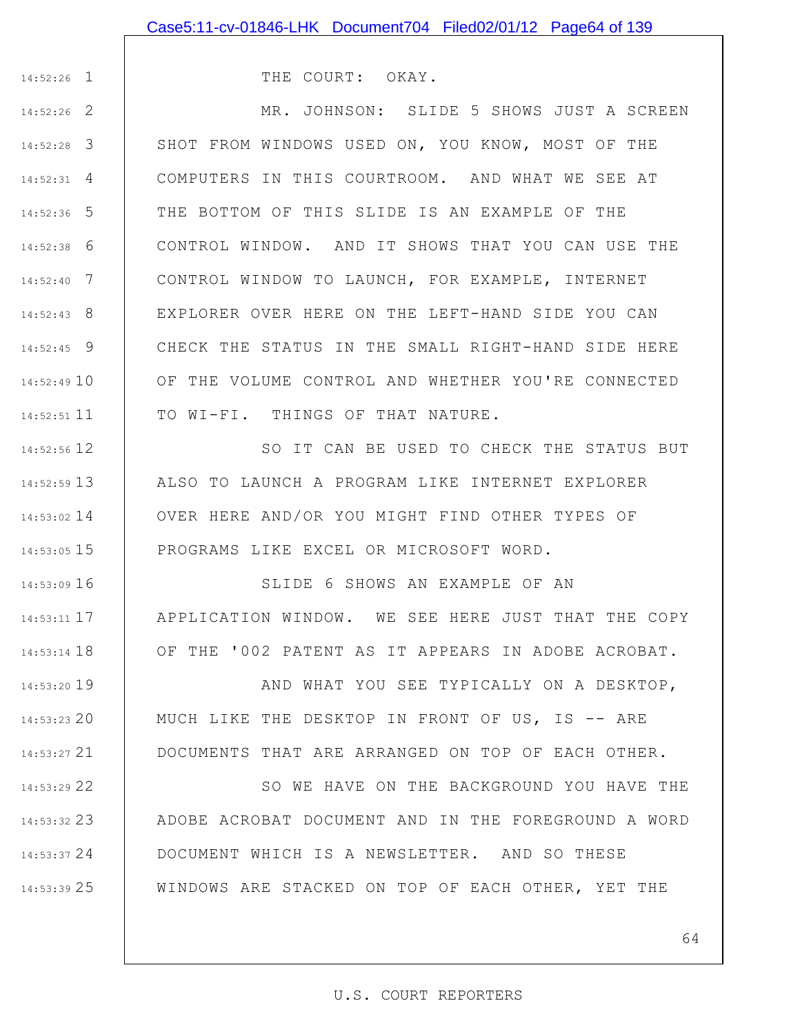THE COURT: OKAY.

MR. JOHNSON: SLIDE 5 SHOWS JUST A SCREEN SHOT FROM WINDOWS USED ON, YOU KNOW, MOST OF THE COMPUTERS IN THIS COURTROOM. AND WHAT WE SEE AT THE BOTTOM OF THIS SLIDE IS AN EXAMPLE OF THE CONTROL WINDOW. AND IT SHOWS THAT YOU CAN USE THE CONTROL WINDOW TO LAUNCH, FOR EXAMPLE, INTERNET EXPLORER OVER HERE ON THE LEFT-HAND SIDE YOU CAN CHECK THE STATUS IN THE SMALL RIGHT-HAND SIDE HERE OF THE VOLUME CONTROL AND WHETHER YOU'RE CONNECTED TO WI-FI. THINGS OF THAT NATURE.

SO IT CAN BE USED TO CHECK THE STATUS BUT ALSO TO LAUNCH A PROGRAM LIKE INTERNET EXPLORER OVER HERE AND/OR YOU MIGHT FIND OTHER TYPES OF PROGRAMS LIKE EXCEL OR MICROSOFT WORD.

SLIDE 6 SHOWS AN EXAMPLE OF AN APPLICATION WINDOW. WE SEE HERE JUST THAT THE COPY OF THE '002 PATENT AS IT APPEARS IN ADOBE ACROBAT.

AND WHAT YOU SEE TYPICALLY ON A DESKTOP, MUCH LIKE THE DESKTOP IN FRONT OF US, IS -- ARE DOCUMENTS THAT ARE ARRANGED ON TOP OF EACH OTHER.

SO WE HAVE ON THE BACKGROUND YOU HAVE THE ADOBE ACROBAT DOCUMENT AND IN THE FOREGROUND A WORD DOCUMENT WHICH IS A NEWSLETTER. AND SO THESE WINDOWS ARE STACKED ON TOP OF EACH OTHER, YET THE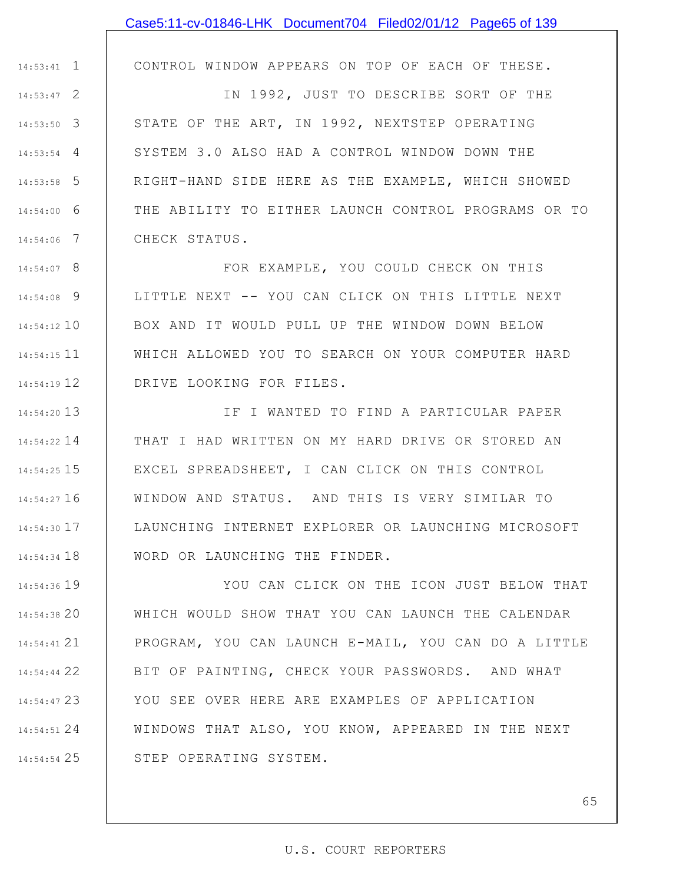CONTROL WINDOW APPEARS ON TOP OF EACH OF THESE.

IN 1992, JUST TO DESCRIBE SORT OF THE STATE OF THE ART, IN 1992, NEXTSTEP OPERATING SYSTEM 3.0 ALSO HAD A CONTROL WINDOW DOWN THE RIGHT-HAND SIDE HERE AS THE EXAMPLE, WHICH SHOWED THE ABILITY TO EITHER LAUNCH CONTROL PROGRAMS OR TO CHECK STATUS.

FOR EXAMPLE, YOU COULD CHECK ON THIS LITTLE NEXT -- YOU CAN CLICK ON THIS LITTLE NEXT BOX AND IT WOULD PULL UP THE WINDOW DOWN BELOW WHICH ALLOWED YOU TO SEARCH ON YOUR COMPUTER HARD DRIVE LOOKING FOR FILES.

IF I WANTED TO FIND A PARTICULAR PAPER THAT I HAD WRITTEN ON MY HARD DRIVE OR STORED AN EXCEL SPREADSHEET, I CAN CLICK ON THIS CONTROL WINDOW AND STATUS. AND THIS IS VERY SIMILAR TO LAUNCHING INTERNET EXPLORER OR LAUNCHING MICROSOFT WORD OR LAUNCHING THE FINDER.

YOU CAN CLICK ON THE ICON JUST BELOW THAT WHICH WOULD SHOW THAT YOU CAN LAUNCH THE CALENDAR PROGRAM, YOU CAN LAUNCH E-MAIL, YOU CAN DO A LITTLE BIT OF PAINTING, CHECK YOUR PASSWORDS. AND WHAT YOU SEE OVER HERE ARE EXAMPLES OF APPLICATION WINDOWS THAT ALSO, YOU KNOW, APPEARED IN THE NEXT STEP OPERATING SYSTEM.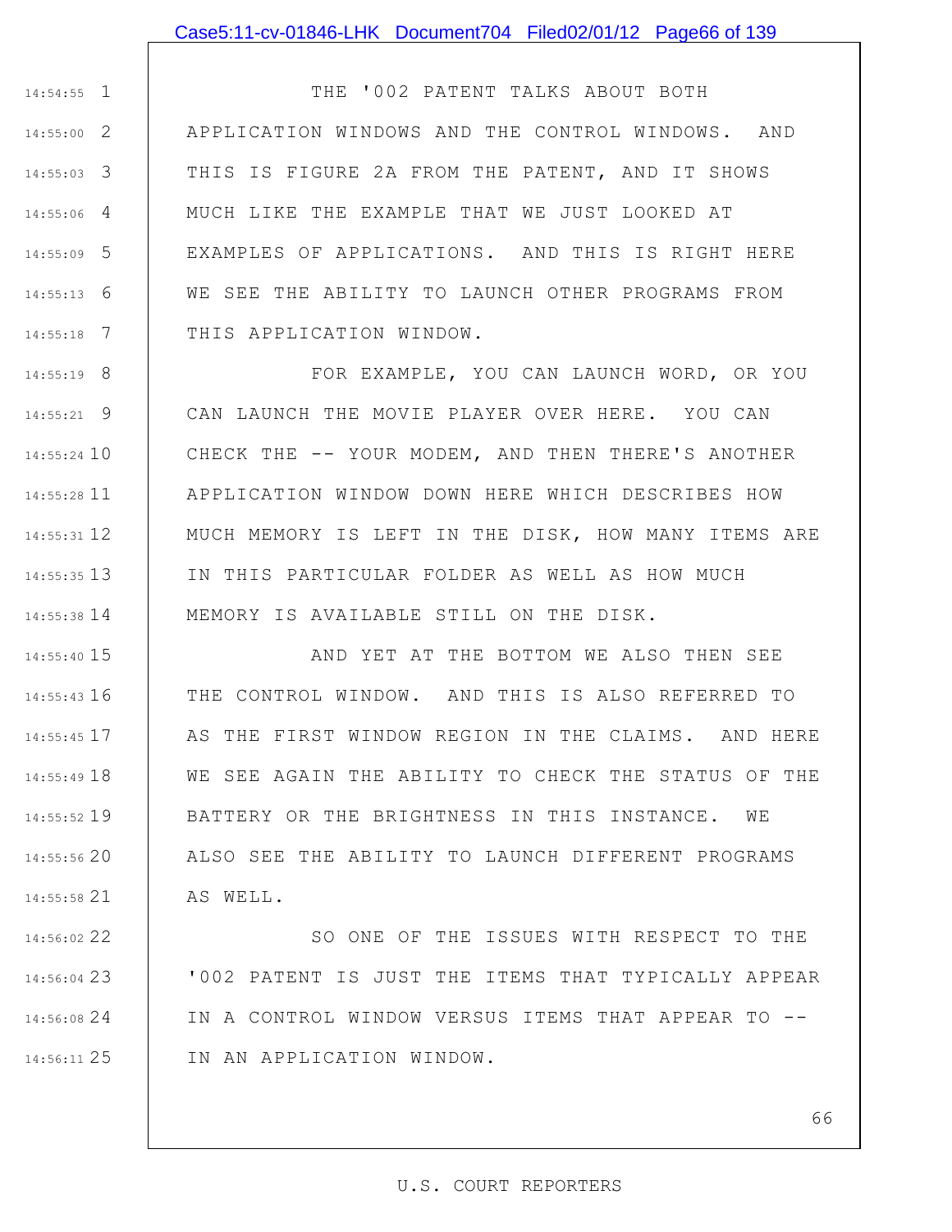THE '002 PATENT TALKS ABOUT BOTH APPLICATION WINDOWS AND THE CONTROL WINDOWS. AND THIS IS FIGURE 2A FROM THE PATENT, AND IT SHOWS MUCH LIKE THE EXAMPLE THAT WE JUST LOOKED AT EXAMPLES OF APPLICATIONS. AND THIS IS RIGHT HERE WE SEE THE ABILITY TO LAUNCH OTHER PROGRAMS FROM THIS APPLICATION WINDOW.

FOR EXAMPLE, YOU CAN LAUNCH WORD, OR YOU CAN LAUNCH THE MOVIE PLAYER OVER HERE. YOU CAN CHECK THE -- YOUR MODEM, AND THEN THERE'S ANOTHER APPLICATION WINDOW DOWN HERE WHICH DESCRIBES HOW MUCH MEMORY IS LEFT IN THE DISK, HOW MANY ITEMS ARE IN THIS PARTICULAR FOLDER AS WELL AS HOW MUCH MEMORY IS AVAILABLE STILL ON THE DISK.

AND YET AT THE BOTTOM WE ALSO THEN SEE THE CONTROL WINDOW. AND THIS IS ALSO REFERRED TO AS THE FIRST WINDOW REGION IN THE CLAIMS. AND HERE WE SEE AGAIN THE ABILITY TO CHECK THE STATUS OF THE BATTERY OR THE BRIGHTNESS IN THIS INSTANCE. WE ALSO SEE THE ABILITY TO LAUNCH DIFFERENT PROGRAMS AS WELL.

SO ONE OF THE ISSUES WITH RESPECT TO THE '002 PATENT IS JUST THE ITEMS THAT TYPICALLY APPEAR IN A CONTROL WINDOW VERSUS ITEMS THAT APPEAR TO -- IN AN APPLICATION WINDOW.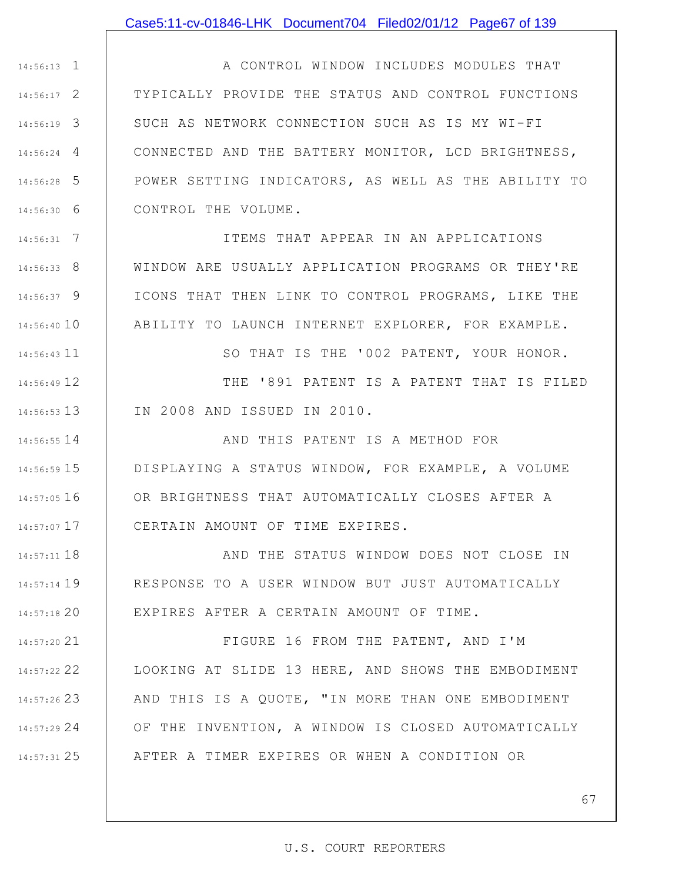A CONTROL WINDOW INCLUDES MODULES THAT TYPICALLY PROVIDE THE STATUS AND CONTROL FUNCTIONS SUCH AS NETWORK CONNECTION SUCH AS IS MY WI-FI CONNECTED AND THE BATTERY MONITOR, LCD BRIGHTNESS, POWER SETTING INDICATORS, AS WELL AS THE ABILITY TO CONTROL THE VOLUME.

ITEMS THAT APPEAR IN AN APPLICATIONS WINDOW ARE USUALLY APPLICATION PROGRAMS OR THEY'RE ICONS THAT THEN LINK TO CONTROL PROGRAMS, LIKE THE ABILITY TO LAUNCH INTERNET EXPLORER, FOR EXAMPLE.

SO THAT IS THE '002 PATENT, YOUR HONOR.

THE '891 PATENT IS A PATENT THAT IS FILED IN 2008 AND ISSUED IN 2010.

AND THIS PATENT IS A METHOD FOR DISPLAYING A STATUS WINDOW, FOR EXAMPLE, A VOLUME OR BRIGHTNESS THAT AUTOMATICALLY CLOSES AFTER A CERTAIN AMOUNT OF TIME EXPIRES.

AND THE STATUS WINDOW DOES NOT CLOSE IN RESPONSE TO A USER WINDOW BUT JUST AUTOMATICALLY EXPIRES AFTER A CERTAIN AMOUNT OF TIME.

FIGURE 16 FROM THE PATENT, AND I'M LOOKING AT SLIDE 13 HERE, AND SHOWS THE EMBODIMENT AND THIS IS A QUOTE, "IN MORE THAN ONE EMBODIMENT OF THE INVENTION, A WINDOW IS CLOSED AUTOMATICALLY AFTER A TIMER EXPIRES OR WHEN A CONDITION OR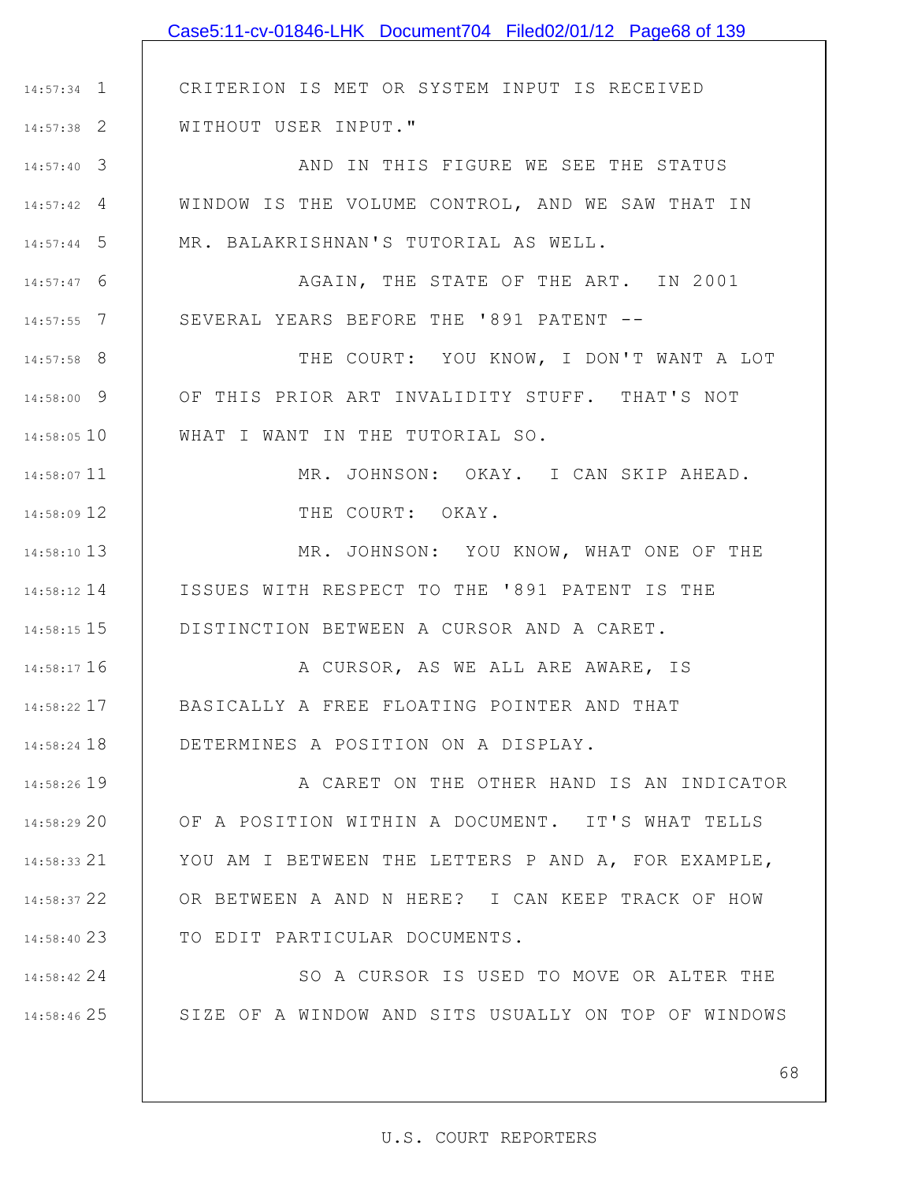CRITERION IS MET OR SYSTEM INPUT IS RECEIVED WITHOUT USER INPUT."

AND IN THIS FIGURE WE SEE THE STATUS WINDOW IS THE VOLUME CONTROL, AND WE SAW THAT IN MR. BALAKRISHNAN'S TUTORIAL AS WELL.

AGAIN, THE STATE OF THE ART. IN 2001 SEVERAL YEARS BEFORE THE '891 PATENT --

THE COURT: YOU KNOW, I DON'T WANT A LOT OF THIS PRIOR ART INVALIDITY STUFF. THAT'S NOT WHAT I WANT IN THE TUTORIAL SO.

MR. JOHNSON: OKAY. I CAN SKIP AHEAD.

THE COURT: OKAY.

MR. JOHNSON: YOU KNOW, WHAT ONE OF THE ISSUES WITH RESPECT TO THE '891 PATENT IS THE DISTINCTION BETWEEN A CURSOR AND A CARET.

A CURSOR, AS WE ALL ARE AWARE, IS BASICALLY A FREE FLOATING POINTER AND THAT DETERMINES A POSITION ON A DISPLAY.

A CARET ON THE OTHER HAND IS AN INDICATOR OF A POSITION WITHIN A DOCUMENT. IT'S WHAT TELLS YOU AM I BETWEEN THE LETTERS P AND A, FOR EXAMPLE, OR BETWEEN A AND N HERE? I CAN KEEP TRACK OF HOW TO EDIT PARTICULAR DOCUMENTS.

SO A CURSOR IS USED TO MOVE OR ALTER THE SIZE OF A WINDOW AND SITS USUALLY ON TOP OF WINDOWS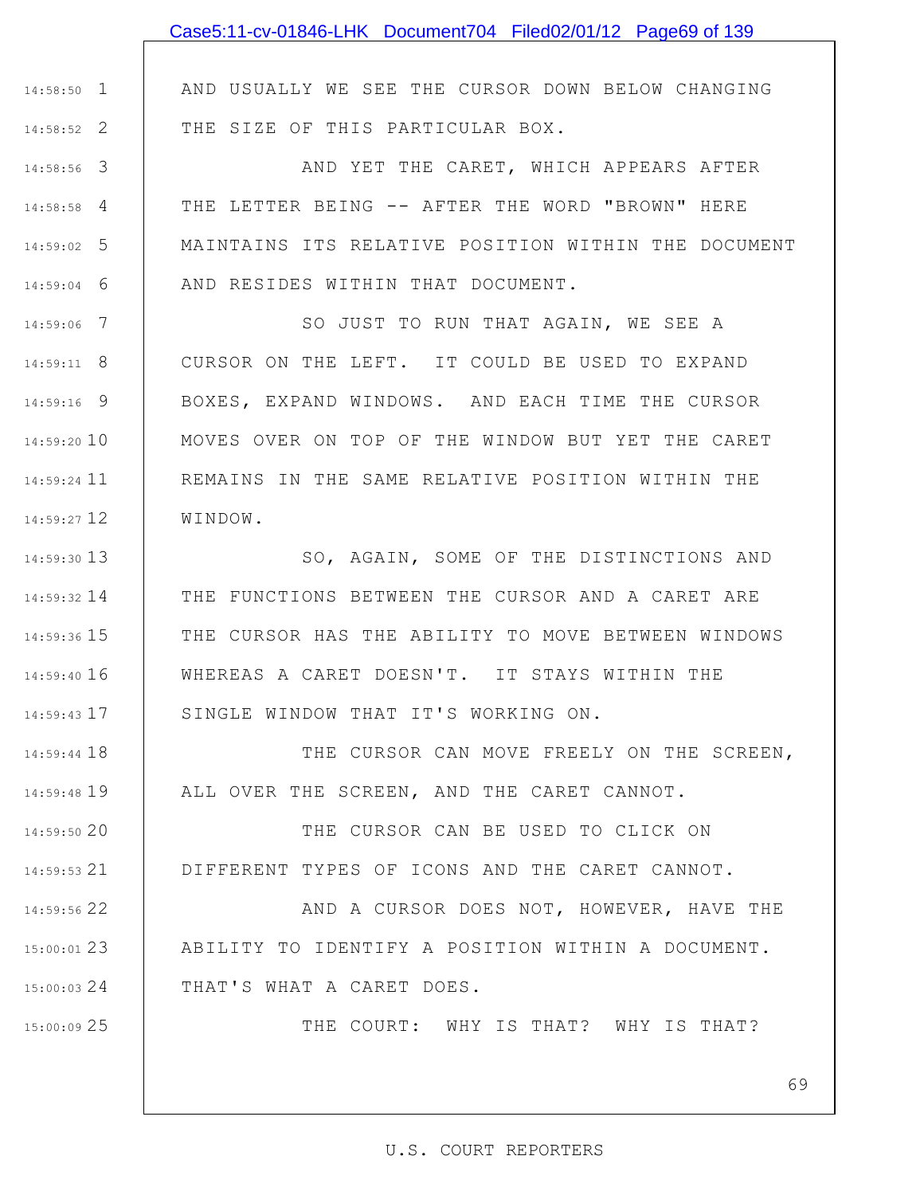AND USUALLY WE SEE THE CURSOR DOWN BELOW CHANGING THE SIZE OF THIS PARTICULAR BOX.

AND YET THE CARET, WHICH APPEARS AFTER THE LETTER BEING -- AFTER THE WORD "BROWN" HERE MAINTAINS ITS RELATIVE POSITION WITHIN THE DOCUMENT AND RESIDES WITHIN THAT DOCUMENT.

SO JUST TO RUN THAT AGAIN, WE SEE A CURSOR ON THE LEFT. IT COULD BE USED TO EXPAND BOXES, EXPAND WINDOWS. AND EACH TIME THE CURSOR MOVES OVER ON TOP OF THE WINDOW BUT YET THE CARET REMAINS IN THE SAME RELATIVE POSITION WITHIN THE WINDOW.

SO, AGAIN, SOME OF THE DISTINCTIONS AND THE FUNCTIONS BETWEEN THE CURSOR AND A CARET ARE THE CURSOR HAS THE ABILITY TO MOVE BETWEEN WINDOWS WHEREAS A CARET DOESN'T. IT STAYS WITHIN THE SINGLE WINDOW THAT IT'S WORKING ON.

THE CURSOR CAN MOVE FREELY ON THE SCREEN, ALL OVER THE SCREEN, AND THE CARET CANNOT.

THE CURSOR CAN BE USED TO CLICK ON DIFFERENT TYPES OF ICONS AND THE CARET CANNOT.

AND A CURSOR DOES NOT, HOWEVER, HAVE THE ABILITY TO IDENTIFY A POSITION WITHIN A DOCUMENT. THAT'S WHAT A CARET DOES.

THE COURT: WHY IS THAT? WHY IS THAT?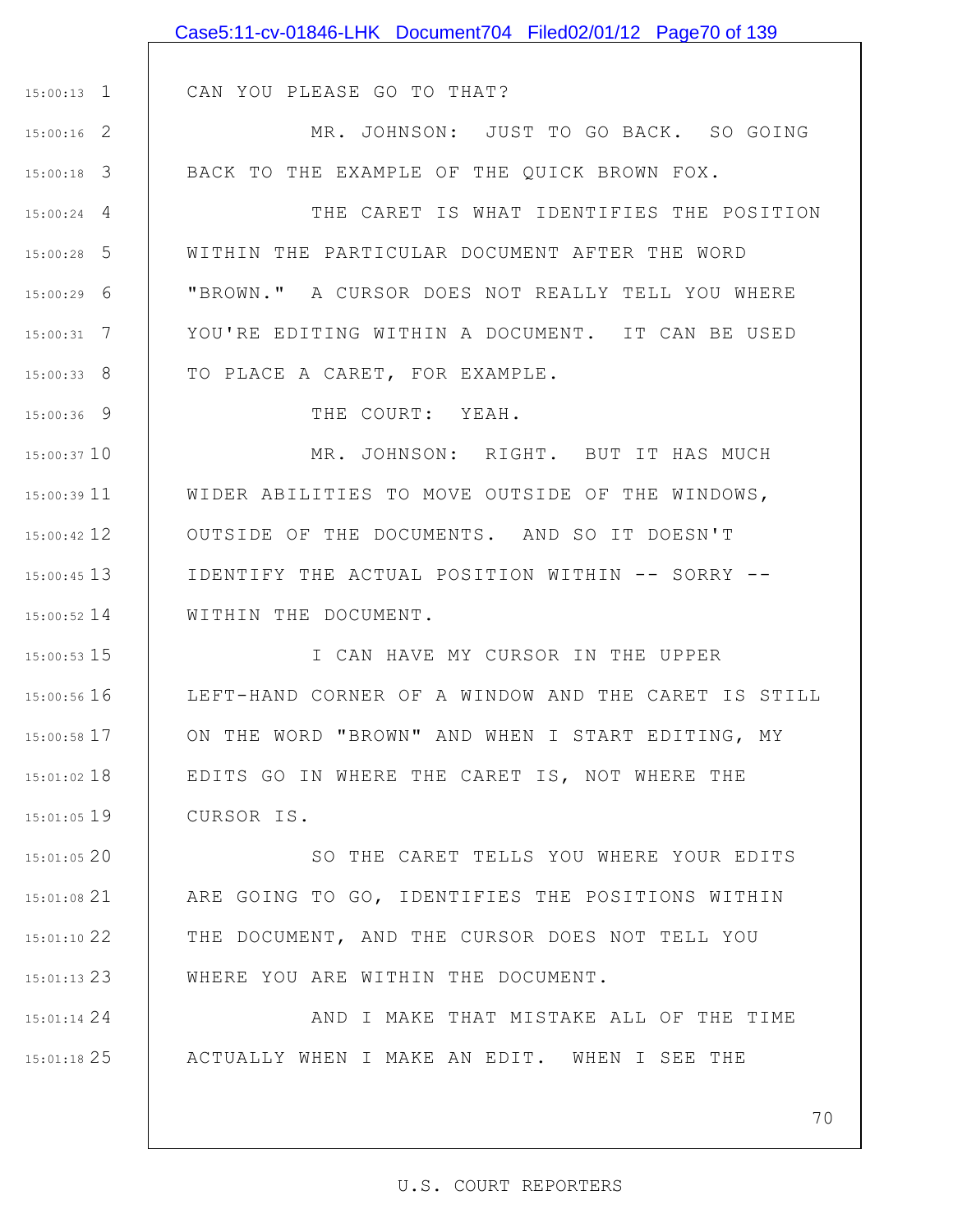CAN YOU PLEASE GO TO THAT?

MR. JOHNSON: JUST TO GO BACK. SO GOING BACK TO THE EXAMPLE OF THE QUICK BROWN FOX.

THE CARET IS WHAT IDENTIFIES THE POSITION WITHIN THE PARTICULAR DOCUMENT AFTER THE WORD "BROWN." A CURSOR DOES NOT REALLY TELL YOU WHERE YOU'RE EDITING WITHIN A DOCUMENT. IT CAN BE USED TO PLACE A CARET, FOR EXAMPLE.

THE COURT: YEAH.

MR. JOHNSON: RIGHT. BUT IT HAS MUCH WIDER ABILITIES TO MOVE OUTSIDE OF THE WINDOWS, OUTSIDE OF THE DOCUMENTS. AND SO IT DOESN'T IDENTIFY THE ACTUAL POSITION WITHIN -- SORRY -- WITHIN THE DOCUMENT.

I CAN HAVE MY CURSOR IN THE UPPER LEFT-HAND CORNER OF A WINDOW AND THE CARET IS STILL ON THE WORD "BROWN" AND WHEN I START EDITING, MY EDITS GO IN WHERE THE CARET IS, NOT WHERE THE CURSOR IS.

SO THE CARET TELLS YOU WHERE YOUR EDITS ARE GOING TO GO, IDENTIFIES THE POSITIONS WITHIN THE DOCUMENT, AND THE CURSOR DOES NOT TELL YOU WHERE YOU ARE WITHIN THE DOCUMENT.

AND I MAKE THAT MISTAKE ALL OF THE TIME ACTUALLY WHEN I MAKE AN EDIT. WHEN I SEE THE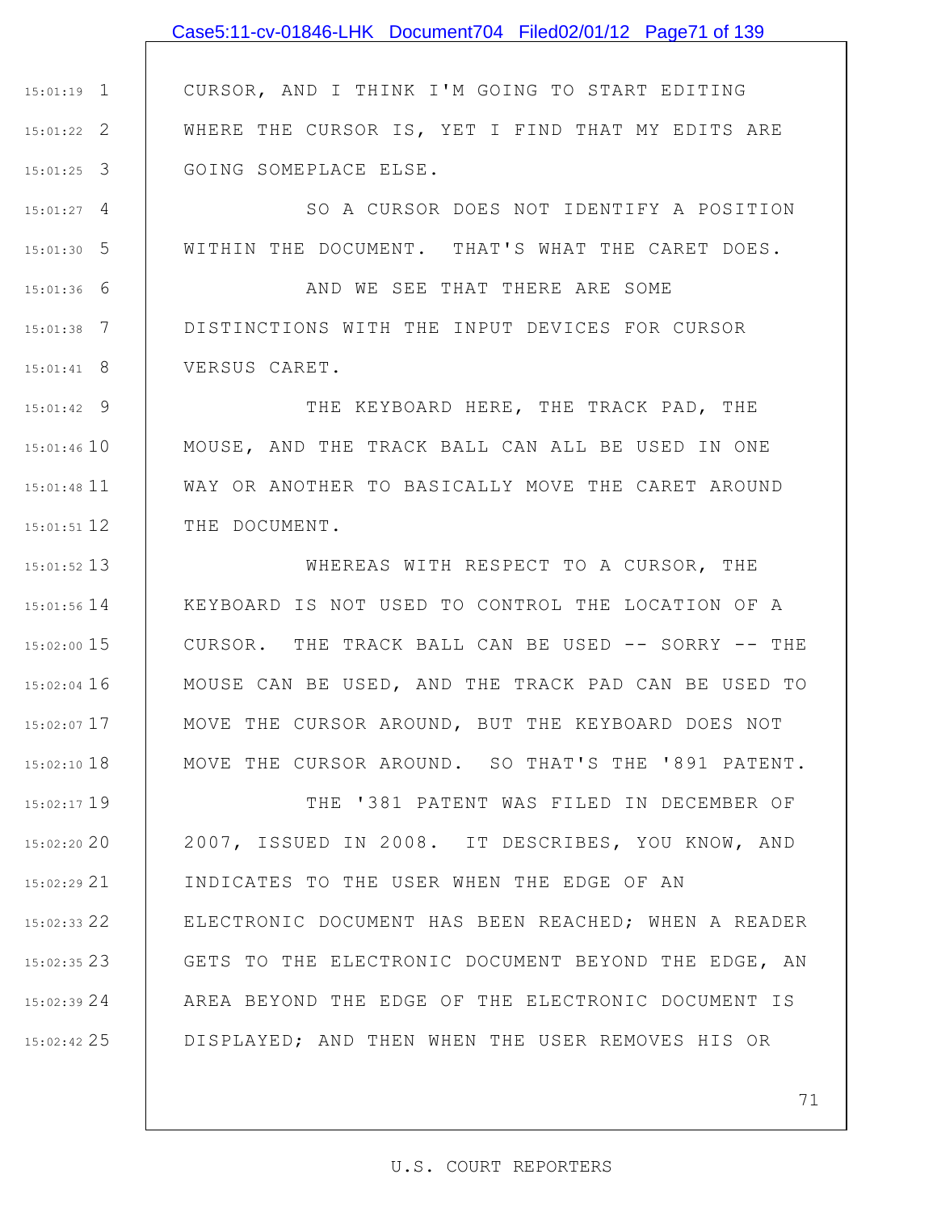CURSOR, AND I THINK I'M GOING TO START EDITING WHERE THE CURSOR IS, YET I FIND THAT MY EDITS ARE GOING SOMEPLACE ELSE.

SO A CURSOR DOES NOT IDENTIFY A POSITION WITHIN THE DOCUMENT. THAT'S WHAT THE CARET DOES.

AND WE SEE THAT THERE ARE SOME DISTINCTIONS WITH THE INPUT DEVICES FOR CURSOR VERSUS CARET.

THE KEYBOARD HERE, THE TRACK PAD, THE MOUSE, AND THE TRACK BALL CAN ALL BE USED IN ONE WAY OR ANOTHER TO BASICALLY MOVE THE CARET AROUND THE DOCUMENT.

WHEREAS WITH RESPECT TO A CURSOR, THE KEYBOARD IS NOT USED TO CONTROL THE LOCATION OF A CURSOR. THE TRACK BALL CAN BE USED -- SORRY -- THE MOUSE CAN BE USED, AND THE TRACK PAD CAN BE USED TO MOVE THE CURSOR AROUND, BUT THE KEYBOARD DOES NOT MOVE THE CURSOR AROUND. SO THAT'S THE '891 PATENT.

THE '381 PATENT WAS FILED IN DECEMBER OF 2007, ISSUED IN 2008. IT DESCRIBES, YOU KNOW, AND INDICATES TO THE USER WHEN THE EDGE OF AN ELECTRONIC DOCUMENT HAS BEEN REACHED; WHEN A READER GETS TO THE ELECTRONIC DOCUMENT BEYOND THE EDGE, AN AREA BEYOND THE EDGE OF THE ELECTRONIC DOCUMENT IS DISPLAYED; AND THEN WHEN THE USER REMOVES HIS OR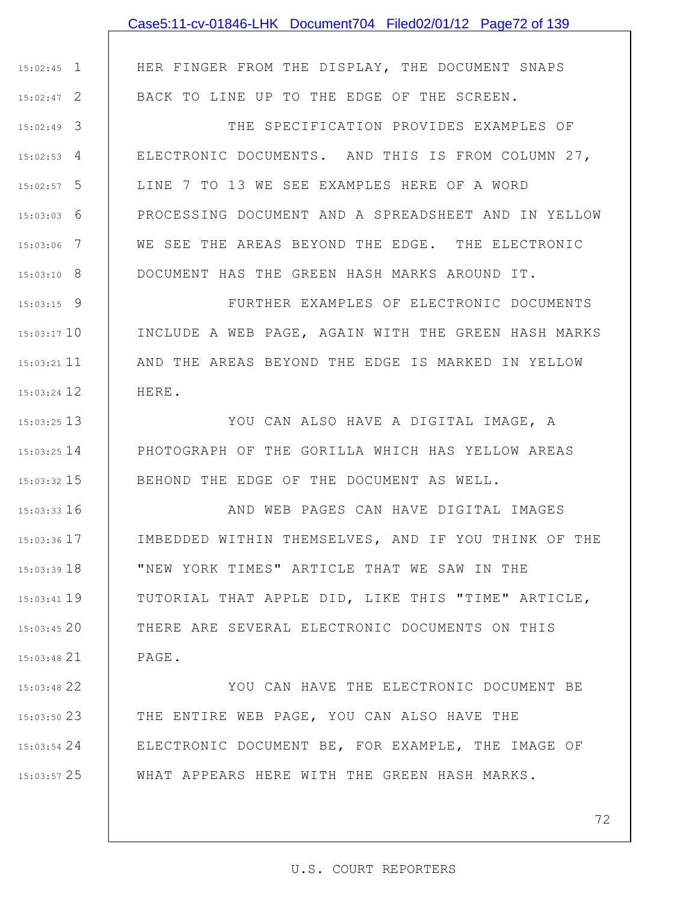HER FINGER FROM THE DISPLAY, THE DOCUMENT SNAPS BACK TO LINE UP TO THE EDGE OF THE SCREEN.

THE SPECIFICATION PROVIDES EXAMPLES OF ELECTRONIC DOCUMENTS. AND THIS IS FROM COLUMN 27, LINE 7 TO 13 WE SEE EXAMPLES HERE OF A WORD PROCESSING DOCUMENT AND A SPREADSHEET AND IN YELLOW WE SEE THE AREAS BEYOND THE EDGE. THE ELECTRONIC DOCUMENT HAS THE GREEN HASH MARKS AROUND IT.

FURTHER EXAMPLES OF ELECTRONIC DOCUMENTS INCLUDE A WEB PAGE, AGAIN WITH THE GREEN HASH MARKS AND THE AREAS BEYOND THE EDGE IS MARKED IN YELLOW HERE.

YOU CAN ALSO HAVE A DIGITAL IMAGE, A PHOTOGRAPH OF THE GORILLA WHICH HAS YELLOW AREAS BEHOND THE EDGE OF THE DOCUMENT AS WELL.

AND WEB PAGES CAN HAVE DIGITAL IMAGES IMBEDDED WITHIN THEMSELVES, AND IF YOU THINK OF THE "NEW YORK TIMES" ARTICLE THAT WE SAW IN THE TUTORIAL THAT APPLE DID, LIKE THIS "TIME" ARTICLE, THERE ARE SEVERAL ELECTRONIC DOCUMENTS ON THIS PAGE.

YOU CAN HAVE THE ELECTRONIC DOCUMENT BE THE ENTIRE WEB PAGE, YOU CAN ALSO HAVE THE ELECTRONIC DOCUMENT BE, FOR EXAMPLE, THE IMAGE OF WHAT APPEARS HERE WITH THE GREEN HASH MARKS.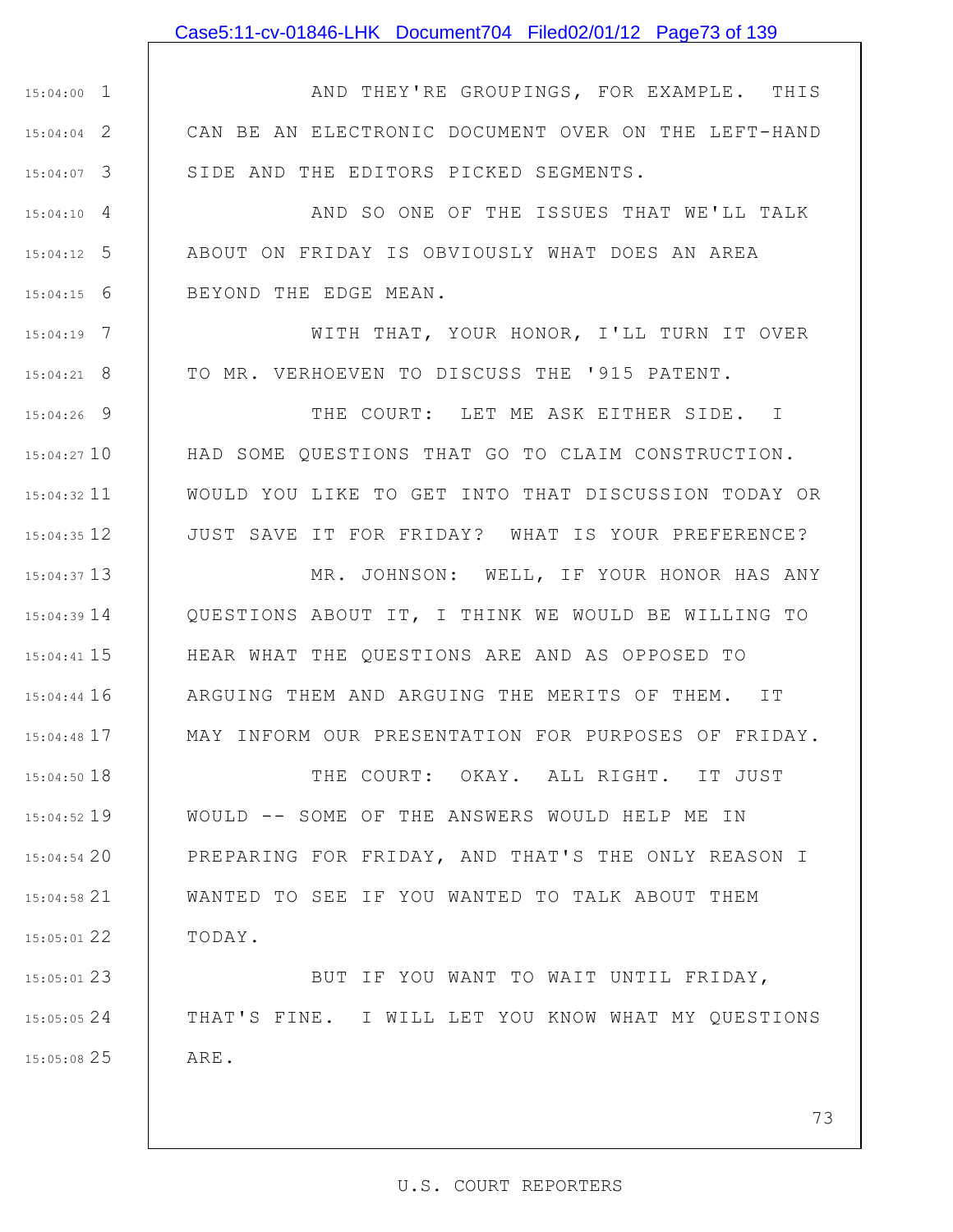AND THEY'RE GROUPINGS, FOR EXAMPLE. THIS CAN BE AN ELECTRONIC DOCUMENT OVER ON THE LEFT-HAND SIDE AND THE EDITORS PICKED SEGMENTS.

AND SO ONE OF THE ISSUES THAT WE'LL TALK ABOUT ON FRIDAY IS OBVIOUSLY WHAT DOES AN AREA BEYOND THE EDGE MEAN.

WITH THAT, YOUR HONOR, I'LL TURN IT OVER TO MR. VERHOEVEN TO DISCUSS THE '915 PATENT.

THE COURT: LET ME ASK EITHER SIDE. I HAD SOME QUESTIONS THAT GO TO CLAIM CONSTRUCTION. WOULD YOU LIKE TO GET INTO THAT DISCUSSION TODAY OR JUST SAVE IT FOR FRIDAY? WHAT IS YOUR PREFERENCE?

MR. JOHNSON: WELL, IF YOUR HONOR HAS ANY QUESTIONS ABOUT IT, I THINK WE WOULD BE WILLING TO HEAR WHAT THE QUESTIONS ARE AND AS OPPOSED TO ARGUING THEM AND ARGUING THE MERITS OF THEM. IT MAY INFORM OUR PRESENTATION FOR PURPOSES OF FRIDAY.

THE COURT: OKAY. ALL RIGHT. IT JUST WOULD -- SOME OF THE ANSWERS WOULD HELP ME IN PREPARING FOR FRIDAY, AND THAT'S THE ONLY REASON I WANTED TO SEE IF YOU WANTED TO TALK ABOUT THEM TODAY.

BUT IF YOU WANT TO WAIT UNTIL FRIDAY, THAT'S FINE. I WILL LET YOU KNOW WHAT MY QUESTIONS ARE.

U.S. COURT REPORTERS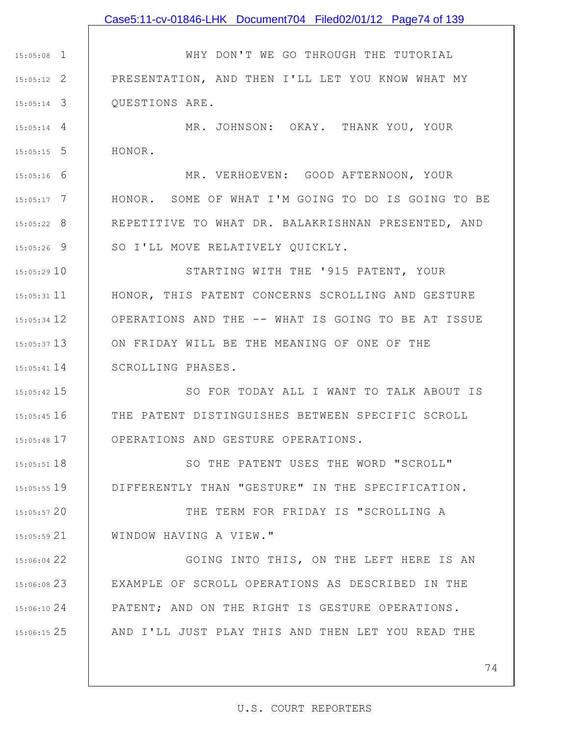WHY DON'T WE GO THROUGH THE TUTORIAL PRESENTATION, AND THEN I'LL LET YOU KNOW WHAT MY QUESTIONS ARE.

MR. JOHNSON: OKAY. THANK YOU, YOUR HONOR.

MR. VERHOEVEN: GOOD AFTERNOON, YOUR HONOR. SOME OF WHAT I'M GOING TO DO IS GOING TO BE REPETITIVE TO WHAT DR. BALAKRISHNAN PRESENTED, AND SO I'LL MOVE RELATIVELY QUICKLY.

STARTING WITH THE '915 PATENT, YOUR HONOR, THIS PATENT CONCERNS SCROLLING AND GESTURE OPERATIONS AND THE -- WHAT IS GOING TO BE AT ISSUE ON FRIDAY WILL BE THE MEANING OF ONE OF THE SCROLLING PHASES.

SO FOR TODAY ALL I WANT TO TALK ABOUT IS THE PATENT DISTINGUISHES BETWEEN SPECIFIC SCROLL OPERATIONS AND GESTURE OPERATIONS.

SO THE PATENT USES THE WORD "SCROLL" DIFFERENTLY THAN "GESTURE" IN THE SPECIFICATION.

THE TERM FOR FRIDAY IS "SCROLLING A WINDOW HAVING A VIEW."

GOING INTO THIS, ON THE LEFT HERE IS AN EXAMPLE OF SCROLL OPERATIONS AS DESCRIBED IN THE PATENT; AND ON THE RIGHT IS GESTURE OPERATIONS. AND I'LL JUST PLAY THIS AND THEN LET YOU READ THE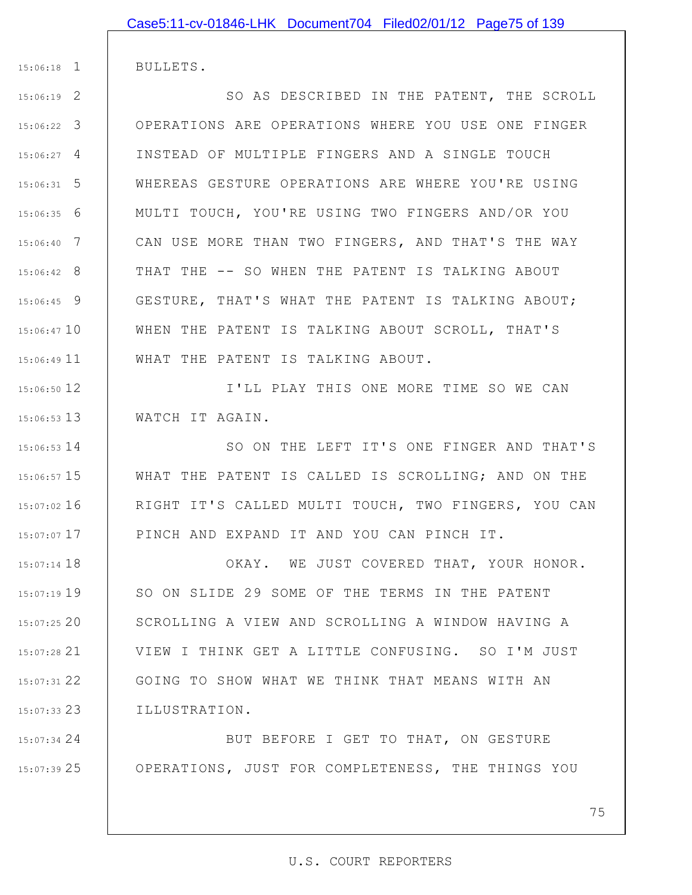BULLETS.

SO AS DESCRIBED IN THE PATENT, THE SCROLL OPERATIONS ARE OPERATIONS WHERE YOU USE ONE FINGER INSTEAD OF MULTIPLE FINGERS AND A SINGLE TOUCH WHEREAS GESTURE OPERATIONS ARE WHERE YOU'RE USING MULTI TOUCH, YOU'RE USING TWO FINGERS AND/OR YOU CAN USE MORE THAN TWO FINGERS, AND THAT'S THE WAY THAT THE -- SO WHEN THE PATENT IS TALKING ABOUT GESTURE, THAT'S WHAT THE PATENT IS TALKING ABOUT; WHEN THE PATENT IS TALKING ABOUT SCROLL, THAT'S WHAT THE PATENT IS TALKING ABOUT.

I'LL PLAY THIS ONE MORE TIME SO WE CAN WATCH IT AGAIN.

SO ON THE LEFT IT'S ONE FINGER AND THAT'S WHAT THE PATENT IS CALLED IS SCROLLING; AND ON THE RIGHT IT'S CALLED MULTI TOUCH, TWO FINGERS, YOU CAN PINCH AND EXPAND IT AND YOU CAN PINCH IT.

OKAY. WE JUST COVERED THAT, YOUR HONOR. SO ON SLIDE 29 SOME OF THE TERMS IN THE PATENT SCROLLING A VIEW AND SCROLLING A WINDOW HAVING A VIEW I THINK GET A LITTLE CONFUSING. SO I'M JUST GOING TO SHOW WHAT WE THINK THAT MEANS WITH AN ILLUSTRATION.

BUT BEFORE I GET TO THAT, ON GESTURE OPERATIONS, JUST FOR COMPLETENESS, THE THINGS YOU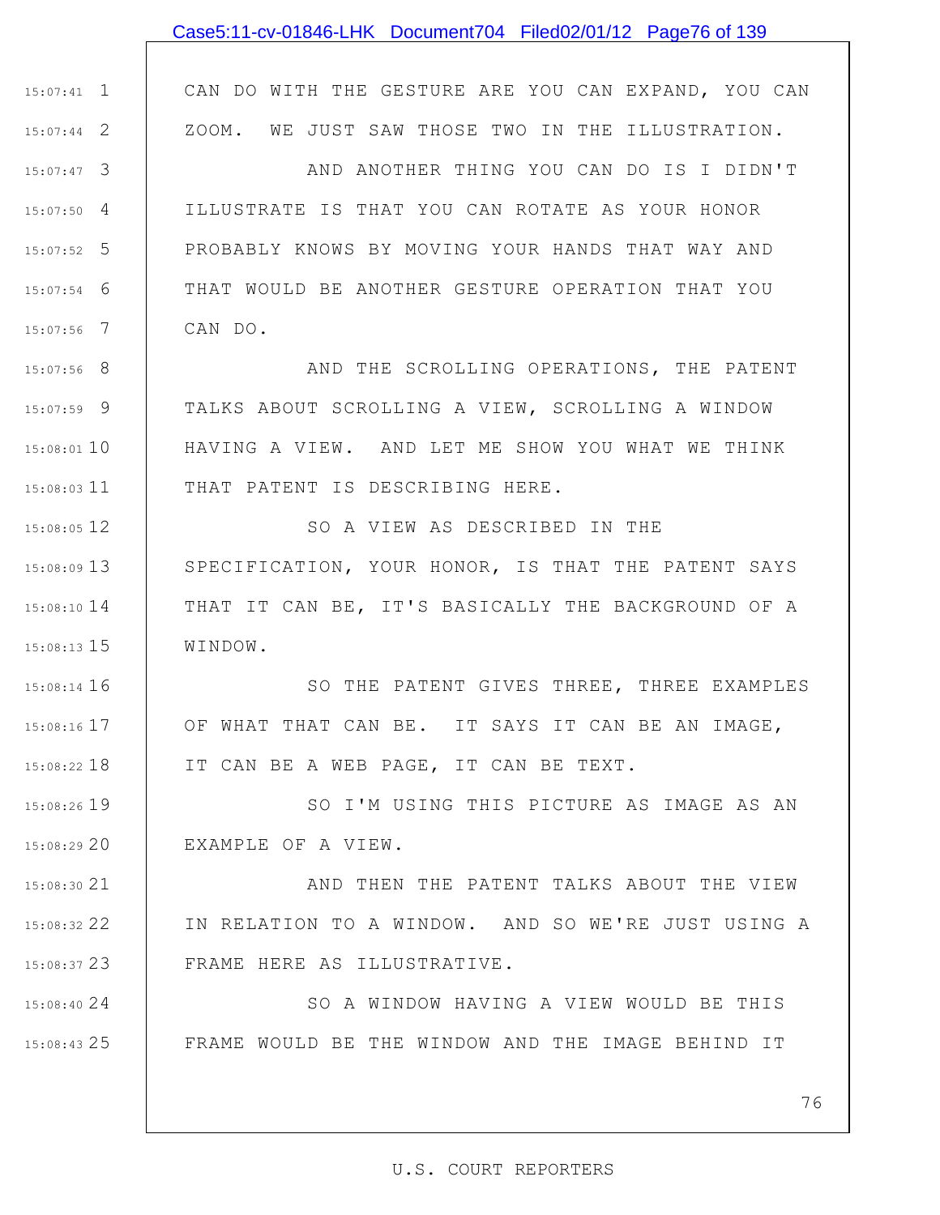CAN DO WITH THE GESTURE ARE YOU CAN EXPAND, YOU CAN ZOOM. WE JUST SAW THOSE TWO IN THE ILLUSTRATION.

AND ANOTHER THING YOU CAN DO IS I DIDN'T ILLUSTRATE IS THAT YOU CAN ROTATE AS YOUR HONOR PROBABLY KNOWS BY MOVING YOUR HANDS THAT WAY AND THAT WOULD BE ANOTHER GESTURE OPERATION THAT YOU CAN DO.

AND THE SCROLLING OPERATIONS, THE PATENT TALKS ABOUT SCROLLING A VIEW, SCROLLING A WINDOW HAVING A VIEW. AND LET ME SHOW YOU WHAT WE THINK THAT PATENT IS DESCRIBING HERE.

SO A VIEW AS DESCRIBED IN THE SPECIFICATION, YOUR HONOR, IS THAT THE PATENT SAYS THAT IT CAN BE, IT'S BASICALLY THE BACKGROUND OF A WINDOW.

SO THE PATENT GIVES THREE, THREE EXAMPLES OF WHAT THAT CAN BE. IT SAYS IT CAN BE AN IMAGE, IT CAN BE A WEB PAGE, IT CAN BE TEXT.

SO I'M USING THIS PICTURE AS IMAGE AS AN EXAMPLE OF A VIEW.

AND THEN THE PATENT TALKS ABOUT THE VIEW IN RELATION TO A WINDOW. AND SO WE'RE JUST USING A FRAME HERE AS ILLUSTRATIVE.

SO A WINDOW HAVING A VIEW WOULD BE THIS FRAME WOULD BE THE WINDOW AND THE IMAGE BEHIND IT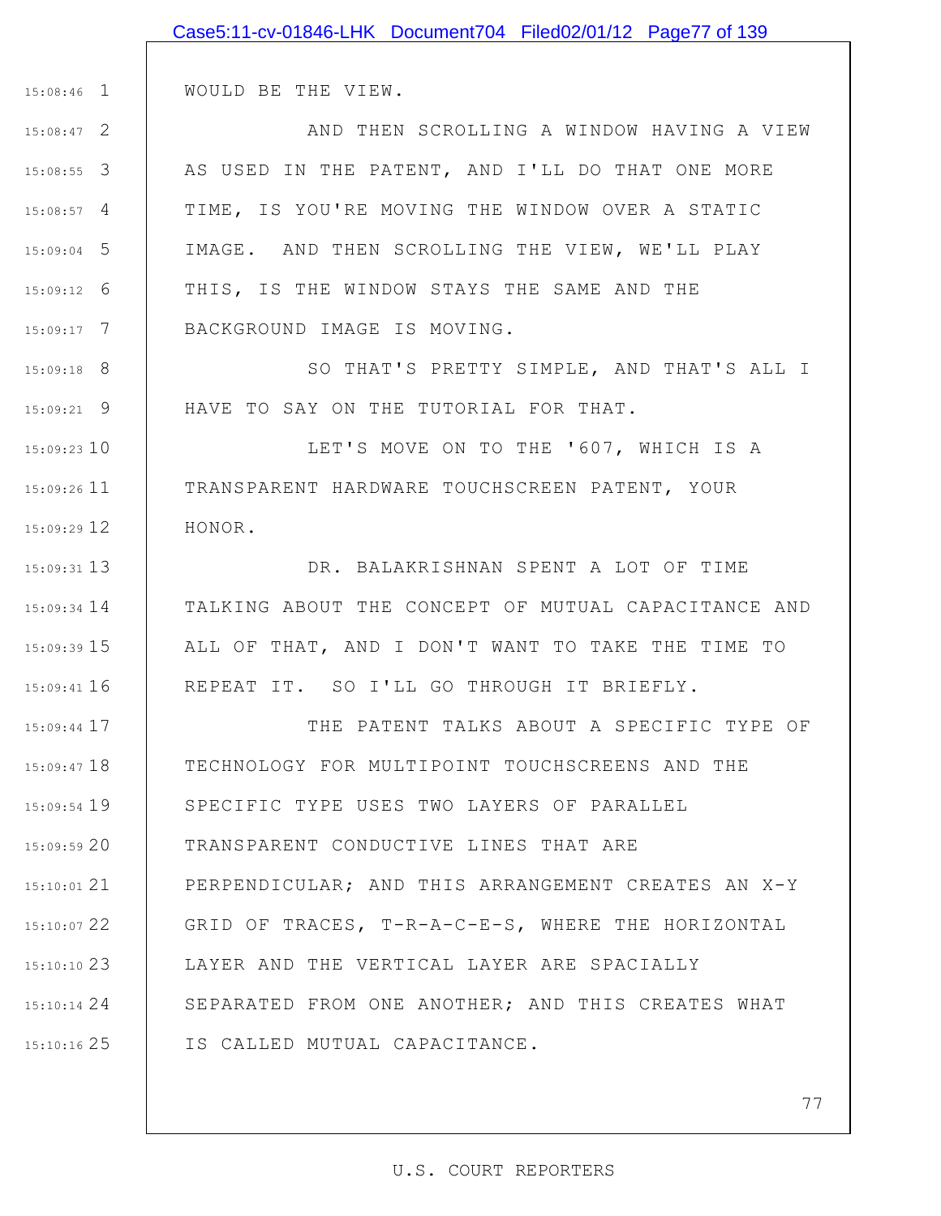WOULD BE THE VIEW.

AND THEN SCROLLING A WINDOW HAVING A VIEW AS USED IN THE PATENT, AND I'LL DO THAT ONE MORE TIME, IS YOU'RE MOVING THE WINDOW OVER A STATIC IMAGE. AND THEN SCROLLING THE VIEW, WE'LL PLAY THIS, IS THE WINDOW STAYS THE SAME AND THE BACKGROUND IMAGE IS MOVING.

SO THAT'S PRETTY SIMPLE, AND THAT'S ALL I HAVE TO SAY ON THE TUTORIAL FOR THAT.

LET'S MOVE ON TO THE '607, WHICH IS A TRANSPARENT HARDWARE TOUCHSCREEN PATENT, YOUR HONOR.

DR. BALAKRISHNAN SPENT A LOT OF TIME TALKING ABOUT THE CONCEPT OF MUTUAL CAPACITANCE AND ALL OF THAT, AND I DON'T WANT TO TAKE THE TIME TO REPEAT IT. SO I'LL GO THROUGH IT BRIEFLY.

THE PATENT TALKS ABOUT A SPECIFIC TYPE OF TECHNOLOGY FOR MULTIPOINT TOUCHSCREENS AND THE SPECIFIC TYPE USES TWO LAYERS OF PARALLEL TRANSPARENT CONDUCTIVE LINES THAT ARE PERPENDICULAR; AND THIS ARRANGEMENT CREATES AN X-Y GRID OF TRACES, T-R-A-C-E-S, WHERE THE HORIZONTAL LAYER AND THE VERTICAL LAYER ARE SPACIALLY SEPARATED FROM ONE ANOTHER; AND THIS CREATES WHAT IS CALLED MUTUAL CAPACITANCE.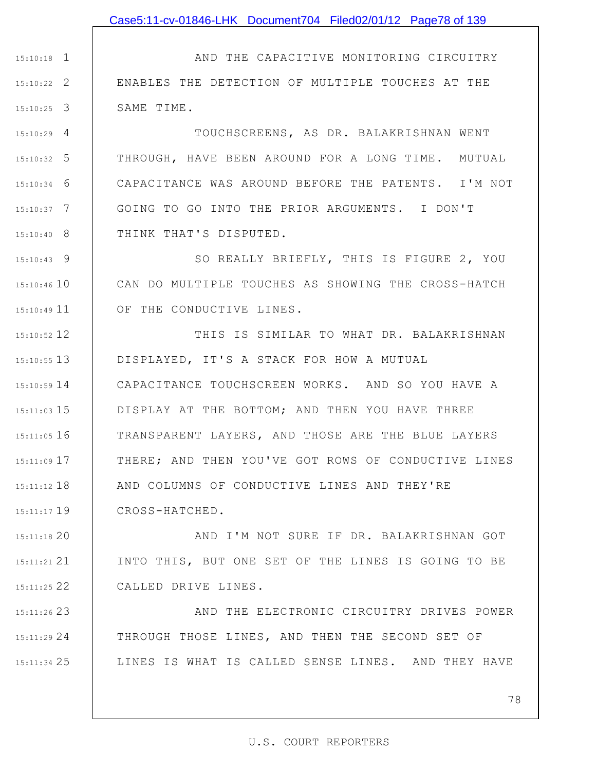AND THE CAPACITIVE MONITORING CIRCUITRY ENABLES THE DETECTION OF MULTIPLE TOUCHES AT THE SAME TIME.

TOUCHSCREENS, AS DR. BALAKRISHNAN WENT THROUGH, HAVE BEEN AROUND FOR A LONG TIME. MUTUAL CAPACITANCE WAS AROUND BEFORE THE PATENTS. I'M NOT GOING TO GO INTO THE PRIOR ARGUMENTS. I DON'T THINK THAT'S DISPUTED.

SO REALLY BRIEFLY, THIS IS FIGURE 2, YOU CAN DO MULTIPLE TOUCHES AS SHOWING THE CROSS-HATCH OF THE CONDUCTIVE LINES.

THIS IS SIMILAR TO WHAT DR. BALAKRISHNAN DISPLAYED, IT'S A STACK FOR HOW A MUTUAL CAPACITANCE TOUCHSCREEN WORKS. AND SO YOU HAVE A DISPLAY AT THE BOTTOM; AND THEN YOU HAVE THREE TRANSPARENT LAYERS, AND THOSE ARE THE BLUE LAYERS THERE; AND THEN YOU'VE GOT ROWS OF CONDUCTIVE LINES AND COLUMNS OF CONDUCTIVE LINES AND THEY'RE CROSS-HATCHED.

AND I'M NOT SURE IF DR. BALAKRISHNAN GOT INTO THIS, BUT ONE SET OF THE LINES IS GOING TO BE CALLED DRIVE LINES.

AND THE ELECTRONIC CIRCUITRY DRIVES POWER THROUGH THOSE LINES, AND THEN THE SECOND SET OF LINES IS WHAT IS CALLED SENSE LINES. AND THEY HAVE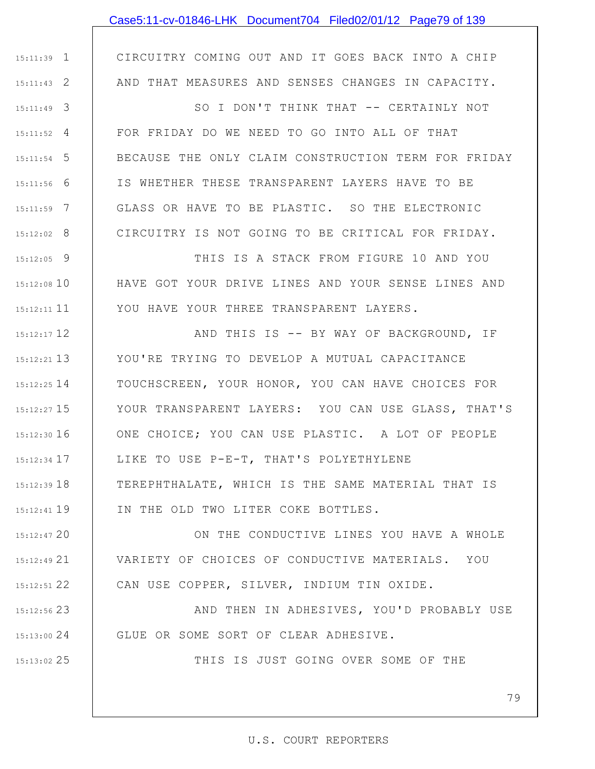CIRCUITRY COMING OUT AND IT GOES BACK INTO A CHIP AND THAT MEASURES AND SENSES CHANGES IN CAPACITY.

SO I DON'T THINK THAT -- CERTAINLY NOT FOR FRIDAY DO WE NEED TO GO INTO ALL OF THAT BECAUSE THE ONLY CLAIM CONSTRUCTION TERM FOR FRIDAY IS WHETHER THESE TRANSPARENT LAYERS HAVE TO BE GLASS OR HAVE TO BE PLASTIC. SO THE ELECTRONIC CIRCUITRY IS NOT GOING TO BE CRITICAL FOR FRIDAY.

THIS IS A STACK FROM FIGURE 10 AND YOU HAVE GOT YOUR DRIVE LINES AND YOUR SENSE LINES AND YOU HAVE YOUR THREE TRANSPARENT LAYERS.

AND THIS IS -- BY WAY OF BACKGROUND, IF YOU'RE TRYING TO DEVELOP A MUTUAL CAPACITANCE TOUCHSCREEN, YOUR HONOR, YOU CAN HAVE CHOICES FOR YOUR TRANSPARENT LAYERS: YOU CAN USE GLASS, THAT'S ONE CHOICE; YOU CAN USE PLASTIC. A LOT OF PEOPLE LIKE TO USE P-E-T, THAT'S POLYETHYLENE TEREPHTHALATE, WHICH IS THE SAME MATERIAL THAT IS IN THE OLD TWO LITER COKE BOTTLES.

ON THE CONDUCTIVE LINES YOU HAVE A WHOLE VARIETY OF CHOICES OF CONDUCTIVE MATERIALS. YOU CAN USE COPPER, SILVER, INDIUM TIN OXIDE.

AND THEN IN ADHESIVES, YOU'D PROBABLY USE GLUE OR SOME SORT OF CLEAR ADHESIVE.

THIS IS JUST GOING OVER SOME OF THE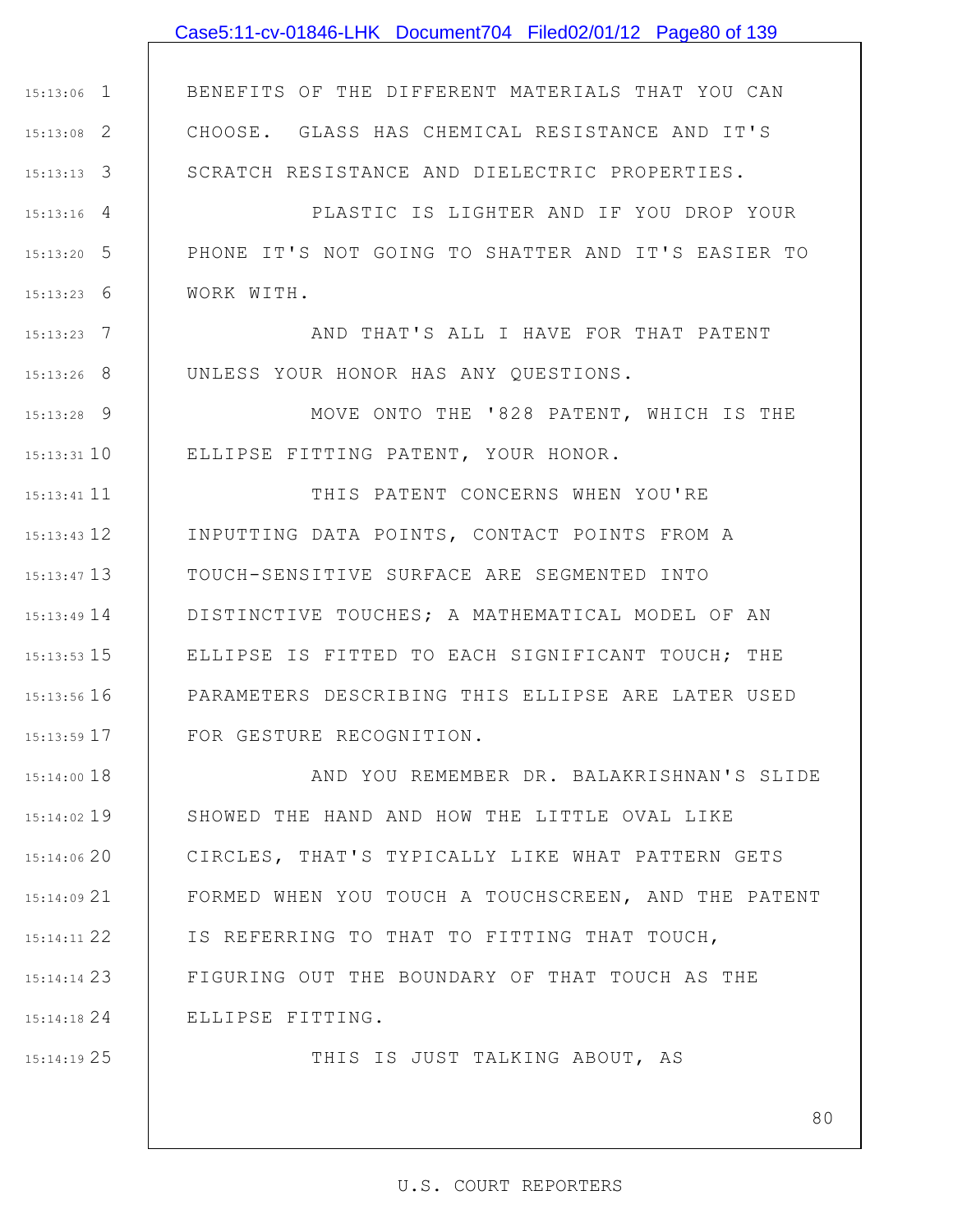BENEFITS OF THE DIFFERENT MATERIALS THAT YOU CAN CHOOSE. GLASS HAS CHEMICAL RESISTANCE AND IT'S SCRATCH RESISTANCE AND DIELECTRIC PROPERTIES.

PLASTIC IS LIGHTER AND IF YOU DROP YOUR PHONE IT'S NOT GOING TO SHATTER AND IT'S EASIER TO WORK WITH.

AND THAT'S ALL I HAVE FOR THAT PATENT UNLESS YOUR HONOR HAS ANY QUESTIONS.

MOVE ONTO THE '828 PATENT, WHICH IS THE ELLIPSE FITTING PATENT, YOUR HONOR.

THIS PATENT CONCERNS WHEN YOU'RE INPUTTING DATA POINTS, CONTACT POINTS FROM A TOUCH-SENSITIVE SURFACE ARE SEGMENTED INTO DISTINCTIVE TOUCHES; A MATHEMATICAL MODEL OF AN ELLIPSE IS FITTED TO EACH SIGNIFICANT TOUCH; THE PARAMETERS DESCRIBING THIS ELLIPSE ARE LATER USED FOR GESTURE RECOGNITION.

AND YOU REMEMBER DR. BALAKRISHNAN'S SLIDE SHOWED THE HAND AND HOW THE LITTLE OVAL LIKE CIRCLES, THAT'S TYPICALLY LIKE WHAT PATTERN GETS FORMED WHEN YOU TOUCH A TOUCHSCREEN, AND THE PATENT IS REFERRING TO THAT TO FITTING THAT TOUCH, FIGURING OUT THE BOUNDARY OF THAT TOUCH AS THE ELLIPSE FITTING.

THIS IS JUST TALKING ABOUT, AS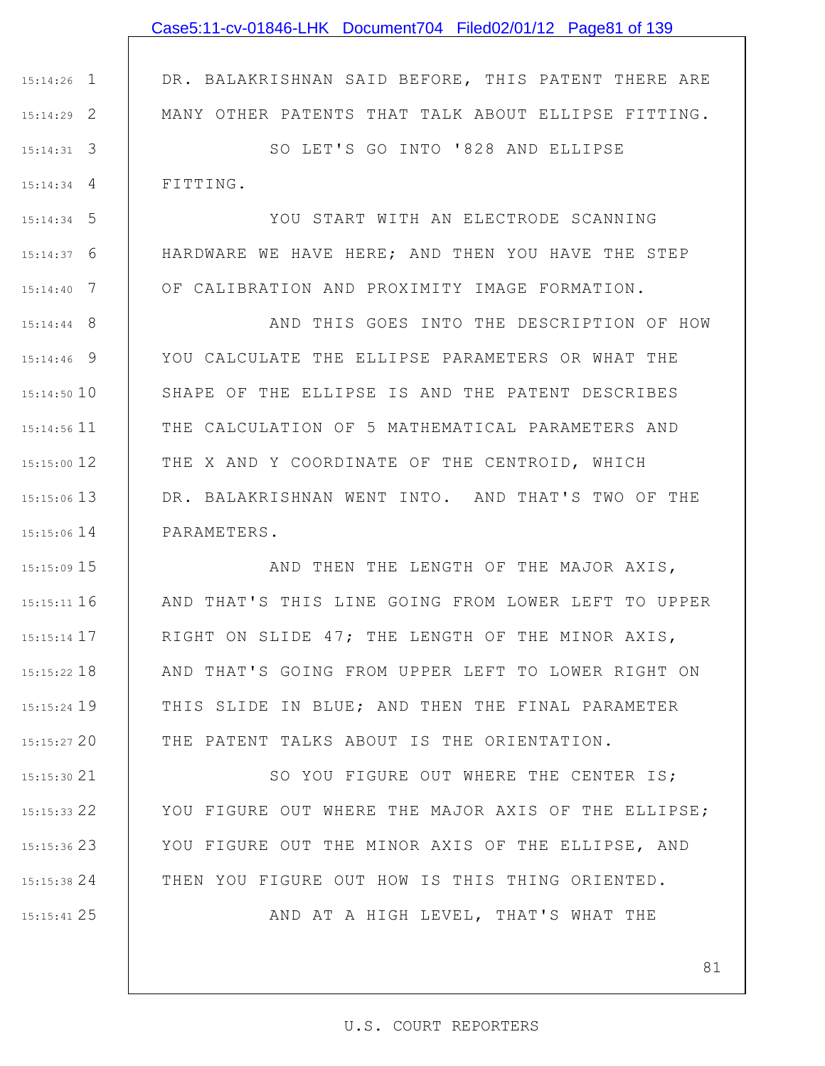DR. BALAKRISHNAN SAID BEFORE, THIS PATENT THERE ARE MANY OTHER PATENTS THAT TALK ABOUT ELLIPSE FITTING.

SO LET'S GO INTO '828 AND ELLIPSE FITTING.

YOU START WITH AN ELECTRODE SCANNING HARDWARE WE HAVE HERE; AND THEN YOU HAVE THE STEP OF CALIBRATION AND PROXIMITY IMAGE FORMATION.

AND THIS GOES INTO THE DESCRIPTION OF HOW YOU CALCULATE THE ELLIPSE PARAMETERS OR WHAT THE SHAPE OF THE ELLIPSE IS AND THE PATENT DESCRIBES THE CALCULATION OF 5 MATHEMATICAL PARAMETERS AND THE X AND Y COORDINATE OF THE CENTROID, WHICH DR. BALAKRISHNAN WENT INTO. AND THAT'S TWO OF THE PARAMETERS.

AND THEN THE LENGTH OF THE MAJOR AXIS, AND THAT'S THIS LINE GOING FROM LOWER LEFT TO UPPER RIGHT ON SLIDE 47; THE LENGTH OF THE MINOR AXIS, AND THAT'S GOING FROM UPPER LEFT TO LOWER RIGHT ON THIS SLIDE IN BLUE; AND THEN THE FINAL PARAMETER THE PATENT TALKS ABOUT IS THE ORIENTATION.

SO YOU FIGURE OUT WHERE THE CENTER IS; YOU FIGURE OUT WHERE THE MAJOR AXIS OF THE ELLIPSE; YOU FIGURE OUT THE MINOR AXIS OF THE ELLIPSE, AND THEN YOU FIGURE OUT HOW IS THIS THING ORIENTED.

AND AT A HIGH LEVEL, THAT'S WHAT THE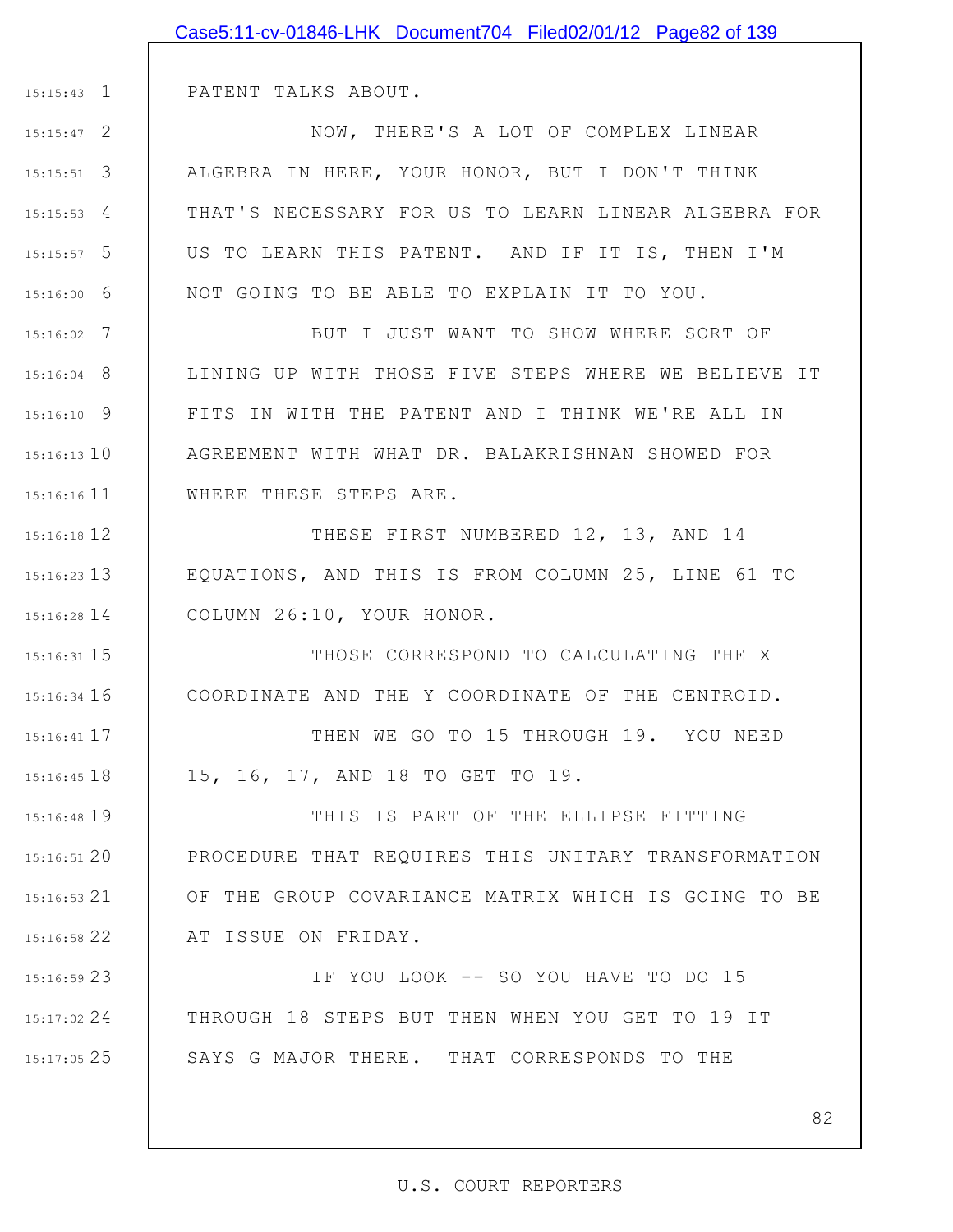PATENT TALKS ABOUT.

NOW, THERE'S A LOT OF COMPLEX LINEAR ALGEBRA IN HERE, YOUR HONOR, BUT I DON'T THINK THAT'S NECESSARY FOR US TO LEARN LINEAR ALGEBRA FOR US TO LEARN THIS PATENT. AND IF IT IS, THEN I'M NOT GOING TO BE ABLE TO EXPLAIN IT TO YOU.

BUT I JUST WANT TO SHOW WHERE SORT OF LINING UP WITH THOSE FIVE STEPS WHERE WE BELIEVE IT FITS IN WITH THE PATENT AND I THINK WE'RE ALL IN AGREEMENT WITH WHAT DR. BALAKRISHNAN SHOWED FOR WHERE THESE STEPS ARE.

THESE FIRST NUMBERED 12, 13, AND 14 EQUATIONS, AND THIS IS FROM COLUMN 25, LINE 61 TO COLUMN 26:10, YOUR HONOR.

THOSE CORRESPOND TO CALCULATING THE X COORDINATE AND THE Y COORDINATE OF THE CENTROID.

THEN WE GO TO 15 THROUGH 19. YOU NEED 15, 16, 17, AND 18 TO GET TO 19.

THIS IS PART OF THE ELLIPSE FITTING PROCEDURE THAT REQUIRES THIS UNITARY TRANSFORMATION OF THE GROUP COVARIANCE MATRIX WHICH IS GOING TO BE AT ISSUE ON FRIDAY.

IF YOU LOOK -- SO YOU HAVE TO DO 15 THROUGH 18 STEPS BUT THEN WHEN YOU GET TO 19 IT SAYS G MAJOR THERE. THAT CORRESPONDS TO THE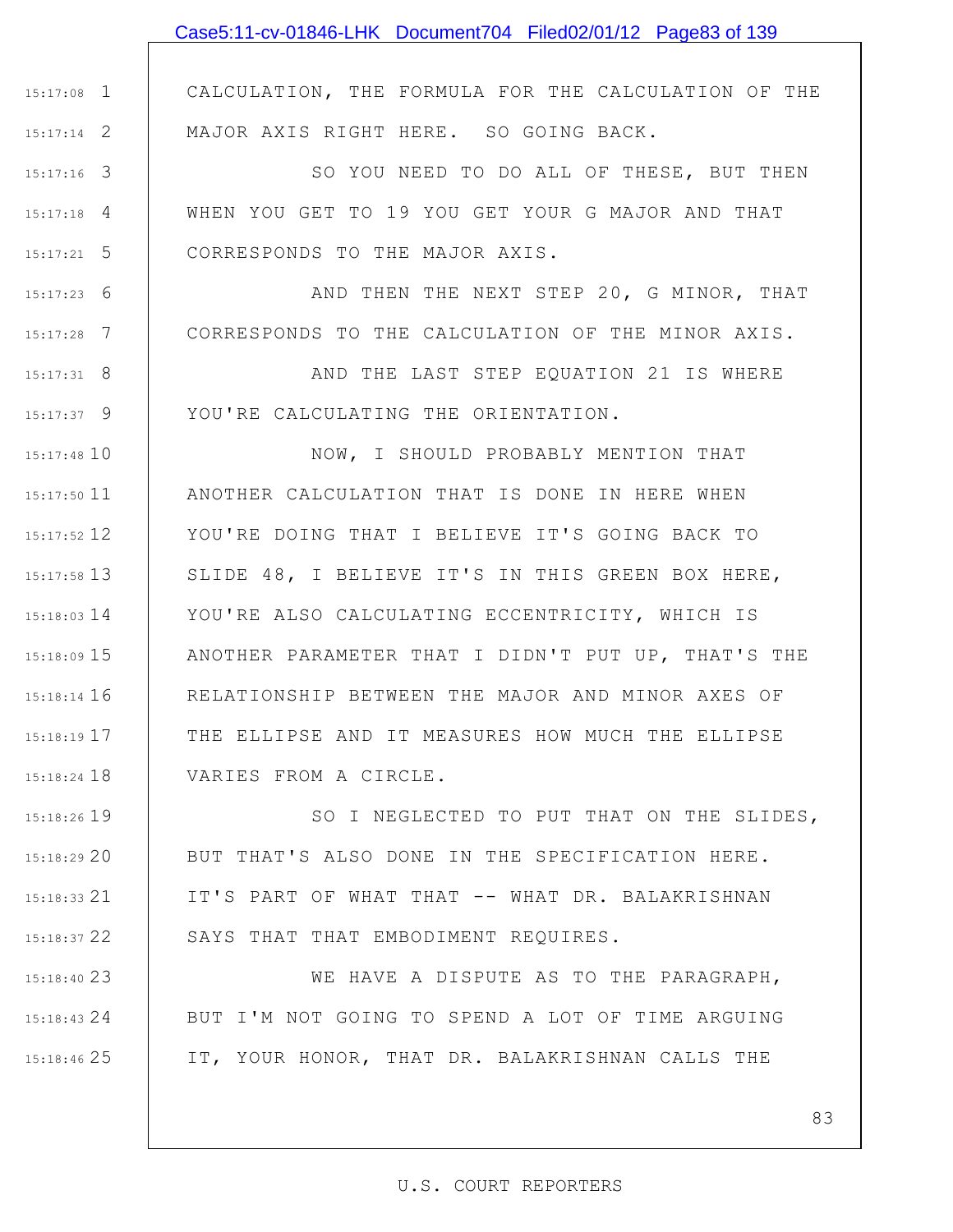CALCULATION, THE FORMULA FOR THE CALCULATION OF THE MAJOR AXIS RIGHT HERE. SO GOING BACK.

SO YOU NEED TO DO ALL OF THESE, BUT THEN WHEN YOU GET TO 19 YOU GET YOUR G MAJOR AND THAT CORRESPONDS TO THE MAJOR AXIS.

AND THEN THE NEXT STEP 20, G MINOR, THAT CORRESPONDS TO THE CALCULATION OF THE MINOR AXIS.

AND THE LAST STEP EQUATION 21 IS WHERE YOU'RE CALCULATING THE ORIENTATION.

NOW, I SHOULD PROBABLY MENTION THAT ANOTHER CALCULATION THAT IS DONE IN HERE WHEN YOU'RE DOING THAT I BELIEVE IT'S GOING BACK TO SLIDE 48, I BELIEVE IT'S IN THIS GREEN BOX HERE, YOU'RE ALSO CALCULATING ECCENTRICITY, WHICH IS ANOTHER PARAMETER THAT I DIDN'T PUT UP, THAT'S THE RELATIONSHIP BETWEEN THE MAJOR AND MINOR AXES OF THE ELLIPSE AND IT MEASURES HOW MUCH THE ELLIPSE VARIES FROM A CIRCLE.

SO I NEGLECTED TO PUT THAT ON THE SLIDES, BUT THAT'S ALSO DONE IN THE SPECIFICATION HERE. IT'S PART OF WHAT THAT -- WHAT DR. BALAKRISHNAN SAYS THAT THAT EMBODIMENT REQUIRES.

WE HAVE A DISPUTE AS TO THE PARAGRAPH, BUT I'M NOT GOING TO SPEND A LOT OF TIME ARGUING IT, YOUR HONOR, THAT DR. BALAKRISHNAN CALLS THE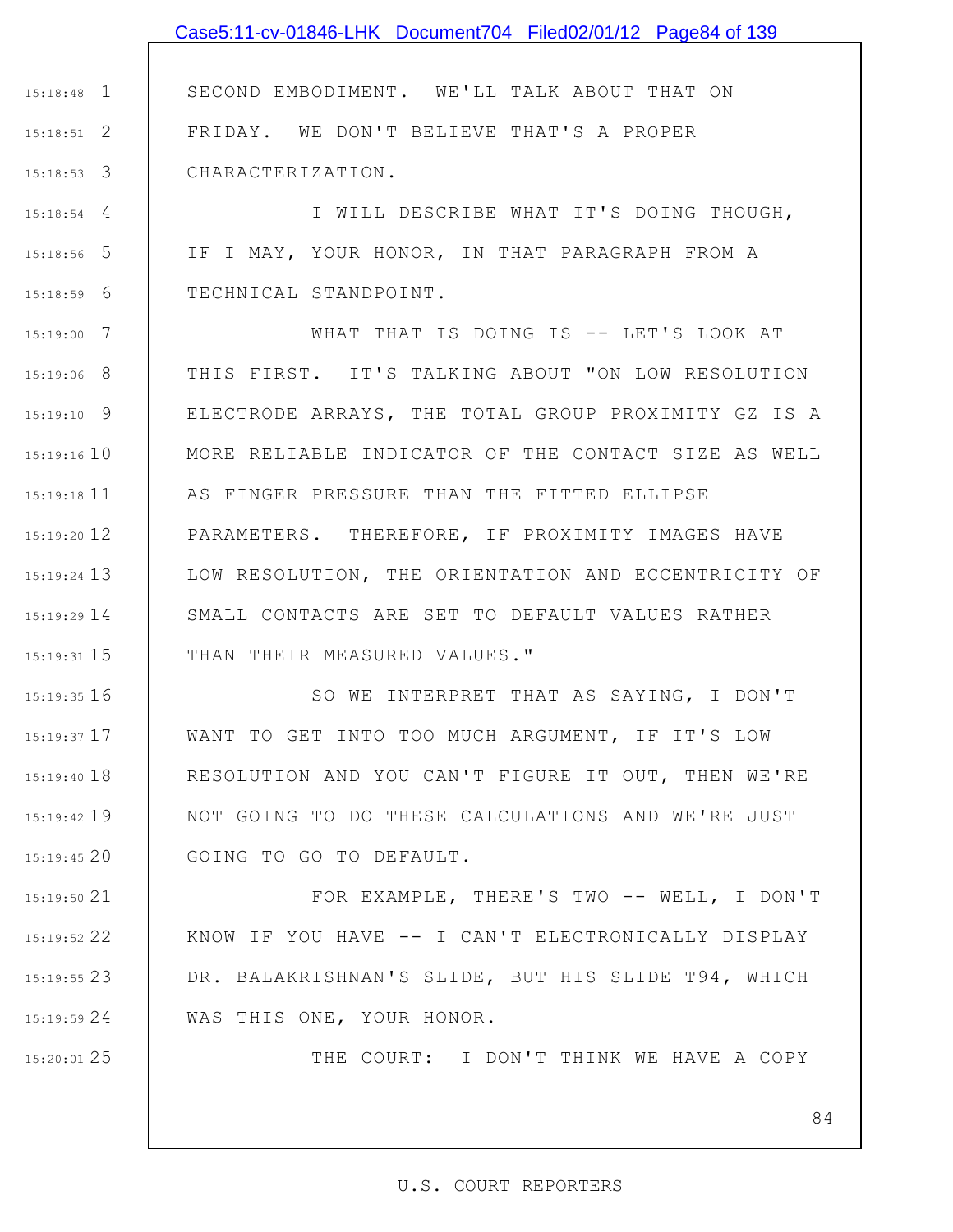SECOND EMBODIMENT. WE'LL TALK ABOUT THAT ON FRIDAY. WE DON'T BELIEVE THAT'S A PROPER CHARACTERIZATION.

I WILL DESCRIBE WHAT IT'S DOING THOUGH, IF I MAY, YOUR HONOR, IN THAT PARAGRAPH FROM A TECHNICAL STANDPOINT.

WHAT THAT IS DOING IS -- LET'S LOOK AT THIS FIRST. IT'S TALKING ABOUT "ON LOW RESOLUTION ELECTRODE ARRAYS, THE TOTAL GROUP PROXIMITY GZ IS A MORE RELIABLE INDICATOR OF THE CONTACT SIZE AS WELL AS FINGER PRESSURE THAN THE FITTED ELLIPSE PARAMETERS. THEREFORE, IF PROXIMITY IMAGES HAVE LOW RESOLUTION, THE ORIENTATION AND ECCENTRICITY OF SMALL CONTACTS ARE SET TO DEFAULT VALUES RATHER THAN THEIR MEASURED VALUES."

SO WE INTERPRET THAT AS SAYING, I DON'T WANT TO GET INTO TOO MUCH ARGUMENT, IF IT'S LOW RESOLUTION AND YOU CAN'T FIGURE IT OUT, THEN WE'RE NOT GOING TO DO THESE CALCULATIONS AND WE'RE JUST GOING TO GO TO DEFAULT.

FOR EXAMPLE, THERE'S TWO -- WELL, I DON'T KNOW IF YOU HAVE -- I CAN'T ELECTRONICALLY DISPLAY DR. BALAKRISHNAN'S SLIDE, BUT HIS SLIDE T94, WHICH WAS THIS ONE, YOUR HONOR.

THE COURT: I DON'T THINK WE HAVE A COPY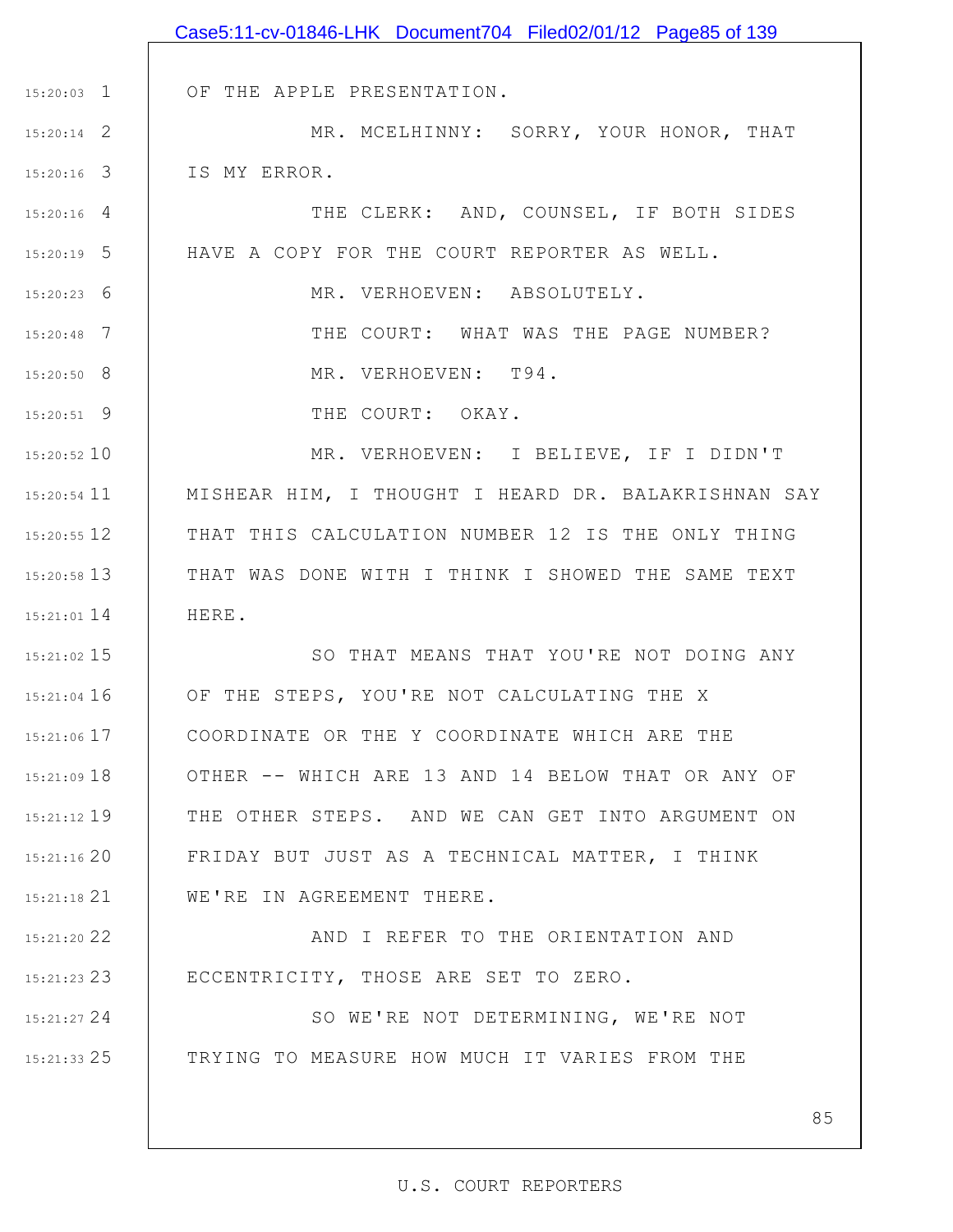OF THE APPLE PRESENTATION.

MR. MCELHINNY: SORRY, YOUR HONOR, THAT IS MY ERROR.

THE CLERK: AND, COUNSEL, IF BOTH SIDES HAVE A COPY FOR THE COURT REPORTER AS WELL.

MR. VERHOEVEN: ABSOLUTELY.

THE COURT: WHAT WAS THE PAGE NUMBER?

MR. VERHOEVEN: T94.

THE COURT: OKAY.

MR. VERHOEVEN: I BELIEVE, IF I DIDN'T MISHEAR HIM, I THOUGHT I HEARD DR. BALAKRISHNAN SAY THAT THIS CALCULATION NUMBER 12 IS THE ONLY THING THAT WAS DONE WITH I THINK I SHOWED THE SAME TEXT HERE.

SO THAT MEANS THAT YOU'RE NOT DOING ANY OF THE STEPS, YOU'RE NOT CALCULATING THE X COORDINATE OR THE Y COORDINATE WHICH ARE THE OTHER -- WHICH ARE 13 AND 14 BELOW THAT OR ANY OF THE OTHER STEPS. AND WE CAN GET INTO ARGUMENT ON FRIDAY BUT JUST AS A TECHNICAL MATTER, I THINK WE'RE IN AGREEMENT THERE.

AND I REFER TO THE ORIENTATION AND ECCENTRICITY, THOSE ARE SET TO ZERO.

SO WE'RE NOT DETERMINING, WE'RE NOT TRYING TO MEASURE HOW MUCH IT VARIES FROM THE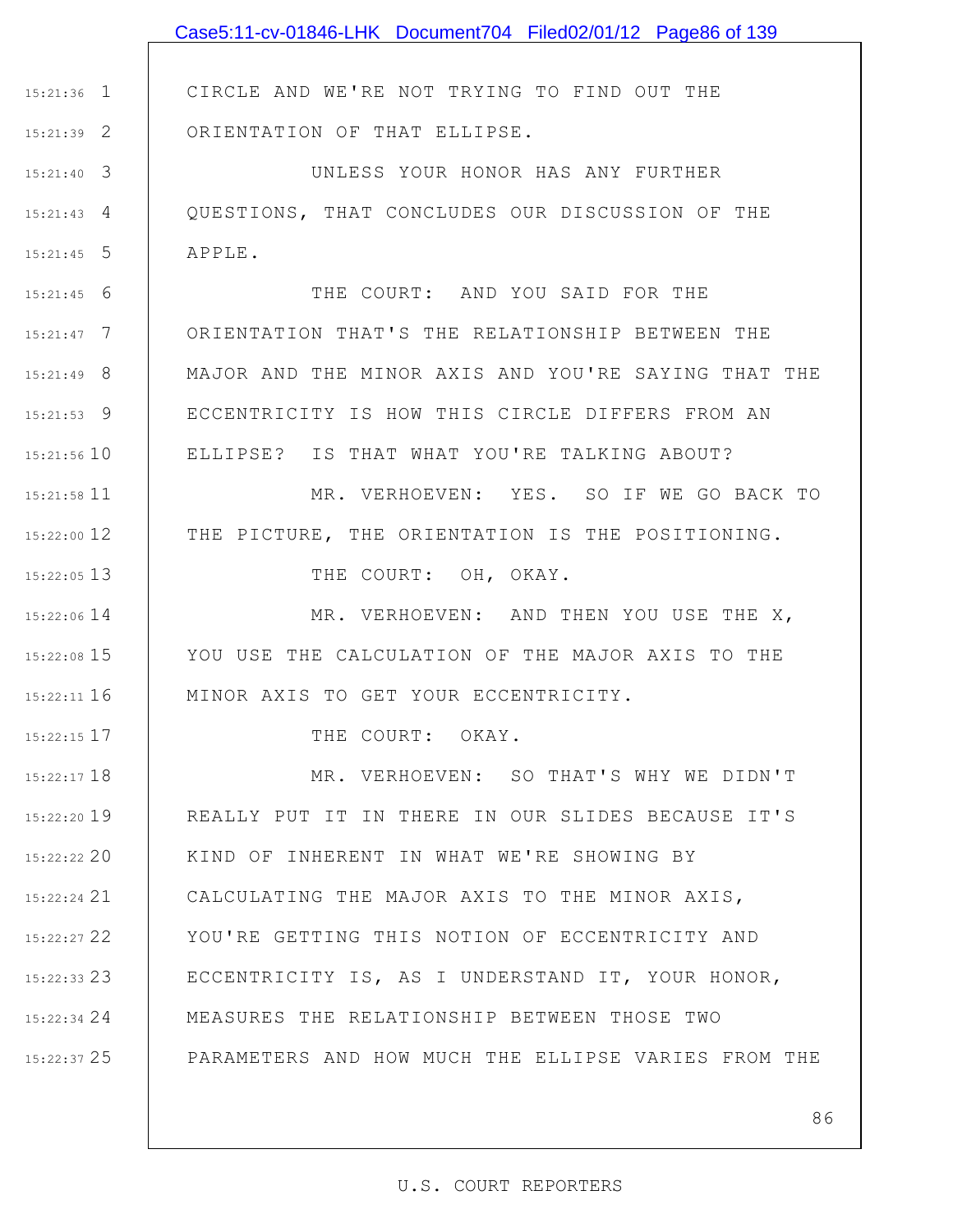CIRCLE AND WE'RE NOT TRYING TO FIND OUT THE ORIENTATION OF THAT ELLIPSE.

UNLESS YOUR HONOR HAS ANY FURTHER QUESTIONS, THAT CONCLUDES OUR DISCUSSION OF THE APPLE.

THE COURT: AND YOU SAID FOR THE ORIENTATION THAT'S THE RELATIONSHIP BETWEEN THE MAJOR AND THE MINOR AXIS AND YOU'RE SAYING THAT THE ECCENTRICITY IS HOW THIS CIRCLE DIFFERS FROM AN ELLIPSE? IS THAT WHAT YOU'RE TALKING ABOUT?

MR. VERHOEVEN: YES. SO IF WE GO BACK TO THE PICTURE, THE ORIENTATION IS THE POSITIONING.

THE COURT: OH, OKAY.

MR. VERHOEVEN: AND THEN YOU USE THE X, YOU USE THE CALCULATION OF THE MAJOR AXIS TO THE MINOR AXIS TO GET YOUR ECCENTRICITY.

THE COURT: OKAY.

MR. VERHOEVEN: SO THAT'S WHY WE DIDN'T REALLY PUT IT IN THERE IN OUR SLIDES BECAUSE IT'S KIND OF INHERENT IN WHAT WE'RE SHOWING BY CALCULATING THE MAJOR AXIS TO THE MINOR AXIS, YOU'RE GETTING THIS NOTION OF ECCENTRICITY AND ECCENTRICITY IS, AS I UNDERSTAND IT, YOUR HONOR, MEASURES THE RELATIONSHIP BETWEEN THOSE TWO PARAMETERS AND HOW MUCH THE ELLIPSE VARIES FROM THE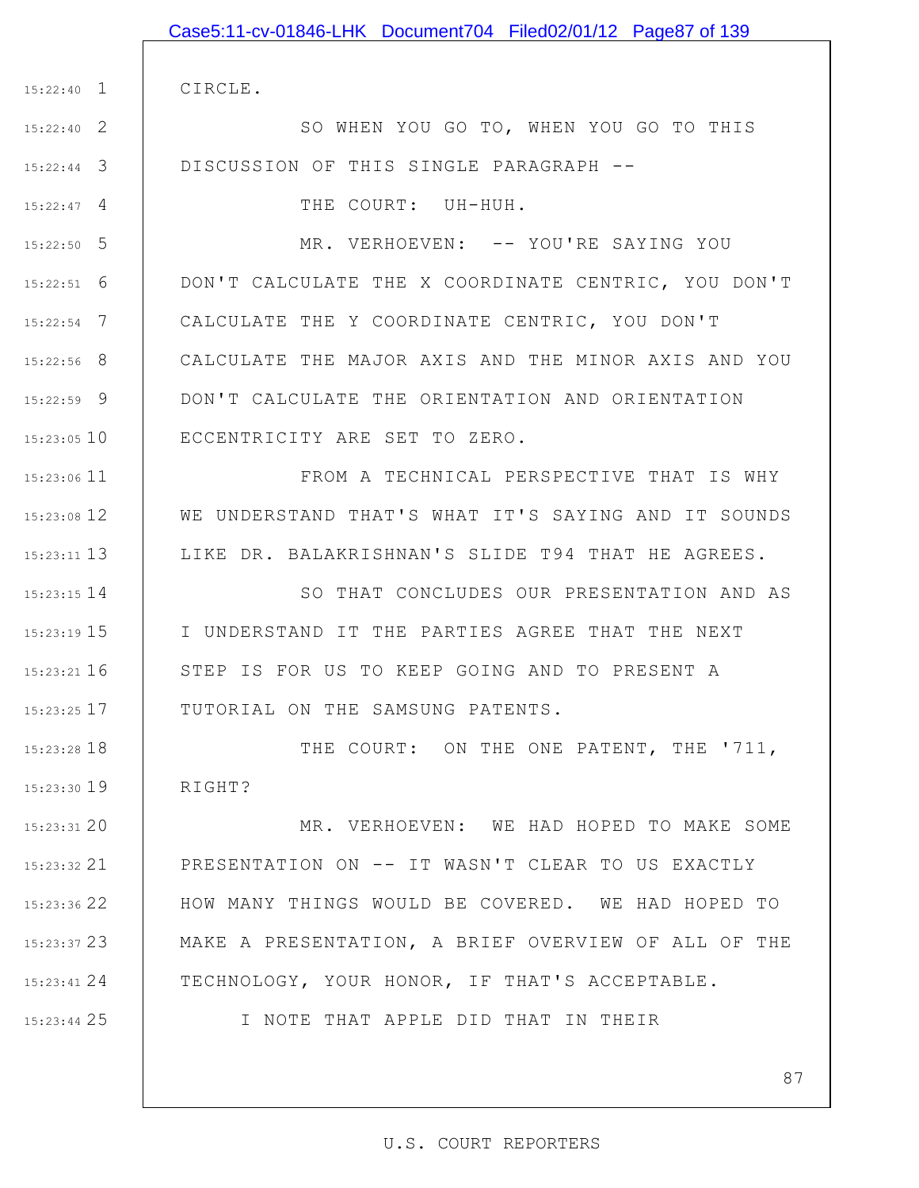CIRCLE.

SO WHEN YOU GO TO, WHEN YOU GO TO THIS DISCUSSION OF THIS SINGLE PARAGRAPH --

THE COURT: UH-HUH.

MR. VERHOEVEN: -- YOU'RE SAYING YOU DON'T CALCULATE THE X COORDINATE CENTRIC, YOU DON'T CALCULATE THE Y COORDINATE CENTRIC, YOU DON'T CALCULATE THE MAJOR AXIS AND THE MINOR AXIS AND YOU DON'T CALCULATE THE ORIENTATION AND ORIENTATION ECCENTRICITY ARE SET TO ZERO.

FROM A TECHNICAL PERSPECTIVE THAT IS WHY WE UNDERSTAND THAT'S WHAT IT'S SAYING AND IT SOUNDS LIKE DR. BALAKRISHNAN'S SLIDE T94 THAT HE AGREES.

SO THAT CONCLUDES OUR PRESENTATION AND AS I UNDERSTAND IT THE PARTIES AGREE THAT THE NEXT STEP IS FOR US TO KEEP GOING AND TO PRESENT A TUTORIAL ON THE SAMSUNG PATENTS.

THE COURT: ON THE ONE PATENT, THE '711, RIGHT?

MR. VERHOEVEN: WE HAD HOPED TO MAKE SOME PRESENTATION ON -- IT WASN'T CLEAR TO US EXACTLY HOW MANY THINGS WOULD BE COVERED. WE HAD HOPED TO MAKE A PRESENTATION, A BRIEF OVERVIEW OF ALL OF THE TECHNOLOGY, YOUR HONOR, IF THAT'S ACCEPTABLE.

I NOTE THAT APPLE DID THAT IN THEIR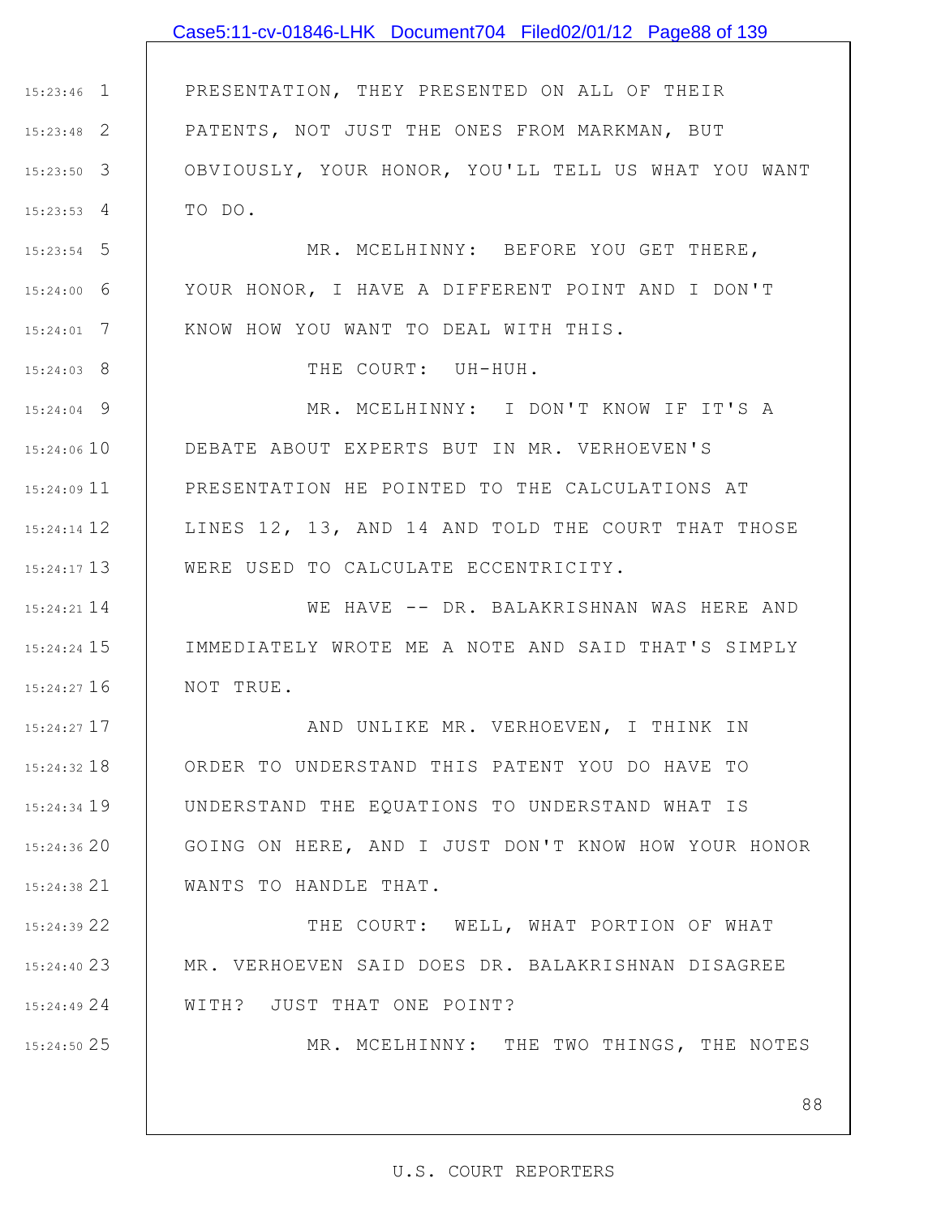PRESENTATION, THEY PRESENTED ON ALL OF THEIR PATENTS, NOT JUST THE ONES FROM MARKMAN, BUT OBVIOUSLY, YOUR HONOR, YOU'LL TELL US WHAT YOU WANT TO DO.

MR. MCELHINNY: BEFORE YOU GET THERE, YOUR HONOR, I HAVE A DIFFERENT POINT AND I DON'T KNOW HOW YOU WANT TO DEAL WITH THIS.

THE COURT: UH-HUH.

MR. MCELHINNY: I DON'T KNOW IF IT'S A DEBATE ABOUT EXPERTS BUT IN MR. VERHOEVEN'S PRESENTATION HE POINTED TO THE CALCULATIONS AT LINES 12, 13, AND 14 AND TOLD THE COURT THAT THOSE WERE USED TO CALCULATE ECCENTRICITY.

WE HAVE -- DR. BALAKRISHNAN WAS HERE AND IMMEDIATELY WROTE ME A NOTE AND SAID THAT'S SIMPLY NOT TRUE.

AND UNLIKE MR. VERHOEVEN, I THINK IN ORDER TO UNDERSTAND THIS PATENT YOU DO HAVE TO UNDERSTAND THE EQUATIONS TO UNDERSTAND WHAT IS GOING ON HERE, AND I JUST DON'T KNOW HOW YOUR HONOR WANTS TO HANDLE THAT.

THE COURT: WELL, WHAT PORTION OF WHAT MR. VERHOEVEN SAID DOES DR. BALAKRISHNAN DISAGREE WITH? JUST THAT ONE POINT?

MR. MCELHINNY: THE TWO THINGS, THE NOTES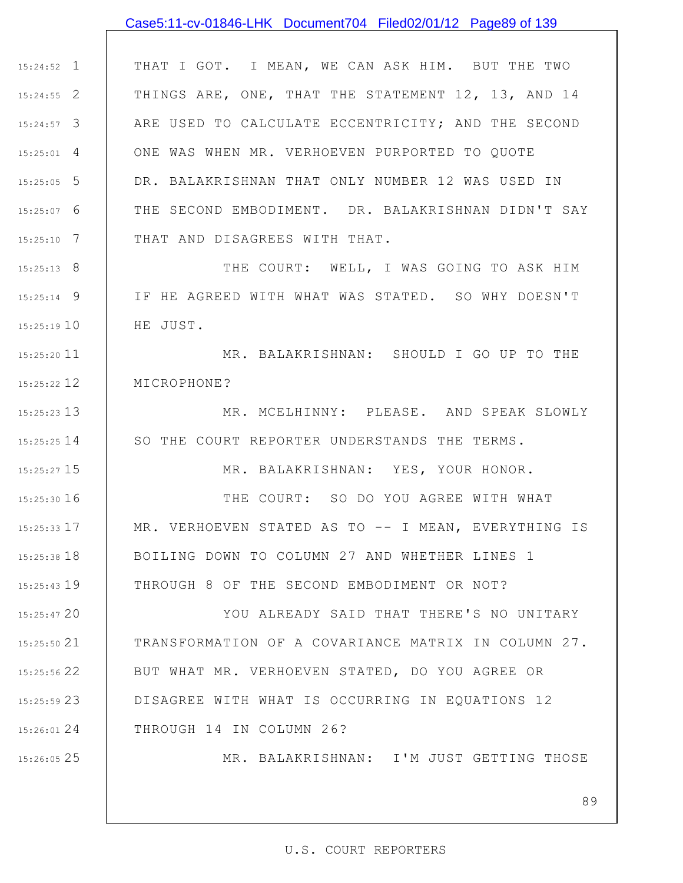THAT I GOT. I MEAN, WE CAN ASK HIM. BUT THE TWO THINGS ARE, ONE, THAT THE STATEMENT 12, 13, AND 14 ARE USED TO CALCULATE ECCENTRICITY; AND THE SECOND ONE WAS WHEN MR. VERHOEVEN PURPORTED TO QUOTE DR. BALAKRISHNAN THAT ONLY NUMBER 12 WAS USED IN THE SECOND EMBODIMENT. DR. BALAKRISHNAN DIDN'T SAY THAT AND DISAGREES WITH THAT.

THE COURT: WELL, I WAS GOING TO ASK HIM IF HE AGREED WITH WHAT WAS STATED. SO WHY DOESN'T HE JUST.

MR. BALAKRISHNAN: SHOULD I GO UP TO THE MICROPHONE?

MR. MCELHINNY: PLEASE. AND SPEAK SLOWLY SO THE COURT REPORTER UNDERSTANDS THE TERMS.

MR. BALAKRISHNAN: YES, YOUR HONOR.

THE COURT: SO DO YOU AGREE WITH WHAT MR. VERHOEVEN STATED AS TO -- I MEAN, EVERYTHING IS BOILING DOWN TO COLUMN 27 AND WHETHER LINES 1 THROUGH 8 OF THE SECOND EMBODIMENT OR NOT?

YOU ALREADY SAID THAT THERE'S NO UNITARY TRANSFORMATION OF A COVARIANCE MATRIX IN COLUMN 27. BUT WHAT MR. VERHOEVEN STATED, DO YOU AGREE OR DISAGREE WITH WHAT IS OCCURRING IN EQUATIONS 12 THROUGH 14 IN COLUMN 26?

MR. BALAKRISHNAN: I'M JUST GETTING THOSE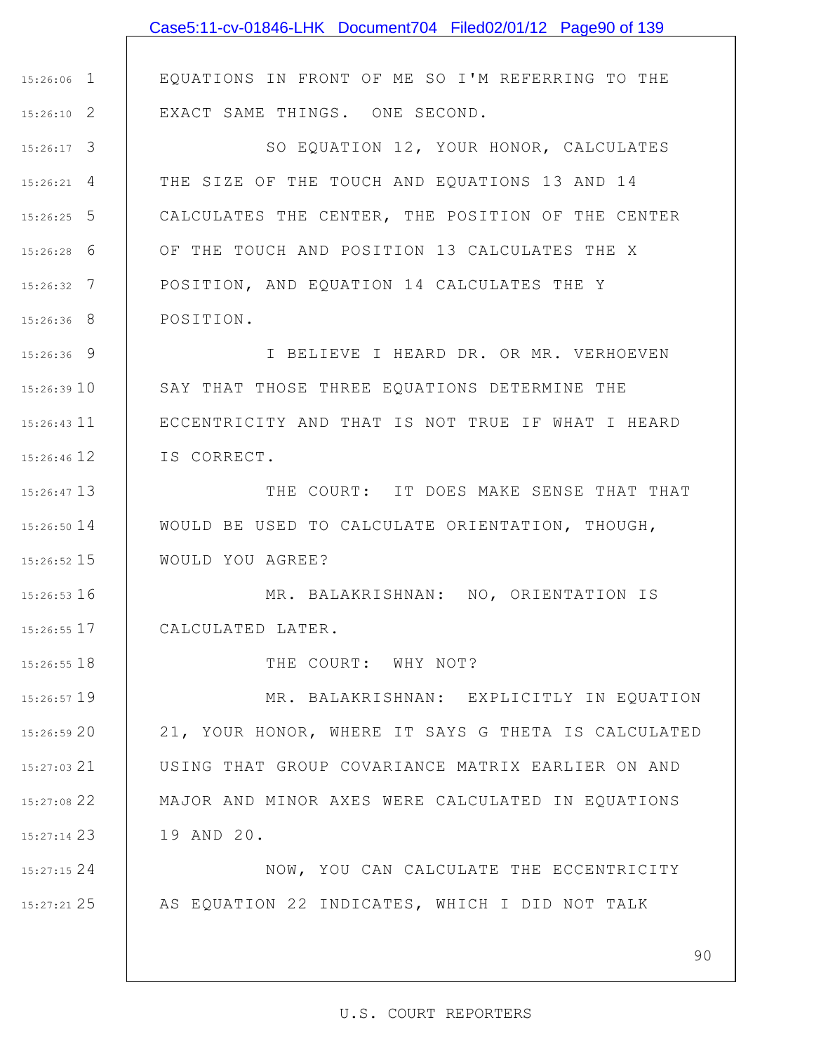EQUATIONS IN FRONT OF ME SO I'M REFERRING TO THE EXACT SAME THINGS. ONE SECOND.

SO EQUATION 12, YOUR HONOR, CALCULATES THE SIZE OF THE TOUCH AND EQUATIONS 13 AND 14 CALCULATES THE CENTER, THE POSITION OF THE CENTER OF THE TOUCH AND POSITION 13 CALCULATES THE X POSITION, AND EQUATION 14 CALCULATES THE Y POSITION.

I BELIEVE I HEARD DR. OR MR. VERHOEVEN SAY THAT THOSE THREE EQUATIONS DETERMINE THE ECCENTRICITY AND THAT IS NOT TRUE IF WHAT I HEARD IS CORRECT.

THE COURT: IT DOES MAKE SENSE THAT THAT WOULD BE USED TO CALCULATE ORIENTATION, THOUGH, WOULD YOU AGREE?

MR. BALAKRISHNAN: NO, ORIENTATION IS CALCULATED LATER.

THE COURT: WHY NOT?

MR. BALAKRISHNAN: EXPLICITLY IN EQUATION 21, YOUR HONOR, WHERE IT SAYS G THETA IS CALCULATED USING THAT GROUP COVARIANCE MATRIX EARLIER ON AND MAJOR AND MINOR AXES WERE CALCULATED IN EQUATIONS 19 AND 20.

NOW, YOU CAN CALCULATE THE ECCENTRICITY AS EQUATION 22 INDICATES, WHICH I DID NOT TALK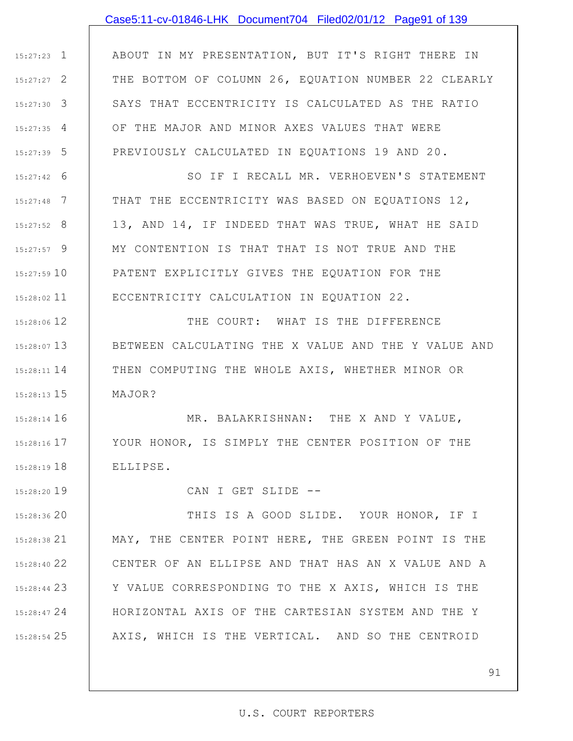ABOUT IN MY PRESENTATION, BUT IT'S RIGHT THERE IN THE BOTTOM OF COLUMN 26, EQUATION NUMBER 22 CLEARLY SAYS THAT ECCENTRICITY IS CALCULATED AS THE RATIO OF THE MAJOR AND MINOR AXES VALUES THAT WERE PREVIOUSLY CALCULATED IN EQUATIONS 19 AND 20.

SO IF I RECALL MR. VERHOEVEN'S STATEMENT THAT THE ECCENTRICITY WAS BASED ON EQUATIONS 12, 13, AND 14, IF INDEED THAT WAS TRUE, WHAT HE SAID MY CONTENTION IS THAT THAT IS NOT TRUE AND THE PATENT EXPLICITLY GIVES THE EQUATION FOR THE ECCENTRICITY CALCULATION IN EQUATION 22.

THE COURT: WHAT IS THE DIFFERENCE BETWEEN CALCULATING THE X VALUE AND THE Y VALUE AND THEN COMPUTING THE WHOLE AXIS, WHETHER MINOR OR MAJOR?

MR. BALAKRISHNAN: THE X AND Y VALUE, YOUR HONOR, IS SIMPLY THE CENTER POSITION OF THE ELLIPSE.

CAN I GET SLIDE --

THIS IS A GOOD SLIDE. YOUR HONOR, IF I MAY, THE CENTER POINT HERE, THE GREEN POINT IS THE CENTER OF AN ELLIPSE AND THAT HAS AN X VALUE AND A Y VALUE CORRESPONDING TO THE X AXIS, WHICH IS THE HORIZONTAL AXIS OF THE CARTESIAN SYSTEM AND THE Y AXIS, WHICH IS THE VERTICAL. AND SO THE CENTROID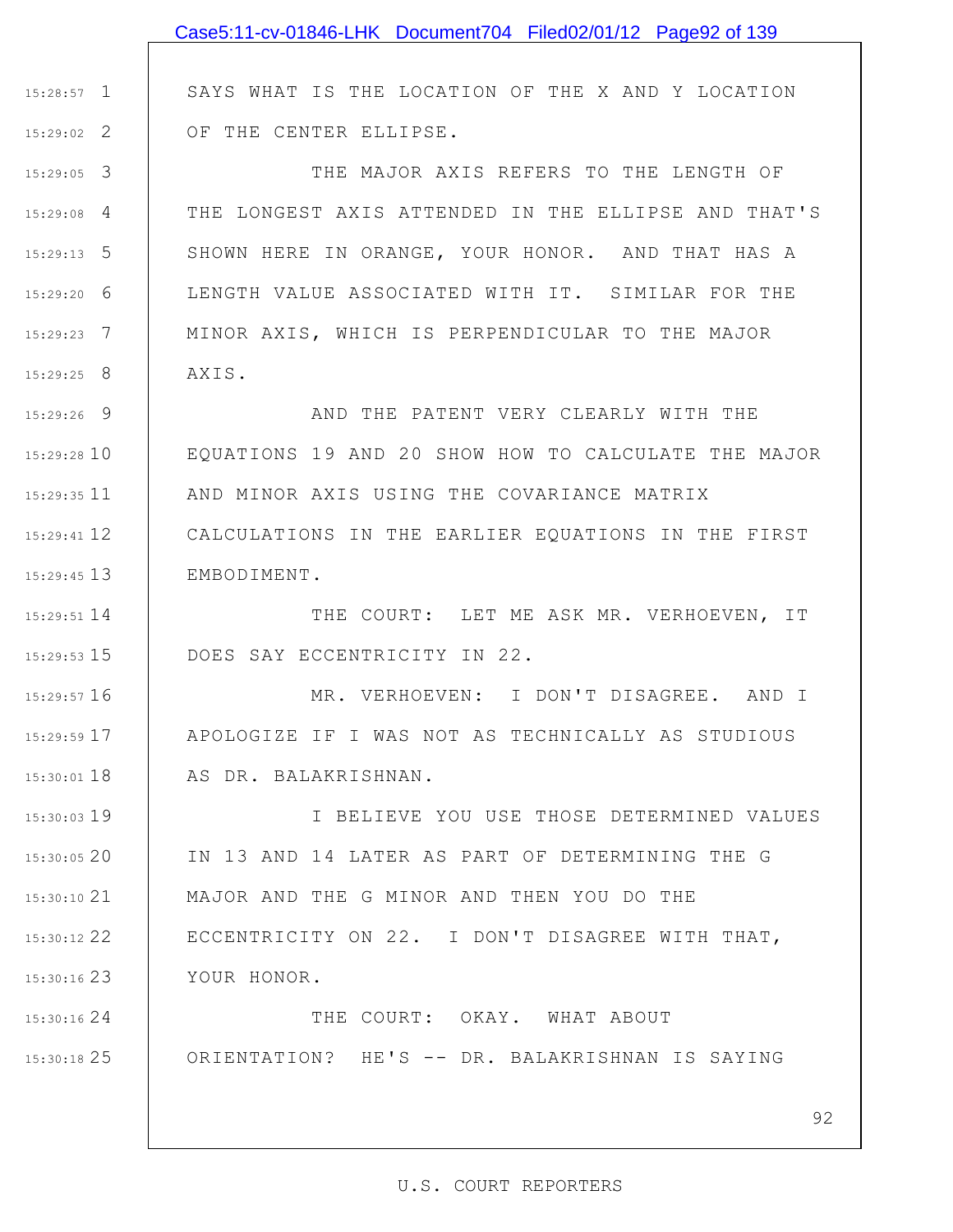SAYS WHAT IS THE LOCATION OF THE X AND Y LOCATION OF THE CENTER ELLIPSE.

THE MAJOR AXIS REFERS TO THE LENGTH OF THE LONGEST AXIS ATTENDED IN THE ELLIPSE AND THAT'S SHOWN HERE IN ORANGE, YOUR HONOR. AND THAT HAS A LENGTH VALUE ASSOCIATED WITH IT. SIMILAR FOR THE MINOR AXIS, WHICH IS PERPENDICULAR TO THE MAJOR AXIS.

AND THE PATENT VERY CLEARLY WITH THE EQUATIONS 19 AND 20 SHOW HOW TO CALCULATE THE MAJOR AND MINOR AXIS USING THE COVARIANCE MATRIX CALCULATIONS IN THE EARLIER EQUATIONS IN THE FIRST EMBODIMENT.

THE COURT: LET ME ASK MR. VERHOEVEN, IT DOES SAY ECCENTRICITY IN 22.

MR. VERHOEVEN: I DON'T DISAGREE. AND I APOLOGIZE IF I WAS NOT AS TECHNICALLY AS STUDIOUS AS DR. BALAKRISHNAN.

I BELIEVE YOU USE THOSE DETERMINED VALUES IN 13 AND 14 LATER AS PART OF DETERMINING THE G MAJOR AND THE G MINOR AND THEN YOU DO THE ECCENTRICITY ON 22. I DON'T DISAGREE WITH THAT, YOUR HONOR.

THE COURT: OKAY. WHAT ABOUT ORIENTATION? HE'S -- DR. BALAKRISHNAN IS SAYING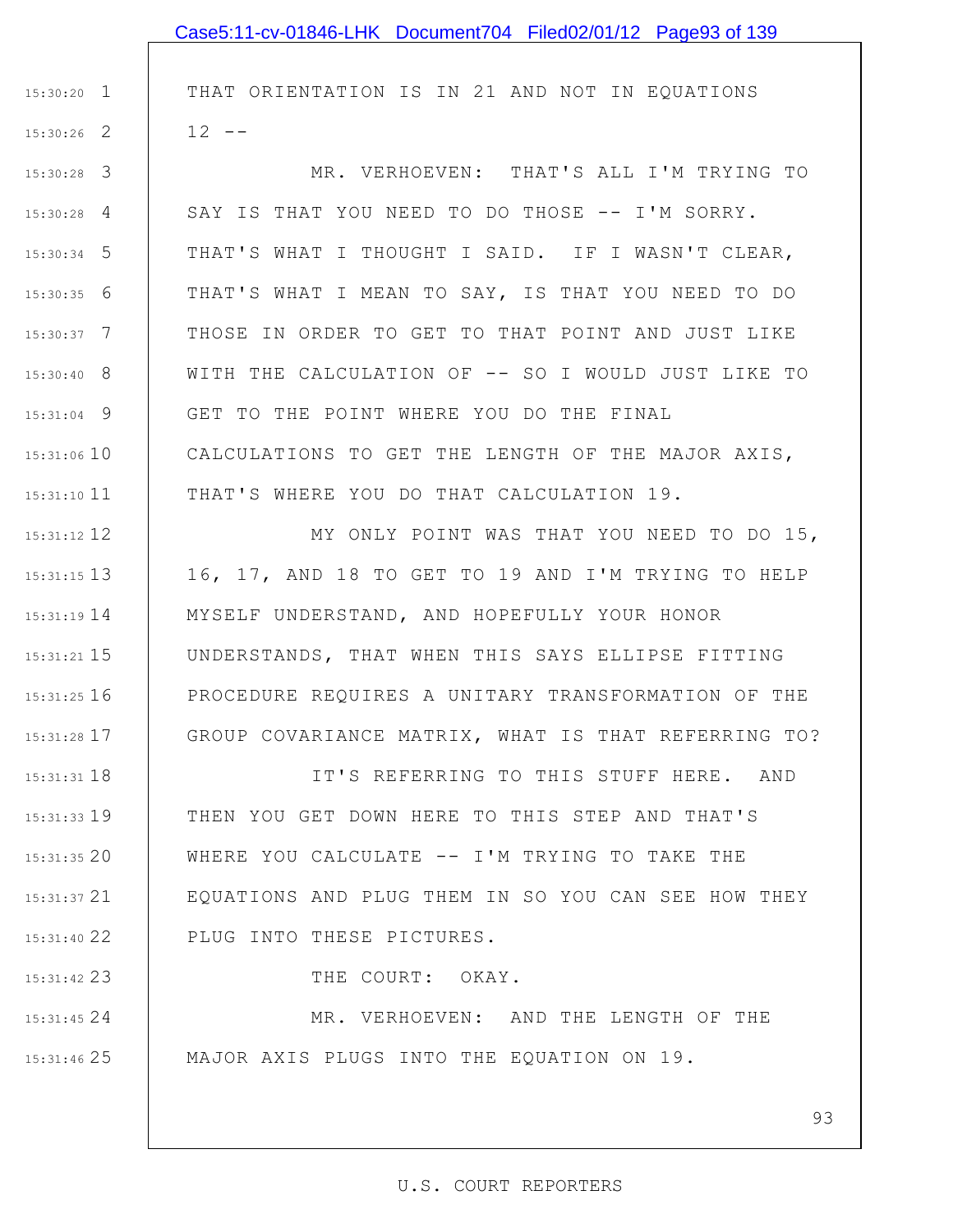THAT ORIENTATION IS IN 21 AND NOT IN EQUATIONS 12 --

MR. VERHOEVEN: THAT'S ALL I'M TRYING TO SAY IS THAT YOU NEED TO DO THOSE -- I'M SORRY. THAT'S WHAT I THOUGHT I SAID. IF I WASN'T CLEAR, THAT'S WHAT I MEAN TO SAY, IS THAT YOU NEED TO DO THOSE IN ORDER TO GET TO THAT POINT AND JUST LIKE WITH THE CALCULATION OF -- SO I WOULD JUST LIKE TO GET TO THE POINT WHERE YOU DO THE FINAL CALCULATIONS TO GET THE LENGTH OF THE MAJOR AXIS, THAT'S WHERE YOU DO THAT CALCULATION 19.

MY ONLY POINT WAS THAT YOU NEED TO DO 15, 16, 17, AND 18 TO GET TO 19 AND I'M TRYING TO HELP MYSELF UNDERSTAND, AND HOPEFULLY YOUR HONOR UNDERSTANDS, THAT WHEN THIS SAYS ELLIPSE FITTING PROCEDURE REQUIRES A UNITARY TRANSFORMATION OF THE GROUP COVARIANCE MATRIX, WHAT IS THAT REFERRING TO?

IT'S REFERRING TO THIS STUFF HERE. AND THEN YOU GET DOWN HERE TO THIS STEP AND THAT'S WHERE YOU CALCULATE -- I'M TRYING TO TAKE THE EQUATIONS AND PLUG THEM IN SO YOU CAN SEE HOW THEY PLUG INTO THESE PICTURES.

THE COURT: OKAY.

MR. VERHOEVEN: AND THE LENGTH OF THE MAJOR AXIS PLUGS INTO THE EQUATION ON 19.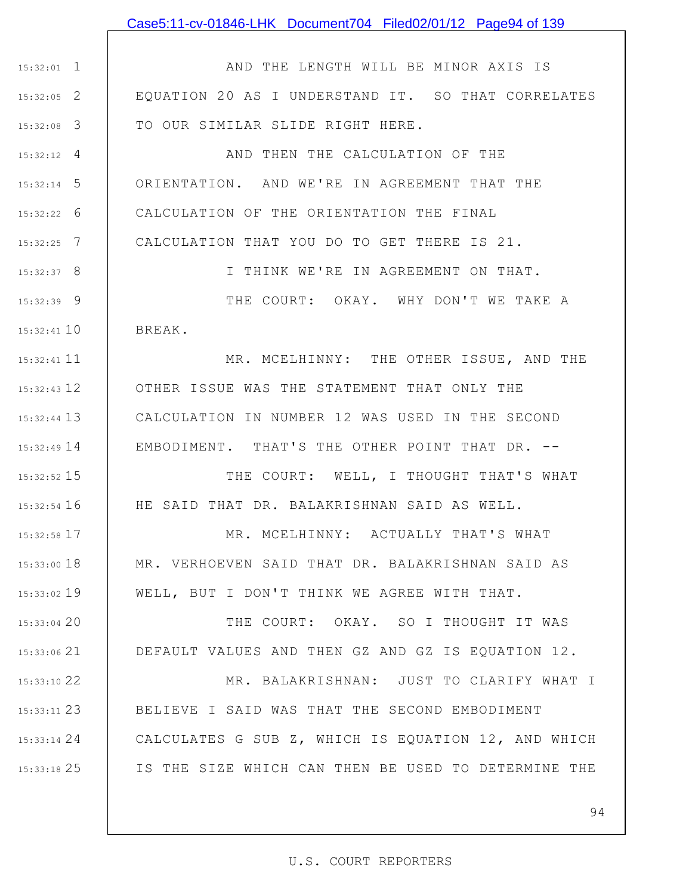AND THE LENGTH WILL BE MINOR AXIS IS EQUATION 20 AS I UNDERSTAND IT. SO THAT CORRELATES TO OUR SIMILAR SLIDE RIGHT HERE.

AND THEN THE CALCULATION OF THE ORIENTATION. AND WE'RE IN AGREEMENT THAT THE CALCULATION OF THE ORIENTATION THE FINAL CALCULATION THAT YOU DO TO GET THERE IS 21.

I THINK WE'RE IN AGREEMENT ON THAT.

THE COURT: OKAY. WHY DON'T WE TAKE A BREAK.

MR. MCELHINNY: THE OTHER ISSUE, AND THE OTHER ISSUE WAS THE STATEMENT THAT ONLY THE CALCULATION IN NUMBER 12 WAS USED IN THE SECOND EMBODIMENT. THAT'S THE OTHER POINT THAT DR. --

THE COURT: WELL, I THOUGHT THAT'S WHAT HE SAID THAT DR. BALAKRISHNAN SAID AS WELL.

MR. MCELHINNY: ACTUALLY THAT'S WHAT MR. VERHOEVEN SAID THAT DR. BALAKRISHNAN SAID AS WELL, BUT I DON'T THINK WE AGREE WITH THAT.

THE COURT: OKAY. SO I THOUGHT IT WAS DEFAULT VALUES AND THEN GZ AND GZ IS EQUATION 12.

MR. BALAKRISHNAN: JUST TO CLARIFY WHAT I BELIEVE I SAID WAS THAT THE SECOND EMBODIMENT CALCULATES G SUB Z, WHICH IS EQUATION 12, AND WHICH IS THE SIZE WHICH CAN THEN BE USED TO DETERMINE THE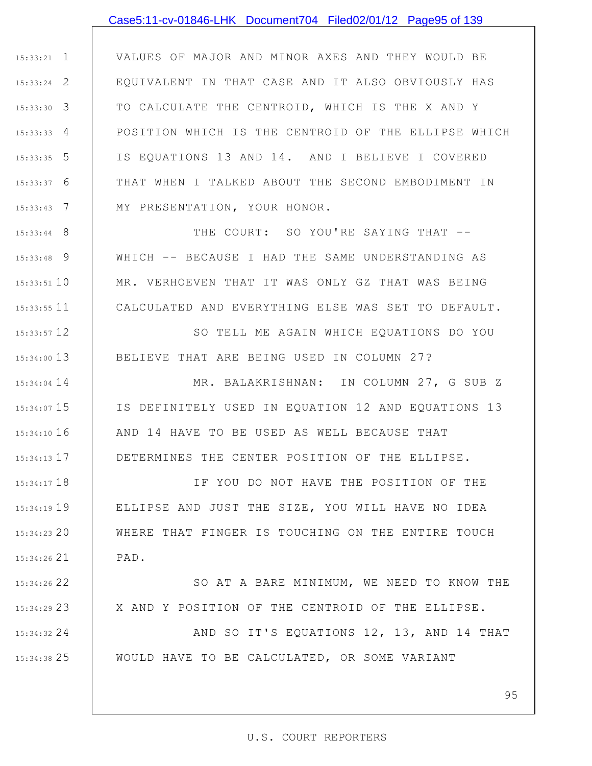VALUES OF MAJOR AND MINOR AXES AND THEY WOULD BE EQUIVALENT IN THAT CASE AND IT ALSO OBVIOUSLY HAS TO CALCULATE THE CENTROID, WHICH IS THE X AND Y POSITION WHICH IS THE CENTROID OF THE ELLIPSE WHICH IS EQUATIONS 13 AND 14. AND I BELIEVE I COVERED THAT WHEN I TALKED ABOUT THE SECOND EMBODIMENT IN MY PRESENTATION, YOUR HONOR.

THE COURT: SO YOU'RE SAYING THAT -- WHICH -- BECAUSE I HAD THE SAME UNDERSTANDING AS MR. VERHOEVEN THAT IT WAS ONLY GZ THAT WAS BEING CALCULATED AND EVERYTHING ELSE WAS SET TO DEFAULT.

SO TELL ME AGAIN WHICH EQUATIONS DO YOU BELIEVE THAT ARE BEING USED IN COLUMN 27?

MR. BALAKRISHNAN: IN COLUMN 27, G SUB Z IS DEFINITELY USED IN EQUATION 12 AND EQUATIONS 13 AND 14 HAVE TO BE USED AS WELL BECAUSE THAT DETERMINES THE CENTER POSITION OF THE ELLIPSE.

IF YOU DO NOT HAVE THE POSITION OF THE ELLIPSE AND JUST THE SIZE, YOU WILL HAVE NO IDEA WHERE THAT FINGER IS TOUCHING ON THE ENTIRE TOUCH PAD.

SO AT A BARE MINIMUM, WE NEED TO KNOW THE X AND Y POSITION OF THE CENTROID OF THE ELLIPSE.

AND SO IT'S EQUATIONS 12, 13, AND 14 THAT WOULD HAVE TO BE CALCULATED, OR SOME VARIANT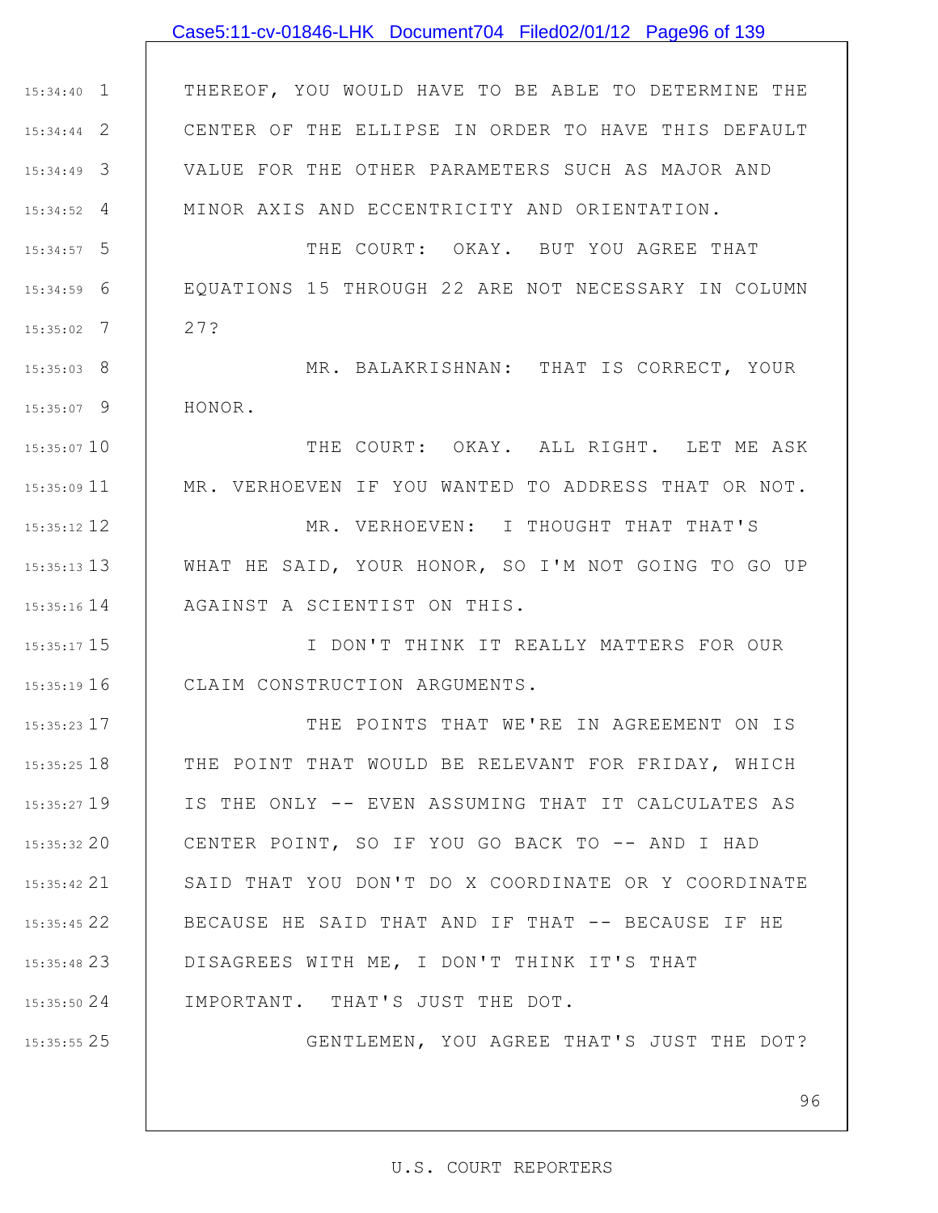THEREOF, YOU WOULD HAVE TO BE ABLE TO DETERMINE THE CENTER OF THE ELLIPSE IN ORDER TO HAVE THIS DEFAULT VALUE FOR THE OTHER PARAMETERS SUCH AS MAJOR AND MINOR AXIS AND ECCENTRICITY AND ORIENTATION.

THE COURT: OKAY. BUT YOU AGREE THAT EQUATIONS 15 THROUGH 22 ARE NOT NECESSARY IN COLUMN 27?

MR. BALAKRISHNAN: THAT IS CORRECT, YOUR HONOR.

THE COURT: OKAY. ALL RIGHT. LET ME ASK MR. VERHOEVEN IF YOU WANTED TO ADDRESS THAT OR NOT.

MR. VERHOEVEN: I THOUGHT THAT THAT'S WHAT HE SAID, YOUR HONOR, SO I'M NOT GOING TO GO UP AGAINST A SCIENTIST ON THIS.

I DON'T THINK IT REALLY MATTERS FOR OUR CLAIM CONSTRUCTION ARGUMENTS.

THE POINTS THAT WE'RE IN AGREEMENT ON IS THE POINT THAT WOULD BE RELEVANT FOR FRIDAY, WHICH IS THE ONLY -- EVEN ASSUMING THAT IT CALCULATES AS CENTER POINT, SO IF YOU GO BACK TO -- AND I HAD SAID THAT YOU DON'T DO X COORDINATE OR Y COORDINATE BECAUSE HE SAID THAT AND IF THAT -- BECAUSE IF HE DISAGREES WITH ME, I DON'T THINK IT'S THAT IMPORTANT. THAT'S JUST THE DOT.

GENTLEMEN, YOU AGREE THAT'S JUST THE DOT?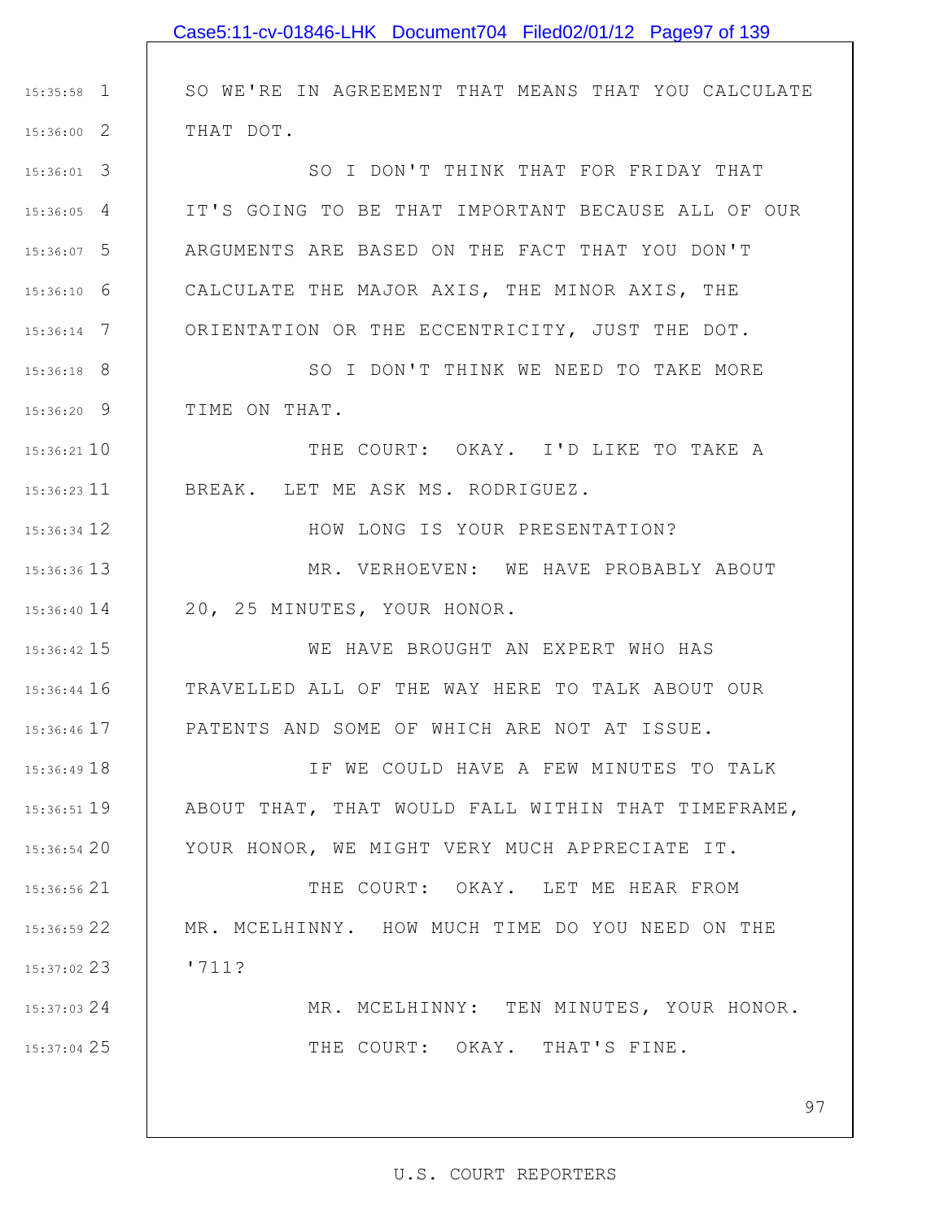SO WE'RE IN AGREEMENT THAT MEANS THAT YOU CALCULATE THAT DOT.

SO I DON'T THINK THAT FOR FRIDAY THAT IT'S GOING TO BE THAT IMPORTANT BECAUSE ALL OF OUR ARGUMENTS ARE BASED ON THE FACT THAT YOU DON'T CALCULATE THE MAJOR AXIS, THE MINOR AXIS, THE ORIENTATION OR THE ECCENTRICITY, JUST THE DOT.

SO I DON'T THINK WE NEED TO TAKE MORE TIME ON THAT.

THE COURT: OKAY. I'D LIKE TO TAKE A BREAK. LET ME ASK MS. RODRIGUEZ.

HOW LONG IS YOUR PRESENTATION?

MR. VERHOEVEN: WE HAVE PROBABLY ABOUT 20, 25 MINUTES, YOUR HONOR.

WE HAVE BROUGHT AN EXPERT WHO HAS TRAVELLED ALL OF THE WAY HERE TO TALK ABOUT OUR PATENTS AND SOME OF WHICH ARE NOT AT ISSUE.

IF WE COULD HAVE A FEW MINUTES TO TALK ABOUT THAT, THAT WOULD FALL WITHIN THAT TIMEFRAME, YOUR HONOR, WE MIGHT VERY MUCH APPRECIATE IT.

THE COURT: OKAY. LET ME HEAR FROM MR. MCELHINNY. HOW MUCH TIME DO YOU NEED ON THE '711?

MR. MCELHINNY: TEN MINUTES, YOUR HONOR.

THE COURT: OKAY. THAT'S FINE.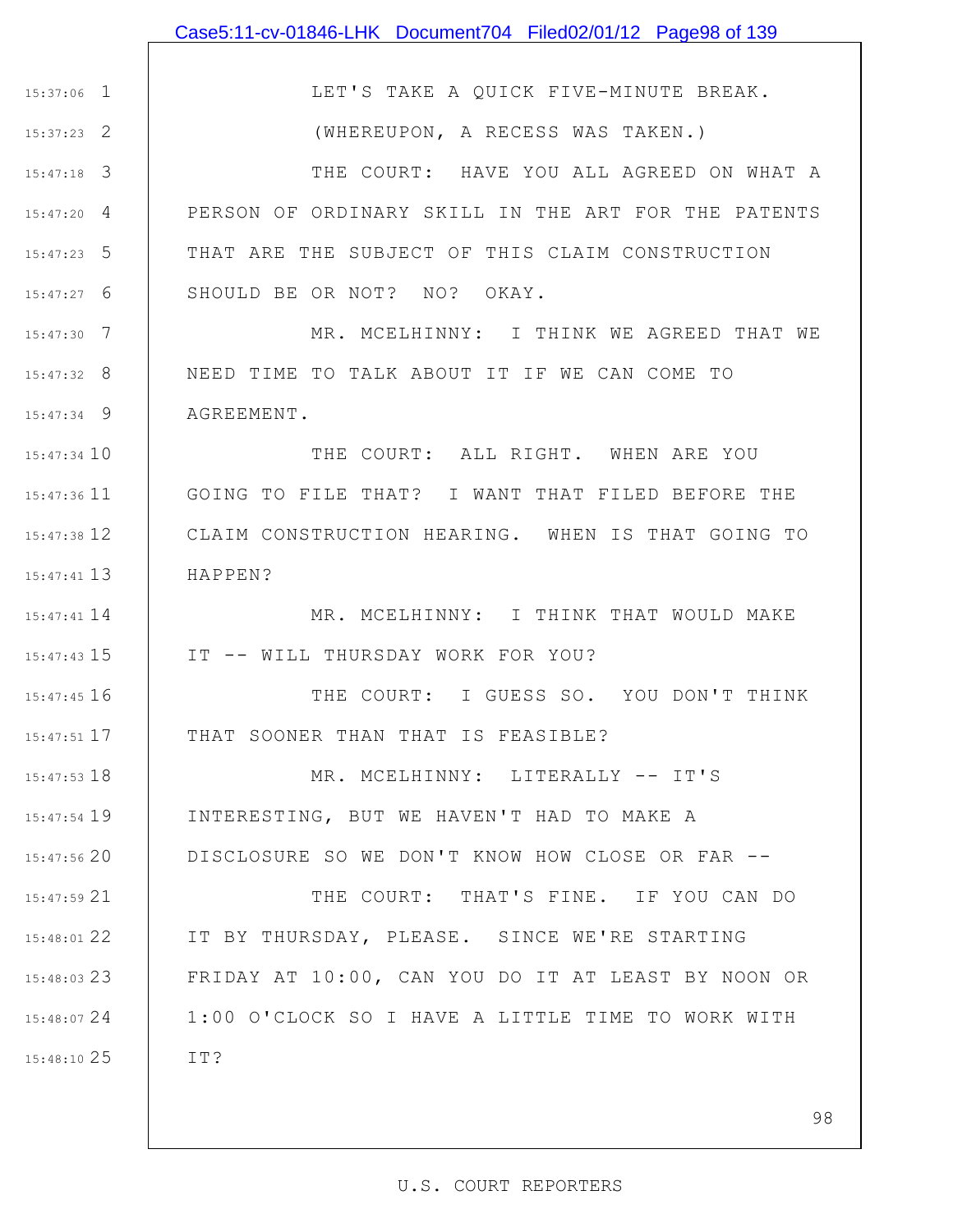LET'S TAKE A QUICK FIVE-MINUTE BREAK.

(WHEREUPON, A RECESS WAS TAKEN.)

THE COURT: HAVE YOU ALL AGREED ON WHAT A PERSON OF ORDINARY SKILL IN THE ART FOR THE PATENTS THAT ARE THE SUBJECT OF THIS CLAIM CONSTRUCTION SHOULD BE OR NOT? NO? OKAY.

MR. MCELHINNY: I THINK WE AGREED THAT WE NEED TIME TO TALK ABOUT IT IF WE CAN COME TO AGREEMENT.

THE COURT: ALL RIGHT. WHEN ARE YOU GOING TO FILE THAT? I WANT THAT FILED BEFORE THE CLAIM CONSTRUCTION HEARING. WHEN IS THAT GOING TO HAPPEN?

MR. MCELHINNY: I THINK THAT WOULD MAKE IT -- WILL THURSDAY WORK FOR YOU?

THE COURT: I GUESS SO. YOU DON'T THINK THAT SOONER THAN THAT IS FEASIBLE?

MR. MCELHINNY: LITERALLY -- IT'S INTERESTING, BUT WE HAVEN'T HAD TO MAKE A DISCLOSURE SO WE DON'T KNOW HOW CLOSE OR FAR --

THE COURT: THAT'S FINE. IF YOU CAN DO IT BY THURSDAY, PLEASE. SINCE WE'RE STARTING FRIDAY AT 10:00, CAN YOU DO IT AT LEAST BY NOON OR 1:00 O'CLOCK SO I HAVE A LITTLE TIME TO WORK WITH IT?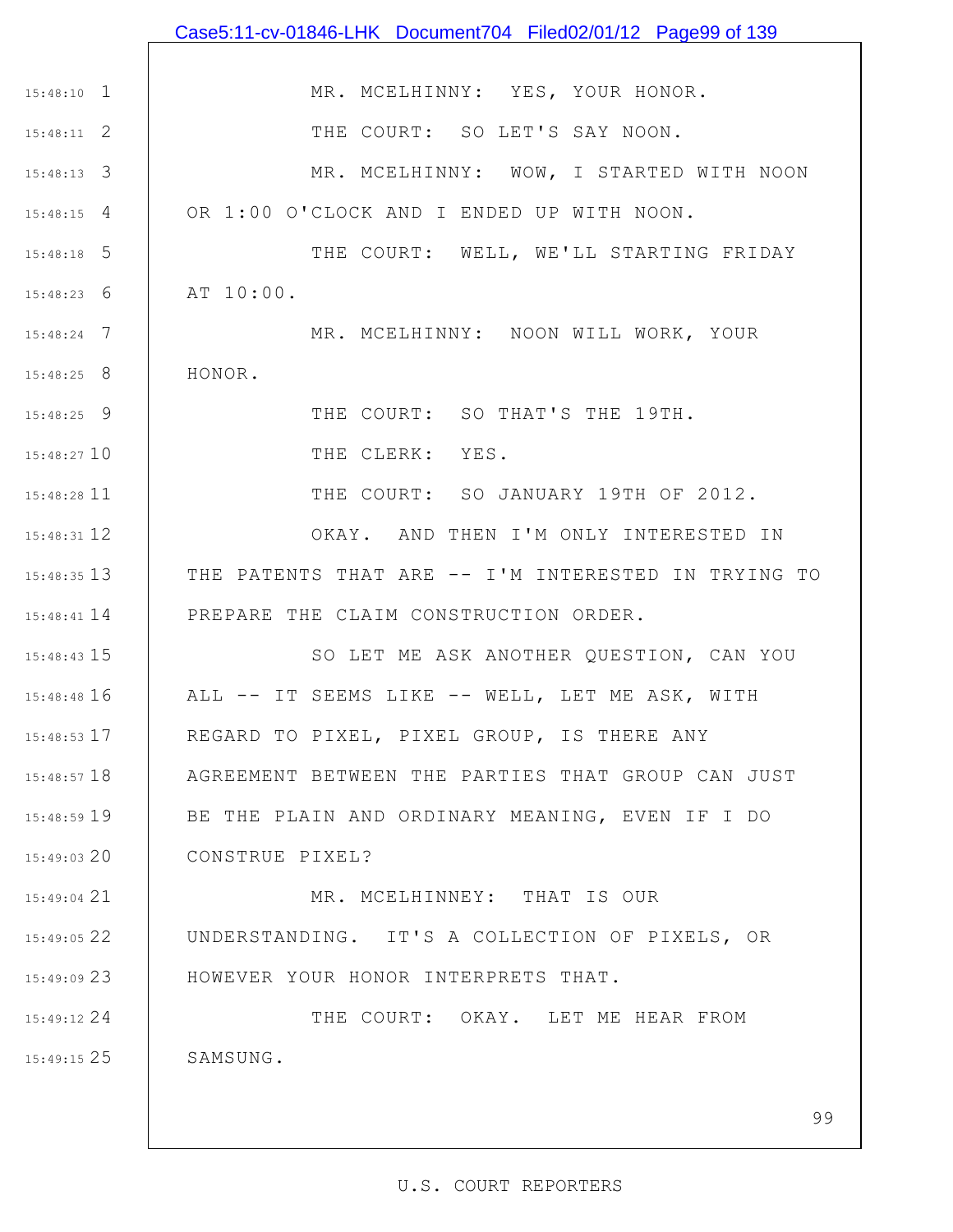MR. MCELHINNY: YES, YOUR HONOR.

THE COURT: SO LET'S SAY NOON.

MR. MCELHINNY: WOW, I STARTED WITH NOON OR 1:00 O'CLOCK AND I ENDED UP WITH NOON.

THE COURT: WELL, WE'LL STARTING FRIDAY AT 10:00.

MR. MCELHINNY: NOON WILL WORK, YOUR HONOR.

THE COURT: SO THAT'S THE 19TH.

THE CLERK: YES.

THE COURT: SO JANUARY 19TH OF 2012.

OKAY. AND THEN I'M ONLY INTERESTED IN THE PATENTS THAT ARE -- I'M INTERESTED IN TRYING TO PREPARE THE CLAIM CONSTRUCTION ORDER.

SO LET ME ASK ANOTHER QUESTION, CAN YOU ALL -- IT SEEMS LIKE -- WELL, LET ME ASK, WITH REGARD TO PIXEL, PIXEL GROUP, IS THERE ANY AGREEMENT BETWEEN THE PARTIES THAT GROUP CAN JUST BE THE PLAIN AND ORDINARY MEANING, EVEN IF I DO CONSTRUE PIXEL?

MR. MCELHINNEY: THAT IS OUR UNDERSTANDING. IT'S A COLLECTION OF PIXELS, OR HOWEVER YOUR HONOR INTERPRETS THAT.

THE COURT: OKAY. LET ME HEAR FROM SAMSUNG.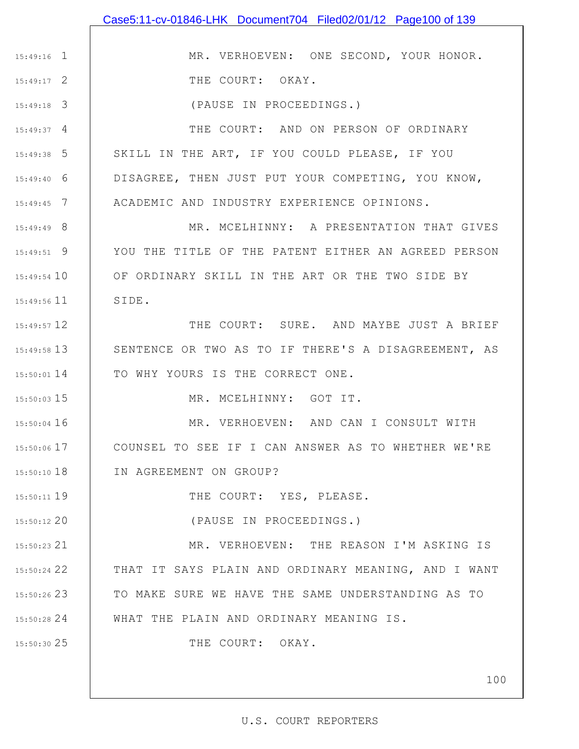MR. VERHOEVEN: ONE SECOND, YOUR HONOR.

THE COURT: OKAY.

(PAUSE IN PROCEEDINGS.)

THE COURT: AND ON PERSON OF ORDINARY SKILL IN THE ART, IF YOU COULD PLEASE, IF YOU DISAGREE, THEN JUST PUT YOUR COMPETING, YOU KNOW, ACADEMIC AND INDUSTRY EXPERIENCE OPINIONS.

MR. MCELHINNY: A PRESENTATION THAT GIVES YOU THE TITLE OF THE PATENT EITHER AN AGREED PERSON OF ORDINARY SKILL IN THE ART OR THE TWO SIDE BY SIDE.

THE COURT: SURE. AND MAYBE JUST A BRIEF SENTENCE OR TWO AS TO IF THERE'S A DISAGREEMENT, AS TO WHY YOURS IS THE CORRECT ONE.

MR. MCELHINNY: GOT IT.

MR. VERHOEVEN: AND CAN I CONSULT WITH COUNSEL TO SEE IF I CAN ANSWER AS TO WHETHER WE'RE IN AGREEMENT ON GROUP?

THE COURT: YES, PLEASE.

(PAUSE IN PROCEEDINGS.)

MR. VERHOEVEN: THE REASON I'M ASKING IS THAT IT SAYS PLAIN AND ORDINARY MEANING, AND I WANT TO MAKE SURE WE HAVE THE SAME UNDERSTANDING AS TO WHAT THE PLAIN AND ORDINARY MEANING IS.

THE COURT: OKAY.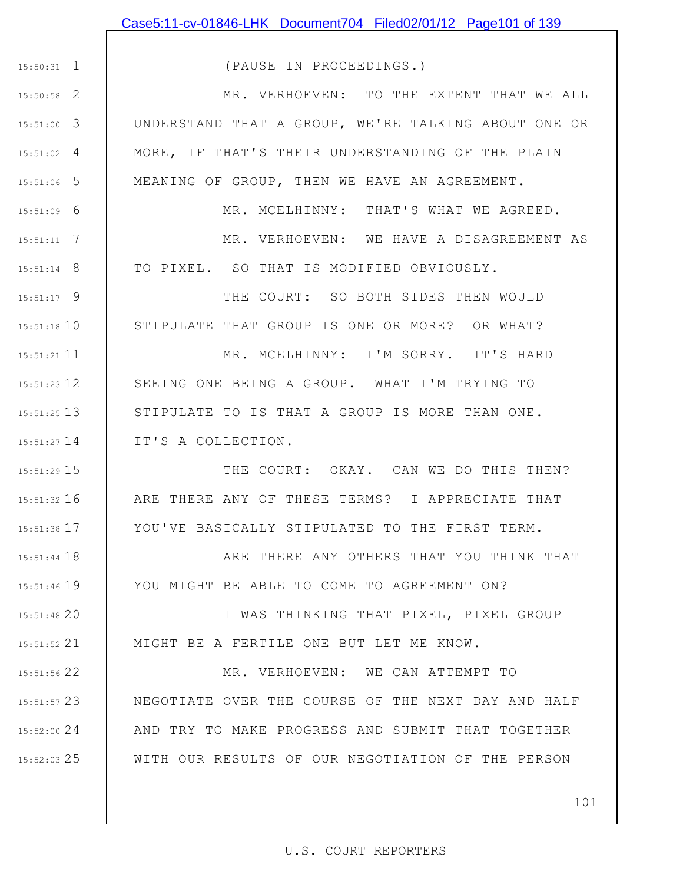(PAUSE IN PROCEEDINGS.)

MR. VERHOEVEN: TO THE EXTENT THAT WE ALL UNDERSTAND THAT A GROUP, WE'RE TALKING ABOUT ONE OR MORE, IF THAT'S THEIR UNDERSTANDING OF THE PLAIN MEANING OF GROUP, THEN WE HAVE AN AGREEMENT.

MR. MCELHINNY: THAT'S WHAT WE AGREED.

MR. VERHOEVEN: WE HAVE A DISAGREEMENT AS TO PIXEL. SO THAT IS MODIFIED OBVIOUSLY.

THE COURT: SO BOTH SIDES THEN WOULD STIPULATE THAT GROUP IS ONE OR MORE? OR WHAT?

MR. MCELHINNY: I'M SORRY. IT'S HARD SEEING ONE BEING A GROUP. WHAT I'M TRYING TO STIPULATE TO IS THAT A GROUP IS MORE THAN ONE. IT'S A COLLECTION.

THE COURT: OKAY. CAN WE DO THIS THEN? ARE THERE ANY OF THESE TERMS? I APPRECIATE THAT YOU'VE BASICALLY STIPULATED TO THE FIRST TERM.

ARE THERE ANY OTHERS THAT YOU THINK THAT YOU MIGHT BE ABLE TO COME TO AGREEMENT ON?

I WAS THINKING THAT PIXEL, PIXEL GROUP MIGHT BE A FERTILE ONE BUT LET ME KNOW.

MR. VERHOEVEN: WE CAN ATTEMPT TO NEGOTIATE OVER THE COURSE OF THE NEXT DAY AND HALF AND TRY TO MAKE PROGRESS AND SUBMIT THAT TOGETHER WITH OUR RESULTS OF OUR NEGOTIATION OF THE PERSON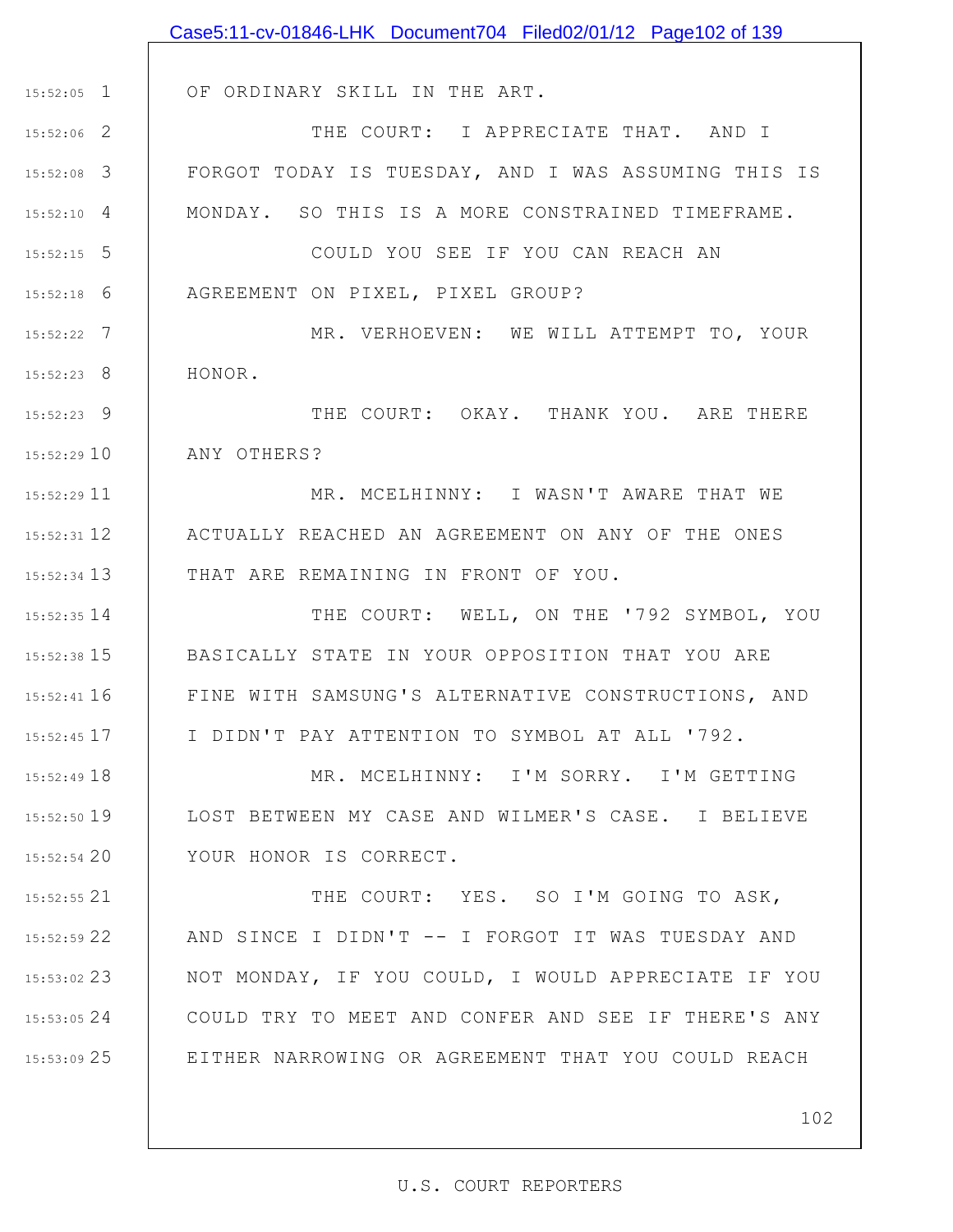OF ORDINARY SKILL IN THE ART.

THE COURT: I APPRECIATE THAT. AND I FORGOT TODAY IS TUESDAY, AND I WAS ASSUMING THIS IS MONDAY. SO THIS IS A MORE CONSTRAINED TIMEFRAME.

COULD YOU SEE IF YOU CAN REACH AN AGREEMENT ON PIXEL, PIXEL GROUP?

MR. VERHOEVEN: WE WILL ATTEMPT TO, YOUR HONOR.

THE COURT: OKAY. THANK YOU. ARE THERE ANY OTHERS?

MR. MCELHINNY: I WASN'T AWARE THAT WE ACTUALLY REACHED AN AGREEMENT ON ANY OF THE ONES THAT ARE REMAINING IN FRONT OF YOU.

THE COURT: WELL, ON THE '792 SYMBOL, YOU BASICALLY STATE IN YOUR OPPOSITION THAT YOU ARE FINE WITH SAMSUNG'S ALTERNATIVE CONSTRUCTIONS, AND I DIDN'T PAY ATTENTION TO SYMBOL AT ALL '792.

MR. MCELHINNY: I'M SORRY. I'M GETTING LOST BETWEEN MY CASE AND WILMER'S CASE. I BELIEVE YOUR HONOR IS CORRECT.

THE COURT: YES. SO I'M GOING TO ASK, AND SINCE I DIDN'T -- I FORGOT IT WAS TUESDAY AND NOT MONDAY, IF YOU COULD, I WOULD APPRECIATE IF YOU COULD TRY TO MEET AND CONFER AND SEE IF THERE'S ANY EITHER NARROWING OR AGREEMENT THAT YOU COULD REACH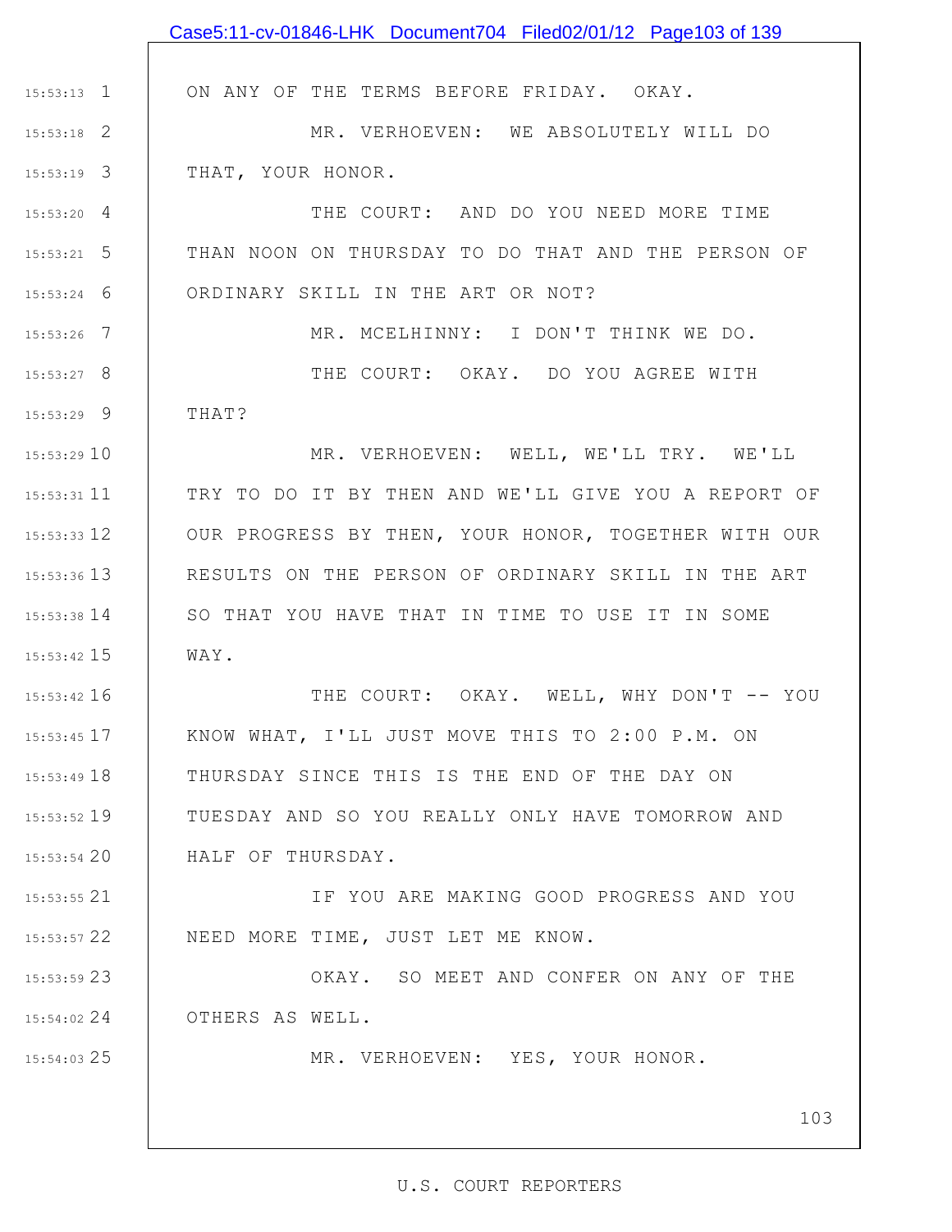ON ANY OF THE TERMS BEFORE FRIDAY. OKAY.

MR. VERHOEVEN: WE ABSOLUTELY WILL DO THAT, YOUR HONOR.

THE COURT: AND DO YOU NEED MORE TIME THAN NOON ON THURSDAY TO DO THAT AND THE PERSON OF ORDINARY SKILL IN THE ART OR NOT?

MR. MCELHINNY: I DON'T THINK WE DO.

THE COURT: OKAY. DO YOU AGREE WITH THAT?

MR. VERHOEVEN: WELL, WE'LL TRY. WE'LL TRY TO DO IT BY THEN AND WE'LL GIVE YOU A REPORT OF OUR PROGRESS BY THEN, YOUR HONOR, TOGETHER WITH OUR RESULTS ON THE PERSON OF ORDINARY SKILL IN THE ART SO THAT YOU HAVE THAT IN TIME TO USE IT IN SOME WAY.

THE COURT: OKAY. WELL, WHY DON'T -- YOU KNOW WHAT, I'LL JUST MOVE THIS TO 2:00 P.M. ON THURSDAY SINCE THIS IS THE END OF THE DAY ON TUESDAY AND SO YOU REALLY ONLY HAVE TOMORROW AND HALF OF THURSDAY.

IF YOU ARE MAKING GOOD PROGRESS AND YOU NEED MORE TIME, JUST LET ME KNOW.

OKAY. SO MEET AND CONFER ON ANY OF THE OTHERS AS WELL.

MR. VERHOEVEN: YES, YOUR HONOR.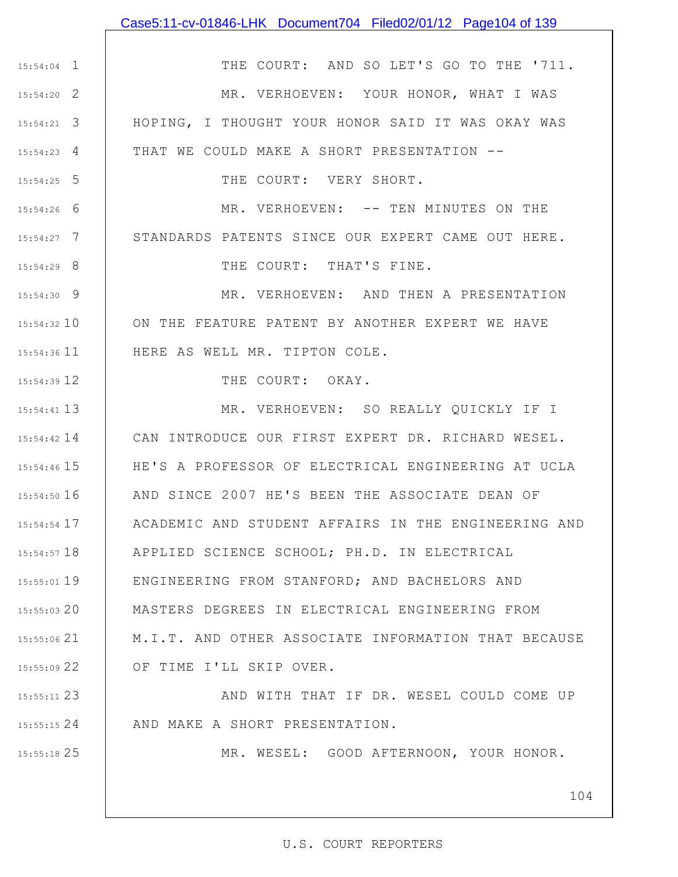THE COURT: AND SO LET'S GO TO THE '711.

MR. VERHOEVEN: YOUR HONOR, WHAT I WAS HOPING, I THOUGHT YOUR HONOR SAID IT WAS OKAY WAS THAT WE COULD MAKE A SHORT PRESENTATION --

THE COURT: VERY SHORT.

MR. VERHOEVEN: -- TEN MINUTES ON THE STANDARDS PATENTS SINCE OUR EXPERT CAME OUT HERE.

THE COURT: THAT'S FINE.

MR. VERHOEVEN: AND THEN A PRESENTATION ON THE FEATURE PATENT BY ANOTHER EXPERT WE HAVE HERE AS WELL MR. TIPTON COLE.

THE COURT: OKAY.

MR. VERHOEVEN: SO REALLY QUICKLY IF I CAN INTRODUCE OUR FIRST EXPERT DR. RICHARD WESEL. HE'S A PROFESSOR OF ELECTRICAL ENGINEERING AT UCLA AND SINCE 2007 HE'S BEEN THE ASSOCIATE DEAN OF ACADEMIC AND STUDENT AFFAIRS IN THE ENGINEERING AND APPLIED SCIENCE SCHOOL; PH.D. IN ELECTRICAL ENGINEERING FROM STANFORD; AND BACHELORS AND MASTERS DEGREES IN ELECTRICAL ENGINEERING FROM M.I.T. AND OTHER ASSOCIATE INFORMATION THAT BECAUSE OF TIME I'LL SKIP OVER.

AND WITH THAT IF DR. WESEL COULD COME UP AND MAKE A SHORT PRESENTATION.

MR. WESEL: GOOD AFTERNOON, YOUR HONOR.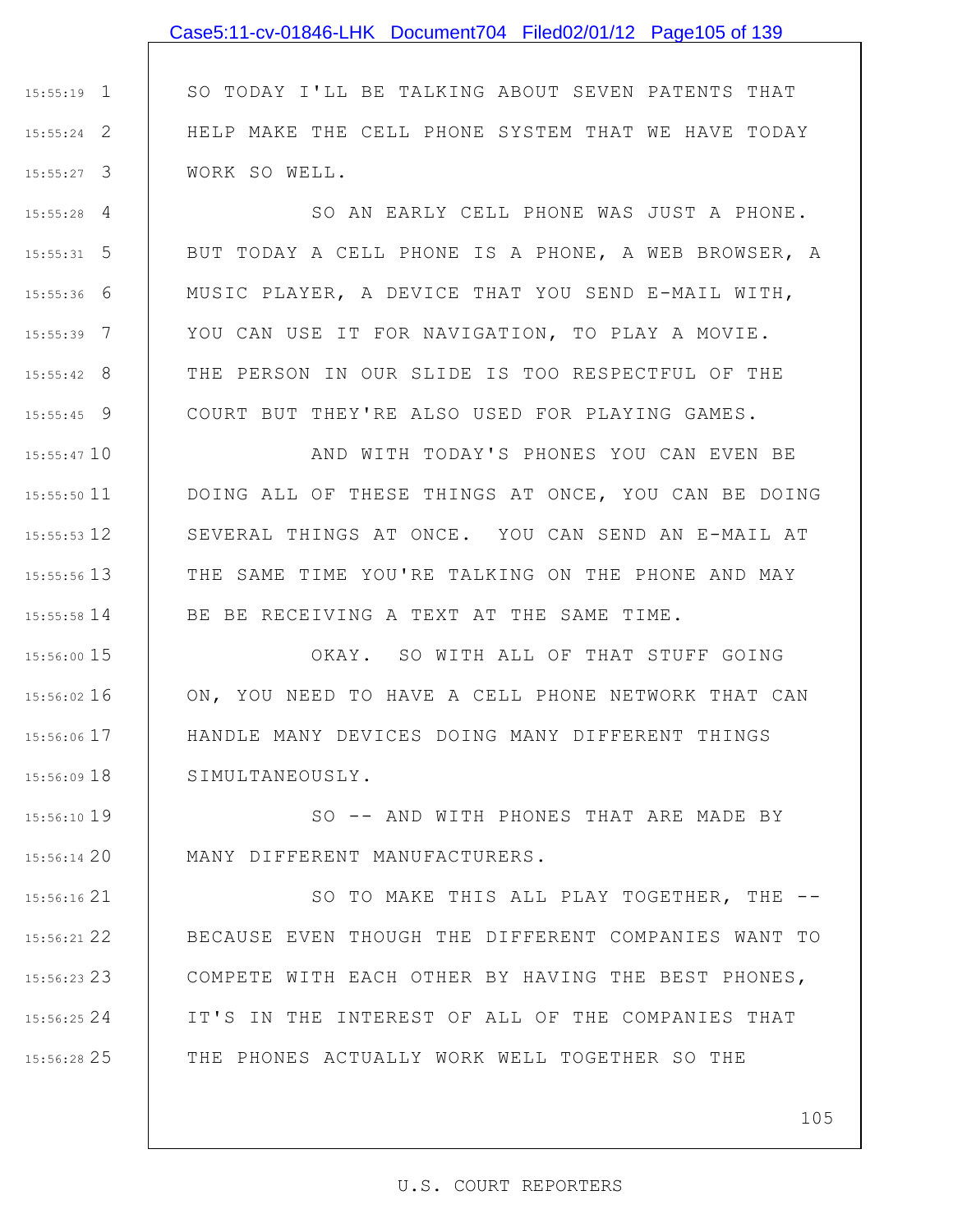SO TODAY I'LL BE TALKING ABOUT SEVEN PATENTS THAT HELP MAKE THE CELL PHONE SYSTEM THAT WE HAVE TODAY WORK SO WELL.

SO AN EARLY CELL PHONE WAS JUST A PHONE. BUT TODAY A CELL PHONE IS A PHONE, A WEB BROWSER, A MUSIC PLAYER, A DEVICE THAT YOU SEND E-MAIL WITH, YOU CAN USE IT FOR NAVIGATION, TO PLAY A MOVIE. THE PERSON IN OUR SLIDE IS TOO RESPECTFUL OF THE COURT BUT THEY'RE ALSO USED FOR PLAYING GAMES.

AND WITH TODAY'S PHONES YOU CAN EVEN BE DOING ALL OF THESE THINGS AT ONCE, YOU CAN BE DOING SEVERAL THINGS AT ONCE. YOU CAN SEND AN E-MAIL AT THE SAME TIME YOU'RE TALKING ON THE PHONE AND MAY BE BE RECEIVING A TEXT AT THE SAME TIME.

OKAY. SO WITH ALL OF THAT STUFF GOING ON, YOU NEED TO HAVE A CELL PHONE NETWORK THAT CAN HANDLE MANY DEVICES DOING MANY DIFFERENT THINGS SIMULTANEOUSLY.

SO -- AND WITH PHONES THAT ARE MADE BY MANY DIFFERENT MANUFACTURERS.

SO TO MAKE THIS ALL PLAY TOGETHER, THE -- BECAUSE EVEN THOUGH THE DIFFERENT COMPANIES WANT TO COMPETE WITH EACH OTHER BY HAVING THE BEST PHONES, IT'S IN THE INTEREST OF ALL OF THE COMPANIES THAT THE PHONES ACTUALLY WORK WELL TOGETHER SO THE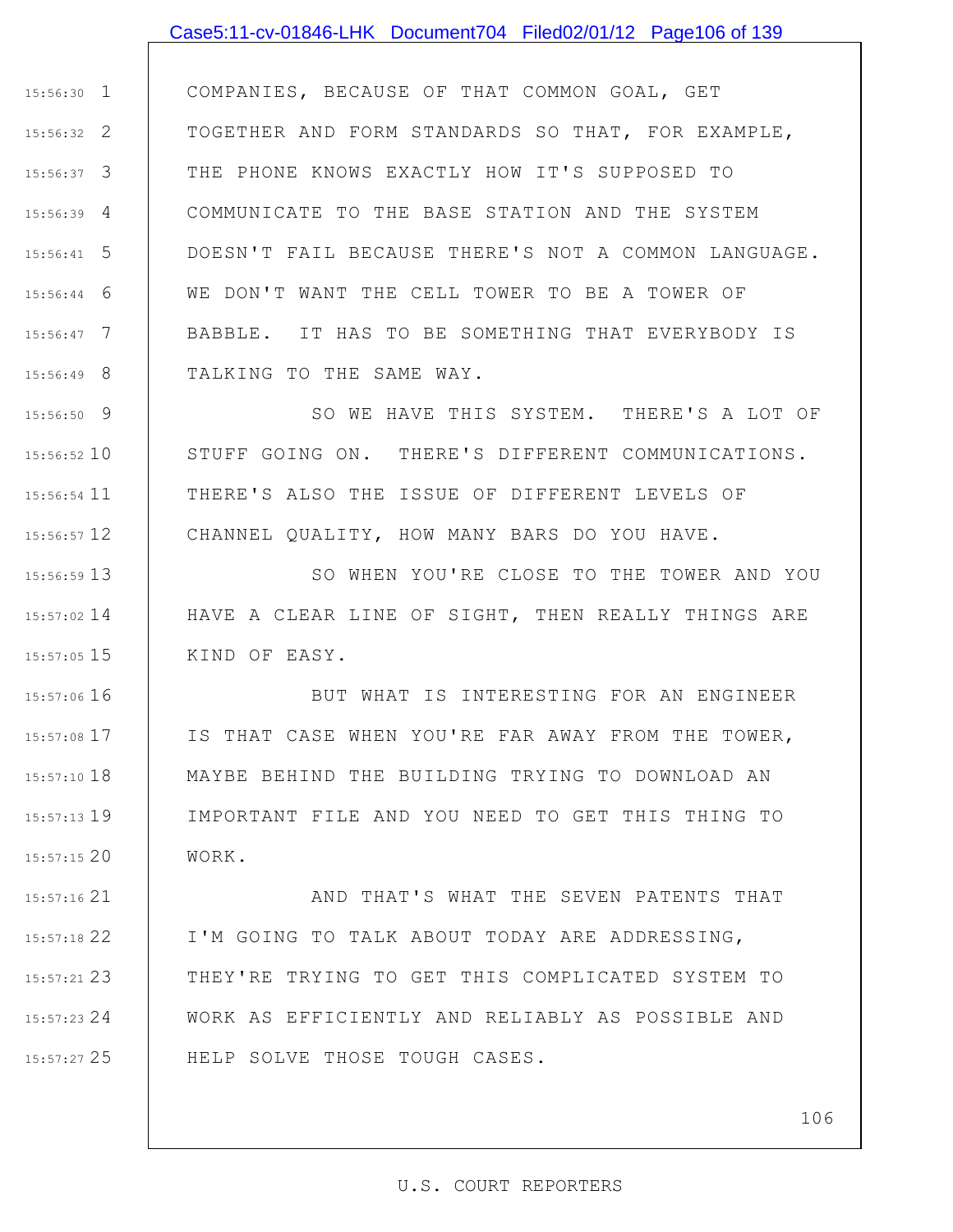COMPANIES, BECAUSE OF THAT COMMON GOAL, GET TOGETHER AND FORM STANDARDS SO THAT, FOR EXAMPLE, THE PHONE KNOWS EXACTLY HOW IT'S SUPPOSED TO COMMUNICATE TO THE BASE STATION AND THE SYSTEM DOESN'T FAIL BECAUSE THERE'S NOT A COMMON LANGUAGE. WE DON'T WANT THE CELL TOWER TO BE A TOWER OF BABBLE. IT HAS TO BE SOMETHING THAT EVERYBODY IS TALKING TO THE SAME WAY.

SO WE HAVE THIS SYSTEM. THERE'S A LOT OF STUFF GOING ON. THERE'S DIFFERENT COMMUNICATIONS. THERE'S ALSO THE ISSUE OF DIFFERENT LEVELS OF CHANNEL QUALITY, HOW MANY BARS DO YOU HAVE.

SO WHEN YOU'RE CLOSE TO THE TOWER AND YOU HAVE A CLEAR LINE OF SIGHT, THEN REALLY THINGS ARE KIND OF EASY.

BUT WHAT IS INTERESTING FOR AN ENGINEER IS THAT CASE WHEN YOU'RE FAR AWAY FROM THE TOWER, MAYBE BEHIND THE BUILDING TRYING TO DOWNLOAD AN IMPORTANT FILE AND YOU NEED TO GET THIS THING TO WORK.

AND THAT'S WHAT THE SEVEN PATENTS THAT I'M GOING TO TALK ABOUT TODAY ARE ADDRESSING, THEY'RE TRYING TO GET THIS COMPLICATED SYSTEM TO WORK AS EFFICIENTLY AND RELIABLY AS POSSIBLE AND HELP SOLVE THOSE TOUGH CASES.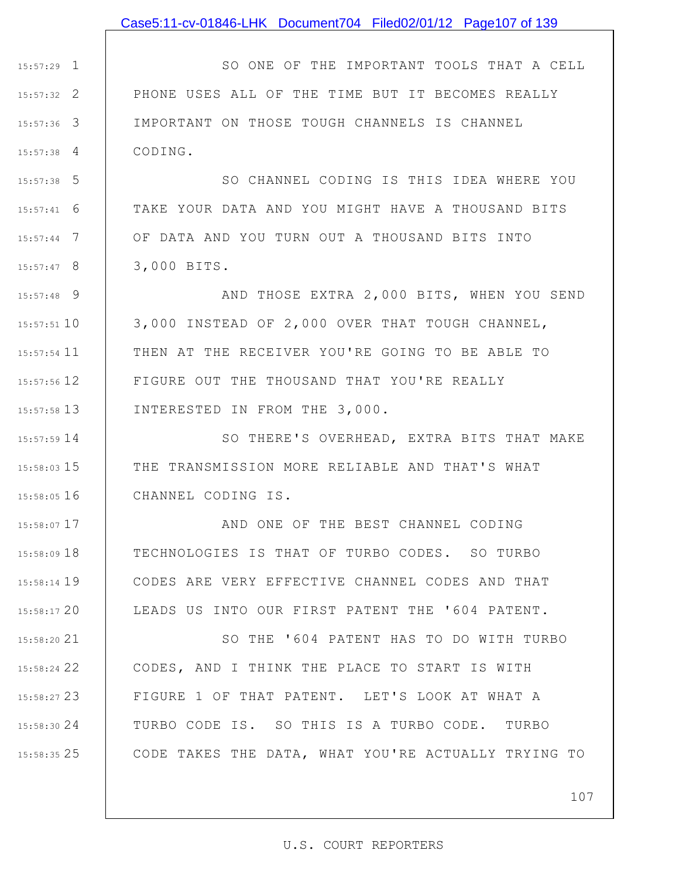SO ONE OF THE IMPORTANT TOOLS THAT A CELL PHONE USES ALL OF THE TIME BUT IT BECOMES REALLY IMPORTANT ON THOSE TOUGH CHANNELS IS CHANNEL CODING.

SO CHANNEL CODING IS THIS IDEA WHERE YOU TAKE YOUR DATA AND YOU MIGHT HAVE A THOUSAND BITS OF DATA AND YOU TURN OUT A THOUSAND BITS INTO 3,000 BITS.

AND THOSE EXTRA 2,000 BITS, WHEN YOU SEND 3,000 INSTEAD OF 2,000 OVER THAT TOUGH CHANNEL, THEN AT THE RECEIVER YOU'RE GOING TO BE ABLE TO FIGURE OUT THE THOUSAND THAT YOU'RE REALLY INTERESTED IN FROM THE 3,000.

SO THERE'S OVERHEAD, EXTRA BITS THAT MAKE THE TRANSMISSION MORE RELIABLE AND THAT'S WHAT CHANNEL CODING IS.

AND ONE OF THE BEST CHANNEL CODING TECHNOLOGIES IS THAT OF TURBO CODES. SO TURBO CODES ARE VERY EFFECTIVE CHANNEL CODES AND THAT LEADS US INTO OUR FIRST PATENT THE '604 PATENT.

SO THE '604 PATENT HAS TO DO WITH TURBO CODES, AND I THINK THE PLACE TO START IS WITH FIGURE 1 OF THAT PATENT. LET'S LOOK AT WHAT A TURBO CODE IS. SO THIS IS A TURBO CODE. TURBO CODE TAKES THE DATA, WHAT YOU'RE ACTUALLY TRYING TO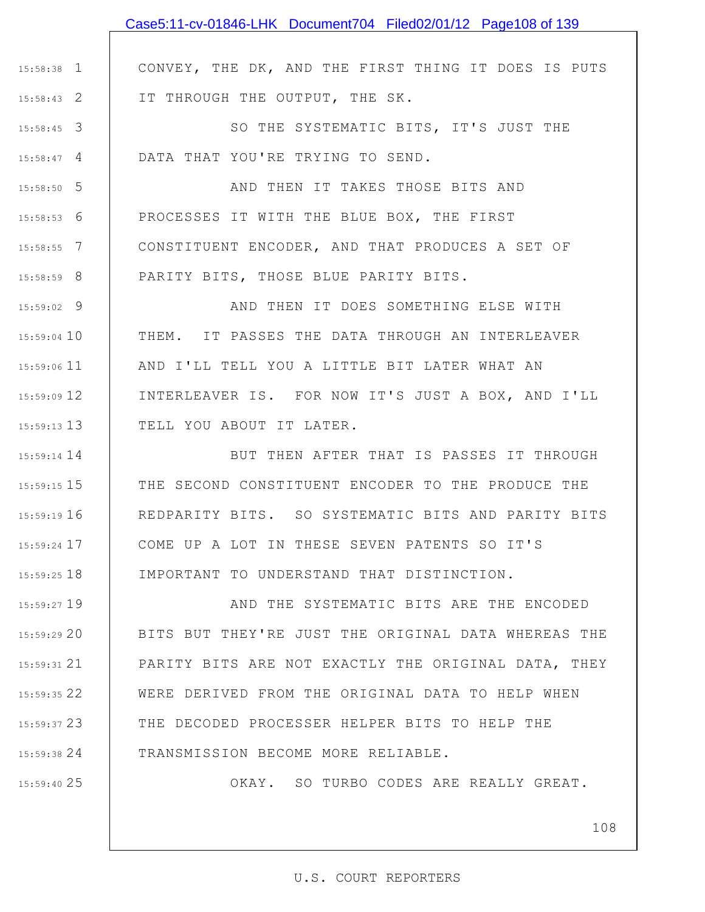CONVEY, THE DK, AND THE FIRST THING IT DOES IS PUTS IT THROUGH THE OUTPUT, THE SK.

SO THE SYSTEMATIC BITS, IT'S JUST THE DATA THAT YOU'RE TRYING TO SEND.

AND THEN IT TAKES THOSE BITS AND PROCESSES IT WITH THE BLUE BOX, THE FIRST CONSTITUENT ENCODER, AND THAT PRODUCES A SET OF PARITY BITS, THOSE BLUE PARITY BITS.

AND THEN IT DOES SOMETHING ELSE WITH THEM. IT PASSES THE DATA THROUGH AN INTERLEAVER AND I'LL TELL YOU A LITTLE BIT LATER WHAT AN INTERLEAVER IS. FOR NOW IT'S JUST A BOX, AND I'LL TELL YOU ABOUT IT LATER.

BUT THEN AFTER THAT IS PASSES IT THROUGH THE SECOND CONSTITUENT ENCODER TO THE PRODUCE THE REDPARITY BITS. SO SYSTEMATIC BITS AND PARITY BITS COME UP A LOT IN THESE SEVEN PATENTS SO IT'S IMPORTANT TO UNDERSTAND THAT DISTINCTION.

AND THE SYSTEMATIC BITS ARE THE ENCODED BITS BUT THEY'RE JUST THE ORIGINAL DATA WHEREAS THE PARITY BITS ARE NOT EXACTLY THE ORIGINAL DATA, THEY WERE DERIVED FROM THE ORIGINAL DATA TO HELP WHEN THE DECODED PROCESSER HELPER BITS TO HELP THE TRANSMISSION BECOME MORE RELIABLE.

OKAY. SO TURBO CODES ARE REALLY GREAT.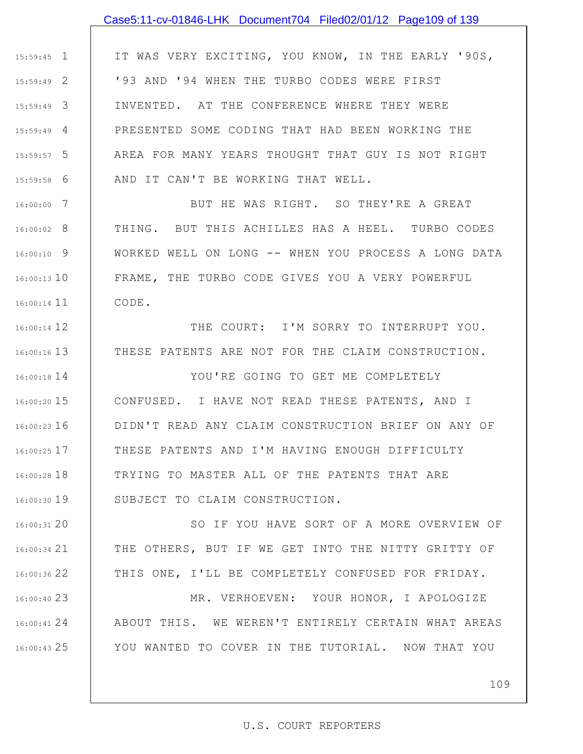IT WAS VERY EXCITING, YOU KNOW, IN THE EARLY '90S, '93 AND '94 WHEN THE TURBO CODES WERE FIRST INVENTED. AT THE CONFERENCE WHERE THEY WERE PRESENTED SOME CODING THAT HAD BEEN WORKING THE AREA FOR MANY YEARS THOUGHT THAT GUY IS NOT RIGHT AND IT CAN'T BE WORKING THAT WELL.

BUT HE WAS RIGHT. SO THEY'RE A GREAT THING. BUT THIS ACHILLES HAS A HEEL. TURBO CODES WORKED WELL ON LONG -- WHEN YOU PROCESS A LONG DATA FRAME, THE TURBO CODE GIVES YOU A VERY POWERFUL CODE.

THE COURT: I'M SORRY TO INTERRUPT YOU. THESE PATENTS ARE NOT FOR THE CLAIM CONSTRUCTION.

YOU'RE GOING TO GET ME COMPLETELY CONFUSED. I HAVE NOT READ THESE PATENTS, AND I DIDN'T READ ANY CLAIM CONSTRUCTION BRIEF ON ANY OF THESE PATENTS AND I'M HAVING ENOUGH DIFFICULTY TRYING TO MASTER ALL OF THE PATENTS THAT ARE SUBJECT TO CLAIM CONSTRUCTION.

SO IF YOU HAVE SORT OF A MORE OVERVIEW OF THE OTHERS, BUT IF WE GET INTO THE NITTY GRITTY OF THIS ONE, I'LL BE COMPLETELY CONFUSED FOR FRIDAY.

MR. VERHOEVEN: YOUR HONOR, I APOLOGIZE ABOUT THIS. WE WEREN'T ENTIRELY CERTAIN WHAT AREAS YOU WANTED TO COVER IN THE TUTORIAL. NOW THAT YOU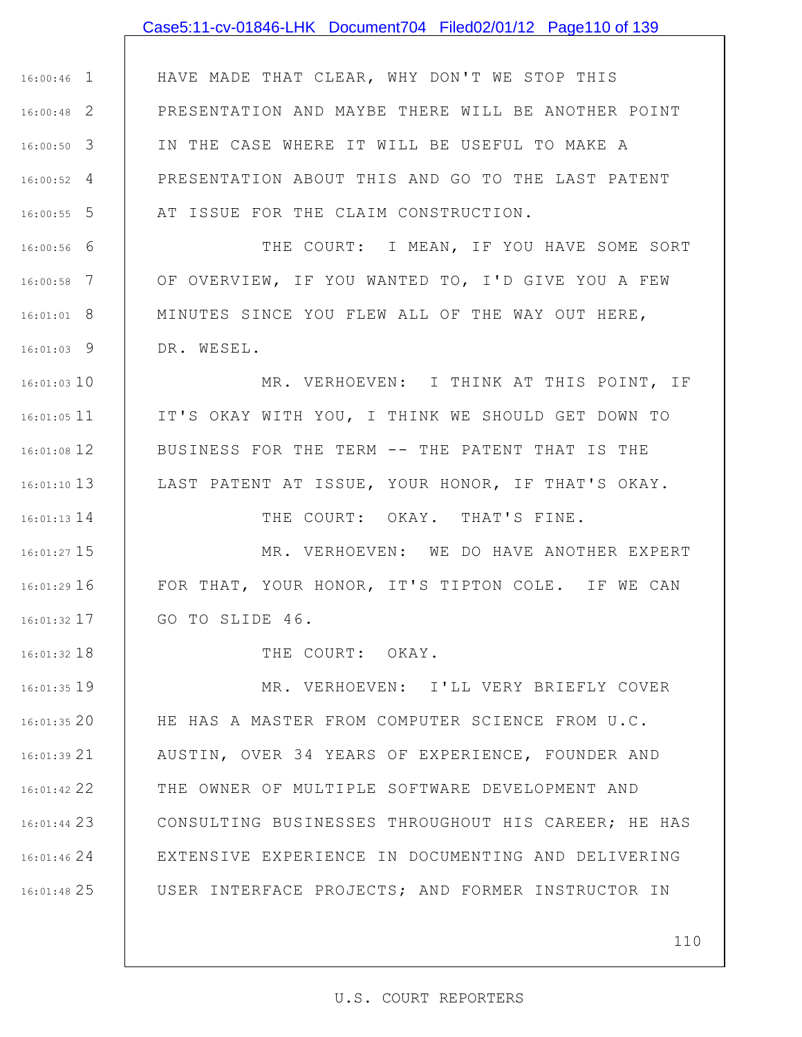HAVE MADE THAT CLEAR, WHY DON'T WE STOP THIS PRESENTATION AND MAYBE THERE WILL BE ANOTHER POINT IN THE CASE WHERE IT WILL BE USEFUL TO MAKE A PRESENTATION ABOUT THIS AND GO TO THE LAST PATENT AT ISSUE FOR THE CLAIM CONSTRUCTION.

THE COURT: I MEAN, IF YOU HAVE SOME SORT OF OVERVIEW, IF YOU WANTED TO, I'D GIVE YOU A FEW MINUTES SINCE YOU FLEW ALL OF THE WAY OUT HERE, DR. WESEL.

MR. VERHOEVEN: I THINK AT THIS POINT, IF IT'S OKAY WITH YOU, I THINK WE SHOULD GET DOWN TO BUSINESS FOR THE TERM -- THE PATENT THAT IS THE LAST PATENT AT ISSUE, YOUR HONOR, IF THAT'S OKAY.

THE COURT: OKAY. THAT'S FINE.

MR. VERHOEVEN: WE DO HAVE ANOTHER EXPERT FOR THAT, YOUR HONOR, IT'S TIPTON COLE. IF WE CAN GO TO SLIDE 46.

THE COURT: OKAY.

MR. VERHOEVEN: I'LL VERY BRIEFLY COVER HE HAS A MASTER FROM COMPUTER SCIENCE FROM U.C. AUSTIN, OVER 34 YEARS OF EXPERIENCE, FOUNDER AND THE OWNER OF MULTIPLE SOFTWARE DEVELOPMENT AND CONSULTING BUSINESSES THROUGHOUT HIS CAREER; HE HAS EXTENSIVE EXPERIENCE IN DOCUMENTING AND DELIVERING USER INTERFACE PROJECTS; AND FORMER INSTRUCTOR IN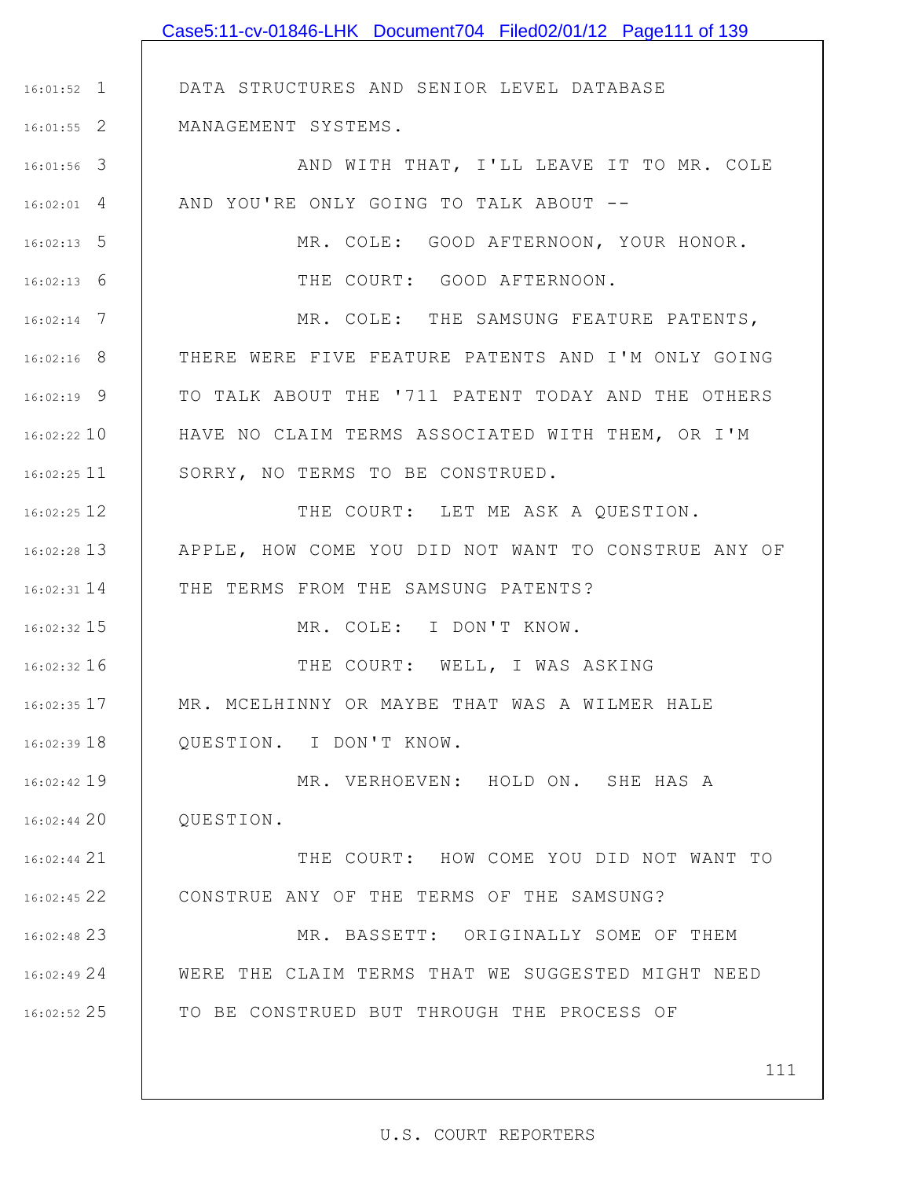DATA STRUCTURES AND SENIOR LEVEL DATABASE MANAGEMENT SYSTEMS.

AND WITH THAT, I'LL LEAVE IT TO MR. COLE AND YOU'RE ONLY GOING TO TALK ABOUT --

MR. COLE: GOOD AFTERNOON, YOUR HONOR.

THE COURT: GOOD AFTERNOON.

MR. COLE: THE SAMSUNG FEATURE PATENTS, THERE WERE FIVE FEATURE PATENTS AND I'M ONLY GOING TO TALK ABOUT THE '711 PATENT TODAY AND THE OTHERS HAVE NO CLAIM TERMS ASSOCIATED WITH THEM, OR I'M SORRY, NO TERMS TO BE CONSTRUED.

THE COURT: LET ME ASK A QUESTION. APPLE, HOW COME YOU DID NOT WANT TO CONSTRUE ANY OF THE TERMS FROM THE SAMSUNG PATENTS?

MR. COLE: I DON'T KNOW.

THE COURT: WELL, I WAS ASKING MR. MCELHINNY OR MAYBE THAT WAS A WILMER HALE QUESTION. I DON'T KNOW.

MR. VERHOEVEN: HOLD ON. SHE HAS A QUESTION.

THE COURT: HOW COME YOU DID NOT WANT TO CONSTRUE ANY OF THE TERMS OF THE SAMSUNG?

MR. BASSETT: ORIGINALLY SOME OF THEM WERE THE CLAIM TERMS THAT WE SUGGESTED MIGHT NEED TO BE CONSTRUED BUT THROUGH THE PROCESS OF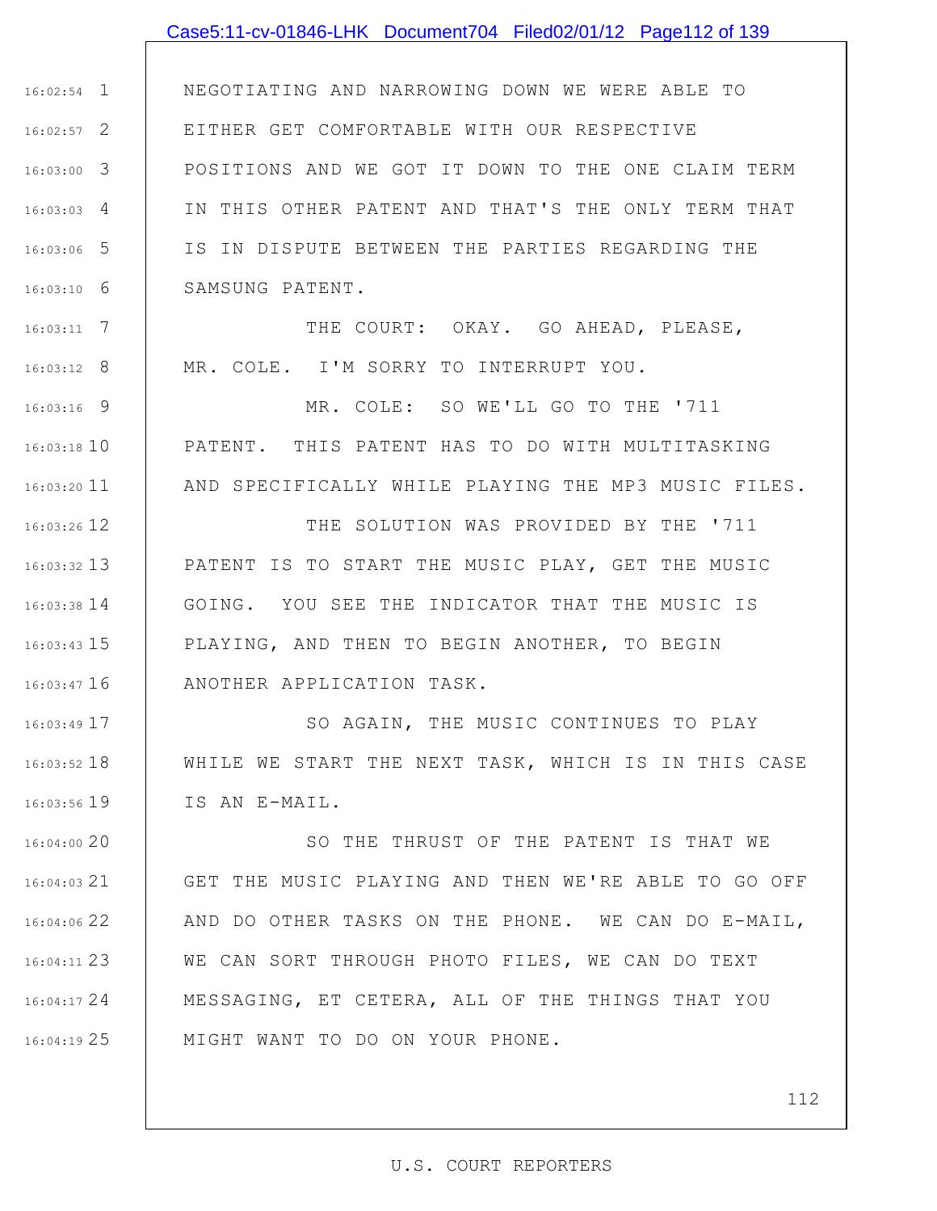NEGOTIATING AND NARROWING DOWN WE WERE ABLE TO EITHER GET COMFORTABLE WITH OUR RESPECTIVE POSITIONS AND WE GOT IT DOWN TO THE ONE CLAIM TERM IN THIS OTHER PATENT AND THAT'S THE ONLY TERM THAT IS IN DISPUTE BETWEEN THE PARTIES REGARDING THE SAMSUNG PATENT.

THE COURT: OKAY. GO AHEAD, PLEASE, MR. COLE. I'M SORRY TO INTERRUPT YOU.

MR. COLE: SO WE'LL GO TO THE '711 PATENT. THIS PATENT HAS TO DO WITH MULTITASKING AND SPECIFICALLY WHILE PLAYING THE MP3 MUSIC FILES.

THE SOLUTION WAS PROVIDED BY THE '711 PATENT IS TO START THE MUSIC PLAY, GET THE MUSIC GOING. YOU SEE THE INDICATOR THAT THE MUSIC IS PLAYING, AND THEN TO BEGIN ANOTHER, TO BEGIN ANOTHER APPLICATION TASK.

SO AGAIN, THE MUSIC CONTINUES TO PLAY WHILE WE START THE NEXT TASK, WHICH IS IN THIS CASE IS AN E-MAIL.

SO THE THRUST OF THE PATENT IS THAT WE GET THE MUSIC PLAYING AND THEN WE'RE ABLE TO GO OFF AND DO OTHER TASKS ON THE PHONE. WE CAN DO E-MAIL, WE CAN SORT THROUGH PHOTO FILES, WE CAN DO TEXT MESSAGING, ET CETERA, ALL OF THE THINGS THAT YOU MIGHT WANT TO DO ON YOUR PHONE.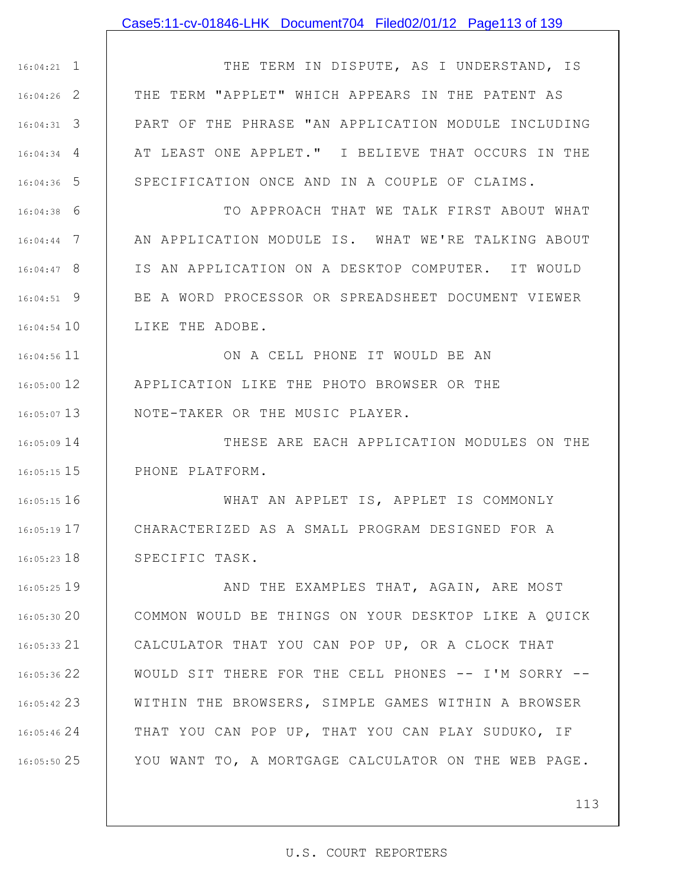THE TERM IN DISPUTE, AS I UNDERSTAND, IS THE TERM "APPLET" WHICH APPEARS IN THE PATENT AS PART OF THE PHRASE "AN APPLICATION MODULE INCLUDING AT LEAST ONE APPLET." I BELIEVE THAT OCCURS IN THE SPECIFICATION ONCE AND IN A COUPLE OF CLAIMS.

TO APPROACH THAT WE TALK FIRST ABOUT WHAT AN APPLICATION MODULE IS. WHAT WE'RE TALKING ABOUT IS AN APPLICATION ON A DESKTOP COMPUTER. IT WOULD BE A WORD PROCESSOR OR SPREADSHEET DOCUMENT VIEWER LIKE THE ADOBE.

ON A CELL PHONE IT WOULD BE AN APPLICATION LIKE THE PHOTO BROWSER OR THE NOTE-TAKER OR THE MUSIC PLAYER.

THESE ARE EACH APPLICATION MODULES ON THE PHONE PLATFORM.

WHAT AN APPLET IS, APPLET IS COMMONLY CHARACTERIZED AS A SMALL PROGRAM DESIGNED FOR A SPECIFIC TASK.

AND THE EXAMPLES THAT, AGAIN, ARE MOST COMMON WOULD BE THINGS ON YOUR DESKTOP LIKE A QUICK CALCULATOR THAT YOU CAN POP UP, OR A CLOCK THAT WOULD SIT THERE FOR THE CELL PHONES -- I'M SORRY -- WITHIN THE BROWSERS, SIMPLE GAMES WITHIN A BROWSER THAT YOU CAN POP UP, THAT YOU CAN PLAY SUDUKO, IF YOU WANT TO, A MORTGAGE CALCULATOR ON THE WEB PAGE.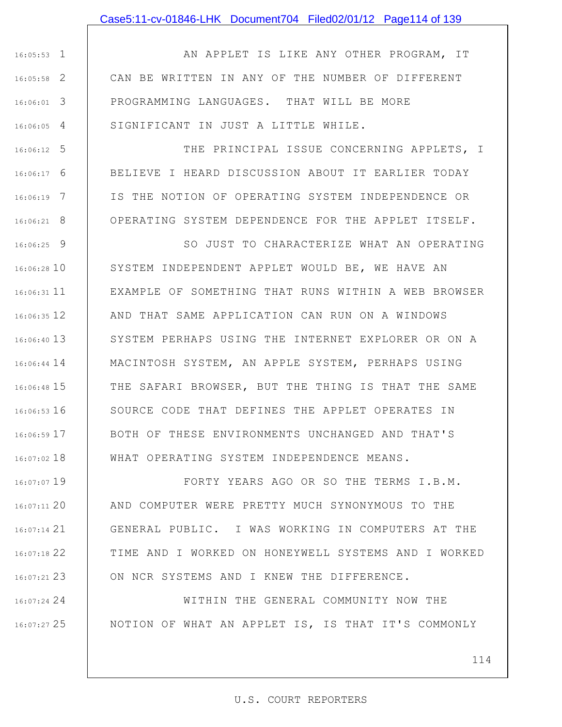AN APPLET IS LIKE ANY OTHER PROGRAM, IT CAN BE WRITTEN IN ANY OF THE NUMBER OF DIFFERENT PROGRAMMING LANGUAGES. THAT WILL BE MORE SIGNIFICANT IN JUST A LITTLE WHILE.

THE PRINCIPAL ISSUE CONCERNING APPLETS, I BELIEVE I HEARD DISCUSSION ABOUT IT EARLIER TODAY IS THE NOTION OF OPERATING SYSTEM INDEPENDENCE OR OPERATING SYSTEM DEPENDENCE FOR THE APPLET ITSELF.

SO JUST TO CHARACTERIZE WHAT AN OPERATING SYSTEM INDEPENDENT APPLET WOULD BE, WE HAVE AN EXAMPLE OF SOMETHING THAT RUNS WITHIN A WEB BROWSER AND THAT SAME APPLICATION CAN RUN ON A WINDOWS SYSTEM PERHAPS USING THE INTERNET EXPLORER OR ON A MACINTOSH SYSTEM, AN APPLE SYSTEM, PERHAPS USING THE SAFARI BROWSER, BUT THE THING IS THAT THE SAME SOURCE CODE THAT DEFINES THE APPLET OPERATES IN BOTH OF THESE ENVIRONMENTS UNCHANGED AND THAT'S WHAT OPERATING SYSTEM INDEPENDENCE MEANS.

FORTY YEARS AGO OR SO THE TERMS I.B.M. AND COMPUTER WERE PRETTY MUCH SYNONYMOUS TO THE GENERAL PUBLIC. I WAS WORKING IN COMPUTERS AT THE TIME AND I WORKED ON HONEYWELL SYSTEMS AND I WORKED ON NCR SYSTEMS AND I KNEW THE DIFFERENCE.

WITHIN THE GENERAL COMMUNITY NOW THE NOTION OF WHAT AN APPLET IS, IS THAT IT'S COMMONLY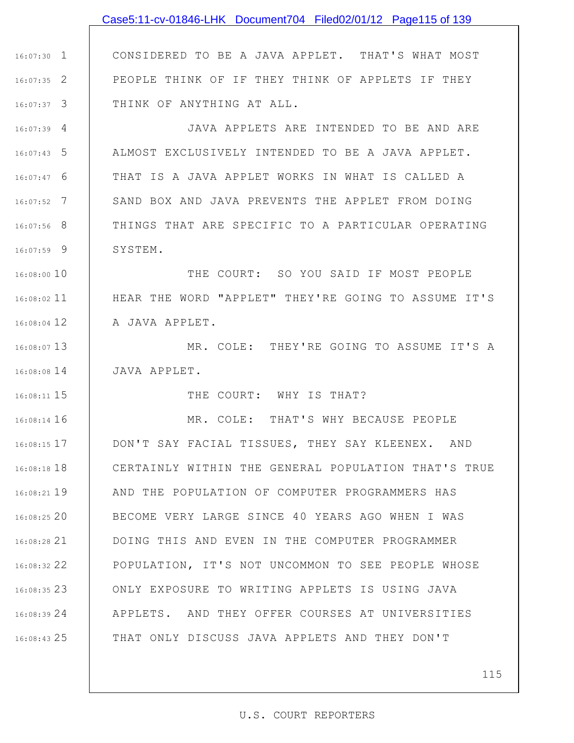CONSIDERED TO BE A JAVA APPLET. THAT'S WHAT MOST PEOPLE THINK OF IF THEY THINK OF APPLETS IF THEY THINK OF ANYTHING AT ALL.

JAVA APPLETS ARE INTENDED TO BE AND ARE ALMOST EXCLUSIVELY INTENDED TO BE A JAVA APPLET. THAT IS A JAVA APPLET WORKS IN WHAT IS CALLED A SAND BOX AND JAVA PREVENTS THE APPLET FROM DOING THINGS THAT ARE SPECIFIC TO A PARTICULAR OPERATING SYSTEM.

THE COURT: SO YOU SAID IF MOST PEOPLE HEAR THE WORD "APPLET" THEY'RE GOING TO ASSUME IT'S A JAVA APPLET.

MR. COLE: THEY'RE GOING TO ASSUME IT'S A JAVA APPLET.

THE COURT: WHY IS THAT?

MR. COLE: THAT'S WHY BECAUSE PEOPLE DON'T SAY FACIAL TISSUES, THEY SAY KLEENEX. AND CERTAINLY WITHIN THE GENERAL POPULATION THAT'S TRUE AND THE POPULATION OF COMPUTER PROGRAMMERS HAS BECOME VERY LARGE SINCE 40 YEARS AGO WHEN I WAS DOING THIS AND EVEN IN THE COMPUTER PROGRAMMER POPULATION, IT'S NOT UNCOMMON TO SEE PEOPLE WHOSE ONLY EXPOSURE TO WRITING APPLETS IS USING JAVA APPLETS. AND THEY OFFER COURSES AT UNIVERSITIES THAT ONLY DISCUSS JAVA APPLETS AND THEY DON'T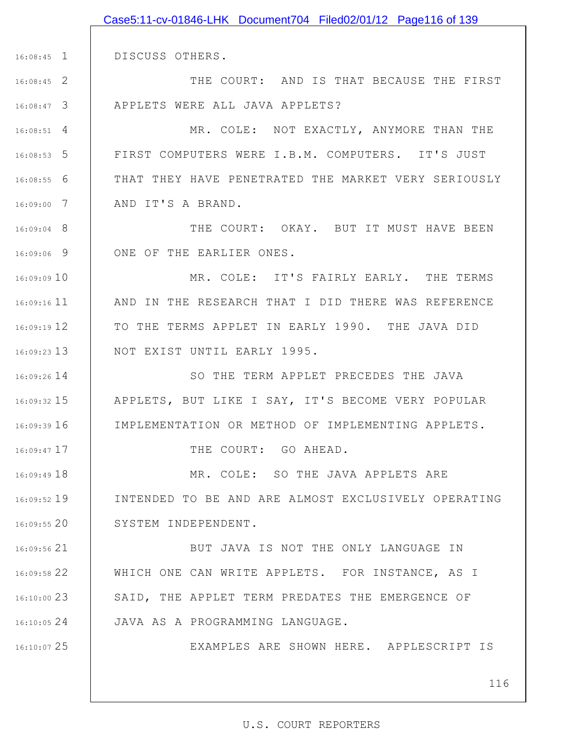DISCUSS OTHERS.

THE COURT: AND IS THAT BECAUSE THE FIRST APPLETS WERE ALL JAVA APPLETS?

MR. COLE: NOT EXACTLY, ANYMORE THAN THE FIRST COMPUTERS WERE I.B.M. COMPUTERS. IT'S JUST THAT THEY HAVE PENETRATED THE MARKET VERY SERIOUSLY AND IT'S A BRAND.

THE COURT: OKAY. BUT IT MUST HAVE BEEN ONE OF THE EARLIER ONES.

MR. COLE: IT'S FAIRLY EARLY. THE TERMS AND IN THE RESEARCH THAT I DID THERE WAS REFERENCE TO THE TERMS APPLET IN EARLY 1990. THE JAVA DID NOT EXIST UNTIL EARLY 1995.

SO THE TERM APPLET PRECEDES THE JAVA APPLETS, BUT LIKE I SAY, IT'S BECOME VERY POPULAR IMPLEMENTATION OR METHOD OF IMPLEMENTING APPLETS.

THE COURT: GO AHEAD.

MR. COLE: SO THE JAVA APPLETS ARE INTENDED TO BE AND ARE ALMOST EXCLUSIVELY OPERATING SYSTEM INDEPENDENT.

BUT JAVA IS NOT THE ONLY LANGUAGE IN WHICH ONE CAN WRITE APPLETS. FOR INSTANCE, AS I SAID, THE APPLET TERM PREDATES THE EMERGENCE OF JAVA AS A PROGRAMMING LANGUAGE.

EXAMPLES ARE SHOWN HERE. APPLESCRIPT IS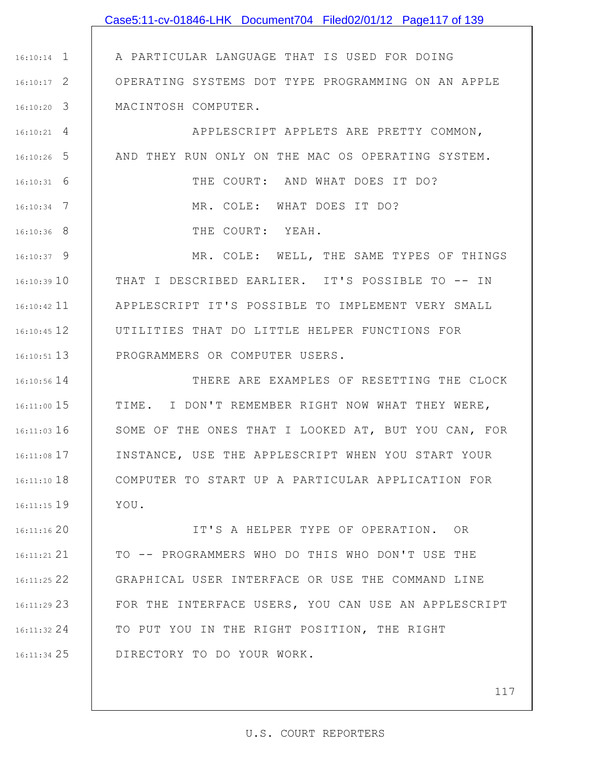A PARTICULAR LANGUAGE THAT IS USED FOR DOING OPERATING SYSTEMS DOT TYPE PROGRAMMING ON AN APPLE MACINTOSH COMPUTER.

APPLESCRIPT APPLETS ARE PRETTY COMMON, AND THEY RUN ONLY ON THE MAC OS OPERATING SYSTEM.

THE COURT: AND WHAT DOES IT DO?

MR. COLE: WHAT DOES IT DO?

THE COURT: YEAH.

MR. COLE: WELL, THE SAME TYPES OF THINGS THAT I DESCRIBED EARLIER. IT'S POSSIBLE TO -- IN APPLESCRIPT IT'S POSSIBLE TO IMPLEMENT VERY SMALL UTILITIES THAT DO LITTLE HELPER FUNCTIONS FOR PROGRAMMERS OR COMPUTER USERS.

THERE ARE EXAMPLES OF RESETTING THE CLOCK TIME. I DON'T REMEMBER RIGHT NOW WHAT THEY WERE, SOME OF THE ONES THAT I LOOKED AT, BUT YOU CAN, FOR INSTANCE, USE THE APPLESCRIPT WHEN YOU START YOUR COMPUTER TO START UP A PARTICULAR APPLICATION FOR YOU.

IT'S A HELPER TYPE OF OPERATION. OR TO -- PROGRAMMERS WHO DO THIS WHO DON'T USE THE GRAPHICAL USER INTERFACE OR USE THE COMMAND LINE FOR THE INTERFACE USERS, YOU CAN USE AN APPLESCRIPT TO PUT YOU IN THE RIGHT POSITION, THE RIGHT DIRECTORY TO DO YOUR WORK.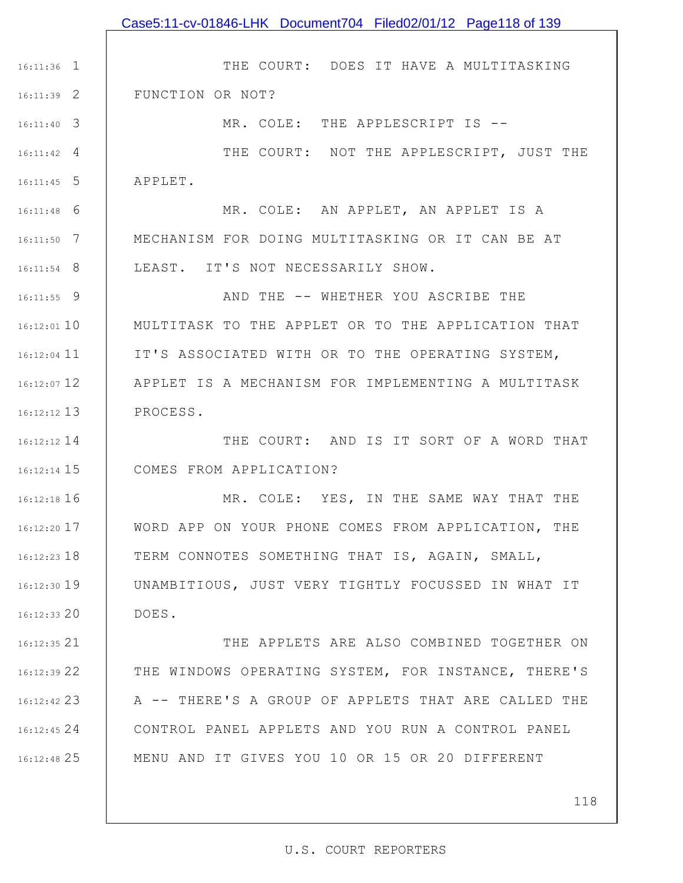THE COURT: DOES IT HAVE A MULTITASKING FUNCTION OR NOT?

MR. COLE: THE APPLESCRIPT IS --

THE COURT: NOT THE APPLESCRIPT, JUST THE APPLET.

MR. COLE: AN APPLET, AN APPLET IS A MECHANISM FOR DOING MULTITASKING OR IT CAN BE AT LEAST. IT'S NOT NECESSARILY SHOW.

AND THE -- WHETHER YOU ASCRIBE THE MULTITASK TO THE APPLET OR TO THE APPLICATION THAT IT'S ASSOCIATED WITH OR TO THE OPERATING SYSTEM, APPLET IS A MECHANISM FOR IMPLEMENTING A MULTITASK PROCESS.

THE COURT: AND IS IT SORT OF A WORD THAT COMES FROM APPLICATION?

MR. COLE: YES, IN THE SAME WAY THAT THE WORD APP ON YOUR PHONE COMES FROM APPLICATION, THE TERM CONNOTES SOMETHING THAT IS, AGAIN, SMALL, UNAMBITIOUS, JUST VERY TIGHTLY FOCUSSED IN WHAT IT DOES.

THE APPLETS ARE ALSO COMBINED TOGETHER ON THE WINDOWS OPERATING SYSTEM, FOR INSTANCE, THERE'S A -- THERE'S A GROUP OF APPLETS THAT ARE CALLED THE CONTROL PANEL APPLETS AND YOU RUN A CONTROL PANEL MENU AND IT GIVES YOU 10 OR 15 OR 20 DIFFERENT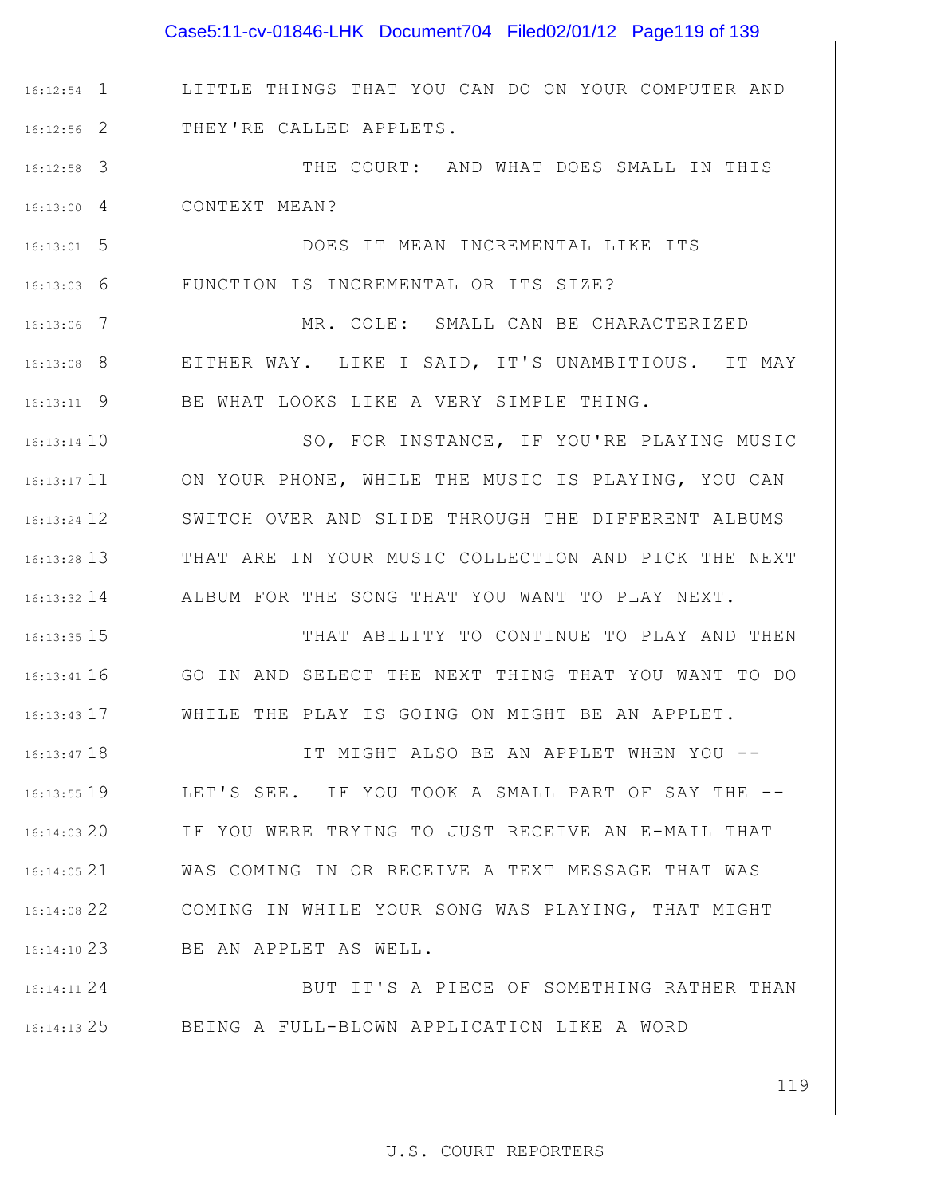LITTLE THINGS THAT YOU CAN DO ON YOUR COMPUTER AND THEY'RE CALLED APPLETS.

THE COURT: AND WHAT DOES SMALL IN THIS CONTEXT MEAN?

DOES IT MEAN INCREMENTAL LIKE ITS FUNCTION IS INCREMENTAL OR ITS SIZE?

MR. COLE: SMALL CAN BE CHARACTERIZED EITHER WAY. LIKE I SAID, IT'S UNAMBITIOUS. IT MAY BE WHAT LOOKS LIKE A VERY SIMPLE THING.

SO, FOR INSTANCE, IF YOU'RE PLAYING MUSIC ON YOUR PHONE, WHILE THE MUSIC IS PLAYING, YOU CAN SWITCH OVER AND SLIDE THROUGH THE DIFFERENT ALBUMS THAT ARE IN YOUR MUSIC COLLECTION AND PICK THE NEXT ALBUM FOR THE SONG THAT YOU WANT TO PLAY NEXT.

THAT ABILITY TO CONTINUE TO PLAY AND THEN GO IN AND SELECT THE NEXT THING THAT YOU WANT TO DO WHILE THE PLAY IS GOING ON MIGHT BE AN APPLET.

IT MIGHT ALSO BE AN APPLET WHEN YOU -- LET'S SEE. IF YOU TOOK A SMALL PART OF SAY THE -- IF YOU WERE TRYING TO JUST RECEIVE AN E-MAIL THAT WAS COMING IN OR RECEIVE A TEXT MESSAGE THAT WAS COMING IN WHILE YOUR SONG WAS PLAYING, THAT MIGHT BE AN APPLET AS WELL.

BUT IT'S A PIECE OF SOMETHING RATHER THAN BEING A FULL-BLOWN APPLICATION LIKE A WORD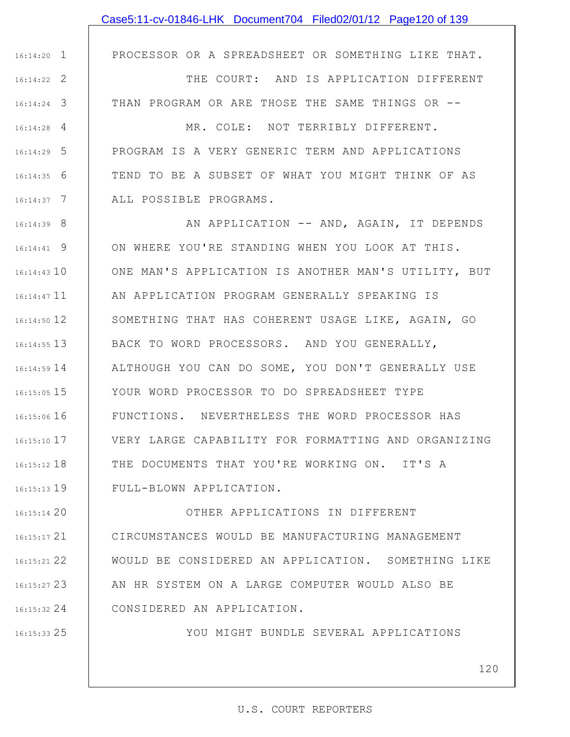PROCESSOR OR A SPREADSHEET OR SOMETHING LIKE THAT.

THE COURT: AND IS APPLICATION DIFFERENT THAN PROGRAM OR ARE THOSE THE SAME THINGS OR --

MR. COLE: NOT TERRIBLY DIFFERENT. PROGRAM IS A VERY GENERIC TERM AND APPLICATIONS TEND TO BE A SUBSET OF WHAT YOU MIGHT THINK OF AS ALL POSSIBLE PROGRAMS.

AN APPLICATION -- AND, AGAIN, IT DEPENDS ON WHERE YOU'RE STANDING WHEN YOU LOOK AT THIS. ONE MAN'S APPLICATION IS ANOTHER MAN'S UTILITY, BUT AN APPLICATION PROGRAM GENERALLY SPEAKING IS SOMETHING THAT HAS COHERENT USAGE LIKE, AGAIN, GO BACK TO WORD PROCESSORS. AND YOU GENERALLY, ALTHOUGH YOU CAN DO SOME, YOU DON'T GENERALLY USE YOUR WORD PROCESSOR TO DO SPREADSHEET TYPE FUNCTIONS. NEVERTHELESS THE WORD PROCESSOR HAS VERY LARGE CAPABILITY FOR FORMATTING AND ORGANIZING THE DOCUMENTS THAT YOU'RE WORKING ON. IT'S A FULL-BLOWN APPLICATION.

OTHER APPLICATIONS IN DIFFERENT CIRCUMSTANCES WOULD BE MANUFACTURING MANAGEMENT WOULD BE CONSIDERED AN APPLICATION. SOMETHING LIKE AN HR SYSTEM ON A LARGE COMPUTER WOULD ALSO BE CONSIDERED AN APPLICATION.

YOU MIGHT BUNDLE SEVERAL APPLICATIONS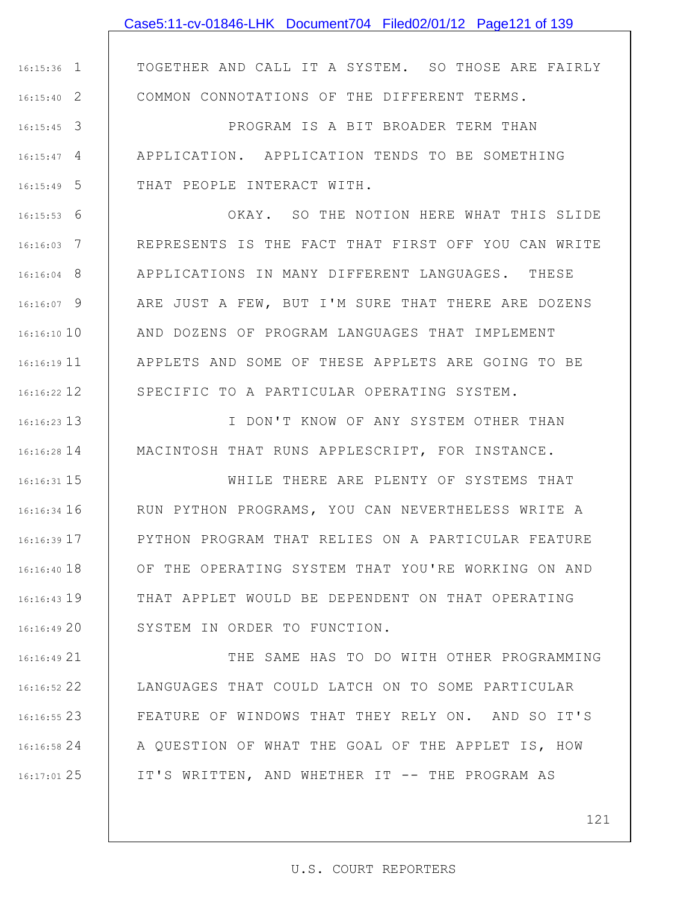TOGETHER AND CALL IT A SYSTEM. SO THOSE ARE FAIRLY COMMON CONNOTATIONS OF THE DIFFERENT TERMS.

PROGRAM IS A BIT BROADER TERM THAN APPLICATION. APPLICATION TENDS TO BE SOMETHING THAT PEOPLE INTERACT WITH.

OKAY. SO THE NOTION HERE WHAT THIS SLIDE REPRESENTS IS THE FACT THAT FIRST OFF YOU CAN WRITE APPLICATIONS IN MANY DIFFERENT LANGUAGES. THESE ARE JUST A FEW, BUT I'M SURE THAT THERE ARE DOZENS AND DOZENS OF PROGRAM LANGUAGES THAT IMPLEMENT APPLETS AND SOME OF THESE APPLETS ARE GOING TO BE SPECIFIC TO A PARTICULAR OPERATING SYSTEM.

I DON'T KNOW OF ANY SYSTEM OTHER THAN MACINTOSH THAT RUNS APPLESCRIPT, FOR INSTANCE.

WHILE THERE ARE PLENTY OF SYSTEMS THAT RUN PYTHON PROGRAMS, YOU CAN NEVERTHELESS WRITE A PYTHON PROGRAM THAT RELIES ON A PARTICULAR FEATURE OF THE OPERATING SYSTEM THAT YOU'RE WORKING ON AND THAT APPLET WOULD BE DEPENDENT ON THAT OPERATING SYSTEM IN ORDER TO FUNCTION.

THE SAME HAS TO DO WITH OTHER PROGRAMMING LANGUAGES THAT COULD LATCH ON TO SOME PARTICULAR FEATURE OF WINDOWS THAT THEY RELY ON. AND SO IT'S A QUESTION OF WHAT THE GOAL OF THE APPLET IS, HOW IT'S WRITTEN, AND WHETHER IT -- THE PROGRAM AS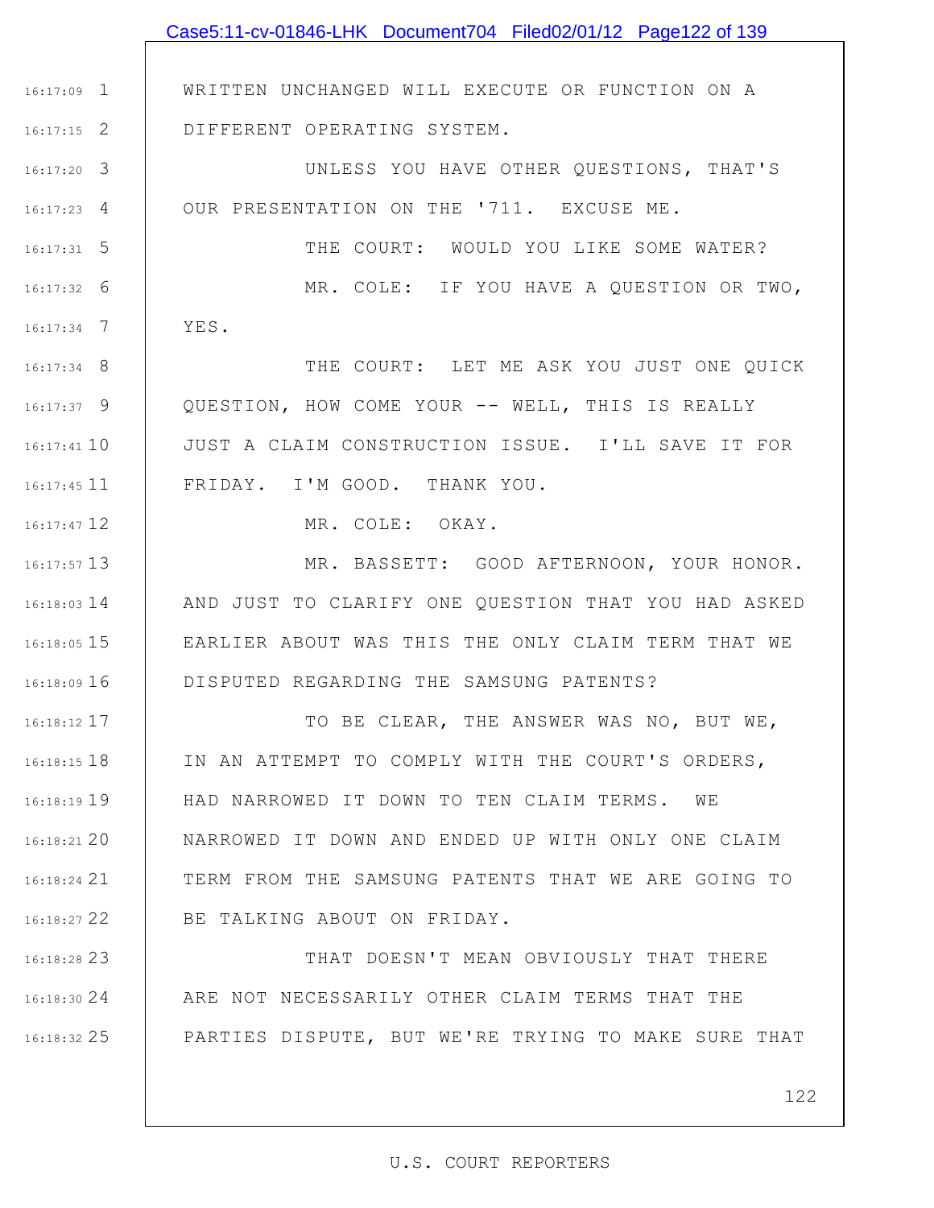WRITTEN UNCHANGED WILL EXECUTE OR FUNCTION ON A DIFFERENT OPERATING SYSTEM.

UNLESS YOU HAVE OTHER QUESTIONS, THAT'S OUR PRESENTATION ON THE '711. EXCUSE ME.

THE COURT: WOULD YOU LIKE SOME WATER?

MR. COLE: IF YOU HAVE A QUESTION OR TWO, YES.

THE COURT: LET ME ASK YOU JUST ONE QUICK QUESTION, HOW COME YOUR -- WELL, THIS IS REALLY JUST A CLAIM CONSTRUCTION ISSUE. I'LL SAVE IT FOR FRIDAY. I'M GOOD. THANK YOU.

MR. COLE: OKAY.

MR. BASSETT: GOOD AFTERNOON, YOUR HONOR. AND JUST TO CLARIFY ONE QUESTION THAT YOU HAD ASKED EARLIER ABOUT WAS THIS THE ONLY CLAIM TERM THAT WE DISPUTED REGARDING THE SAMSUNG PATENTS?

TO BE CLEAR, THE ANSWER WAS NO, BUT WE, IN AN ATTEMPT TO COMPLY WITH THE COURT'S ORDERS, HAD NARROWED IT DOWN TO TEN CLAIM TERMS. WE NARROWED IT DOWN AND ENDED UP WITH ONLY ONE CLAIM TERM FROM THE SAMSUNG PATENTS THAT WE ARE GOING TO BE TALKING ABOUT ON FRIDAY.

THAT DOESN'T MEAN OBVIOUSLY THAT THERE ARE NOT NECESSARILY OTHER CLAIM TERMS THAT THE PARTIES DISPUTE, BUT WE'RE TRYING TO MAKE SURE THAT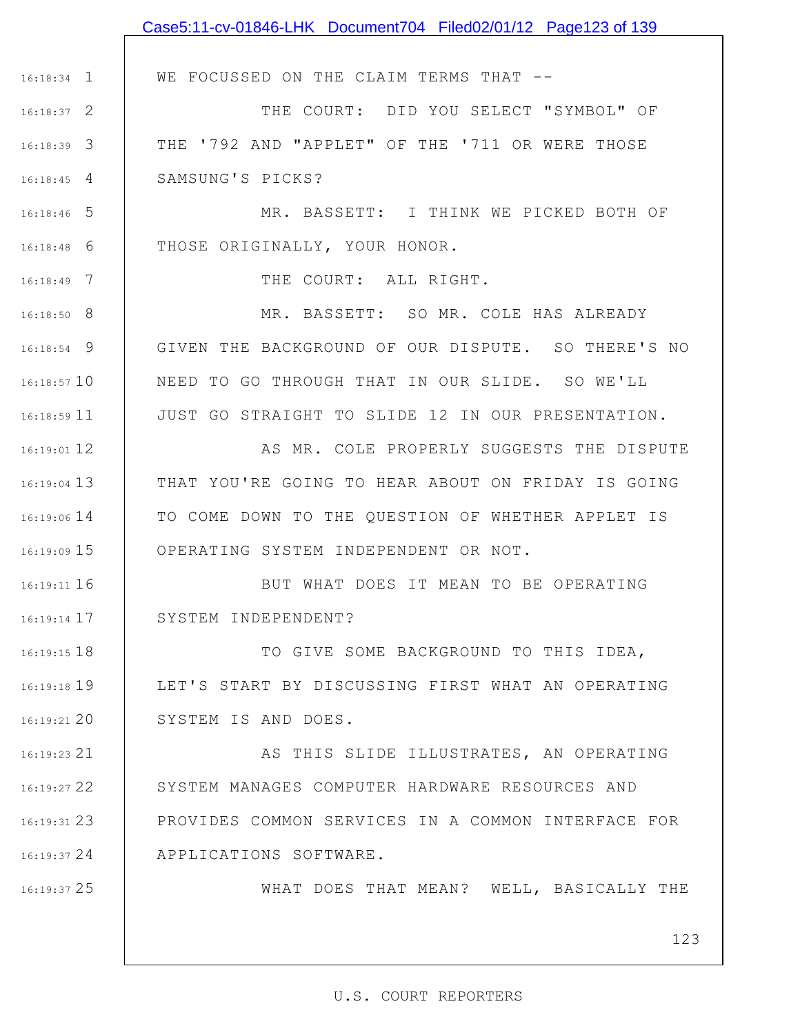WE FOCUSSED ON THE CLAIM TERMS THAT --

THE COURT: DID YOU SELECT "SYMBOL" OF THE '792 AND "APPLET" OF THE '711 OR WERE THOSE SAMSUNG'S PICKS?

MR. BASSETT: I THINK WE PICKED BOTH OF THOSE ORIGINALLY, YOUR HONOR.

THE COURT: ALL RIGHT.

MR. BASSETT: SO MR. COLE HAS ALREADY GIVEN THE BACKGROUND OF OUR DISPUTE. SO THERE'S NO NEED TO GO THROUGH THAT IN OUR SLIDE. SO WE'LL JUST GO STRAIGHT TO SLIDE 12 IN OUR PRESENTATION.

AS MR. COLE PROPERLY SUGGESTS THE DISPUTE THAT YOU'RE GOING TO HEAR ABOUT ON FRIDAY IS GOING TO COME DOWN TO THE QUESTION OF WHETHER APPLET IS OPERATING SYSTEM INDEPENDENT OR NOT.

BUT WHAT DOES IT MEAN TO BE OPERATING SYSTEM INDEPENDENT?

TO GIVE SOME BACKGROUND TO THIS IDEA, LET'S START BY DISCUSSING FIRST WHAT AN OPERATING SYSTEM IS AND DOES.

AS THIS SLIDE ILLUSTRATES, AN OPERATING SYSTEM MANAGES COMPUTER HARDWARE RESOURCES AND PROVIDES COMMON SERVICES IN A COMMON INTERFACE FOR APPLICATIONS SOFTWARE.

WHAT DOES THAT MEAN? WELL, BASICALLY THE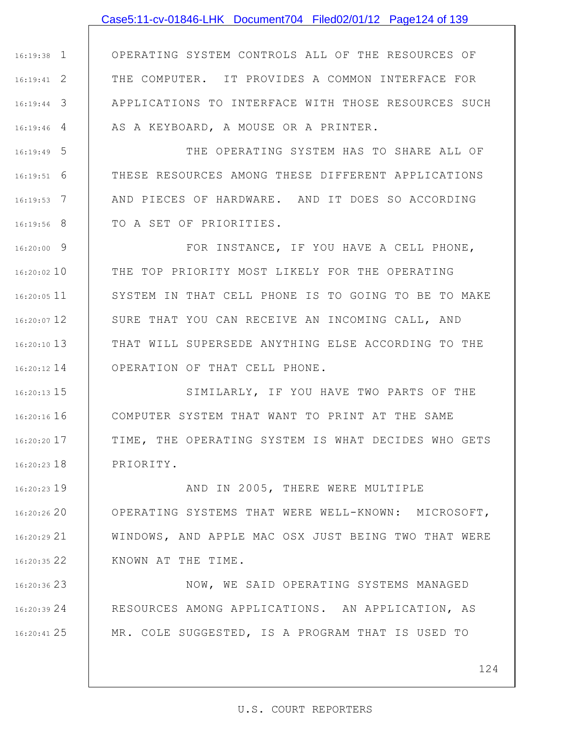OPERATING SYSTEM CONTROLS ALL OF THE RESOURCES OF THE COMPUTER. IT PROVIDES A COMMON INTERFACE FOR APPLICATIONS TO INTERFACE WITH THOSE RESOURCES SUCH AS A KEYBOARD, A MOUSE OR A PRINTER.

THE OPERATING SYSTEM HAS TO SHARE ALL OF THESE RESOURCES AMONG THESE DIFFERENT APPLICATIONS AND PIECES OF HARDWARE. AND IT DOES SO ACCORDING TO A SET OF PRIORITIES.

FOR INSTANCE, IF YOU HAVE A CELL PHONE, THE TOP PRIORITY MOST LIKELY FOR THE OPERATING SYSTEM IN THAT CELL PHONE IS TO GOING TO BE TO MAKE SURE THAT YOU CAN RECEIVE AN INCOMING CALL, AND THAT WILL SUPERSEDE ANYTHING ELSE ACCORDING TO THE OPERATION OF THAT CELL PHONE.

SIMILARLY, IF YOU HAVE TWO PARTS OF THE COMPUTER SYSTEM THAT WANT TO PRINT AT THE SAME TIME, THE OPERATING SYSTEM IS WHAT DECIDES WHO GETS PRIORITY.

AND IN 2005, THERE WERE MULTIPLE OPERATING SYSTEMS THAT WERE WELL-KNOWN: MICROSOFT, WINDOWS, AND APPLE MAC OSX JUST BEING TWO THAT WERE KNOWN AT THE TIME.

NOW, WE SAID OPERATING SYSTEMS MANAGED RESOURCES AMONG APPLICATIONS. AN APPLICATION, AS MR. COLE SUGGESTED, IS A PROGRAM THAT IS USED TO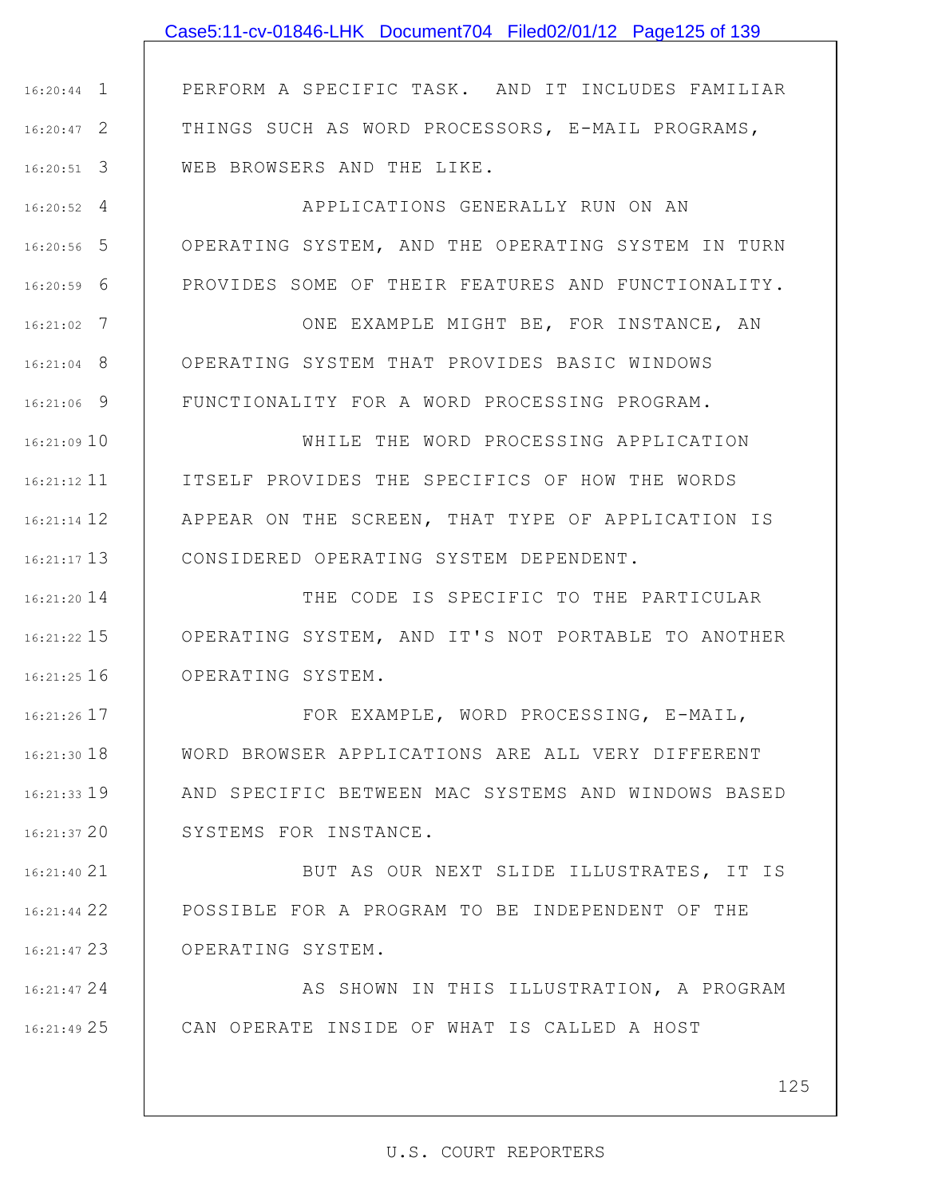PERFORM A SPECIFIC TASK. AND IT INCLUDES FAMILIAR THINGS SUCH AS WORD PROCESSORS, E-MAIL PROGRAMS, WEB BROWSERS AND THE LIKE.

APPLICATIONS GENERALLY RUN ON AN OPERATING SYSTEM, AND THE OPERATING SYSTEM IN TURN PROVIDES SOME OF THEIR FEATURES AND FUNCTIONALITY.

ONE EXAMPLE MIGHT BE, FOR INSTANCE, AN OPERATING SYSTEM THAT PROVIDES BASIC WINDOWS FUNCTIONALITY FOR A WORD PROCESSING PROGRAM.

WHILE THE WORD PROCESSING APPLICATION ITSELF PROVIDES THE SPECIFICS OF HOW THE WORDS APPEAR ON THE SCREEN, THAT TYPE OF APPLICATION IS CONSIDERED OPERATING SYSTEM DEPENDENT.

THE CODE IS SPECIFIC TO THE PARTICULAR OPERATING SYSTEM, AND IT'S NOT PORTABLE TO ANOTHER OPERATING SYSTEM.

FOR EXAMPLE, WORD PROCESSING, E-MAIL, WORD BROWSER APPLICATIONS ARE ALL VERY DIFFERENT AND SPECIFIC BETWEEN MAC SYSTEMS AND WINDOWS BASED SYSTEMS FOR INSTANCE.

BUT AS OUR NEXT SLIDE ILLUSTRATES, IT IS POSSIBLE FOR A PROGRAM TO BE INDEPENDENT OF THE OPERATING SYSTEM.

AS SHOWN IN THIS ILLUSTRATION, A PROGRAM CAN OPERATE INSIDE OF WHAT IS CALLED A HOST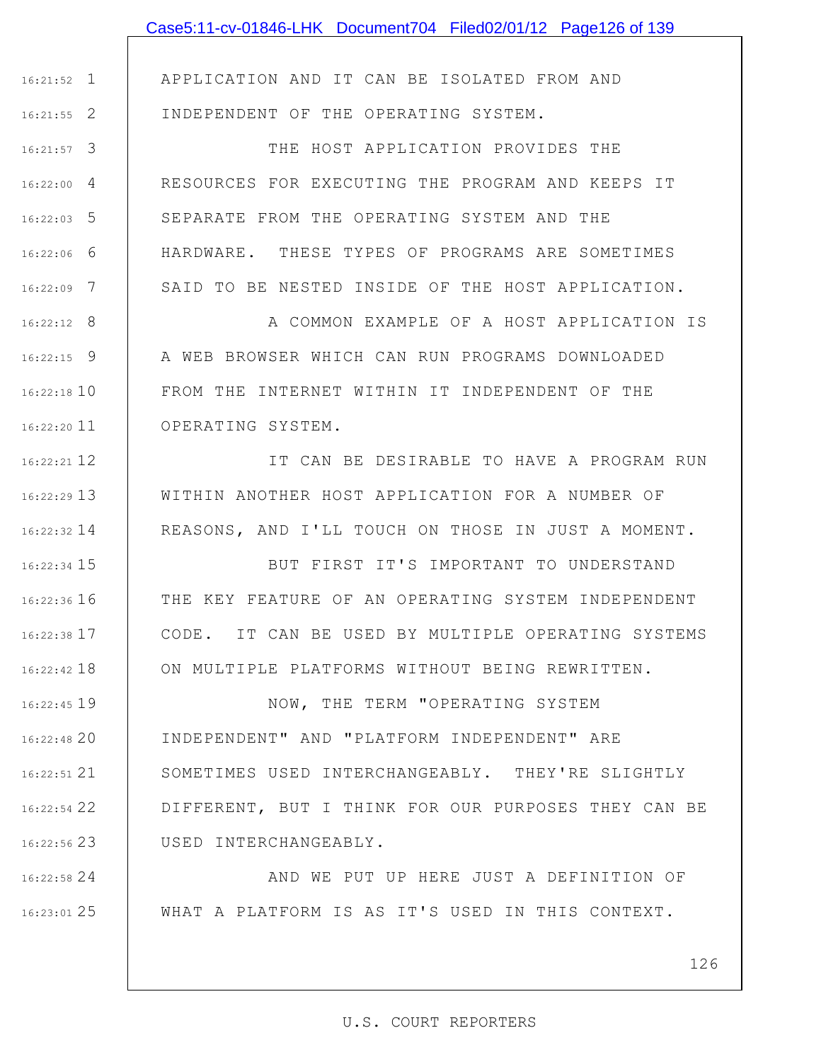APPLICATION AND IT CAN BE ISOLATED FROM AND INDEPENDENT OF THE OPERATING SYSTEM.

THE HOST APPLICATION PROVIDES THE RESOURCES FOR EXECUTING THE PROGRAM AND KEEPS IT SEPARATE FROM THE OPERATING SYSTEM AND THE HARDWARE. THESE TYPES OF PROGRAMS ARE SOMETIMES SAID TO BE NESTED INSIDE OF THE HOST APPLICATION.

A COMMON EXAMPLE OF A HOST APPLICATION IS A WEB BROWSER WHICH CAN RUN PROGRAMS DOWNLOADED FROM THE INTERNET WITHIN IT INDEPENDENT OF THE OPERATING SYSTEM.

IT CAN BE DESIRABLE TO HAVE A PROGRAM RUN WITHIN ANOTHER HOST APPLICATION FOR A NUMBER OF REASONS, AND I'LL TOUCH ON THOSE IN JUST A MOMENT.

BUT FIRST IT'S IMPORTANT TO UNDERSTAND THE KEY FEATURE OF AN OPERATING SYSTEM INDEPENDENT CODE. IT CAN BE USED BY MULTIPLE OPERATING SYSTEMS ON MULTIPLE PLATFORMS WITHOUT BEING REWRITTEN.

NOW, THE TERM "OPERATING SYSTEM INDEPENDENT" AND "PLATFORM INDEPENDENT" ARE SOMETIMES USED INTERCHANGEABLY. THEY'RE SLIGHTLY DIFFERENT, BUT I THINK FOR OUR PURPOSES THEY CAN BE USED INTERCHANGEABLY.

AND WE PUT UP HERE JUST A DEFINITION OF WHAT A PLATFORM IS AS IT'S USED IN THIS CONTEXT.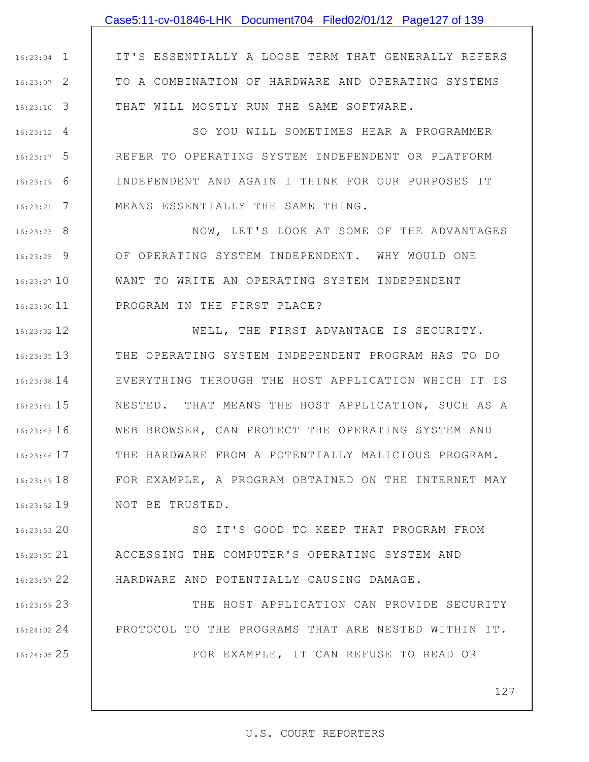IT'S ESSENTIALLY A LOOSE TERM THAT GENERALLY REFERS TO A COMBINATION OF HARDWARE AND OPERATING SYSTEMS THAT WILL MOSTLY RUN THE SAME SOFTWARE.

SO YOU WILL SOMETIMES HEAR A PROGRAMMER REFER TO OPERATING SYSTEM INDEPENDENT OR PLATFORM INDEPENDENT AND AGAIN I THINK FOR OUR PURPOSES IT MEANS ESSENTIALLY THE SAME THING.

NOW, LET'S LOOK AT SOME OF THE ADVANTAGES OF OPERATING SYSTEM INDEPENDENT. WHY WOULD ONE WANT TO WRITE AN OPERATING SYSTEM INDEPENDENT PROGRAM IN THE FIRST PLACE?

WELL, THE FIRST ADVANTAGE IS SECURITY. THE OPERATING SYSTEM INDEPENDENT PROGRAM HAS TO DO EVERYTHING THROUGH THE HOST APPLICATION WHICH IT IS NESTED. THAT MEANS THE HOST APPLICATION, SUCH AS A WEB BROWSER, CAN PROTECT THE OPERATING SYSTEM AND THE HARDWARE FROM A POTENTIALLY MALICIOUS PROGRAM. FOR EXAMPLE, A PROGRAM OBTAINED ON THE INTERNET MAY NOT BE TRUSTED.

SO IT'S GOOD TO KEEP THAT PROGRAM FROM ACCESSING THE COMPUTER'S OPERATING SYSTEM AND HARDWARE AND POTENTIALLY CAUSING DAMAGE.

THE HOST APPLICATION CAN PROVIDE SECURITY PROTOCOL TO THE PROGRAMS THAT ARE NESTED WITHIN IT.

FOR EXAMPLE, IT CAN REFUSE TO READ OR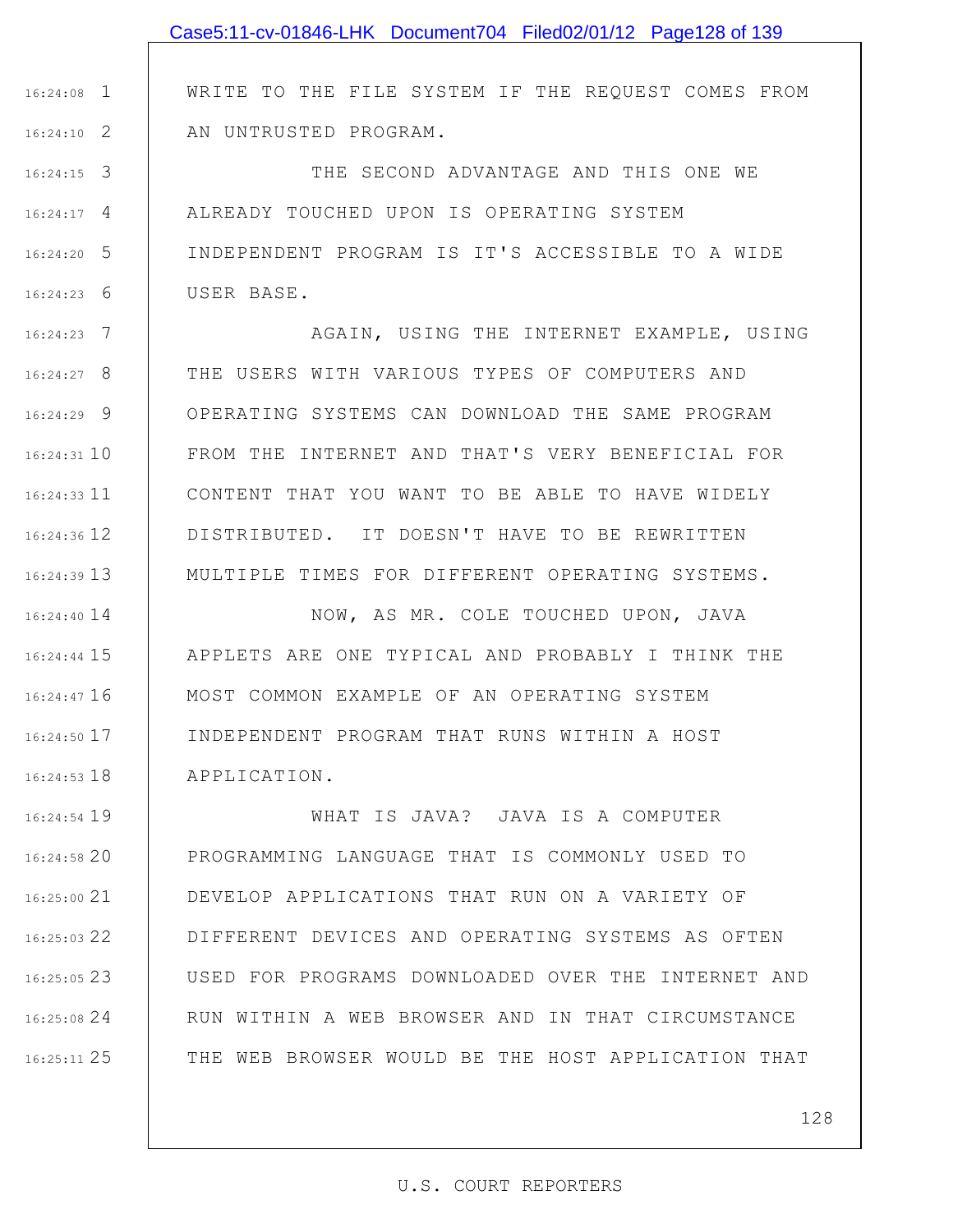WRITE TO THE FILE SYSTEM IF THE REQUEST COMES FROM AN UNTRUSTED PROGRAM.

THE SECOND ADVANTAGE AND THIS ONE WE ALREADY TOUCHED UPON IS OPERATING SYSTEM INDEPENDENT PROGRAM IS IT'S ACCESSIBLE TO A WIDE USER BASE.

AGAIN, USING THE INTERNET EXAMPLE, USING THE USERS WITH VARIOUS TYPES OF COMPUTERS AND OPERATING SYSTEMS CAN DOWNLOAD THE SAME PROGRAM FROM THE INTERNET AND THAT'S VERY BENEFICIAL FOR CONTENT THAT YOU WANT TO BE ABLE TO HAVE WIDELY DISTRIBUTED. IT DOESN'T HAVE TO BE REWRITTEN MULTIPLE TIMES FOR DIFFERENT OPERATING SYSTEMS.

NOW, AS MR. COLE TOUCHED UPON, JAVA APPLETS ARE ONE TYPICAL AND PROBABLY I THINK THE MOST COMMON EXAMPLE OF AN OPERATING SYSTEM INDEPENDENT PROGRAM THAT RUNS WITHIN A HOST APPLICATION.

WHAT IS JAVA? JAVA IS A COMPUTER PROGRAMMING LANGUAGE THAT IS COMMONLY USED TO DEVELOP APPLICATIONS THAT RUN ON A VARIETY OF DIFFERENT DEVICES AND OPERATING SYSTEMS AS OFTEN USED FOR PROGRAMS DOWNLOADED OVER THE INTERNET AND RUN WITHIN A WEB BROWSER AND IN THAT CIRCUMSTANCE THE WEB BROWSER WOULD BE THE HOST APPLICATION THAT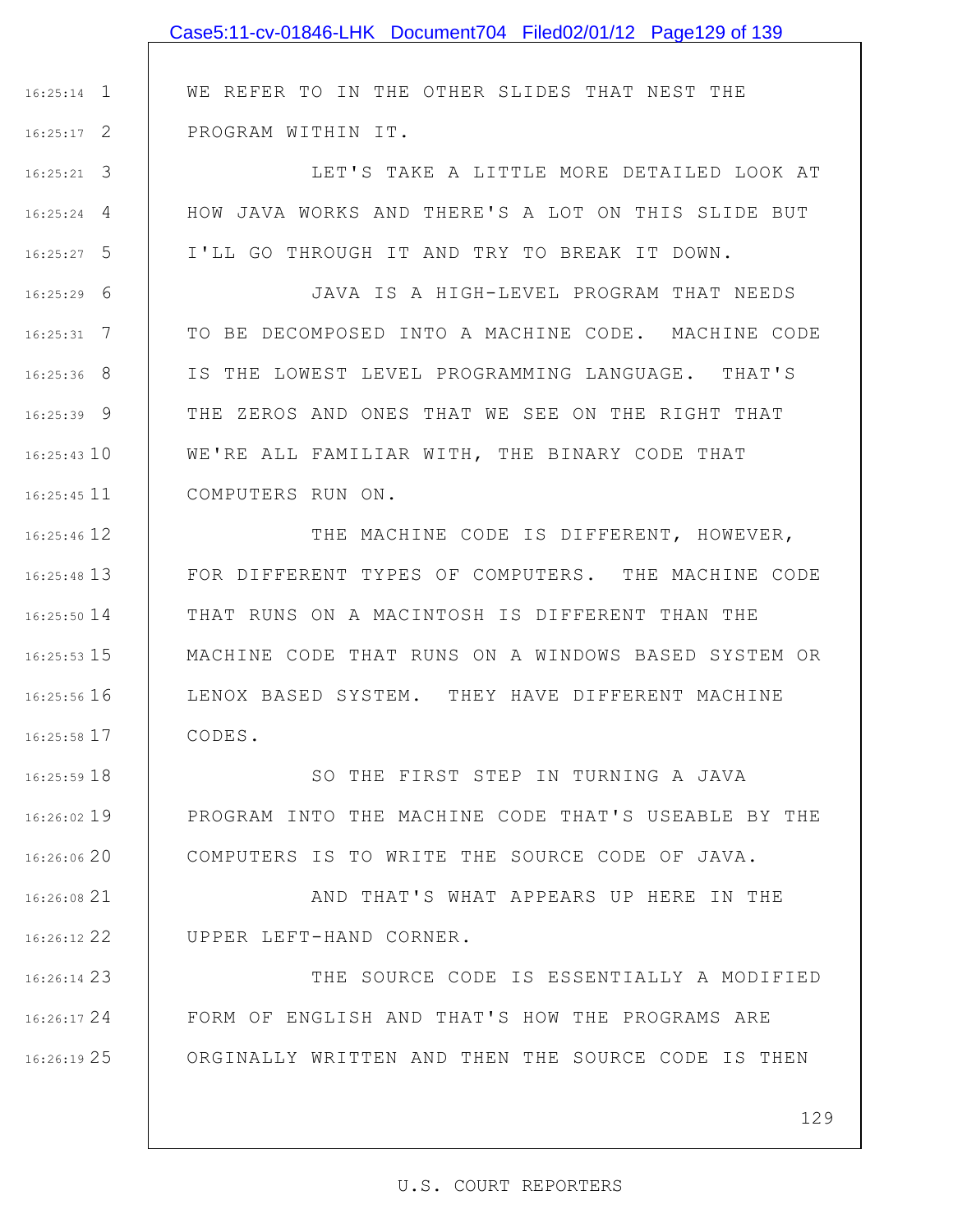WE REFER TO IN THE OTHER SLIDES THAT NEST THE PROGRAM WITHIN IT.

LET'S TAKE A LITTLE MORE DETAILED LOOK AT HOW JAVA WORKS AND THERE'S A LOT ON THIS SLIDE BUT I'LL GO THROUGH IT AND TRY TO BREAK IT DOWN.

JAVA IS A HIGH-LEVEL PROGRAM THAT NEEDS TO BE DECOMPOSED INTO A MACHINE CODE. MACHINE CODE IS THE LOWEST LEVEL PROGRAMMING LANGUAGE. THAT'S THE ZEROS AND ONES THAT WE SEE ON THE RIGHT THAT WE'RE ALL FAMILIAR WITH, THE BINARY CODE THAT COMPUTERS RUN ON.

THE MACHINE CODE IS DIFFERENT, HOWEVER, FOR DIFFERENT TYPES OF COMPUTERS. THE MACHINE CODE THAT RUNS ON A MACINTOSH IS DIFFERENT THAN THE MACHINE CODE THAT RUNS ON A WINDOWS BASED SYSTEM OR LENOX BASED SYSTEM. THEY HAVE DIFFERENT MACHINE CODES.

SO THE FIRST STEP IN TURNING A JAVA PROGRAM INTO THE MACHINE CODE THAT'S USEABLE BY THE COMPUTERS IS TO WRITE THE SOURCE CODE OF JAVA.

AND THAT'S WHAT APPEARS UP HERE IN THE UPPER LEFT-HAND CORNER.

THE SOURCE CODE IS ESSENTIALLY A MODIFIED FORM OF ENGLISH AND THAT'S HOW THE PROGRAMS ARE ORGINALLY WRITTEN AND THEN THE SOURCE CODE IS THEN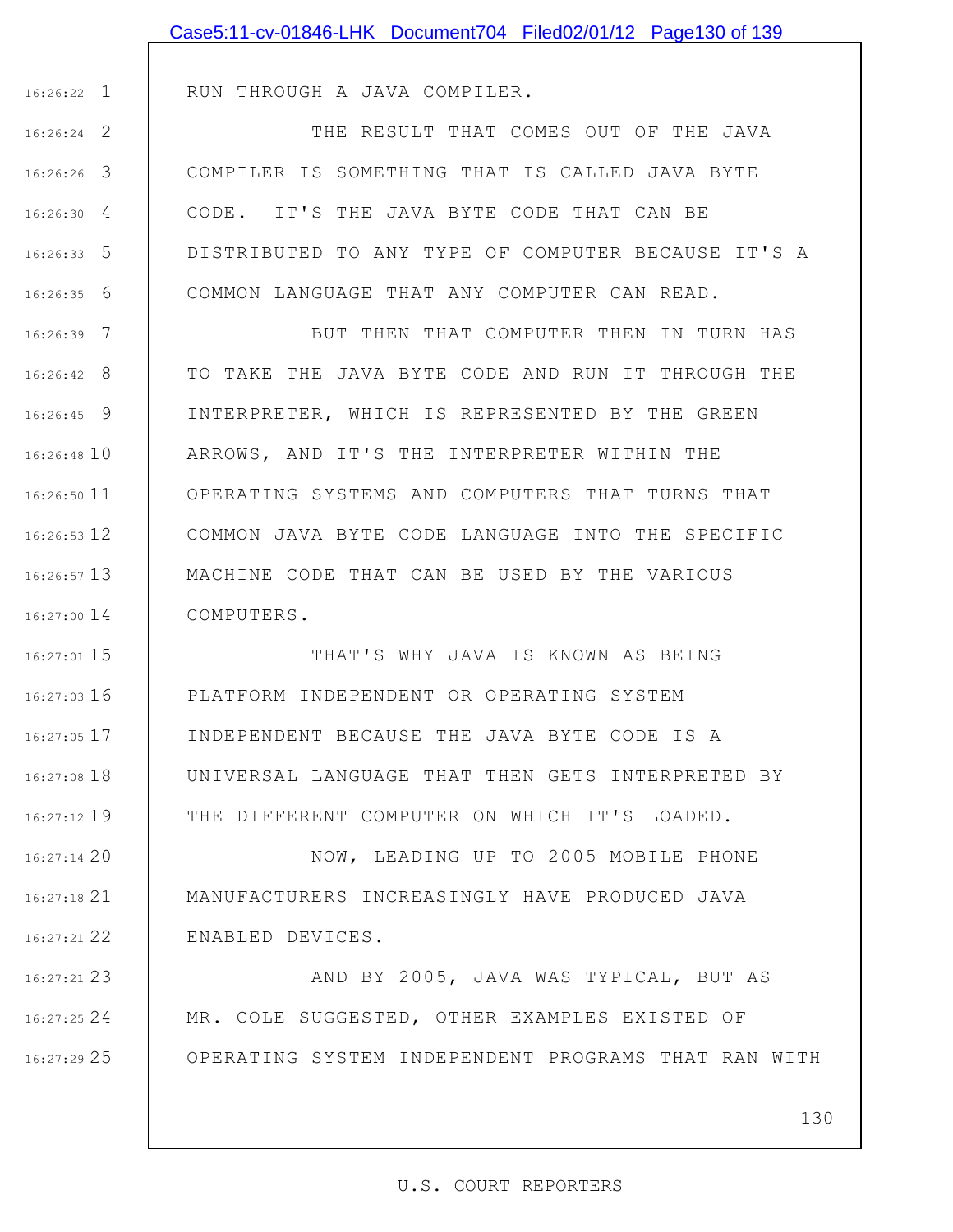RUN THROUGH A JAVA COMPILER.

THE RESULT THAT COMES OUT OF THE JAVA COMPILER IS SOMETHING THAT IS CALLED JAVA BYTE CODE. IT'S THE JAVA BYTE CODE THAT CAN BE DISTRIBUTED TO ANY TYPE OF COMPUTER BECAUSE IT'S A COMMON LANGUAGE THAT ANY COMPUTER CAN READ.

BUT THEN THAT COMPUTER THEN IN TURN HAS TO TAKE THE JAVA BYTE CODE AND RUN IT THROUGH THE INTERPRETER, WHICH IS REPRESENTED BY THE GREEN ARROWS, AND IT'S THE INTERPRETER WITHIN THE OPERATING SYSTEMS AND COMPUTERS THAT TURNS THAT COMMON JAVA BYTE CODE LANGUAGE INTO THE SPECIFIC MACHINE CODE THAT CAN BE USED BY THE VARIOUS COMPUTERS.

THAT'S WHY JAVA IS KNOWN AS BEING PLATFORM INDEPENDENT OR OPERATING SYSTEM INDEPENDENT BECAUSE THE JAVA BYTE CODE IS A UNIVERSAL LANGUAGE THAT THEN GETS INTERPRETED BY THE DIFFERENT COMPUTER ON WHICH IT'S LOADED.

NOW, LEADING UP TO 2005 MOBILE PHONE MANUFACTURERS INCREASINGLY HAVE PRODUCED JAVA ENABLED DEVICES.

AND BY 2005, JAVA WAS TYPICAL, BUT AS MR. COLE SUGGESTED, OTHER EXAMPLES EXISTED OF OPERATING SYSTEM INDEPENDENT PROGRAMS THAT RAN WITH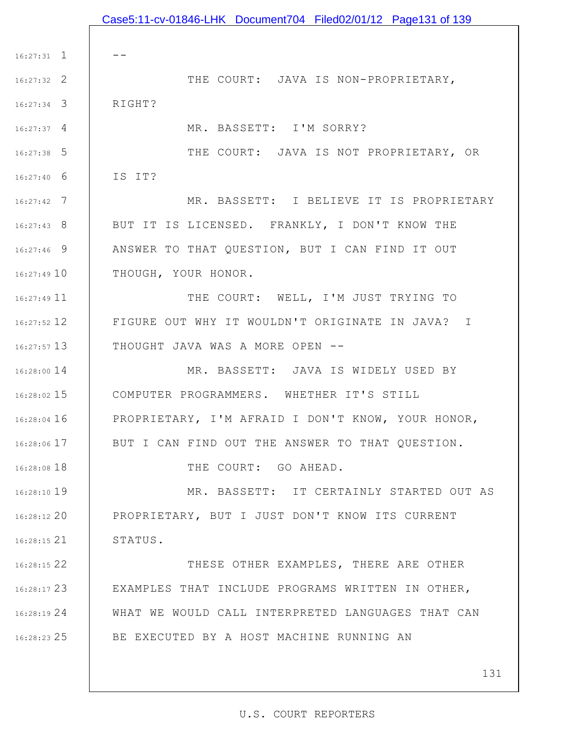--

THE COURT: JAVA IS NON-PROPRIETARY, RIGHT?

MR. BASSETT: I'M SORRY?

THE COURT: JAVA IS NOT PROPRIETARY, OR IS IT?

MR. BASSETT: I BELIEVE IT IS PROPRIETARY BUT IT IS LICENSED. FRANKLY, I DON'T KNOW THE ANSWER TO THAT QUESTION, BUT I CAN FIND IT OUT THOUGH, YOUR HONOR.

THE COURT: WELL, I'M JUST TRYING TO FIGURE OUT WHY IT WOULDN'T ORIGINATE IN JAVA? I THOUGHT JAVA WAS A MORE OPEN --

MR. BASSETT: JAVA IS WIDELY USED BY COMPUTER PROGRAMMERS. WHETHER IT'S STILL PROPRIETARY, I'M AFRAID I DON'T KNOW, YOUR HONOR, BUT I CAN FIND OUT THE ANSWER TO THAT QUESTION.

THE COURT: GO AHEAD.

MR. BASSETT: IT CERTAINLY STARTED OUT AS PROPRIETARY, BUT I JUST DON'T KNOW ITS CURRENT STATUS.

THESE OTHER EXAMPLES, THERE ARE OTHER EXAMPLES THAT INCLUDE PROGRAMS WRITTEN IN OTHER, WHAT WE WOULD CALL INTERPRETED LANGUAGES THAT CAN BE EXECUTED BY A HOST MACHINE RUNNING AN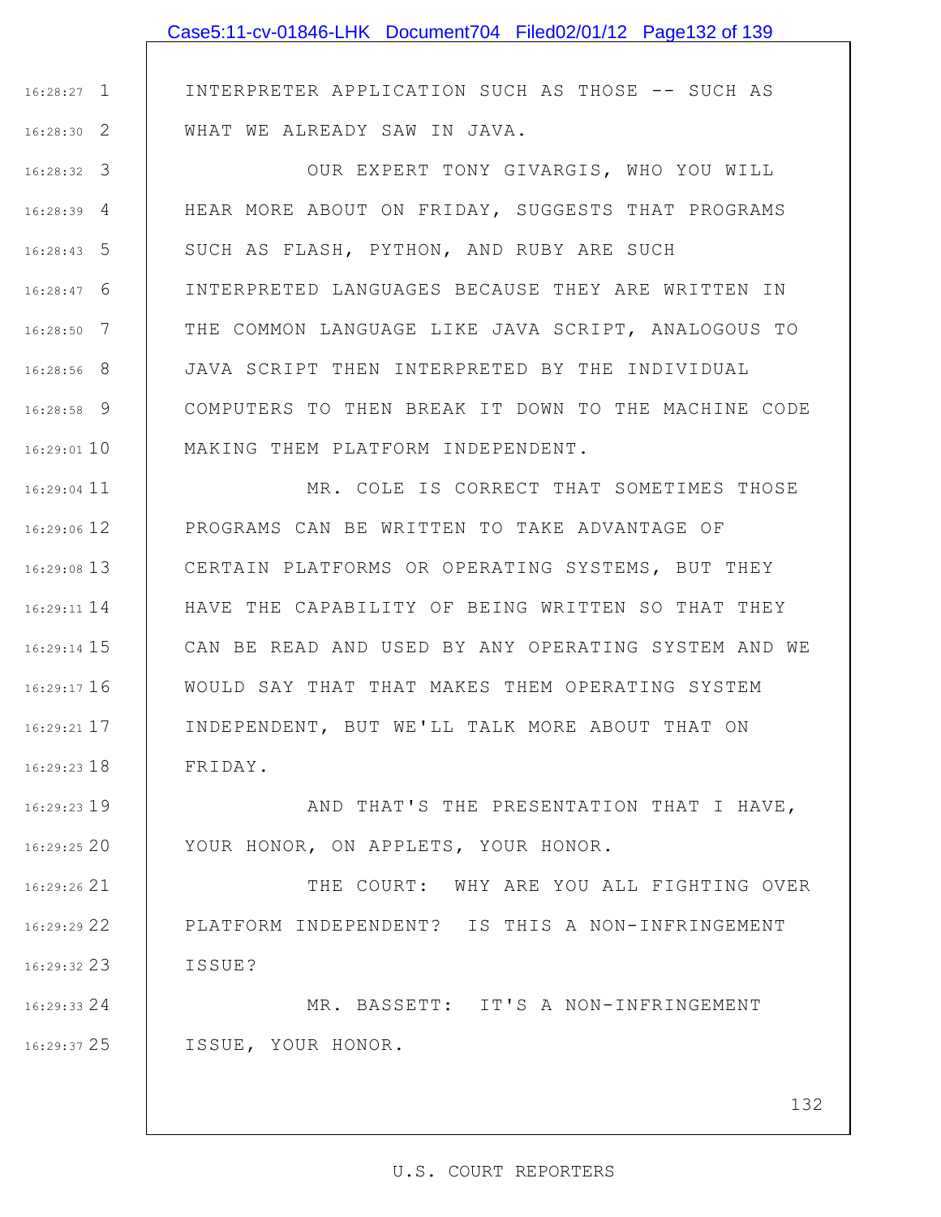INTERPRETER APPLICATION SUCH AS THOSE -- SUCH AS WHAT WE ALREADY SAW IN JAVA.

OUR EXPERT TONY GIVARGIS, WHO YOU WILL HEAR MORE ABOUT ON FRIDAY, SUGGESTS THAT PROGRAMS SUCH AS FLASH, PYTHON, AND RUBY ARE SUCH INTERPRETED LANGUAGES BECAUSE THEY ARE WRITTEN IN THE COMMON LANGUAGE LIKE JAVA SCRIPT, ANALOGOUS TO JAVA SCRIPT THEN INTERPRETED BY THE INDIVIDUAL COMPUTERS TO THEN BREAK IT DOWN TO THE MACHINE CODE MAKING THEM PLATFORM INDEPENDENT.

MR. COLE IS CORRECT THAT SOMETIMES THOSE PROGRAMS CAN BE WRITTEN TO TAKE ADVANTAGE OF CERTAIN PLATFORMS OR OPERATING SYSTEMS, BUT THEY HAVE THE CAPABILITY OF BEING WRITTEN SO THAT THEY CAN BE READ AND USED BY ANY OPERATING SYSTEM AND WE WOULD SAY THAT THAT MAKES THEM OPERATING SYSTEM INDEPENDENT, BUT WE'LL TALK MORE ABOUT THAT ON FRIDAY.

AND THAT'S THE PRESENTATION THAT I HAVE, YOUR HONOR, ON APPLETS, YOUR HONOR.

THE COURT: WHY ARE YOU ALL FIGHTING OVER PLATFORM INDEPENDENT? IS THIS A NON-INFRINGEMENT ISSUE?

MR. BASSETT: IT'S A NON-INFRINGEMENT ISSUE, YOUR HONOR.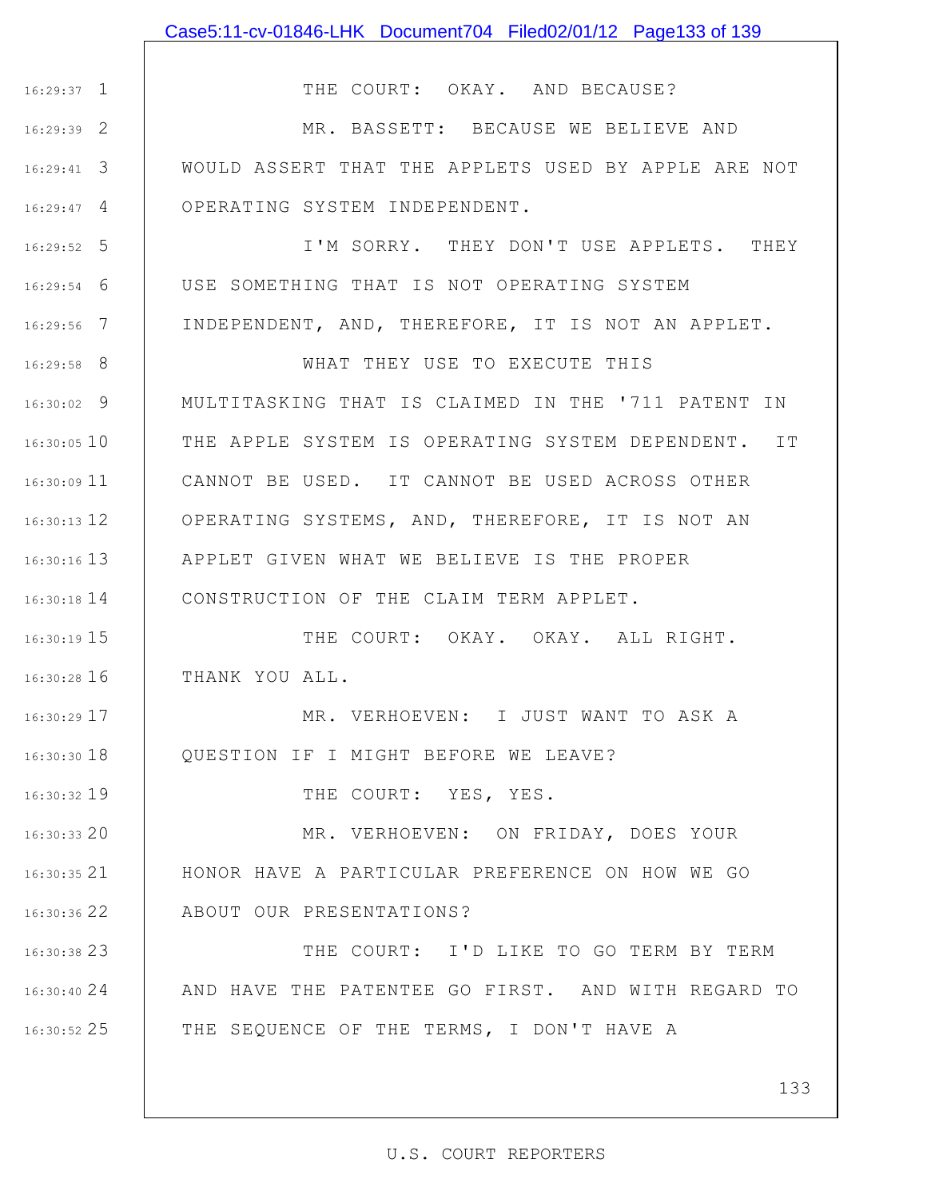THE COURT: OKAY. AND BECAUSE?

MR. BASSETT: BECAUSE WE BELIEVE AND WOULD ASSERT THAT THE APPLETS USED BY APPLE ARE NOT OPERATING SYSTEM INDEPENDENT.

I'M SORRY. THEY DON'T USE APPLETS. THEY USE SOMETHING THAT IS NOT OPERATING SYSTEM INDEPENDENT, AND, THEREFORE, IT IS NOT AN APPLET.

WHAT THEY USE TO EXECUTE THIS MULTITASKING THAT IS CLAIMED IN THE '711 PATENT IN THE APPLE SYSTEM IS OPERATING SYSTEM DEPENDENT. IT CANNOT BE USED. IT CANNOT BE USED ACROSS OTHER OPERATING SYSTEMS, AND, THEREFORE, IT IS NOT AN APPLET GIVEN WHAT WE BELIEVE IS THE PROPER CONSTRUCTION OF THE CLAIM TERM APPLET.

THE COURT: OKAY. OKAY. ALL RIGHT. THANK YOU ALL.

MR. VERHOEVEN: I JUST WANT TO ASK A QUESTION IF I MIGHT BEFORE WE LEAVE?

THE COURT: YES, YES.

MR. VERHOEVEN: ON FRIDAY, DOES YOUR HONOR HAVE A PARTICULAR PREFERENCE ON HOW WE GO ABOUT OUR PRESENTATIONS?

THE COURT: I'D LIKE TO GO TERM BY TERM AND HAVE THE PATENTEE GO FIRST. AND WITH REGARD TO THE SEQUENCE OF THE TERMS, I DON'T HAVE A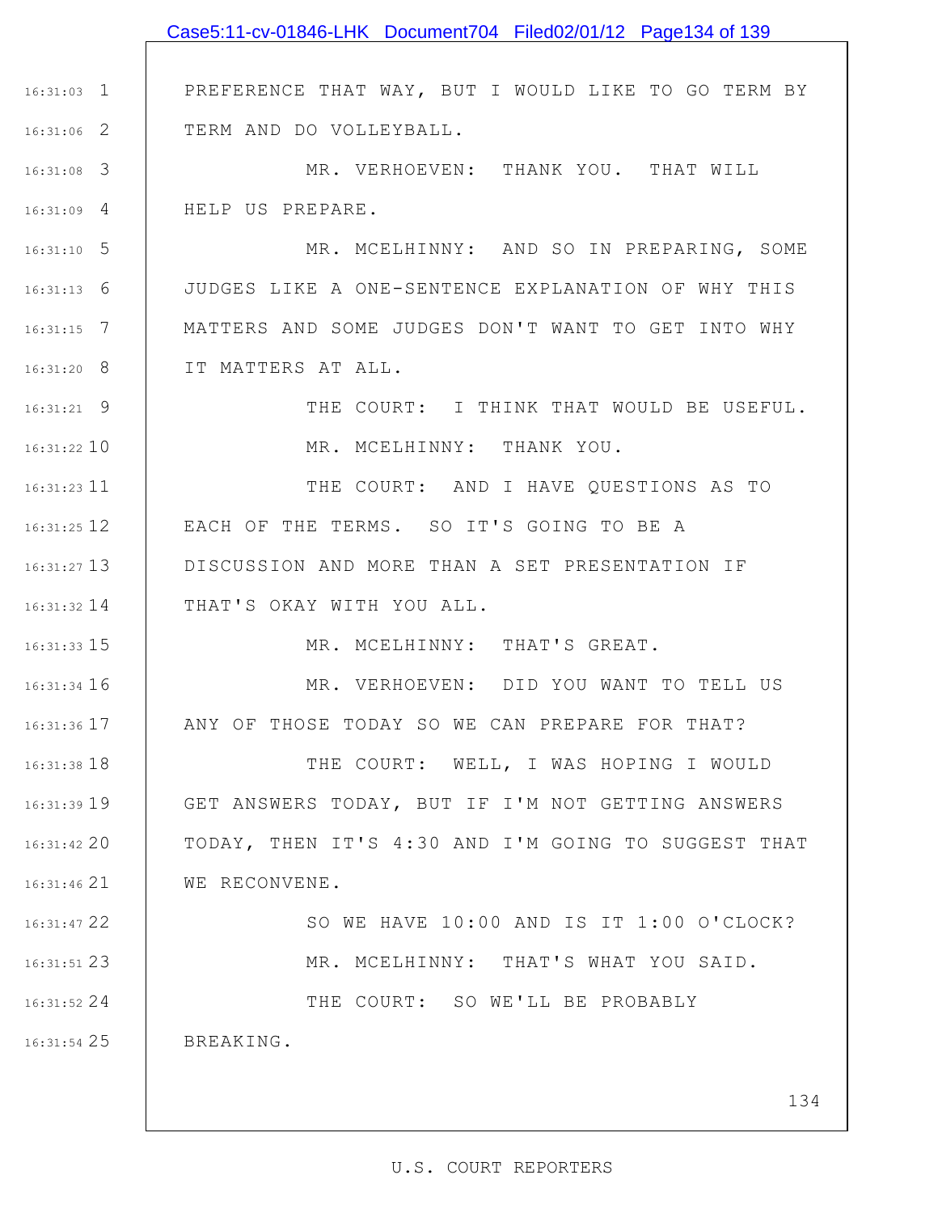PREFERENCE THAT WAY, BUT I WOULD LIKE TO GO TERM BY TERM AND DO VOLLEYBALL.

MR. VERHOEVEN: THANK YOU. THAT WILL HELP US PREPARE.

MR. MCELHINNY: AND SO IN PREPARING, SOME JUDGES LIKE A ONE-SENTENCE EXPLANATION OF WHY THIS MATTERS AND SOME JUDGES DON'T WANT TO GET INTO WHY IT MATTERS AT ALL.

THE COURT: I THINK THAT WOULD BE USEFUL.

MR. MCELHINNY: THANK YOU.

THE COURT: AND I HAVE QUESTIONS AS TO EACH OF THE TERMS. SO IT'S GOING TO BE A DISCUSSION AND MORE THAN A SET PRESENTATION IF THAT'S OKAY WITH YOU ALL.

MR. MCELHINNY: THAT'S GREAT.

MR. VERHOEVEN: DID YOU WANT TO TELL US ANY OF THOSE TODAY SO WE CAN PREPARE FOR THAT?

THE COURT: WELL, I WAS HOPING I WOULD GET ANSWERS TODAY, BUT IF I'M NOT GETTING ANSWERS TODAY, THEN IT'S 4:30 AND I'M GOING TO SUGGEST THAT WE RECONVENE.

SO WE HAVE 10:00 AND IS IT 1:00 O'CLOCK?

MR. MCELHINNY: THAT'S WHAT YOU SAID.

THE COURT: SO WE'LL BE PROBABLY BREAKING.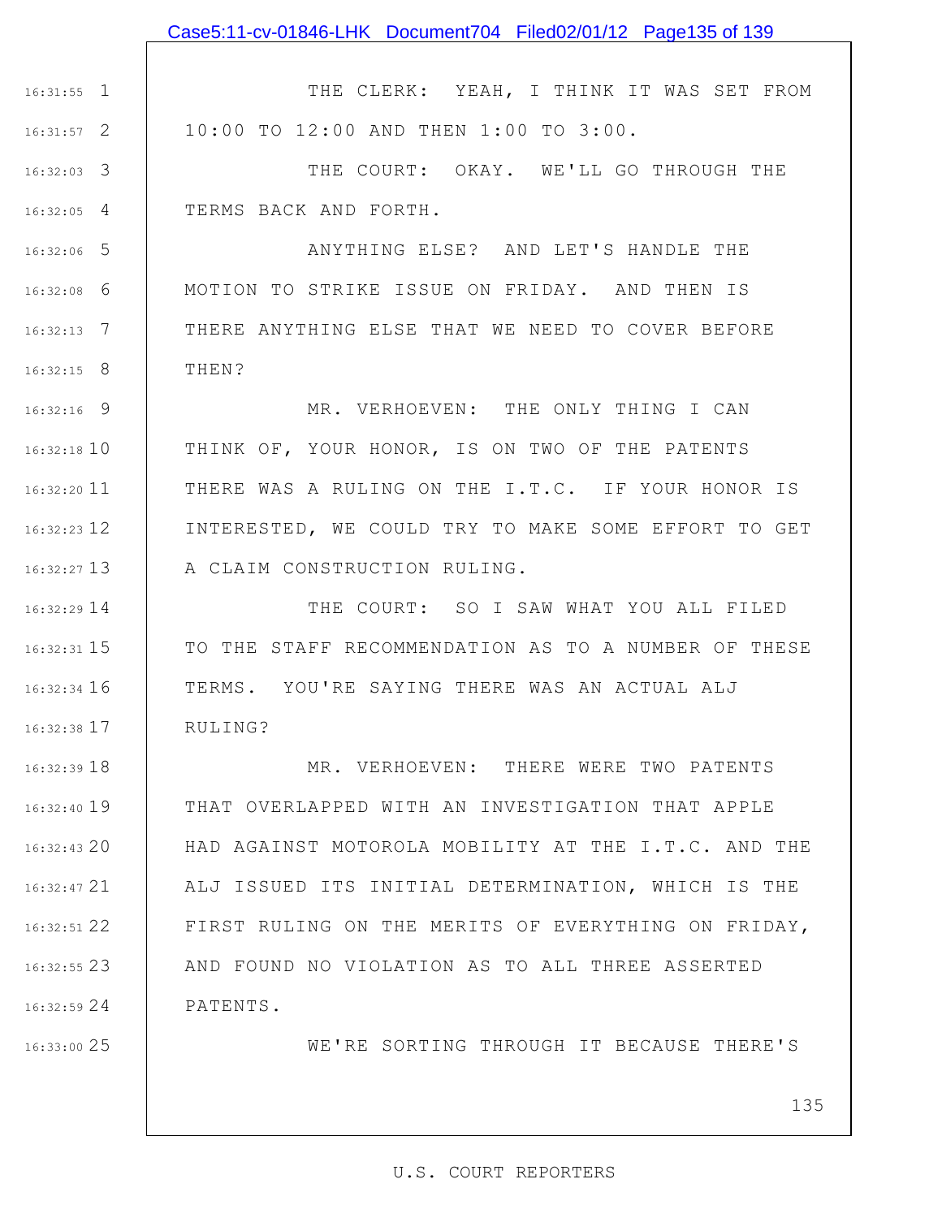THE CLERK: YEAH, I THINK IT WAS SET FROM 10:00 TO 12:00 AND THEN 1:00 TO 3:00.

THE COURT: OKAY. WE'LL GO THROUGH THE TERMS BACK AND FORTH.

ANYTHING ELSE? AND LET'S HANDLE THE MOTION TO STRIKE ISSUE ON FRIDAY. AND THEN IS THERE ANYTHING ELSE THAT WE NEED TO COVER BEFORE THEN?

MR. VERHOEVEN: THE ONLY THING I CAN THINK OF, YOUR HONOR, IS ON TWO OF THE PATENTS THERE WAS A RULING ON THE I.T.C. IF YOUR HONOR IS INTERESTED, WE COULD TRY TO MAKE SOME EFFORT TO GET A CLAIM CONSTRUCTION RULING.

THE COURT: SO I SAW WHAT YOU ALL FILED TO THE STAFF RECOMMENDATION AS TO A NUMBER OF THESE TERMS. YOU'RE SAYING THERE WAS AN ACTUAL ALJ RULING?

MR. VERHOEVEN: THERE WERE TWO PATENTS THAT OVERLAPPED WITH AN INVESTIGATION THAT APPLE HAD AGAINST MOTOROLA MOBILITY AT THE I.T.C. AND THE ALJ ISSUED ITS INITIAL DETERMINATION, WHICH IS THE FIRST RULING ON THE MERITS OF EVERYTHING ON FRIDAY, AND FOUND NO VIOLATION AS TO ALL THREE ASSERTED PATENTS.

WE'RE SORTING THROUGH IT BECAUSE THERE'S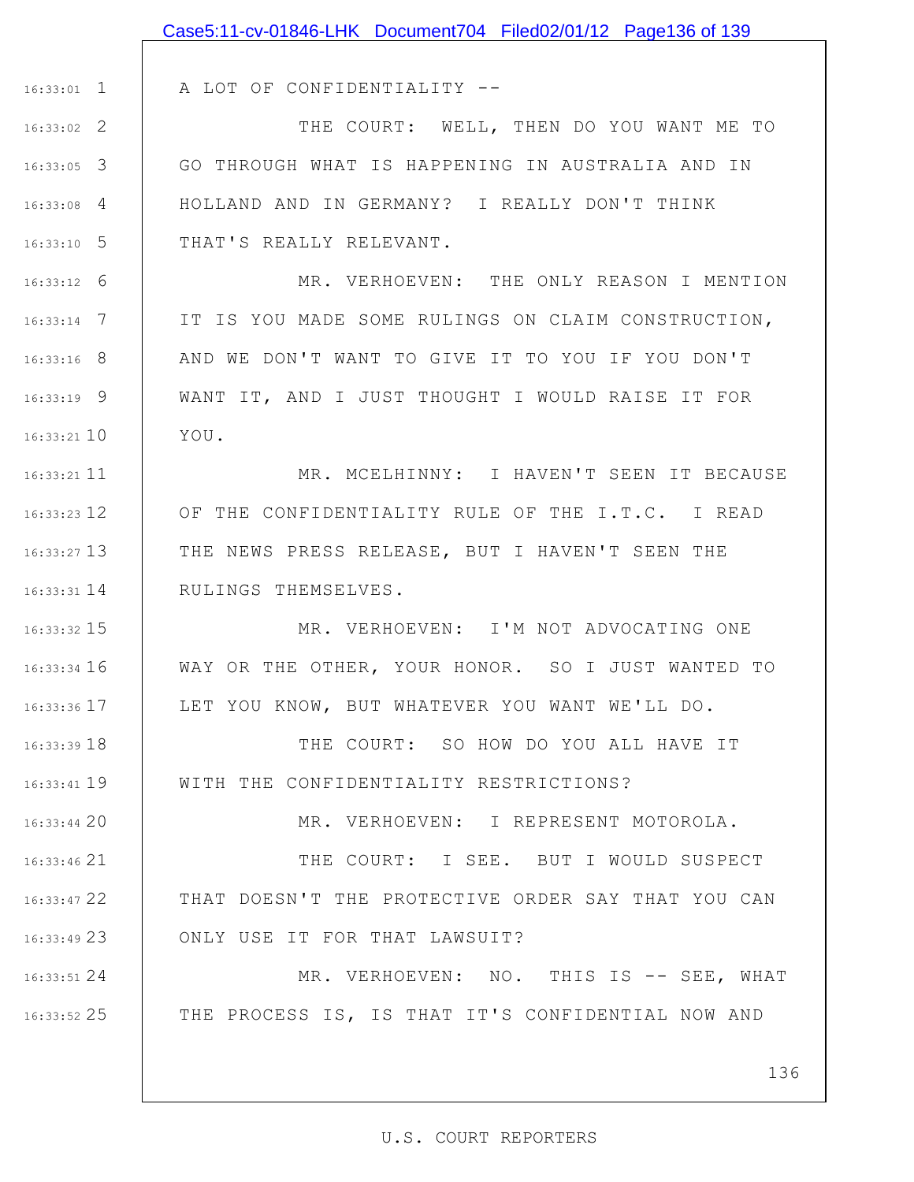A LOT OF CONFIDENTIALITY --

THE COURT: WELL, THEN DO YOU WANT ME TO GO THROUGH WHAT IS HAPPENING IN AUSTRALIA AND IN HOLLAND AND IN GERMANY? I REALLY DON'T THINK THAT'S REALLY RELEVANT.

MR. VERHOEVEN: THE ONLY REASON I MENTION IT IS YOU MADE SOME RULINGS ON CLAIM CONSTRUCTION, AND WE DON'T WANT TO GIVE IT TO YOU IF YOU DON'T WANT IT, AND I JUST THOUGHT I WOULD RAISE IT FOR YOU.

MR. MCELHINNY: I HAVEN'T SEEN IT BECAUSE OF THE CONFIDENTIALITY RULE OF THE I.T.C. I READ THE NEWS PRESS RELEASE, BUT I HAVEN'T SEEN THE RULINGS THEMSELVES.

MR. VERHOEVEN: I'M NOT ADVOCATING ONE WAY OR THE OTHER, YOUR HONOR. SO I JUST WANTED TO LET YOU KNOW, BUT WHATEVER YOU WANT WE'LL DO.

THE COURT: SO HOW DO YOU ALL HAVE IT WITH THE CONFIDENTIALITY RESTRICTIONS?

MR. VERHOEVEN: I REPRESENT MOTOROLA.

THE COURT: I SEE. BUT I WOULD SUSPECT THAT DOESN'T THE PROTECTIVE ORDER SAY THAT YOU CAN ONLY USE IT FOR THAT LAWSUIT?

MR. VERHOEVEN: NO. THIS IS -- SEE, WHAT THE PROCESS IS, IS THAT IT'S CONFIDENTIAL NOW AND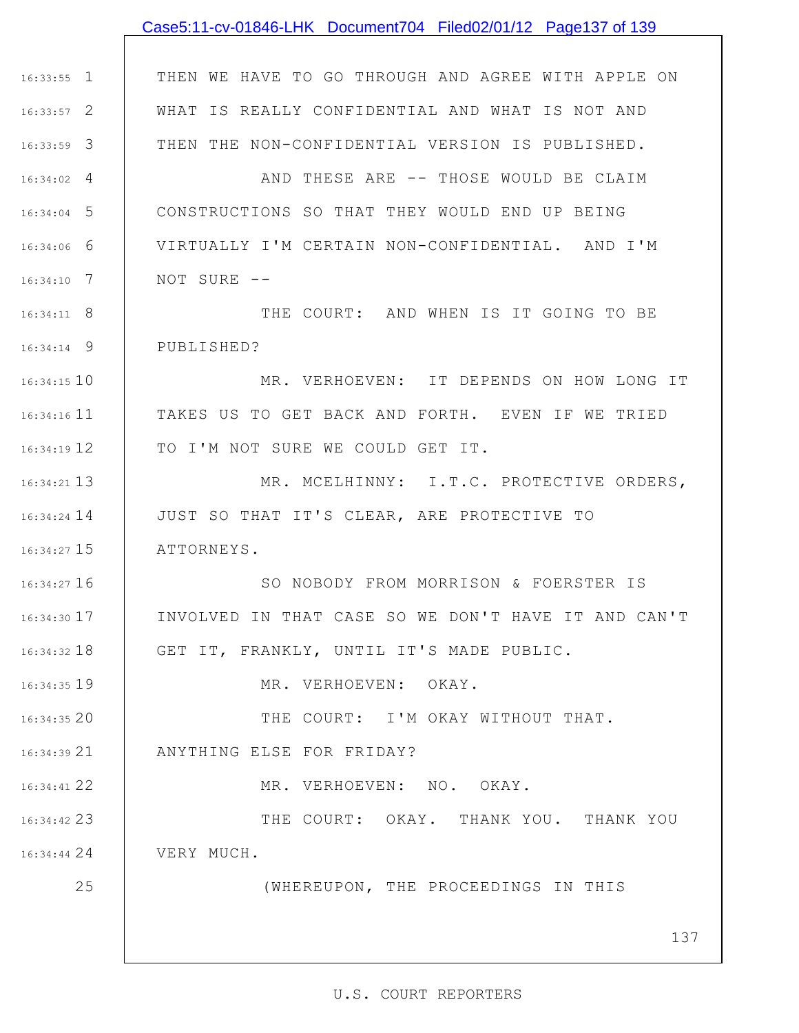THEN WE HAVE TO GO THROUGH AND AGREE WITH APPLE ON WHAT IS REALLY CONFIDENTIAL AND WHAT IS NOT AND THEN THE NON-CONFIDENTIAL VERSION IS PUBLISHED.

AND THESE ARE -- THOSE WOULD BE CLAIM CONSTRUCTIONS SO THAT THEY WOULD END UP BEING VIRTUALLY I'M CERTAIN NON-CONFIDENTIAL. AND I'M NOT SURE --

THE COURT: AND WHEN IS IT GOING TO BE PUBLISHED?

MR. VERHOEVEN: IT DEPENDS ON HOW LONG IT TAKES US TO GET BACK AND FORTH. EVEN IF WE TRIED TO I'M NOT SURE WE COULD GET IT.

MR. MCELHINNY: I.T.C. PROTECTIVE ORDERS, JUST SO THAT IT'S CLEAR, ARE PROTECTIVE TO ATTORNEYS.

SO NOBODY FROM MORRISON & FOERSTER IS INVOLVED IN THAT CASE SO WE DON'T HAVE IT AND CAN'T GET IT, FRANKLY, UNTIL IT'S MADE PUBLIC.

MR. VERHOEVEN: OKAY.

THE COURT: I'M OKAY WITHOUT THAT. ANYTHING ELSE FOR FRIDAY?

MR. VERHOEVEN: NO. OKAY.

THE COURT: OKAY. THANK YOU. THANK YOU VERY MUCH.

(WHEREUPON, THE PROCEEDINGS IN THIS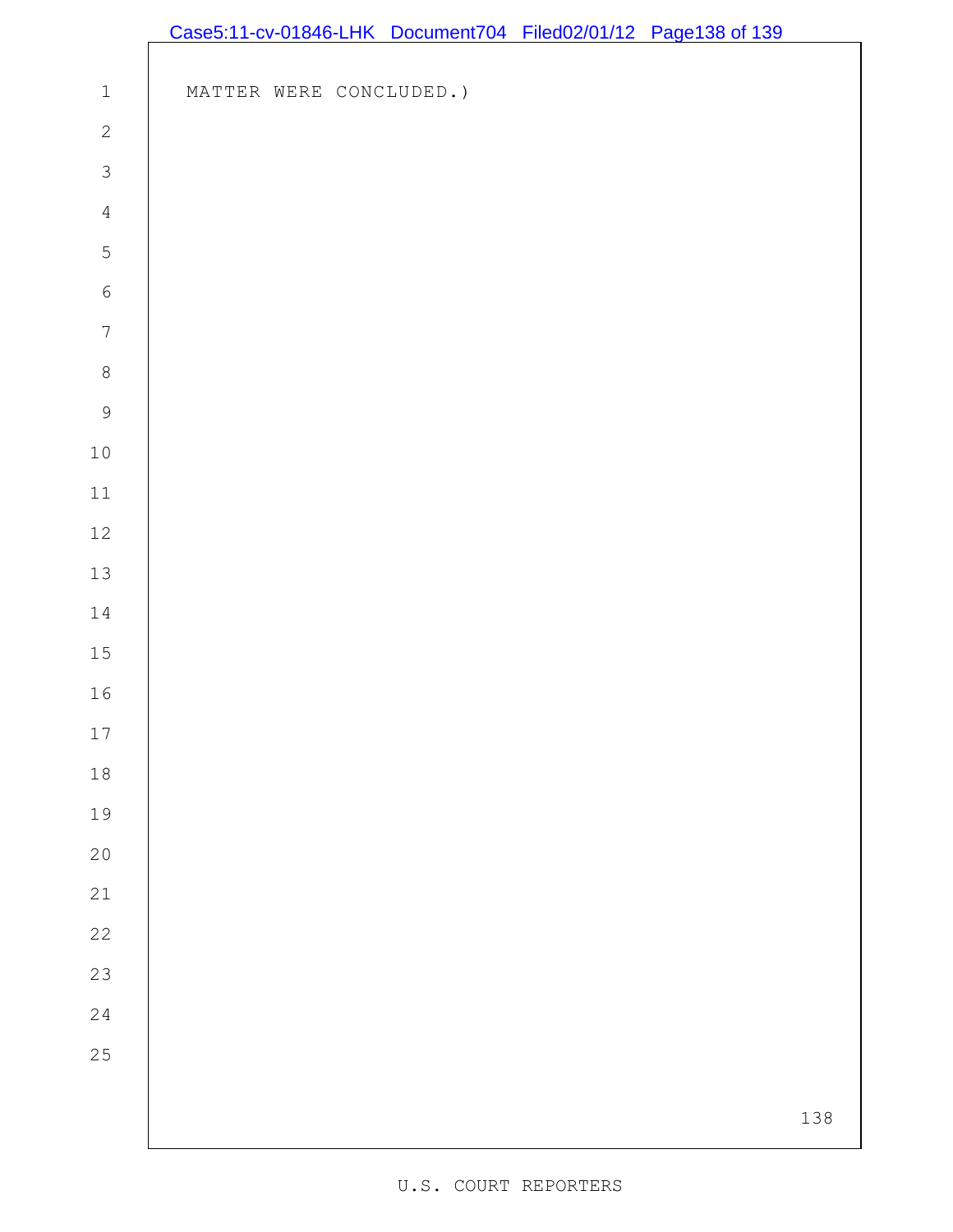MATTER WERE CONCLUDED.)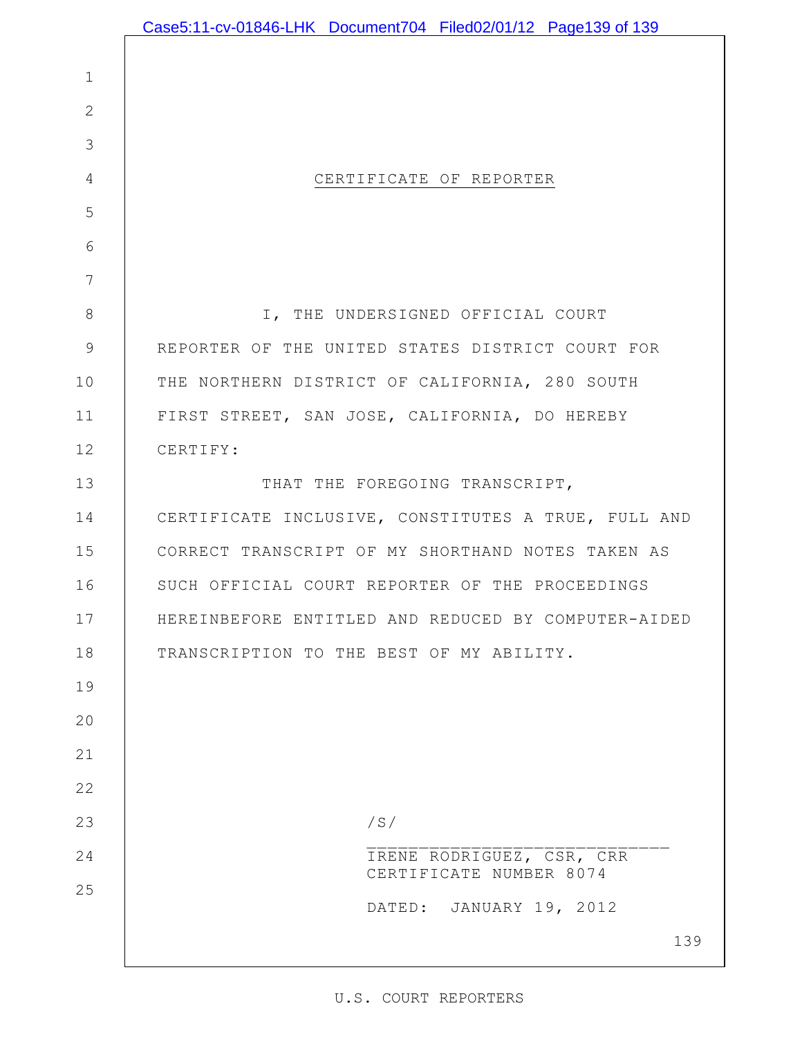# CERTIFICATE OF REPORTER

I, THE UNDERSIGNED OFFICIAL COURT REPORTER OF THE UNITED STATES DISTRICT COURT FOR THE NORTHERN DISTRICT OF CALIFORNIA, 280 SOUTH FIRST STREET, SAN JOSE, CALIFORNIA, DO HEREBY CERTIFY:

THAT THE FOREGOING TRANSCRIPT, CERTIFICATE INCLUSIVE, CONSTITUTES A TRUE, FULL AND CORRECT TRANSCRIPT OF MY SHORTHAND NOTES TAKEN AS SUCH OFFICIAL COURT REPORTER OF THE PROCEEDINGS HEREINBEFORE ENTITLED AND REDUCED BY COMPUTER-AIDED TRANSCRIPTION TO THE BEST OF MY ABILITY.

/S/

______________________________

IRENE RODRIGUEZ, CSR, CRR
CERTIFICATE NUMBER 8074

DATED: JANUARY 19, 2012